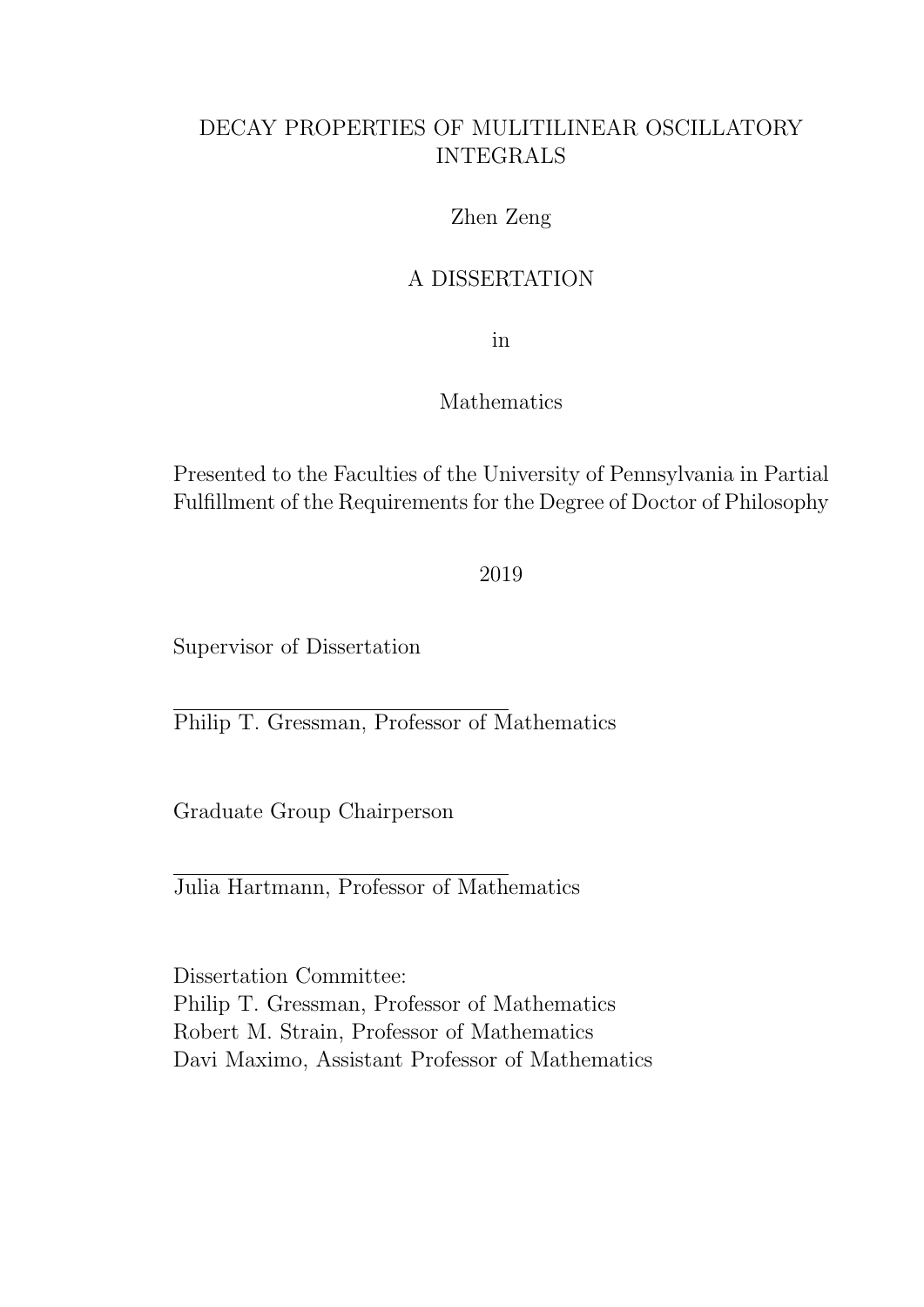# DECAY PROPERTIES OF MULITILINEAR OSCILLATORY INTEGRALS

Zhen Zeng

A DISSERTATION

in

Mathematics

Presented to the Faculties of the University of Pennsylvania in Partial Fulfillment of the Requirements for the Degree of Doctor of Philosophy

2019

Supervisor of Dissertation

Philip T. Gressman, Professor of Mathematics

Graduate Group Chairperson

Julia Hartmann, Professor of Mathematics

Dissertation Committee:
Philip T. Gressman, Professor of Mathematics
Robert M. Strain, Professor of Mathematics
Davi Maximo, Assistant Professor of Mathematics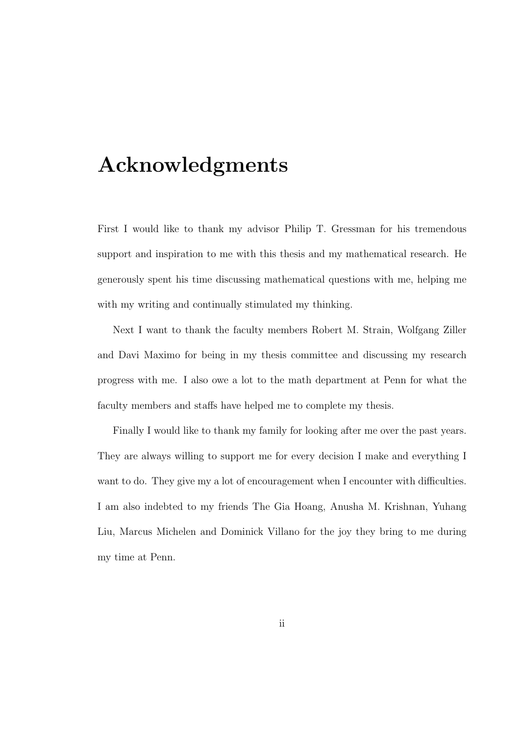# Acknowledgments

First I would like to thank my advisor Philip T. Gressman for his tremendous support and inspiration to me with this thesis and my mathematical research. He generously spent his time discussing mathematical questions with me, helping me with my writing and continually stimulated my thinking.

Next I want to thank the faculty members Robert M. Strain, Wolfgang Ziller and Davi Maximo for being in my thesis committee and discussing my research progress with me. I also owe a lot to the math department at Penn for what the faculty members and staffs have helped me to complete my thesis.

Finally I would like to thank my family for looking after me over the past years. They are always willing to support me for every decision I make and everything I want to do. They give my a lot of encouragement when I encounter with difficulties. I am also indebted to my friends The Gia Hoang, Anusha M. Krishnan, Yuhang Liu, Marcus Michelen and Dominick Villano for the joy they bring to me during my time at Penn.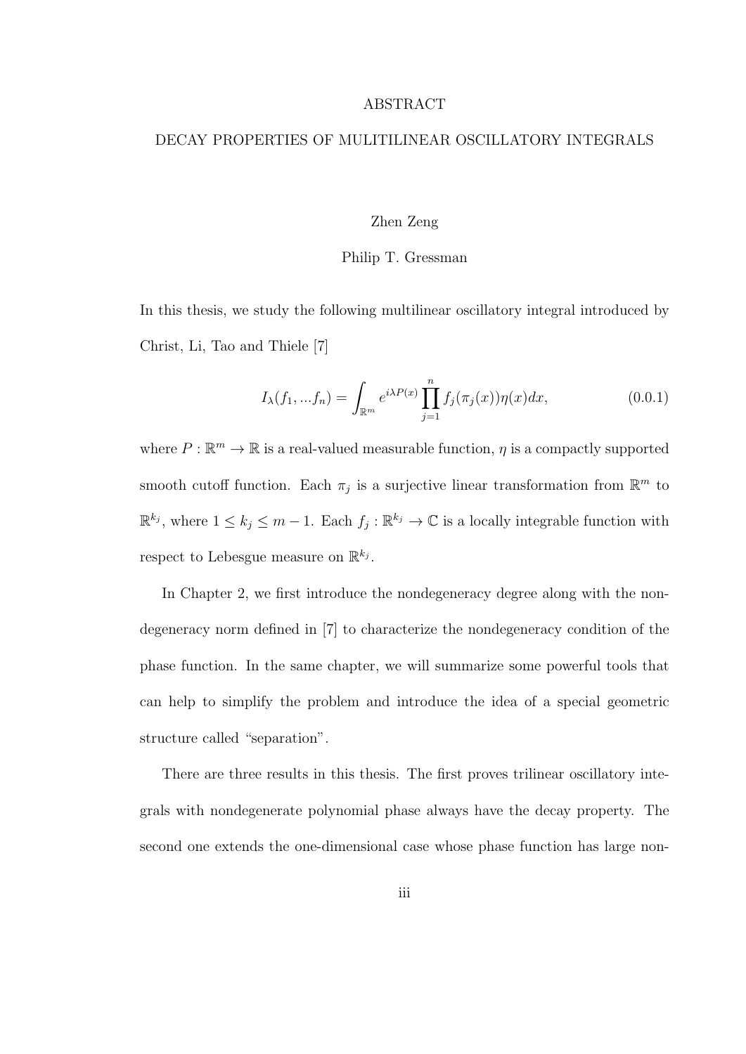ABSTRACT

DECAY PROPERTIES OF MULITILINEAR OSCILLATORY INTEGRALS

Zhen Zeng

Philip T. Gressman

In this thesis, we study the following multilinear oscillatory integral introduced by Christ, Li, Tao and Thiele [7]

$$I_\lambda(f_1, ...f_n) = \int_{\mathbb{R}^m} e^{i\lambda P(x)} \prod_{j=1}^{n} f_j(\pi_j(x))\eta(x)dx, \tag{0.0.1}$$

where $P : \mathbb{R}^m \to \mathbb{R}$ is a real-valued measurable function, $\eta$ is a compactly supported smooth cutoff function. Each $\pi_j$ is a surjective linear transformation from $\mathbb{R}^m$ to $\mathbb{R}^{k_j}$, where $1 \leq k_j \leq m-1$. Each $f_j : \mathbb{R}^{k_j} \to \mathbb{C}$ is a locally integrable function with respect to Lebesgue measure on $\mathbb{R}^{k_j}$.

In Chapter 2, we first introduce the nondegeneracy degree along with the nondegeneracy norm defined in [7] to characterize the nondegeneracy condition of the phase function. In the same chapter, we will summarize some powerful tools that can help to simplify the problem and introduce the idea of a special geometric structure called "separation".

There are three results in this thesis. The first proves trilinear oscillatory integrals with nondegenerate polynomial phase always have the decay property. The second one extends the one-dimensional case whose phase function has large non-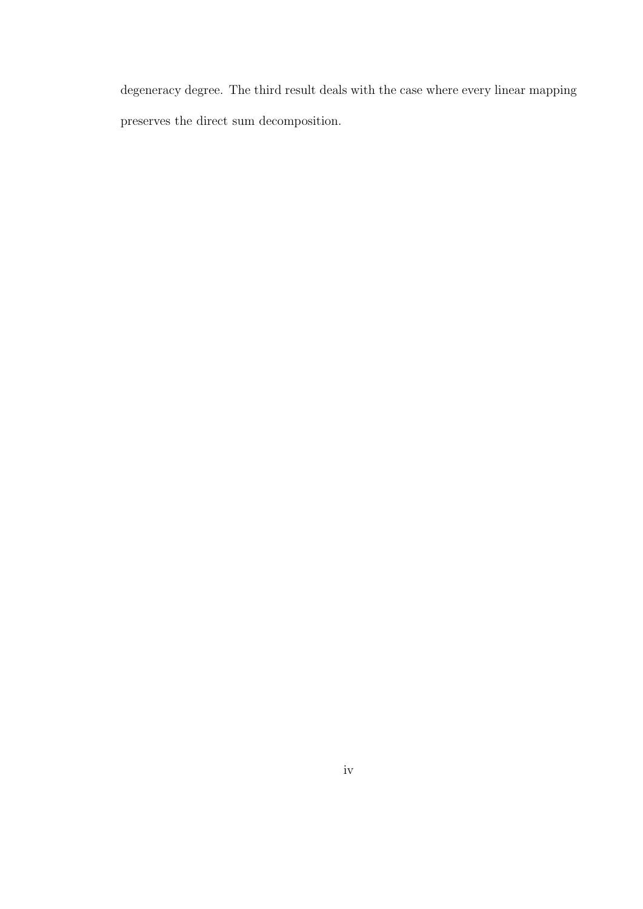degeneracy degree. The third result deals with the case where every linear mapping preserves the direct sum decomposition.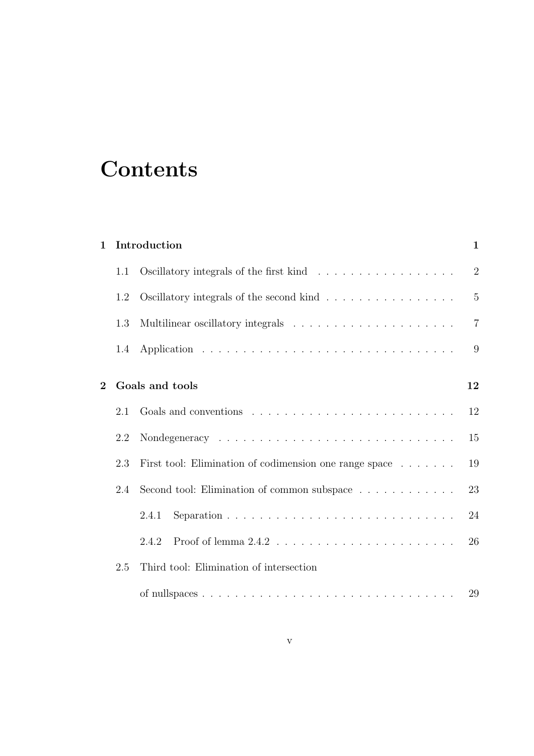# Contents

**1 Introduction** **1**

1.1 Oscillatory integrals of the first kind . . . . . . . . . . . . . . . . . 2

1.2 Oscillatory integrals of the second kind . . . . . . . . . . . . . . . . 5

1.3 Multilinear oscillatory integrals . . . . . . . . . . . . . . . . . . . . 7

1.4 Application . . . . . . . . . . . . . . . . . . . . . . . . . . . . . . . 9

**2 Goals and tools** **12**

2.1 Goals and conventions . . . . . . . . . . . . . . . . . . . . . . . . . 12

2.2 Nondegeneracy . . . . . . . . . . . . . . . . . . . . . . . . . . . . . 15

2.3 First tool: Elimination of codimension one range space . . . . . . . 19

2.4 Second tool: Elimination of common subspace . . . . . . . . . . . . 23

2.4.1 Separation . . . . . . . . . . . . . . . . . . . . . . . . . . . . 24

2.4.2 Proof of lemma 2.4.2 . . . . . . . . . . . . . . . . . . . . . . 26

2.5 Third tool: Elimination of intersection of nullspaces . . . . . . . . . . . . . . . . . . . . . . . . . . . . . . . 29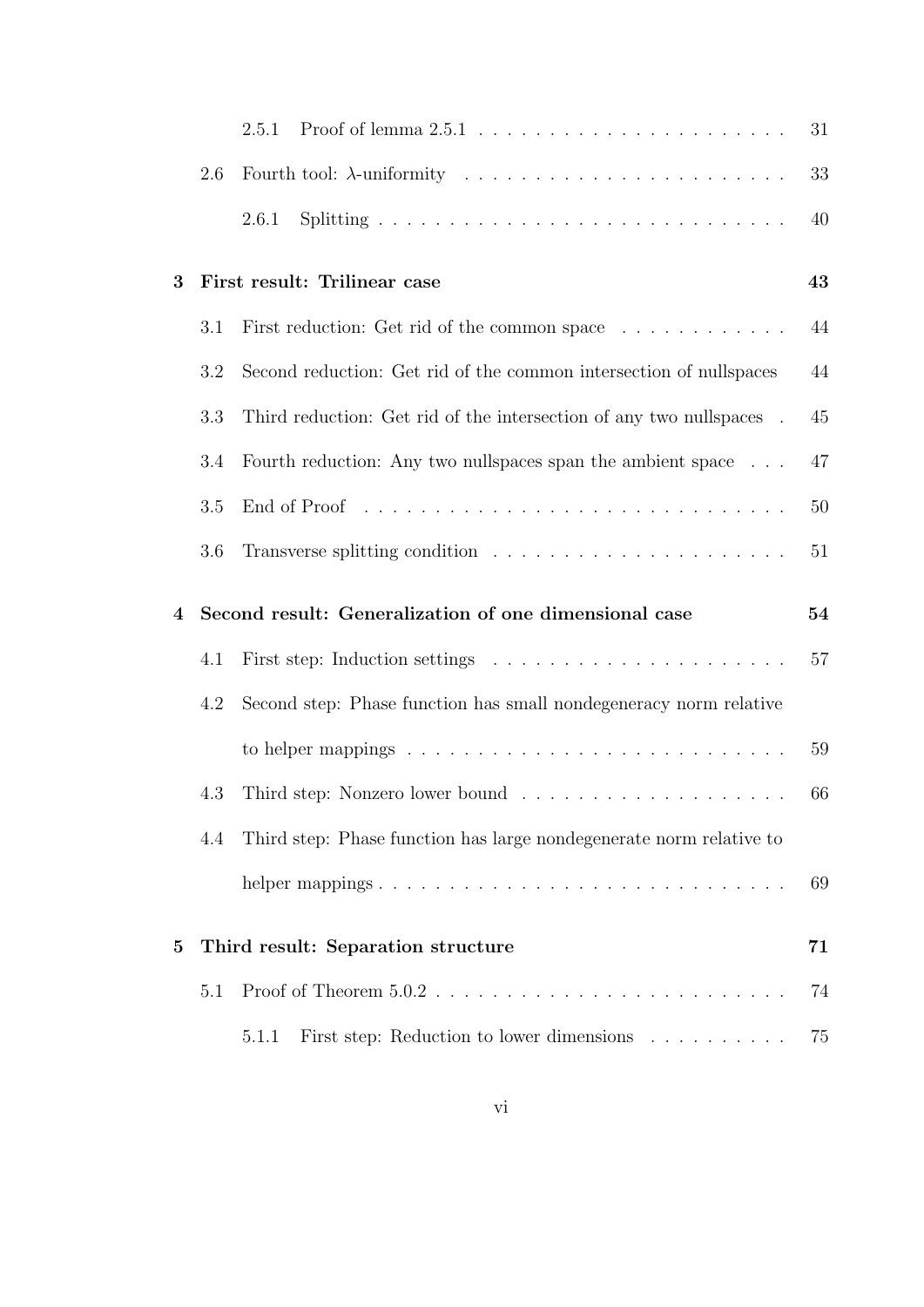2.5.1 Proof of lemma 2.5.1 . . . . . . . . . . . . . . . . . . . . . . 31

2.6 Fourth tool: $\lambda$-uniformity . . . . . . . . . . . . . . . . . . . . . . 33

2.6.1 Splitting . . . . . . . . . . . . . . . . . . . . . . . . . . . . 40

**3 First result: Trilinear case 43**

3.1 First reduction: Get rid of the common space . . . . . . . . . . . . 44

3.2 Second reduction: Get rid of the common intersection of nullspaces 44

3.3 Third reduction: Get rid of the intersection of any two nullspaces . 45

3.4 Fourth reduction: Any two nullspaces span the ambient space . . . 47

3.5 End of Proof . . . . . . . . . . . . . . . . . . . . . . . . . . . . . 50

3.6 Transverse splitting condition . . . . . . . . . . . . . . . . . . . . 51

**4 Second result: Generalization of one dimensional case 54**

4.1 First step: Induction settings . . . . . . . . . . . . . . . . . . . . 57

4.2 Second step: Phase function has small nondegeneracy norm relative to helper mappings . . . . . . . . . . . . . . . . . . . . . . . . . . 59

4.3 Third step: Nonzero lower bound . . . . . . . . . . . . . . . . . . 66

4.4 Third step: Phase function has large nondegenerate norm relative to helper mappings . . . . . . . . . . . . . . . . . . . . . . . . . . . . 69

**5 Third result: Separation structure 71**

5.1 Proof of Theorem 5.0.2 . . . . . . . . . . . . . . . . . . . . . . . . 74

5.1.1 First step: Reduction to lower dimensions . . . . . . . . . . 75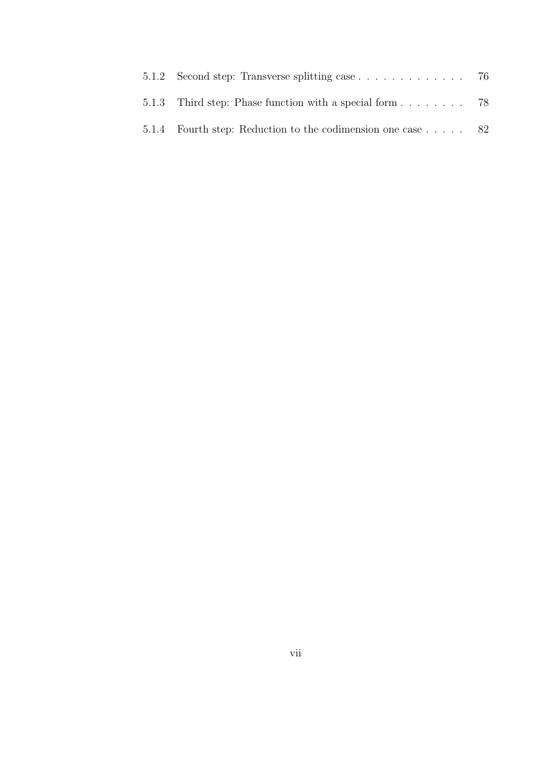5.1.2 Second step: Transverse splitting case . . . . . . . . . . . . . 76

5.1.3 Third step: Phase function with a special form . . . . . . . . 78

5.1.4 Fourth step: Reduction to the codimension one case . . . . . 82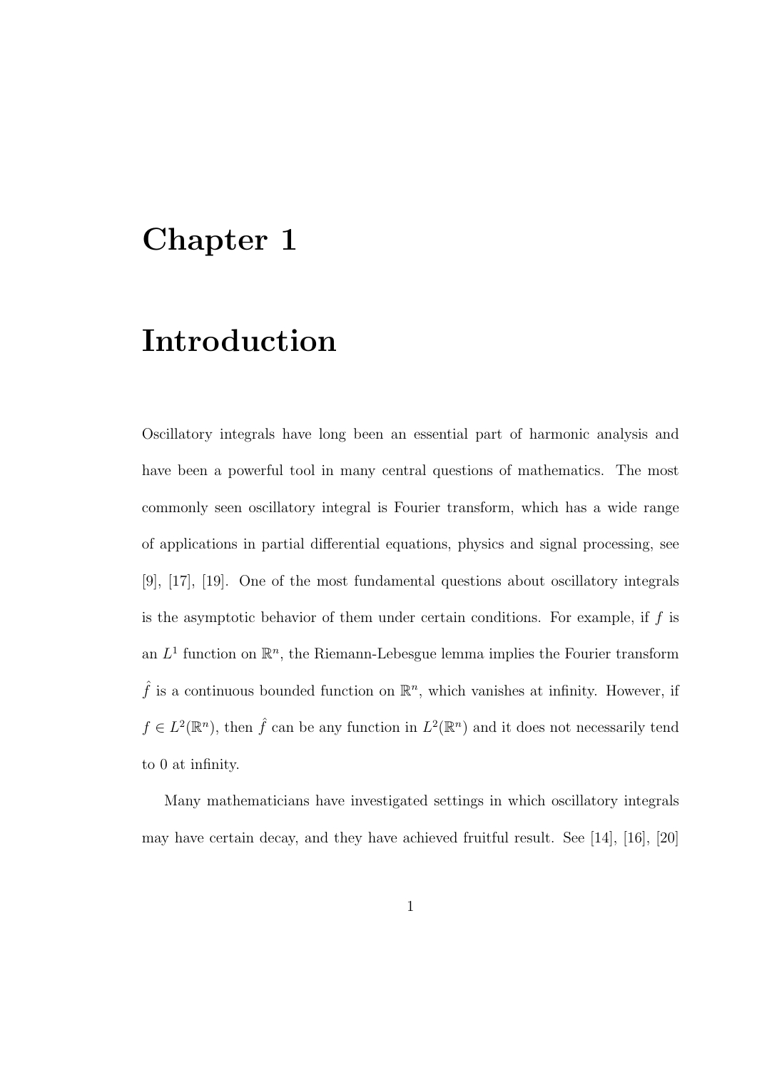# Chapter 1

# Introduction

Oscillatory integrals have long been an essential part of harmonic analysis and have been a powerful tool in many central questions of mathematics. The most commonly seen oscillatory integral is Fourier transform, which has a wide range of applications in partial differential equations, physics and signal processing, see [9], [17], [19]. One of the most fundamental questions about oscillatory integrals is the asymptotic behavior of them under certain conditions. For example, if $f$ is an $L^1$ function on $\mathbb{R}^n$, the Riemann-Lebesgue lemma implies the Fourier transform $\hat{f}$ is a continuous bounded function on $\mathbb{R}^n$, which vanishes at infinity. However, if $f \in L^2(\mathbb{R}^n)$, then $\hat{f}$ can be any function in $L^2(\mathbb{R}^n)$ and it does not necessarily tend to 0 at infinity.

Many mathematicians have investigated settings in which oscillatory integrals may have certain decay, and they have achieved fruitful result. See [14], [16], [20]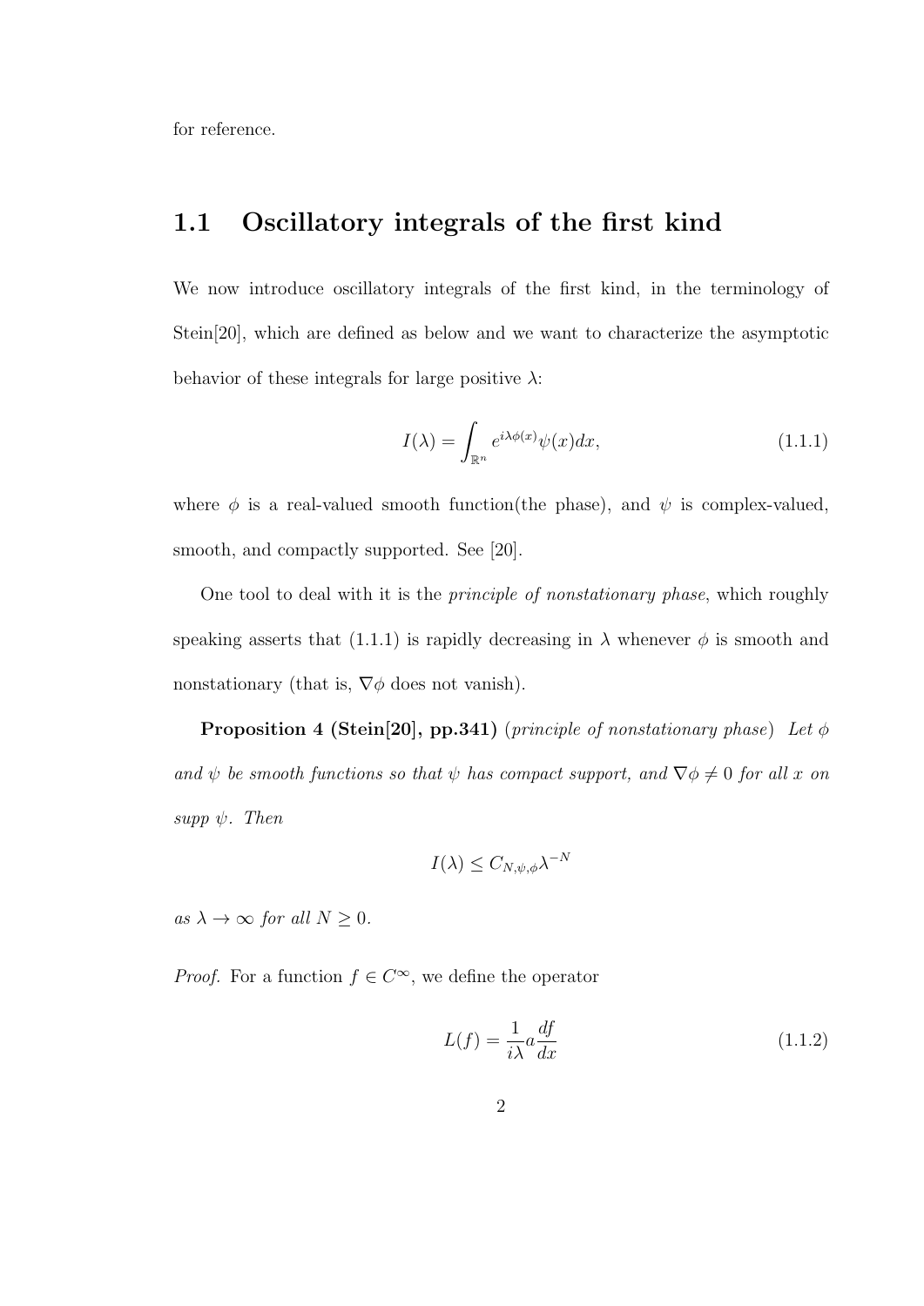for reference.

## 1.1 Oscillatory integrals of the first kind

We now introduce oscillatory integrals of the first kind, in the terminology of Stein[20], which are defined as below and we want to characterize the asymptotic behavior of these integrals for large positive $\lambda$:

$$I(\lambda) = \int_{\mathbb{R}^n} e^{i\lambda\phi(x)}\psi(x)dx, \tag{1.1.1}$$

where $\phi$ is a real-valued smooth function(the phase), and $\psi$ is complex-valued, smooth, and compactly supported. See [20].

One tool to deal with it is the *principle of nonstationary phase*, which roughly speaking asserts that (1.1.1) is rapidly decreasing in $\lambda$ whenever $\phi$ is smooth and nonstationary (that is, $\nabla\phi$ does not vanish).

**Proposition 4 (Stein[20], pp.341)** (*principle of nonstationary phase*) *Let $\phi$ and $\psi$ be smooth functions so that $\psi$ has compact support, and $\nabla\phi \neq 0$ for all $x$ on supp $\psi$. Then*

$$I(\lambda) \leq C_{N,\psi,\phi}\lambda^{-N}$$

*as $\lambda \to \infty$ for all $N \geq 0$.*

*Proof.* For a function $f \in C^\infty$, we define the operator

$$L(f) = \frac{1}{i\lambda} a \frac{df}{dx} \tag{1.1.2}$$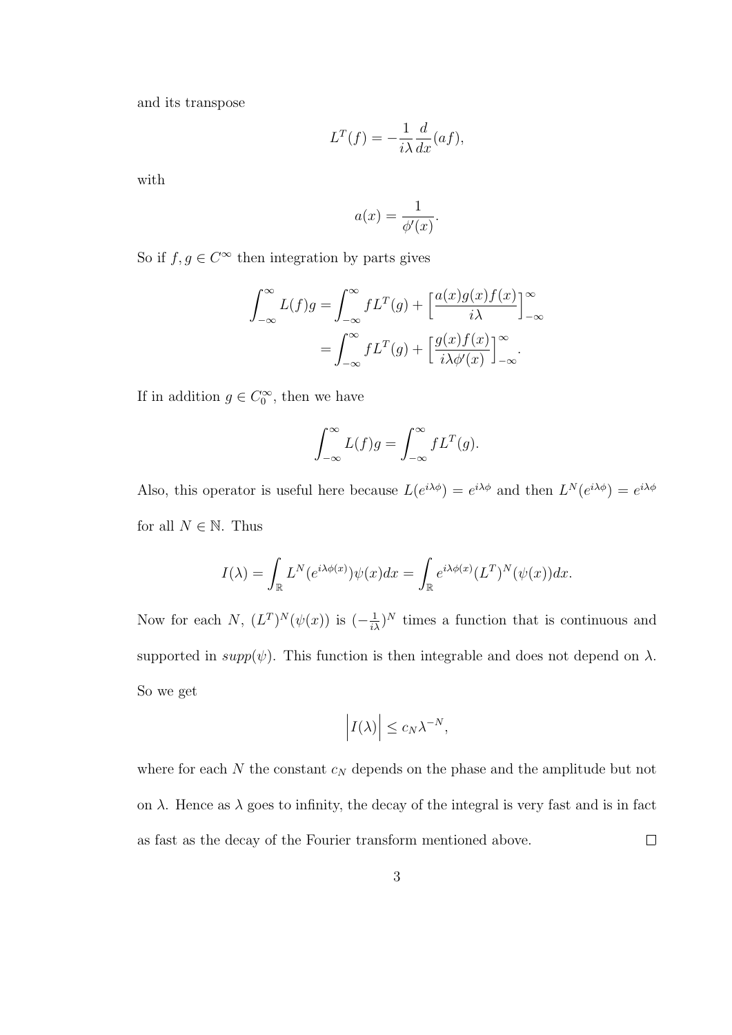and its transpose

$$L^T(f) = -\frac{1}{i\lambda}\frac{d}{dx}(af),$$

with

$$a(x) = \frac{1}{\phi'(x)}.$$

So if $f, g \in C^\infty$ then integration by parts gives

$$\begin{aligned}
\int_{-\infty}^{\infty} L(f)g &= \int_{-\infty}^{\infty} fL^T(g) + \Big[\frac{a(x)g(x)f(x)}{i\lambda}\Big]_{-\infty}^{\infty} \\
&= \int_{-\infty}^{\infty} fL^T(g) + \Big[\frac{g(x)f(x)}{i\lambda\phi'(x)}\Big]_{-\infty}^{\infty}.
\end{aligned}$$

If in addition $g \in C_0^\infty$, then we have

$$\int_{-\infty}^{\infty} L(f)g = \int_{-\infty}^{\infty} fL^T(g).$$

Also, this operator is useful here because $L(e^{i\lambda\phi}) = e^{i\lambda\phi}$ and then $L^N(e^{i\lambda\phi}) = e^{i\lambda\phi}$ for all $N \in \mathbb{N}$. Thus

$$I(\lambda) = \int_{\mathbb{R}} L^N(e^{i\lambda\phi(x)})\psi(x)dx = \int_{\mathbb{R}} e^{i\lambda\phi(x)}(L^T)^N(\psi(x))dx.$$

Now for each $N$, $(L^T)^N(\psi(x))$ is $(-\frac{1}{i\lambda})^N$ times a function that is continuous and supported in $supp(\psi)$. This function is then integrable and does not depend on $\lambda$. So we get

$$\Big|I(\lambda)\Big| \leq c_N\lambda^{-N},$$

where for each $N$ the constant $c_N$ depends on the phase and the amplitude but not on $\lambda$. Hence as $\lambda$ goes to infinity, the decay of the integral is very fast and is in fact as fast as the decay of the Fourier transform mentioned above. $\square$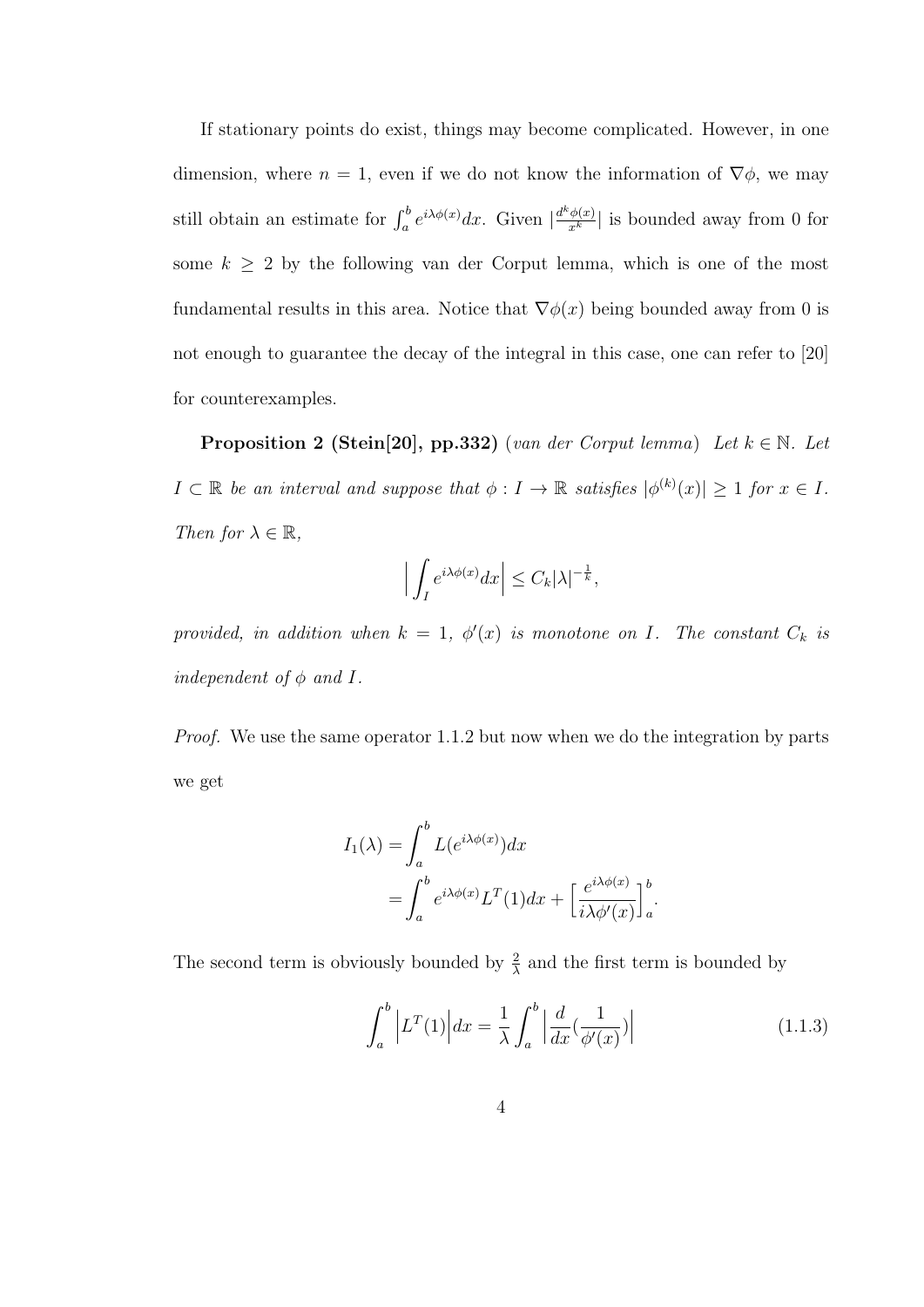If stationary points do exist, things may become complicated. However, in one dimension, where $n = 1$, even if we do not know the information of $\nabla\phi$, we may still obtain an estimate for $\int_a^b e^{i\lambda\phi(x)}dx$. Given $|\frac{d^k\phi(x)}{x^k}|$ is bounded away from 0 for some $k \geq 2$ by the following van der Corput lemma, which is one of the most fundamental results in this area. Notice that $\nabla\phi(x)$ being bounded away from 0 is not enough to guarantee the decay of the integral in this case, one can refer to [20] for counterexamples.

**Proposition 2 (Stein[20], pp.332)** (*van der Corput lemma*) *Let $k \in \mathbb{N}$. Let $I \subset \mathbb{R}$ be an interval and suppose that $\phi : I \to \mathbb{R}$ satisfies $|\phi^{(k)}(x)| \geq 1$ for $x \in I$. Then for $\lambda \in \mathbb{R}$,*

$$\Big|\int_I e^{i\lambda\phi(x)}dx\Big| \leq C_k|\lambda|^{-\frac{1}{k}},$$

*provided, in addition when $k = 1$, $\phi'(x)$ is monotone on $I$. The constant $C_k$ is independent of $\phi$ and $I$.*

*Proof.* We use the same operator 1.1.2 but now when we do the integration by parts we get

$$\begin{aligned}
I_1(\lambda) &= \int_a^b L(e^{i\lambda\phi(x)})dx \\
&= \int_a^b e^{i\lambda\phi(x)}L^T(1)dx + \Big[\frac{e^{i\lambda\phi(x)}}{i\lambda\phi'(x)}\Big]_a^b.
\end{aligned}$$

The second term is obviously bounded by $\frac{2}{\lambda}$ and the first term is bounded by

$$\int_a^b \Big|L^T(1)\Big|dx = \frac{1}{\lambda}\int_a^b \Big|\frac{d}{dx}(\frac{1}{\phi'(x)})\Big| \tag{1.1.3}$$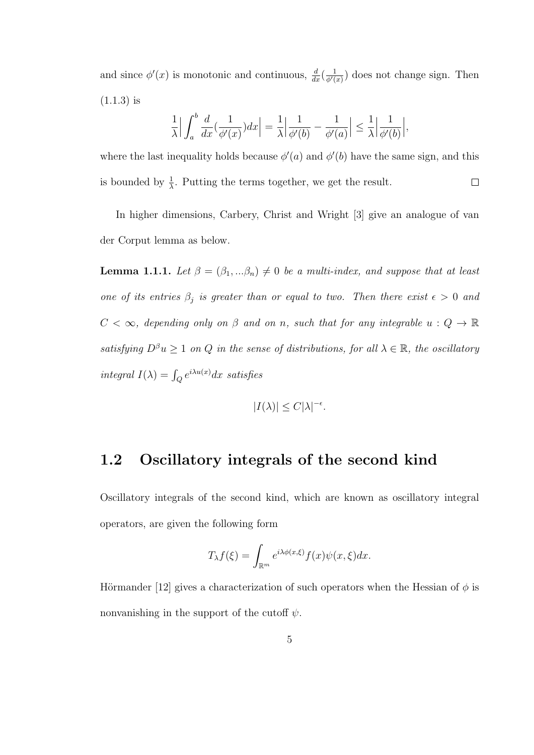and since $\phi'(x)$ is monotonic and continuous, $\frac{d}{dx}(\frac{1}{\phi'(x)})$ does not change sign. Then (1.1.3) is

$$\frac{1}{\lambda}\Big|\int_a^b \frac{d}{dx}(\frac{1}{\phi'(x)})dx\Big| = \frac{1}{\lambda}\Big|\frac{1}{\phi'(b)} - \frac{1}{\phi'(a)}\Big| \leq \frac{1}{\lambda}\Big|\frac{1}{\phi'(b)}\Big|,$$

where the last inequality holds because $\phi'(a)$ and $\phi'(b)$ have the same sign, and this is bounded by $\frac{1}{\lambda}$. Putting the terms together, we get the result. $\square$

In higher dimensions, Carbery, Christ and Wright [3] give an analogue of van der Corput lemma as below.

**Lemma 1.1.1.** *Let $\beta = (\beta_1, ...\beta_n) \neq 0$ be a multi-index, and suppose that at least one of its entries $\beta_j$ is greater than or equal to two. Then there exist $\epsilon > 0$ and $C < \infty$, depending only on $\beta$ and on $n$, such that for any integrable $u : Q \to \mathbb{R}$ satisfying $D^\beta u \geq 1$ on $Q$ in the sense of distributions, for all $\lambda \in \mathbb{R}$, the oscillatory integral $I(\lambda) = \int_Q e^{i\lambda u(x)}dx$ satisfies*

$$|I(\lambda)| \leq C|\lambda|^{-\epsilon}.$$

## 1.2 Oscillatory integrals of the second kind

Oscillatory integrals of the second kind, which are known as oscillatory integral operators, are given the following form

$$T_\lambda f(\xi) = \int_{\mathbb{R}^m} e^{i\lambda\phi(x,\xi)} f(x)\psi(x,\xi)dx.$$

Hörmander [12] gives a characterization of such operators when the Hessian of $\phi$ is nonvanishing in the support of the cutoff $\psi$.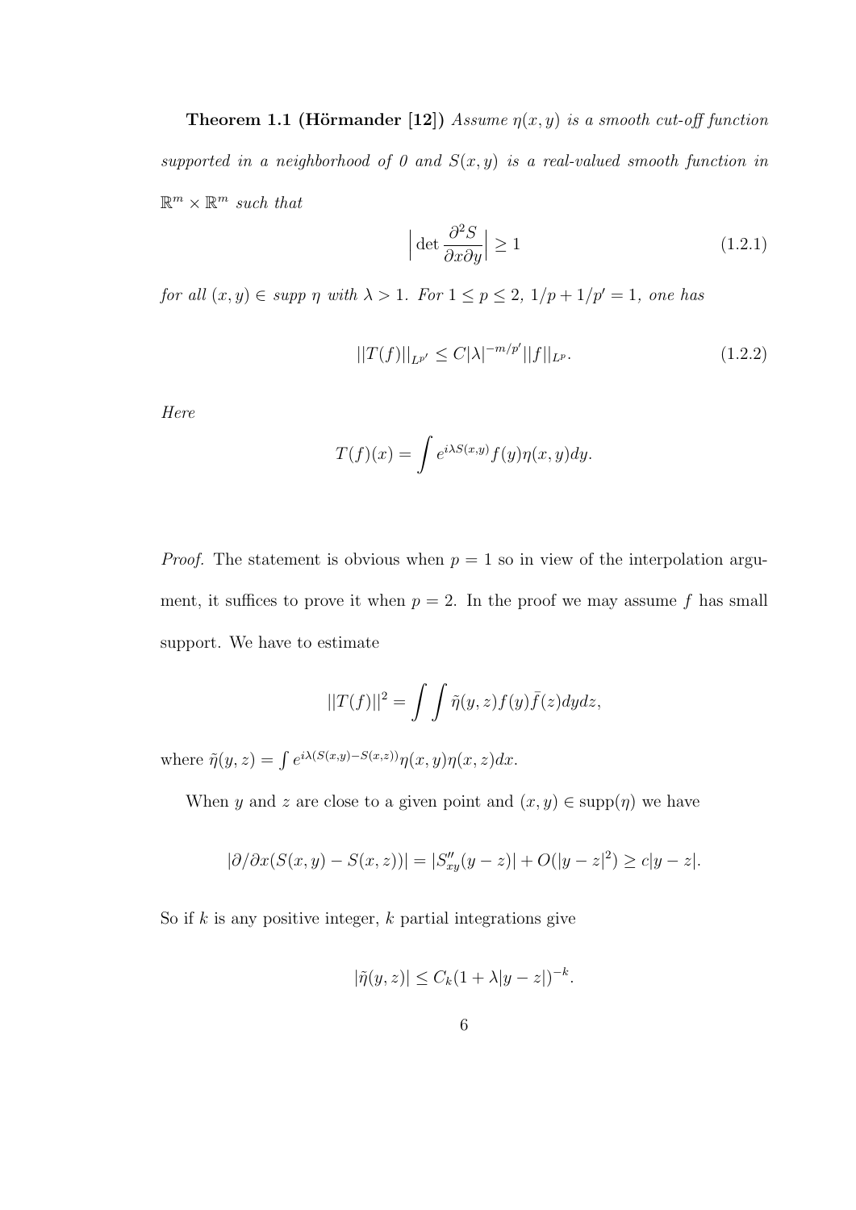**Theorem 1.1 (Hörmander [12])** *Assume $\eta(x, y)$ is a smooth cut-off function supported in a neighborhood of 0 and $S(x, y)$ is a real-valued smooth function in $\mathbb{R}^m \times \mathbb{R}^m$ such that*

$$\Big| \det \frac{\partial^2 S}{\partial x \partial y} \Big| \geq 1 \tag{1.2.1}$$

*for all $(x, y) \in$ supp $\eta$ with $\lambda > 1$. For $1 \leq p \leq 2$, $1/p + 1/p' = 1$, one has*

$$||T(f)||_{L^{p'}} \leq C|\lambda|^{-m/p'}||f||_{L^p}. \tag{1.2.2}$$

*Here*

$$T(f)(x) = \int e^{i\lambda S(x,y)} f(y)\eta(x, y)dy.$$

*Proof.* The statement is obvious when $p = 1$ so in view of the interpolation argument, it suffices to prove it when $p = 2$. In the proof we may assume $f$ has small support. We have to estimate

$$||T(f)||^2 = \int \int \tilde{\eta}(y, z)f(y)\bar{f}(z)dydz,$$

where $\tilde{\eta}(y, z) = \int e^{i\lambda(S(x,y)-S(x,z))}\eta(x, y)\eta(x, z)dx$.

When $y$ and $z$ are close to a given point and $(x, y) \in \text{supp}(\eta)$ we have

$$|\partial/\partial x(S(x, y) - S(x, z))| = |S''_{xy}(y - z)| + O(|y - z|^2) \geq c|y - z|.$$

So if $k$ is any positive integer, $k$ partial integrations give

$$|\tilde{\eta}(y, z)| \leq C_k(1 + \lambda|y - z|)^{-k}.$$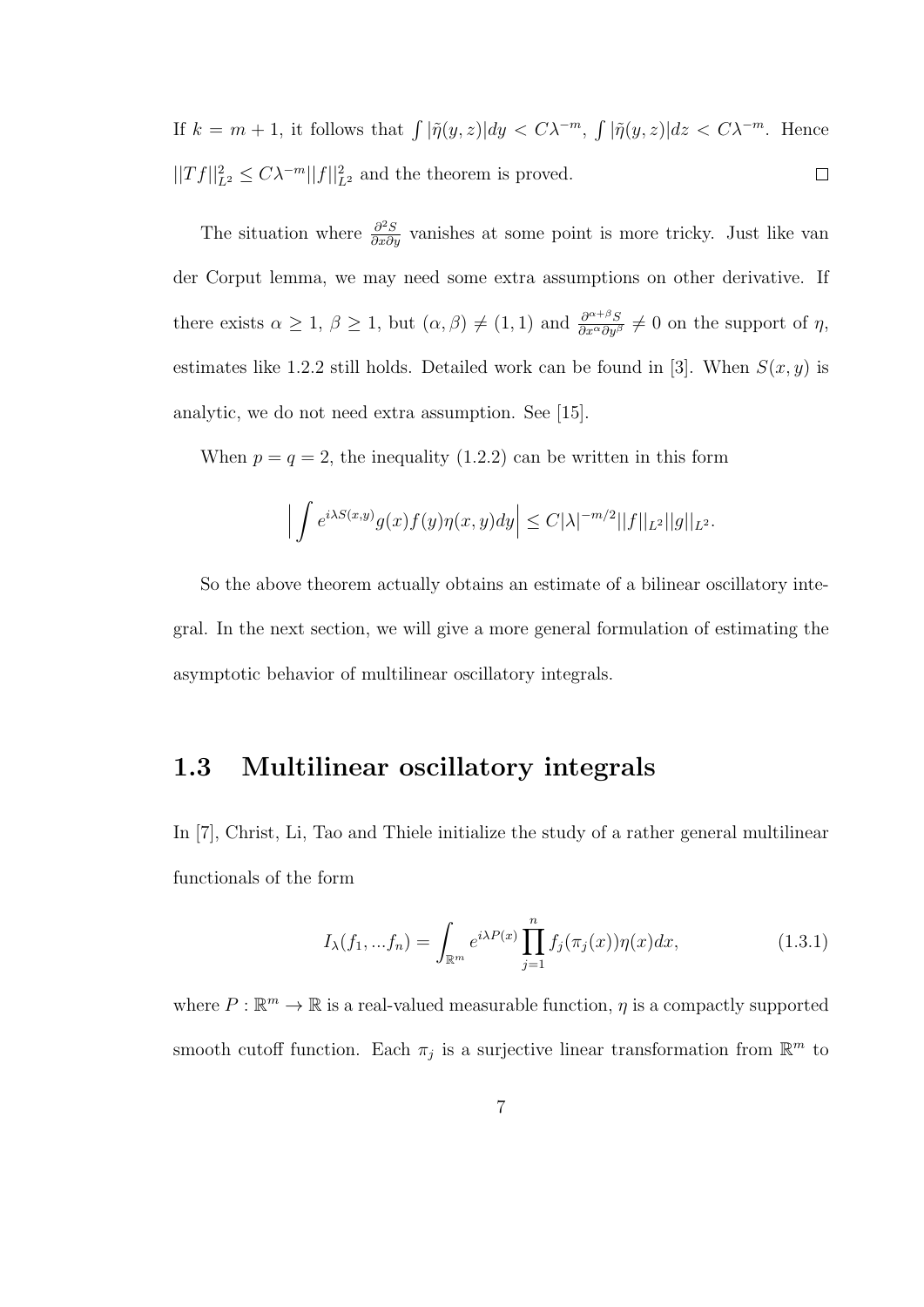If $k = m + 1$, it follows that $\int |\tilde{\eta}(y,z)|dy < C\lambda^{-m}$, $\int |\tilde{\eta}(y,z)|dz < C\lambda^{-m}$. Hence $||Tf||_{L^2}^2 \leq C\lambda^{-m}||f||_{L^2}^2$ and the theorem is proved. $\square$

The situation where $\frac{\partial^2 S}{\partial x \partial y}$ vanishes at some point is more tricky. Just like van der Corput lemma, we may need some extra assumptions on other derivative. If there exists $\alpha \geq 1$, $\beta \geq 1$, but $(\alpha, \beta) \neq (1,1)$ and $\frac{\partial^{\alpha+\beta} S}{\partial x^\alpha \partial y^\beta} \neq 0$ on the support of $\eta$, estimates like 1.2.2 still holds. Detailed work can be found in [3]. When $S(x,y)$ is analytic, we do not need extra assumption. See [15].

When $p = q = 2$, the inequality (1.2.2) can be written in this form

$$\Big| \int e^{i\lambda S(x,y)} g(x) f(y) \eta(x,y) dy \Big| \leq C|\lambda|^{-m/2} ||f||_{L^2} ||g||_{L^2}.$$

So the above theorem actually obtains an estimate of a bilinear oscillatory integral. In the next section, we will give a more general formulation of estimating the asymptotic behavior of multilinear oscillatory integrals.

## 1.3 Multilinear oscillatory integrals

In [7], Christ, Li, Tao and Thiele initialize the study of a rather general multilinear functionals of the form

$$I_\lambda(f_1, ... f_n) = \int_{\mathbb{R}^m} e^{i\lambda P(x)} \prod_{j=1}^{n} f_j(\pi_j(x)) \eta(x) dx, \tag{1.3.1}$$

where $P : \mathbb{R}^m \to \mathbb{R}$ is a real-valued measurable function, $\eta$ is a compactly supported smooth cutoff function. Each $\pi_j$ is a surjective linear transformation from $\mathbb{R}^m$ to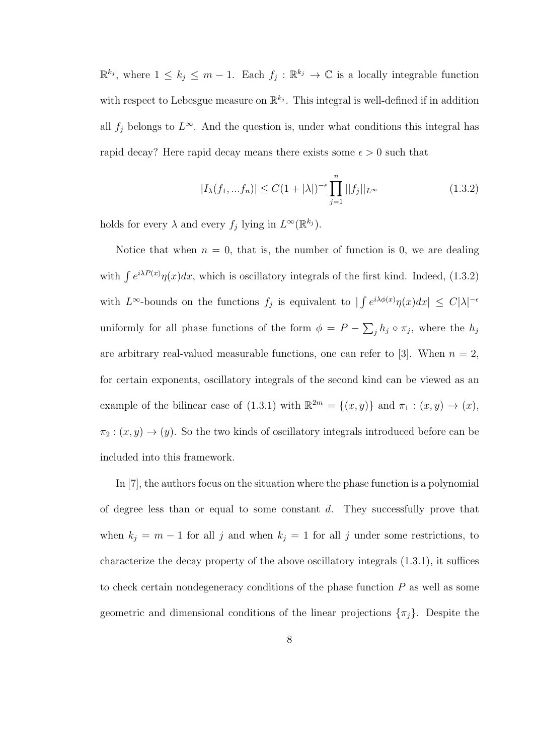$\mathbb{R}^{k_j}$, where $1 \leq k_j \leq m-1$. Each $f_j : \mathbb{R}^{k_j} \to \mathbb{C}$ is a locally integrable function with respect to Lebesgue measure on $\mathbb{R}^{k_j}$. This integral is well-defined if in addition all $f_j$ belongs to $L^\infty$. And the question is, under what conditions this integral has rapid decay? Here rapid decay means there exists some $\epsilon > 0$ such that

$$|I_\lambda(f_1, ...f_n)| \leq C(1+|\lambda|)^{-\epsilon} \prod_{j=1}^{n} ||f_j||_{L^\infty} \tag{1.3.2}$$

holds for every $\lambda$ and every $f_j$ lying in $L^\infty(\mathbb{R}^{k_j})$.

Notice that when $n = 0$, that is, the number of function is 0, we are dealing with $\int e^{i\lambda P(x)}\eta(x)dx$, which is oscillatory integrals of the first kind. Indeed, (1.3.2) with $L^\infty$-bounds on the functions $f_j$ is equivalent to $|\int e^{i\lambda\phi(x)}\eta(x)dx| \leq C|\lambda|^{-\epsilon}$ uniformly for all phase functions of the form $\phi = P - \sum_j h_j \circ \pi_j$, where the $h_j$ are arbitrary real-valued measurable functions, one can refer to [3]. When $n = 2$, for certain exponents, oscillatory integrals of the second kind can be viewed as an example of the bilinear case of (1.3.1) with $\mathbb{R}^{2m} = \{(x, y)\}$ and $\pi_1 : (x, y) \to (x)$, $\pi_2 : (x, y) \to (y)$. So the two kinds of oscillatory integrals introduced before can be included into this framework.

In [7], the authors focus on the situation where the phase function is a polynomial of degree less than or equal to some constant $d$. They successfully prove that when $k_j = m - 1$ for all $j$ and when $k_j = 1$ for all $j$ under some restrictions, to characterize the decay property of the above oscillatory integrals (1.3.1), it suffices to check certain nondegeneracy conditions of the phase function $P$ as well as some geometric and dimensional conditions of the linear projections $\{\pi_j\}$. Despite the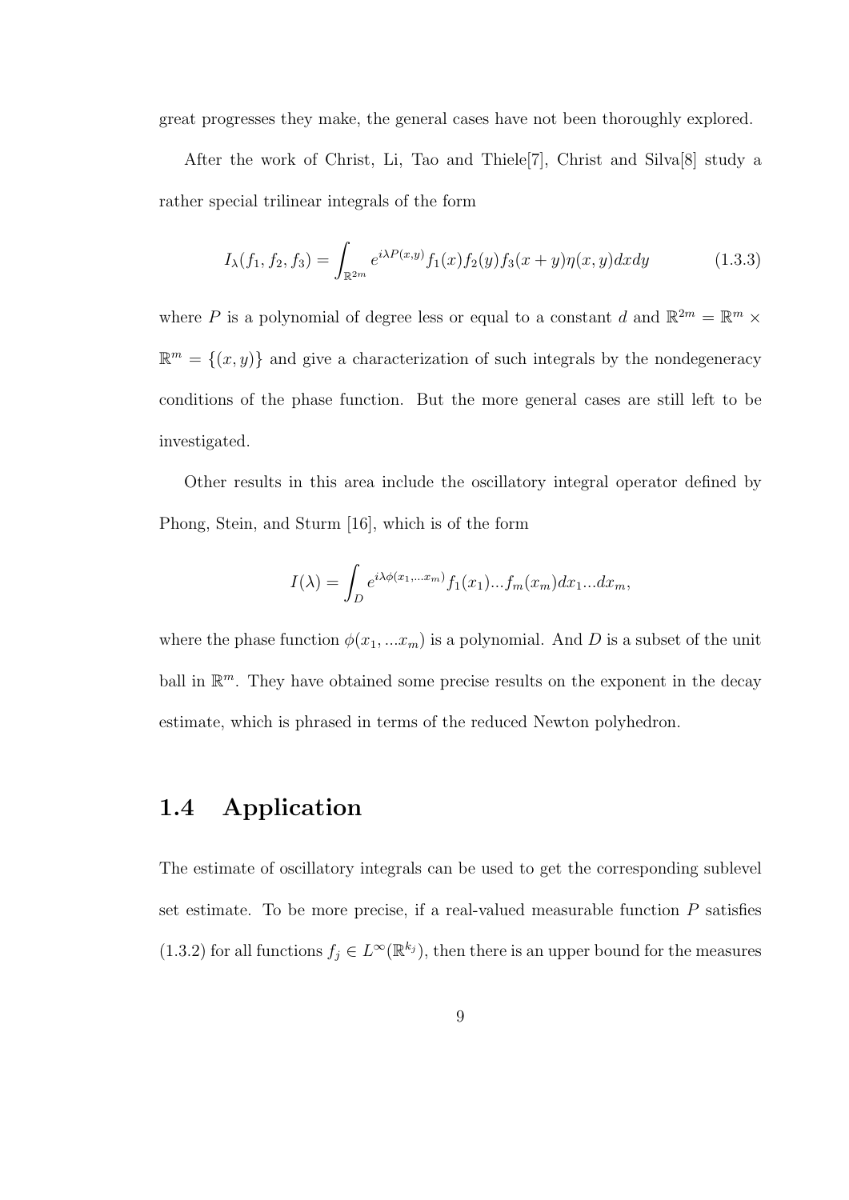great progresses they make, the general cases have not been thoroughly explored.

After the work of Christ, Li, Tao and Thiele[7], Christ and Silva[8] study a rather special trilinear integrals of the form

$$I_\lambda(f_1, f_2, f_3) = \int_{\mathbb{R}^{2m}} e^{i\lambda P(x,y)} f_1(x) f_2(y) f_3(x+y) \eta(x,y) dx dy \tag{1.3.3}$$

where $P$ is a polynomial of degree less or equal to a constant $d$ and $\mathbb{R}^{2m} = \mathbb{R}^m \times \mathbb{R}^m = \{(x,y)\}$ and give a characterization of such integrals by the nondegeneracy conditions of the phase function. But the more general cases are still left to be investigated.

Other results in this area include the oscillatory integral operator defined by Phong, Stein, and Sturm [16], which is of the form

$$I(\lambda) = \int_D e^{i\lambda\phi(x_1, ... x_m)} f_1(x_1) ... f_m(x_m) dx_1 ... dx_m,$$

where the phase function $\phi(x_1, ... x_m)$ is a polynomial. And $D$ is a subset of the unit ball in $\mathbb{R}^m$. They have obtained some precise results on the exponent in the decay estimate, which is phrased in terms of the reduced Newton polyhedron.

## 1.4 Application

The estimate of oscillatory integrals can be used to get the corresponding sublevel set estimate. To be more precise, if a real-valued measurable function $P$ satisfies (1.3.2) for all functions $f_j \in L^\infty(\mathbb{R}^{k_j})$, then there is an upper bound for the measures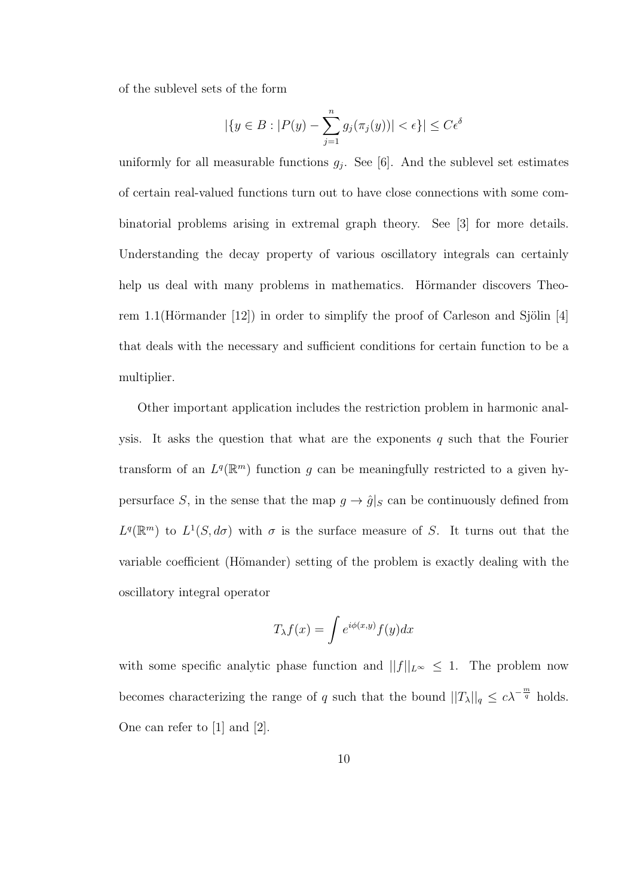of the sublevel sets of the form

$$|\{y \in B : |P(y) - \sum_{j=1}^{n} g_j(\pi_j(y))| < \epsilon\}| \leq C\epsilon^{\delta}$$

uniformly for all measurable functions $g_j$. See [6]. And the sublevel set estimates of certain real-valued functions turn out to have close connections with some combinatorial problems arising in extremal graph theory. See [3] for more details. Understanding the decay property of various oscillatory integrals can certainly help us deal with many problems in mathematics. Hörmander discovers Theorem 1.1(Hörmander [12]) in order to simplify the proof of Carleson and Sjölin [4] that deals with the necessary and sufficient conditions for certain function to be a multiplier.

Other important application includes the restriction problem in harmonic analysis. It asks the question that what are the exponents $q$ such that the Fourier transform of an $L^q(\mathbb{R}^m)$ function $g$ can be meaningfully restricted to a given hypersurface $S$, in the sense that the map $g \to \hat{g}|_S$ can be continuously defined from $L^q(\mathbb{R}^m)$ to $L^1(S, d\sigma)$ with $\sigma$ is the surface measure of $S$. It turns out that the variable coefficient (Hömander) setting of the problem is exactly dealing with the oscillatory integral operator

$$T_\lambda f(x) = \int e^{i\phi(x,y)} f(y) dx$$

with some specific analytic phase function and $||f||_{L^\infty} \leq 1$. The problem now becomes characterizing the range of $q$ such that the bound $||T_\lambda||_q \leq c\lambda^{-\frac{m}{q}}$ holds. One can refer to [1] and [2].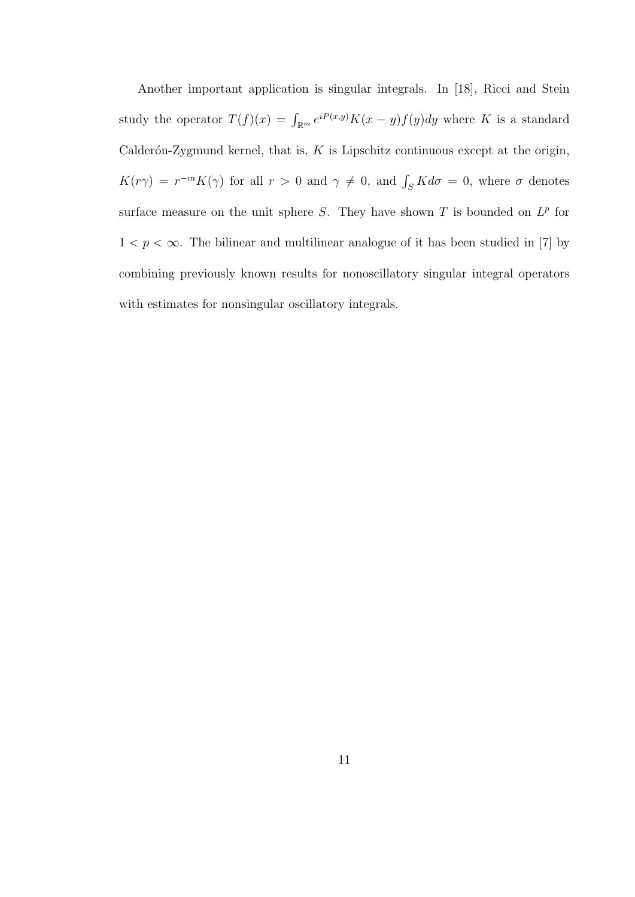Another important application is singular integrals. In [18], Ricci and Stein study the operator $T(f)(x) = \int_{\mathbb{R}^m} e^{iP(x,y)} K(x-y) f(y) dy$ where $K$ is a standard Calderón-Zygmund kernel, that is, $K$ is Lipschitz continuous except at the origin, $K(r\gamma) = r^{-m} K(\gamma)$ for all $r > 0$ and $\gamma \neq 0$, and $\int_S K d\sigma = 0$, where $\sigma$ denotes surface measure on the unit sphere $S$. They have shown $T$ is bounded on $L^p$ for $1 < p < \infty$. The bilinear and multilinear analogue of it has been studied in [7] by combining previously known results for nonoscillatory singular integral operators with estimates for nonsingular oscillatory integrals.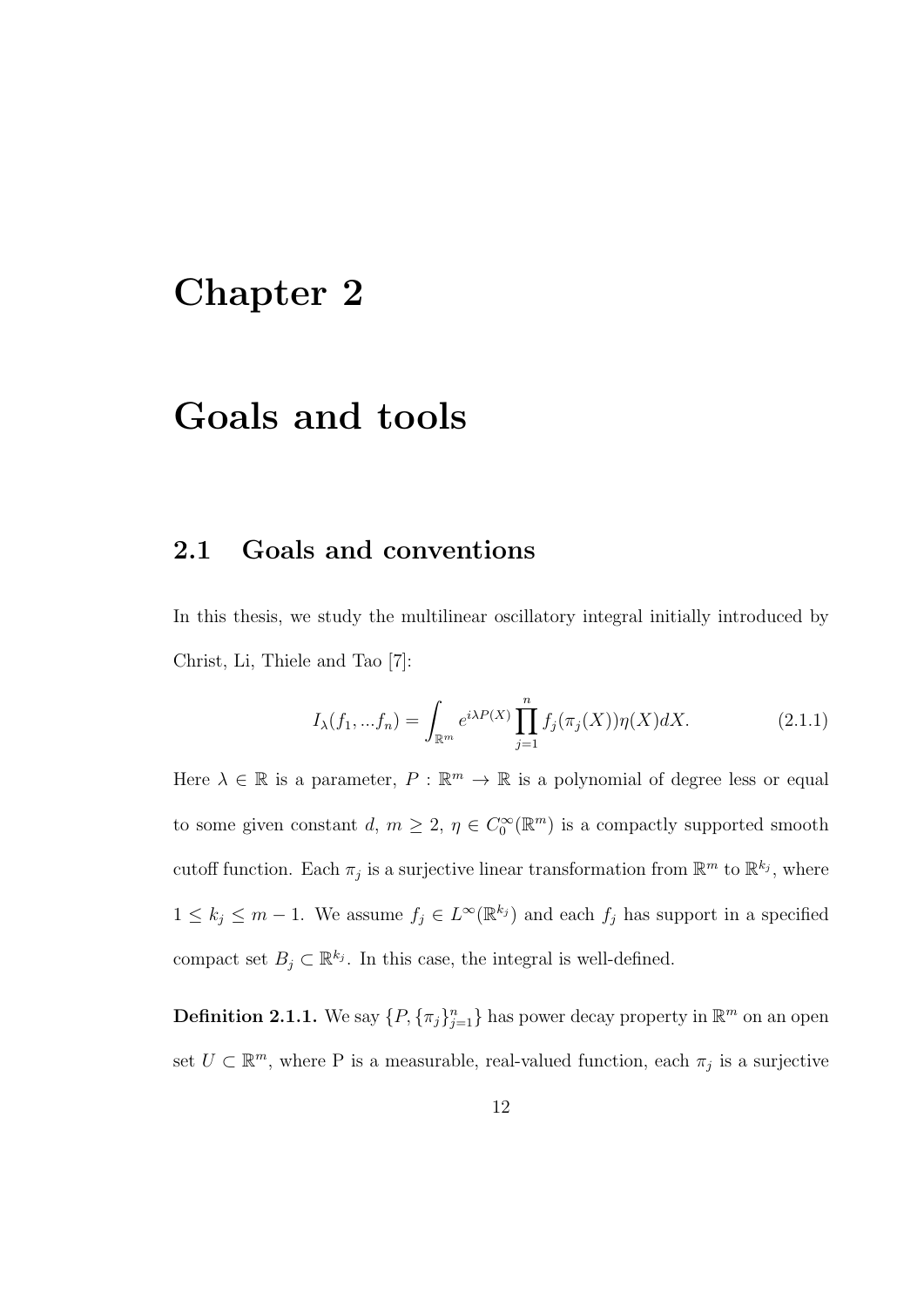# Chapter 2

# Goals and tools

## 2.1 Goals and conventions

In this thesis, we study the multilinear oscillatory integral initially introduced by Christ, Li, Thiele and Tao [7]:

$$I_\lambda(f_1, ...f_n) = \int_{\mathbb{R}^m} e^{i\lambda P(X)} \prod_{j=1}^{n} f_j(\pi_j(X))\eta(X)dX. \tag{2.1.1}$$

Here $\lambda \in \mathbb{R}$ is a parameter, $P : \mathbb{R}^m \to \mathbb{R}$ is a polynomial of degree less or equal to some given constant $d$, $m \geq 2$, $\eta \in C_0^\infty(\mathbb{R}^m)$ is a compactly supported smooth cutoff function. Each $\pi_j$ is a surjective linear transformation from $\mathbb{R}^m$ to $\mathbb{R}^{k_j}$, where $1 \leq k_j \leq m-1$. We assume $f_j \in L^\infty(\mathbb{R}^{k_j})$ and each $f_j$ has support in a specified compact set $B_j \subset \mathbb{R}^{k_j}$. In this case, the integral is well-defined.

**Definition 2.1.1.** We say $\{P, \{\pi_j\}_{j=1}^n\}$ has power decay property in $\mathbb{R}^m$ on an open set $U \subset \mathbb{R}^m$, where P is a measurable, real-valued function, each $\pi_j$ is a surjective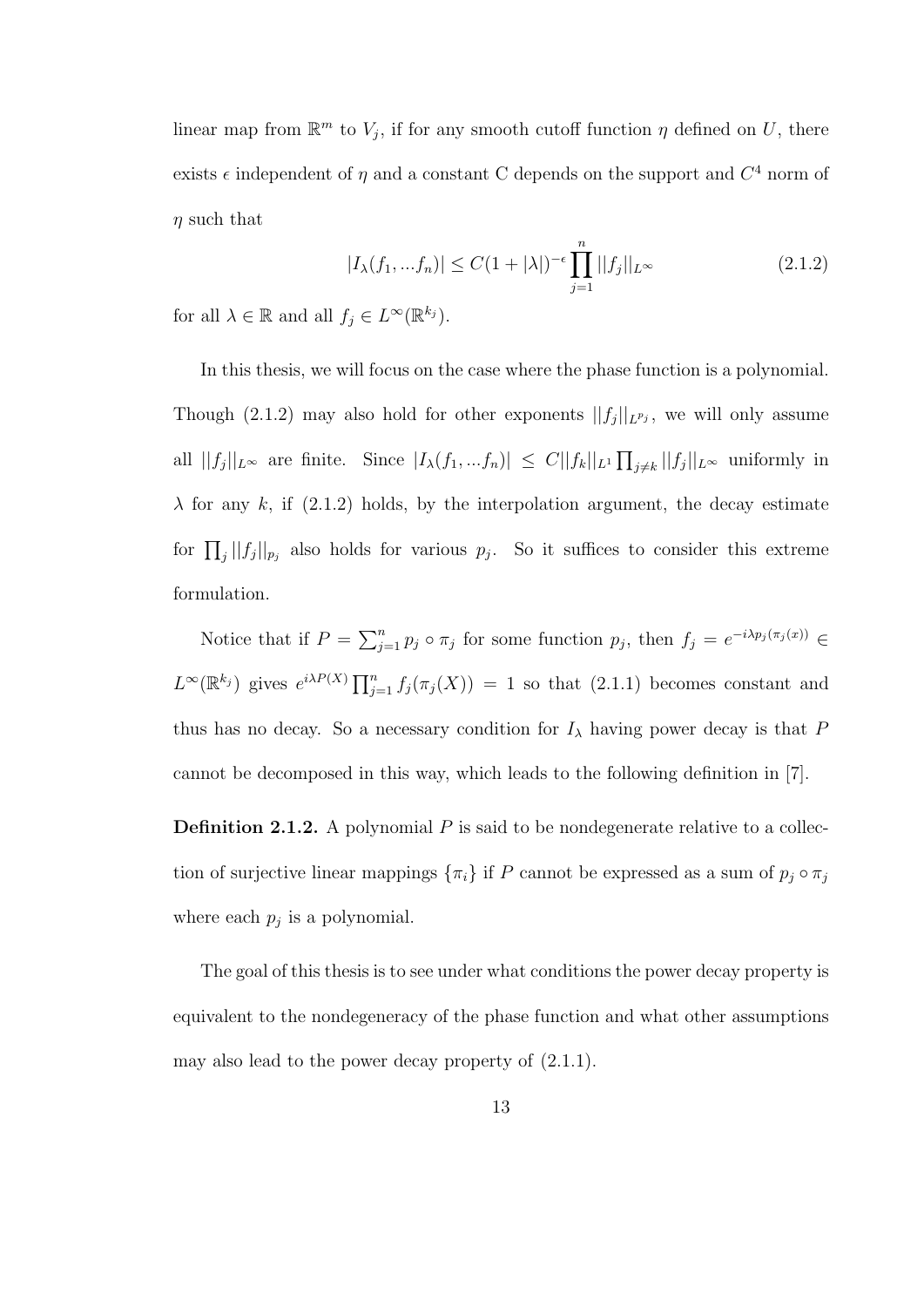linear map from $\mathbb{R}^m$ to $V_j$, if for any smooth cutoff function $\eta$ defined on $U$, there exists $\epsilon$ independent of $\eta$ and a constant C depends on the support and $C^4$ norm of $\eta$ such that

$$|I_\lambda(f_1, ...f_n)| \leq C(1+|\lambda|)^{-\epsilon} \prod_{j=1}^{n} ||f_j||_{L^\infty} \tag{2.1.2}$$

for all $\lambda \in \mathbb{R}$ and all $f_j \in L^\infty(\mathbb{R}^{k_j})$.

In this thesis, we will focus on the case where the phase function is a polynomial. Though (2.1.2) may also hold for other exponents $||f_j||_{L^{p_j}}$, we will only assume all $||f_j||_{L^\infty}$ are finite. Since $|I_\lambda(f_1, ...f_n)| \leq C||f_k||_{L^1} \prod_{j \neq k} ||f_j||_{L^\infty}$ uniformly in $\lambda$ for any $k$, if (2.1.2) holds, by the interpolation argument, the decay estimate for $\prod_j ||f_j||_{p_j}$ also holds for various $p_j$. So it suffices to consider this extreme formulation.

Notice that if $P = \sum_{j=1}^n p_j \circ \pi_j$ for some function $p_j$, then $f_j = e^{-i\lambda p_j(\pi_j(x))} \in L^\infty(\mathbb{R}^{k_j})$ gives $e^{i\lambda P(X)} \prod_{j=1}^n f_j(\pi_j(X)) = 1$ so that (2.1.1) becomes constant and thus has no decay. So a necessary condition for $I_\lambda$ having power decay is that $P$ cannot be decomposed in this way, which leads to the following definition in [7].

**Definition 2.1.2.** A polynomial $P$ is said to be nondegenerate relative to a collection of surjective linear mappings $\{\pi_i\}$ if $P$ cannot be expressed as a sum of $p_j \circ \pi_j$ where each $p_j$ is a polynomial.

The goal of this thesis is to see under what conditions the power decay property is equivalent to the nondegeneracy of the phase function and what other assumptions may also lead to the power decay property of (2.1.1).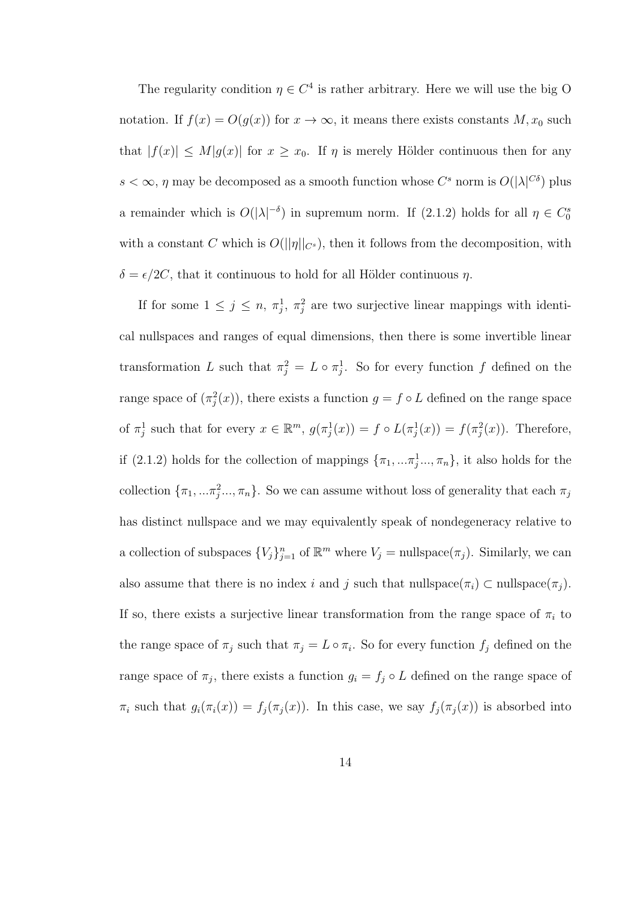The regularity condition $\eta \in C^4$ is rather arbitrary. Here we will use the big O notation. If $f(x) = O(g(x))$ for $x \to \infty$, it means there exists constants $M, x_0$ such that $|f(x)| \leq M|g(x)|$ for $x \geq x_0$. If $\eta$ is merely Hölder continuous then for any $s < \infty$, $\eta$ may be decomposed as a smooth function whose $C^s$ norm is $O(|\lambda|^{C\delta})$ plus a remainder which is $O(|\lambda|^{-\delta})$ in supremum norm. If (2.1.2) holds for all $\eta \in C_0^s$ with a constant $C$ which is $O(||\eta||_{C^s})$, then it follows from the decomposition, with $\delta = \epsilon/2C$, that it continuous to hold for all Hölder continuous $\eta$.

If for some $1 \leq j \leq n$, $\pi_j^1$, $\pi_j^2$ are two surjective linear mappings with identical nullspaces and ranges of equal dimensions, then there is some invertible linear transformation $L$ such that $\pi_j^2 = L \circ \pi_j^1$. So for every function $f$ defined on the range space of $(\pi_j^2(x))$, there exists a function $g = f \circ L$ defined on the range space of $\pi_j^1$ such that for every $x \in \mathbb{R}^m$, $g(\pi_j^1(x)) = f \circ L(\pi_j^1(x)) = f(\pi_j^2(x))$. Therefore, if (2.1.2) holds for the collection of mappings $\{\pi_1, ...\pi_j^1..., \pi_n\}$, it also holds for the collection $\{\pi_1, ...\pi_j^2..., \pi_n\}$. So we can assume without loss of generality that each $\pi_j$ has distinct nullspace and we may equivalently speak of nondegeneracy relative to a collection of subspaces $\{V_j\}_{j=1}^n$ of $\mathbb{R}^m$ where $V_j = \text{nullspace}(\pi_j)$. Similarly, we can also assume that there is no index $i$ and $j$ such that $\text{nullspace}(\pi_i) \subset \text{nullspace}(\pi_j)$. If so, there exists a surjective linear transformation from the range space of $\pi_i$ to the range space of $\pi_j$ such that $\pi_j = L \circ \pi_i$. So for every function $f_j$ defined on the range space of $\pi_j$, there exists a function $g_i = f_j \circ L$ defined on the range space of $\pi_i$ such that $g_i(\pi_i(x)) = f_j(\pi_j(x))$. In this case, we say $f_j(\pi_j(x))$ is absorbed into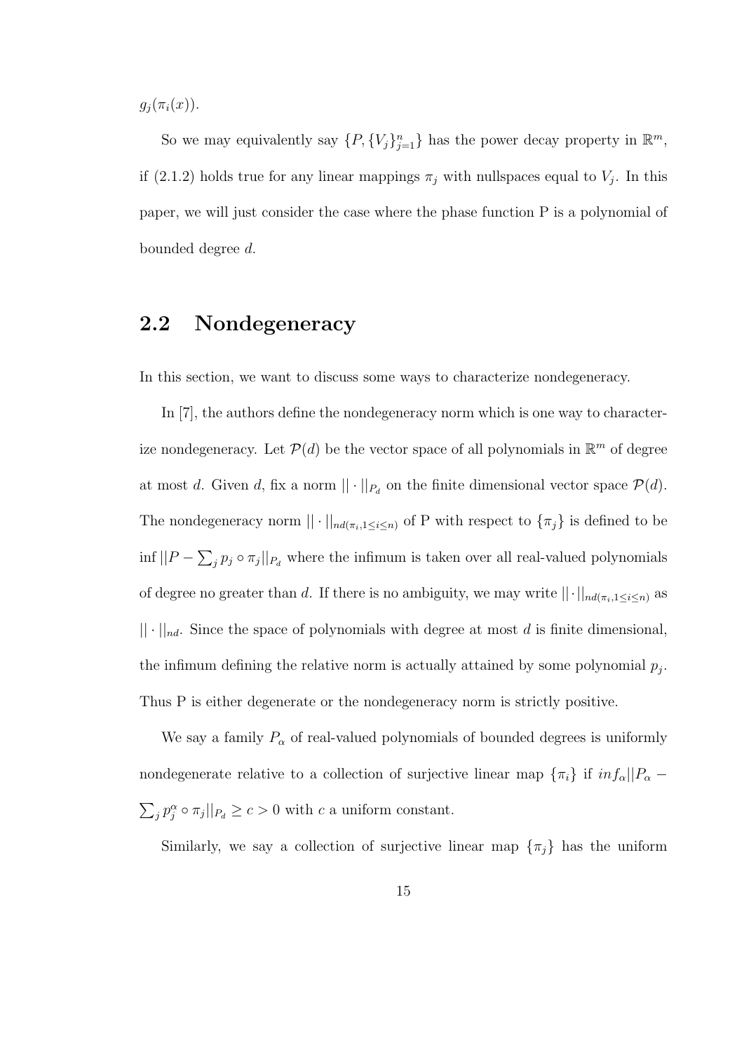$g_j(\pi_i(x))$.

So we may equivalently say $\{P, \{V_j\}_{j=1}^n\}$ has the power decay property in $\mathbb{R}^m$, if (2.1.2) holds true for any linear mappings $\pi_j$ with nullspaces equal to $V_j$. In this paper, we will just consider the case where the phase function P is a polynomial of bounded degree $d$.

## 2.2 Nondegeneracy

In this section, we want to discuss some ways to characterize nondegeneracy.

In [7], the authors define the nondegeneracy norm which is one way to characterize nondegeneracy. Let $\mathcal{P}(d)$ be the vector space of all polynomials in $\mathbb{R}^m$ of degree at most $d$. Given $d$, fix a norm $||\cdot||_{P_d}$ on the finite dimensional vector space $\mathcal{P}(d)$. The nondegeneracy norm $||\cdot||_{nd(\pi_i, 1\leq i\leq n)}$ of P with respect to $\{\pi_j\}$ is defined to be $\inf ||P - \sum_j p_j \circ \pi_j||_{P_d}$ where the infimum is taken over all real-valued polynomials of degree no greater than $d$. If there is no ambiguity, we may write $||\cdot||_{nd(\pi_i, 1\leq i\leq n)}$ as $||\cdot||_{nd}$. Since the space of polynomials with degree at most $d$ is finite dimensional, the infimum defining the relative norm is actually attained by some polynomial $p_j$. Thus P is either degenerate or the nondegeneracy norm is strictly positive.

We say a family $P_\alpha$ of real-valued polynomials of bounded degrees is uniformly nondegenerate relative to a collection of surjective linear map $\{\pi_i\}$ if $inf_\alpha ||P_\alpha - \sum_j p_j^\alpha \circ \pi_j||_{P_d} \geq c > 0$ with $c$ a uniform constant.

Similarly, we say a collection of surjective linear map $\{\pi_j\}$ has the uniform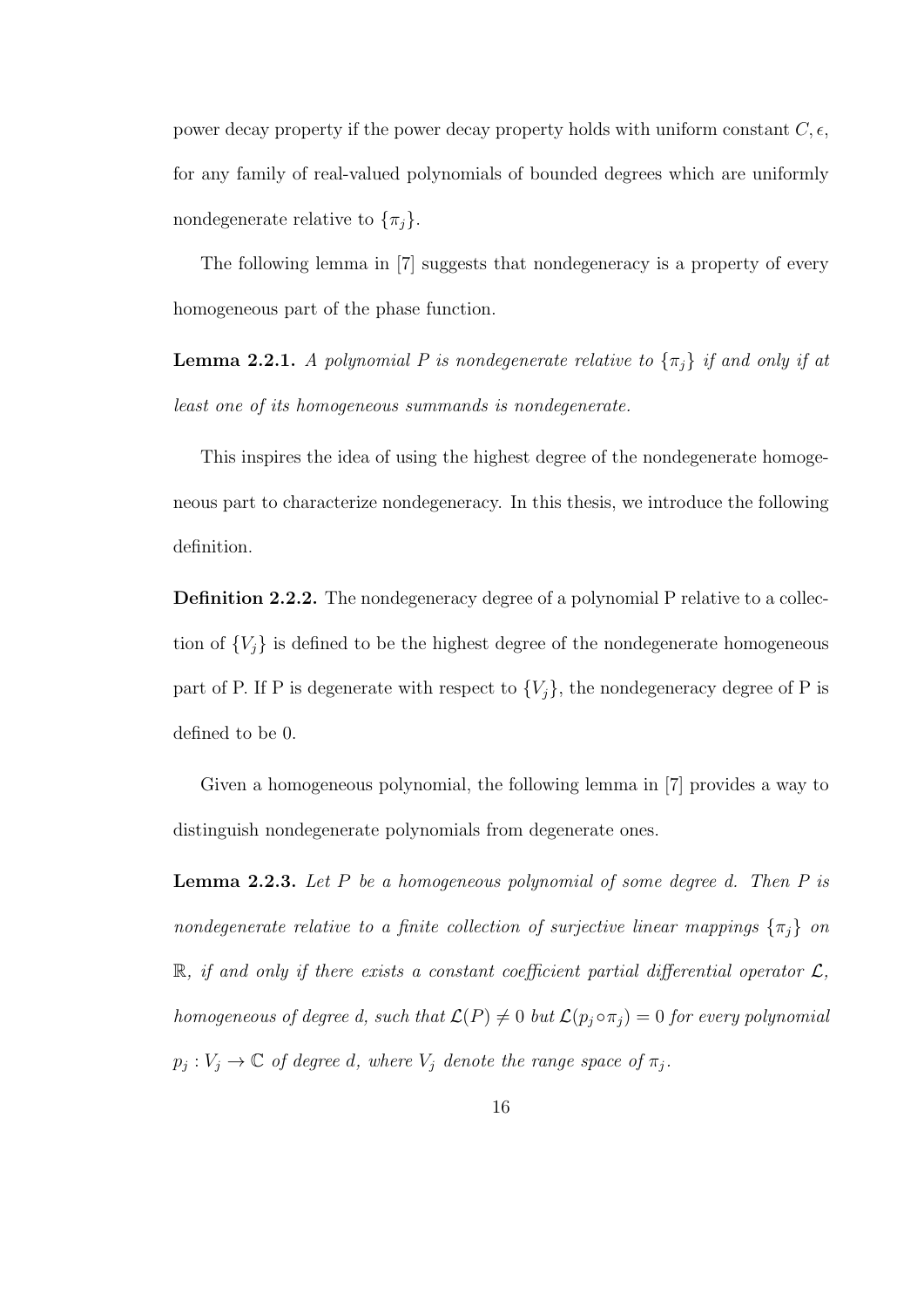power decay property if the power decay property holds with uniform constant $C, \epsilon$, for any family of real-valued polynomials of bounded degrees which are uniformly nondegenerate relative to $\{\pi_j\}$.

The following lemma in [7] suggests that nondegeneracy is a property of every homogeneous part of the phase function.

**Lemma 2.2.1.** *A polynomial $P$ is nondegenerate relative to $\{\pi_j\}$ if and only if at least one of its homogeneous summands is nondegenerate.*

This inspires the idea of using the highest degree of the nondegenerate homogeneous part to characterize nondegeneracy. In this thesis, we introduce the following definition.

**Definition 2.2.2.** The nondegeneracy degree of a polynomial P relative to a collection of $\{V_j\}$ is defined to be the highest degree of the nondegenerate homogeneous part of P. If P is degenerate with respect to $\{V_j\}$, the nondegeneracy degree of P is defined to be 0.

Given a homogeneous polynomial, the following lemma in [7] provides a way to distinguish nondegenerate polynomials from degenerate ones.

**Lemma 2.2.3.** *Let $P$ be a homogeneous polynomial of some degree $d$. Then $P$ is nondegenerate relative to a finite collection of surjective linear mappings $\{\pi_j\}$ on $\mathbb{R}$, if and only if there exists a constant coefficient partial differential operator $\mathcal{L}$, homogeneous of degree $d$, such that $\mathcal{L}(P) \neq 0$ but $\mathcal{L}(p_j \circ \pi_j) = 0$ for every polynomial $p_j : V_j \to \mathbb{C}$ of degree $d$, where $V_j$ denote the range space of $\pi_j$.*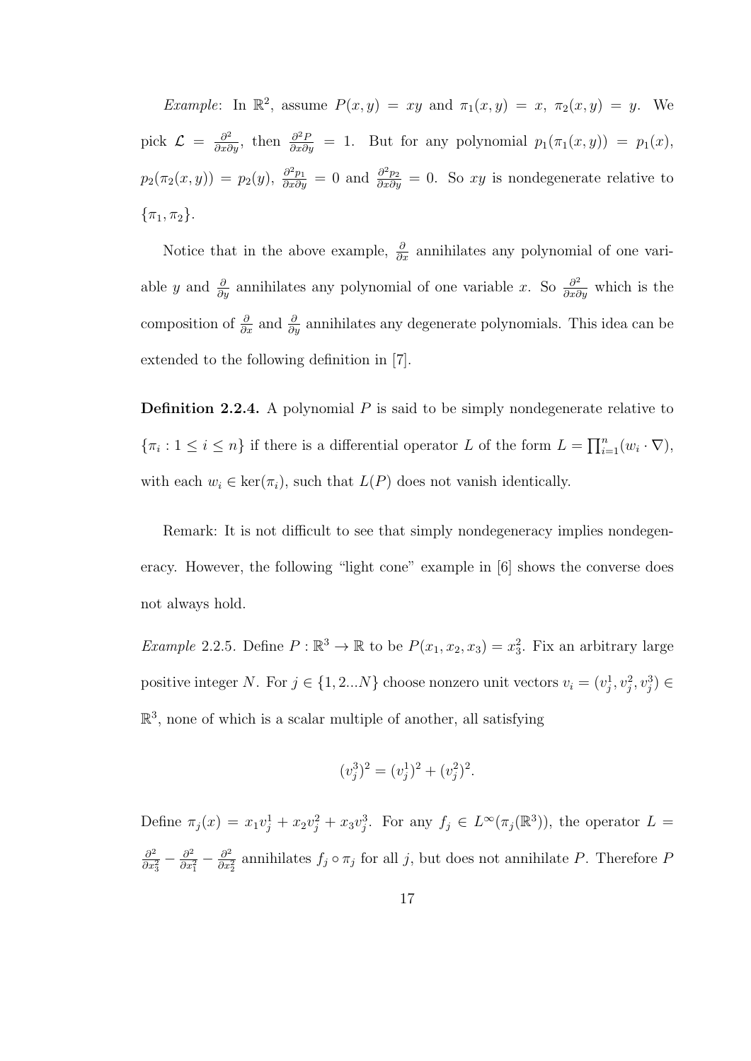*Example*: In $\mathbb{R}^2$, assume $P(x,y) = xy$ and $\pi_1(x,y) = x$, $\pi_2(x,y) = y$. We pick $\mathcal{L} = \frac{\partial^2}{\partial x \partial y}$, then $\frac{\partial^2 P}{\partial x \partial y} = 1$. But for any polynomial $p_1(\pi_1(x,y)) = p_1(x)$, $p_2(\pi_2(x,y)) = p_2(y)$, $\frac{\partial^2 p_1}{\partial x \partial y} = 0$ and $\frac{\partial^2 p_2}{\partial x \partial y} = 0$. So $xy$ is nondegenerate relative to $\{\pi_1, \pi_2\}$.

Notice that in the above example, $\frac{\partial}{\partial x}$ annihilates any polynomial of one variable $y$ and $\frac{\partial}{\partial y}$ annihilates any polynomial of one variable $x$. So $\frac{\partial^2}{\partial x \partial y}$ which is the composition of $\frac{\partial}{\partial x}$ and $\frac{\partial}{\partial y}$ annihilates any degenerate polynomials. This idea can be extended to the following definition in [7].

**Definition 2.2.4.** A polynomial $P$ is said to be simply nondegenerate relative to $\{\pi_i : 1 \leq i \leq n\}$ if there is a differential operator $L$ of the form $L = \prod_{i=1}^{n}(w_i \cdot \nabla)$, with each $w_i \in \ker(\pi_i)$, such that $L(P)$ does not vanish identically.

Remark: It is not difficult to see that simply nondegeneracy implies nondegeneracy. However, the following "light cone" example in [6] shows the converse does not always hold.

*Example* 2.2.5. Define $P : \mathbb{R}^3 \to \mathbb{R}$ to be $P(x_1, x_2, x_3) = x_3^2$. Fix an arbitrary large positive integer $N$. For $j \in \{1, 2...N\}$ choose nonzero unit vectors $v_i = (v_j^1, v_j^2, v_j^3) \in \mathbb{R}^3$, none of which is a scalar multiple of another, all satisfying

$$(v_j^3)^2 = (v_j^1)^2 + (v_j^2)^2.$$

Define $\pi_j(x) = x_1 v_j^1 + x_2 v_j^2 + x_3 v_j^3$. For any $f_j \in L^\infty(\pi_j(\mathbb{R}^3))$, the operator $L = \frac{\partial^2}{\partial x_3^2} - \frac{\partial^2}{\partial x_1^2} - \frac{\partial^2}{\partial x_2^2}$ annihilates $f_j \circ \pi_j$ for all $j$, but does not annihilate $P$. Therefore $P$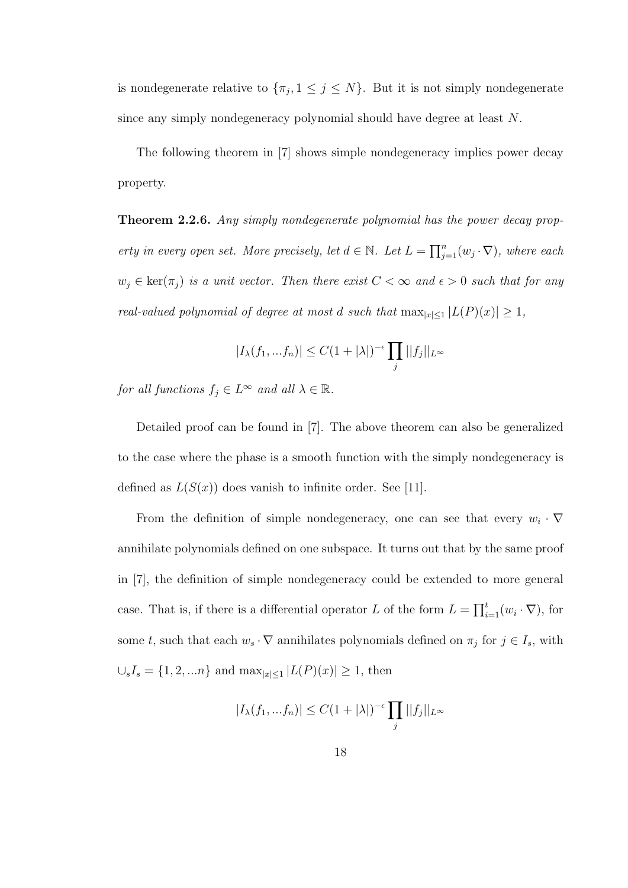is nondegenerate relative to $\{\pi_j, 1 \leq j \leq N\}$. But it is not simply nondegenerate since any simply nondegeneracy polynomial should have degree at least $N$.

The following theorem in [7] shows simple nondegeneracy implies power decay property.

**Theorem 2.2.6.** *Any simply nondegenerate polynomial has the power decay property in every open set. More precisely, let $d \in \mathbb{N}$. Let $L = \prod_{j=1}^{n}(w_j \cdot \nabla)$, where each $w_j \in \ker(\pi_j)$ is a unit vector. Then there exist $C < \infty$ and $\epsilon > 0$ such that for any real-valued polynomial of degree at most $d$ such that $\max_{|x|\leq 1} |L(P)(x)| \geq 1$,*

$$|I_\lambda(f_1, ...f_n)| \leq C(1 + |\lambda|)^{-\epsilon} \prod_j ||f_j||_{L^\infty}$$

*for all functions $f_j \in L^\infty$ and all $\lambda \in \mathbb{R}$.*

Detailed proof can be found in [7]. The above theorem can also be generalized to the case where the phase is a smooth function with the simply nondegeneracy is defined as $L(S(x))$ does vanish to infinite order. See [11].

From the definition of simple nondegeneracy, one can see that every $w_i \cdot \nabla$ annihilate polynomials defined on one subspace. It turns out that by the same proof in [7], the definition of simple nondegeneracy could be extended to more general case. That is, if there is a differential operator $L$ of the form $L = \prod_{i=1}^{t}(w_i \cdot \nabla)$, for some $t$, such that each $w_s \cdot \nabla$ annihilates polynomials defined on $\pi_j$ for $j \in I_s$, with $\cup_s I_s = \{1, 2, ...n\}$ and $\max_{|x|\leq 1} |L(P)(x)| \geq 1$, then

$$|I_\lambda(f_1, ...f_n)| \leq C(1 + |\lambda|)^{-\epsilon} \prod_j ||f_j||_{L^\infty}$$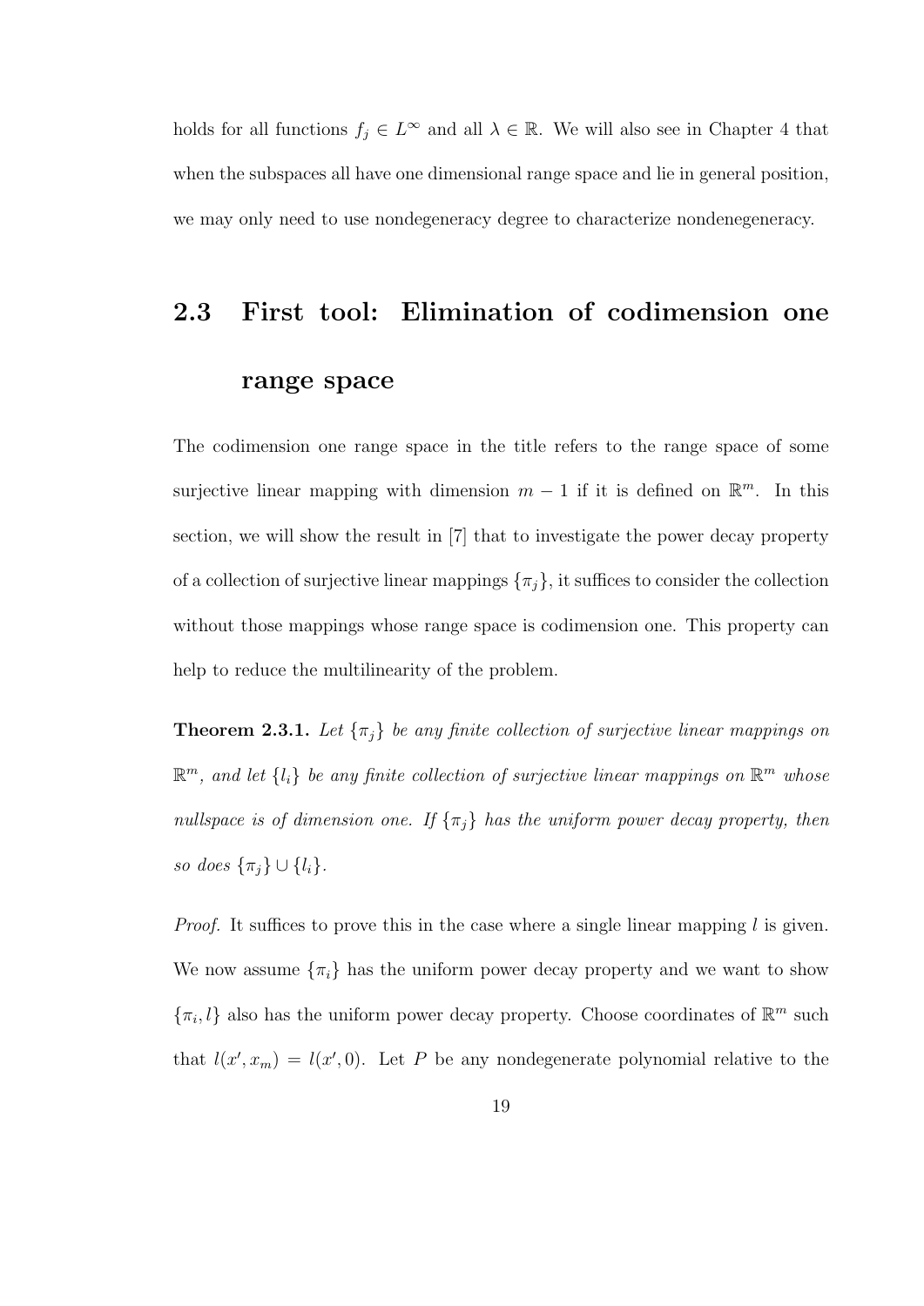holds for all functions $f_j \in L^\infty$ and all $\lambda \in \mathbb{R}$. We will also see in Chapter 4 that when the subspaces all have one dimensional range space and lie in general position, we may only need to use nondegeneracy degree to characterize nondenegeneracy.

## 2.3 First tool: Elimination of codimension one range space

The codimension one range space in the title refers to the range space of some surjective linear mapping with dimension $m-1$ if it is defined on $\mathbb{R}^m$. In this section, we will show the result in [7] that to investigate the power decay property of a collection of surjective linear mappings $\{\pi_j\}$, it suffices to consider the collection without those mappings whose range space is codimension one. This property can help to reduce the multilinearity of the problem.

**Theorem 2.3.1.** *Let $\{\pi_j\}$ be any finite collection of surjective linear mappings on $\mathbb{R}^m$, and let $\{l_i\}$ be any finite collection of surjective linear mappings on $\mathbb{R}^m$ whose nullspace is of dimension one. If $\{\pi_j\}$ has the uniform power decay property, then so does $\{\pi_j\} \cup \{l_i\}$.*

*Proof.* It suffices to prove this in the case where a single linear mapping $l$ is given. We now assume $\{\pi_i\}$ has the uniform power decay property and we want to show $\{\pi_i, l\}$ also has the uniform power decay property. Choose coordinates of $\mathbb{R}^m$ such that $l(x', x_m) = l(x', 0)$. Let $P$ be any nondegenerate polynomial relative to the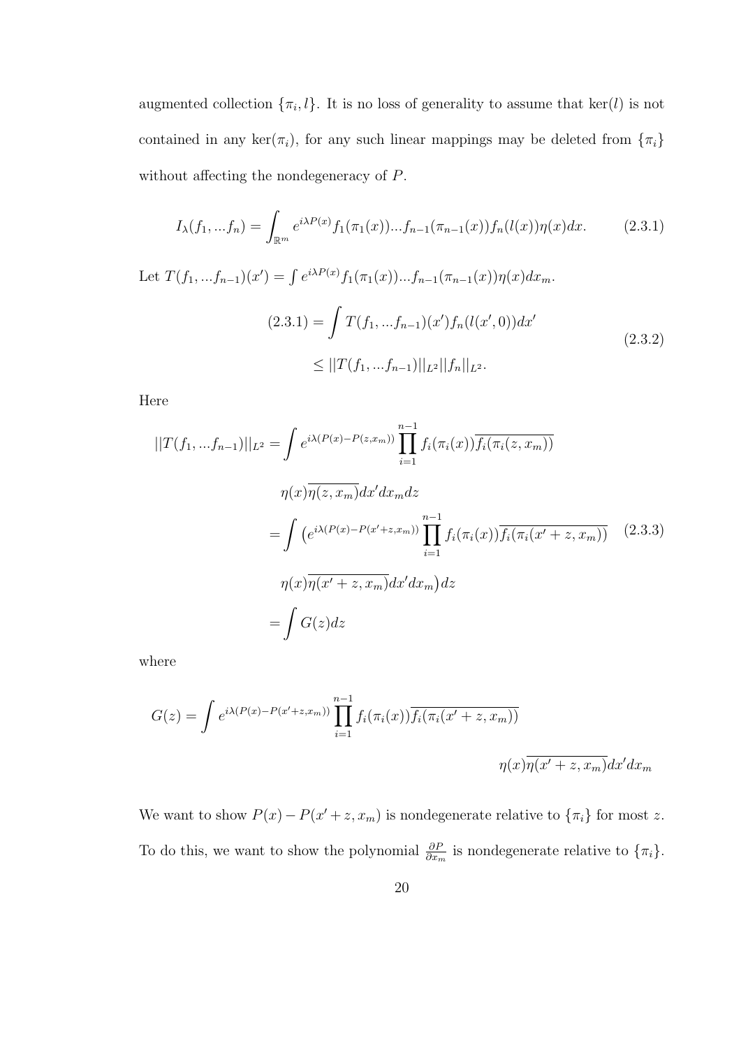augmented collection $\{\pi_i, l\}$. It is no loss of generality to assume that $\ker(l)$ is not contained in any $\ker(\pi_i)$, for any such linear mappings may be deleted from $\{\pi_i\}$ without affecting the nondegeneracy of $P$.

$$I_\lambda(f_1, ...f_n) = \int_{\mathbb{R}^m} e^{i\lambda P(x)} f_1(\pi_1(x))...f_{n-1}(\pi_{n-1}(x)) f_n(l(x))\eta(x)dx. \tag{2.3.1}$$

Let $T(f_1, ...f_{n-1})(x') = \int e^{i\lambda P(x)} f_1(\pi_1(x))...f_{n-1}(\pi_{n-1}(x))\eta(x)dx_m$.

$$\begin{aligned}(2.3.1) &= \int T(f_1, ...f_{n-1})(x') f_n(l(x', 0))dx' \\ &\leq ||T(f_1, ...f_{n-1})||_{L^2} ||f_n||_{L^2}.\end{aligned} \tag{2.3.2}$$

Here

$$\begin{aligned}||T(f_1, ...f_{n-1})||_{L^2} &= \int e^{i\lambda(P(x)-P(z,x_m))} \prod_{i=1}^{n-1} f_i(\pi_i(x))\overline{f_i(\pi_i(z, x_m))} \\ &\quad \eta(x)\overline{\eta(z, x_m)}dx'dx_m dz \\ &= \int \big(e^{i\lambda(P(x)-P(x'+z,x_m))} \prod_{i=1}^{n-1} f_i(\pi_i(x))\overline{f_i(\pi_i(x'+z, x_m))} \\ &\quad \eta(x)\overline{\eta(x'+z, x_m)}dx'dx_m\big)dz \\ &= \int G(z)dz\end{aligned} \tag{2.3.3}$$

where

$$G(z) = \int e^{i\lambda(P(x)-P(x'+z,x_m))} \prod_{i=1}^{n-1} f_i(\pi_i(x))\overline{f_i(\pi_i(x'+z, x_m))} \eta(x)\overline{\eta(x'+z, x_m)}dx'dx_m$$

We want to show $P(x) - P(x' + z, x_m)$ is nondegenerate relative to $\{\pi_i\}$ for most $z$. To do this, we want to show the polynomial $\frac{\partial P}{\partial x_m}$ is nondegenerate relative to $\{\pi_i\}$.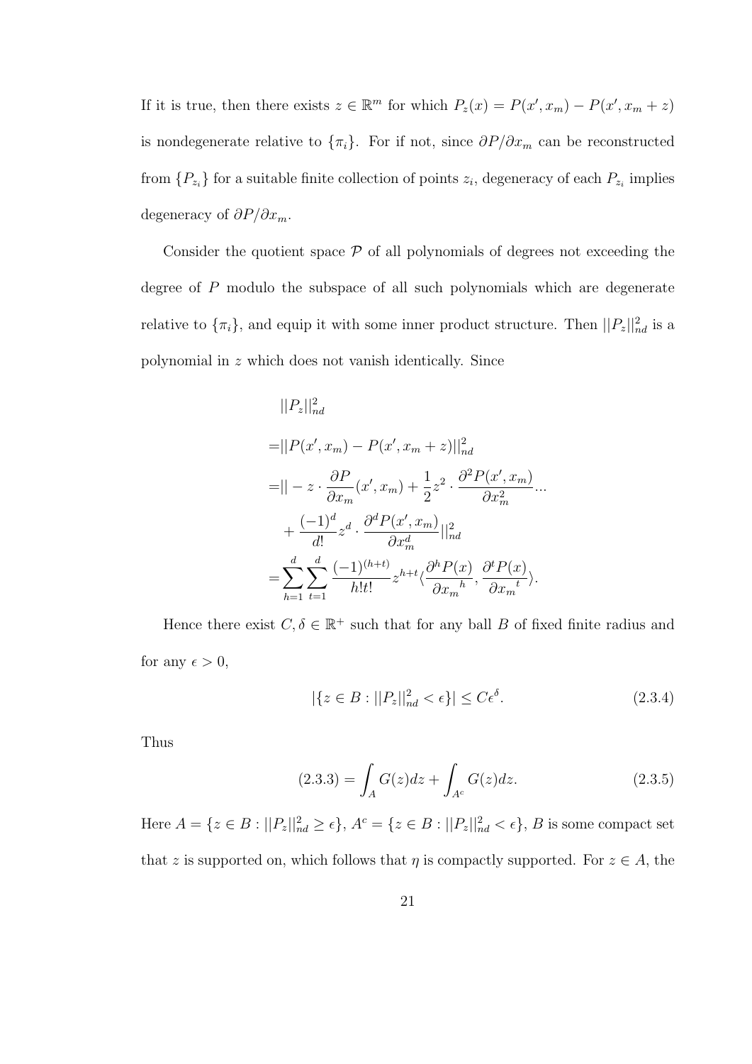If it is true, then there exists $z \in \mathbb{R}^m$ for which $P_z(x) = P(x', x_m) - P(x', x_m + z)$ is nondegenerate relative to $\{\pi_i\}$. For if not, since $\partial P/\partial x_m$ can be reconstructed from $\{P_{z_i}\}$ for a suitable finite collection of points $z_i$, degeneracy of each $P_{z_i}$ implies degeneracy of $\partial P/\partial x_m$.

Consider the quotient space $\mathcal{P}$ of all polynomials of degrees not exceeding the degree of $P$ modulo the subspace of all such polynomials which are degenerate relative to $\{\pi_i\}$, and equip it with some inner product structure. Then $||P_z||_{nd}^2$ is a polynomial in $z$ which does not vanish identically. Since

$$
\begin{aligned}
&||P_z||_{nd}^2 \\
=&||P(x', x_m) - P(x', x_m + z)||_{nd}^2 \\
=&|| - z \cdot \frac{\partial P}{\partial x_m}(x', x_m) + \frac{1}{2} z^2 \cdot \frac{\partial^2 P(x', x_m)}{\partial x_m^2} ... \\
&+ \frac{(-1)^d}{d!} z^d \cdot \frac{\partial^d P(x', x_m)}{\partial x_m^d} ||_{nd}^2 \\
=&\sum_{h=1}^{d} \sum_{t=1}^{d} \frac{(-1)^{(h+t)}}{h!t!} z^{h+t} \langle \frac{\partial^h P(x)}{\partial {x_m}^h}, \frac{\partial^t P(x)}{\partial {x_m}^t} \rangle.
\end{aligned}
$$

Hence there exist $C, \delta \in \mathbb{R}^+$ such that for any ball $B$ of fixed finite radius and for any $\epsilon > 0$,

$$
|\{z \in B : ||P_z||_{nd}^2 < \epsilon\}| \leq C\epsilon^\delta. \tag{2.3.4}
$$

Thus

$$
(2.3.3) = \int_A G(z)dz + \int_{A^c} G(z)dz. \tag{2.3.5}
$$

Here $A = \{z \in B : ||P_z||_{nd}^2 \geq \epsilon\}$, $A^c = \{z \in B : ||P_z||_{nd}^2 < \epsilon\}$, $B$ is some compact set that $z$ is supported on, which follows that $\eta$ is compactly supported. For $z \in A$, the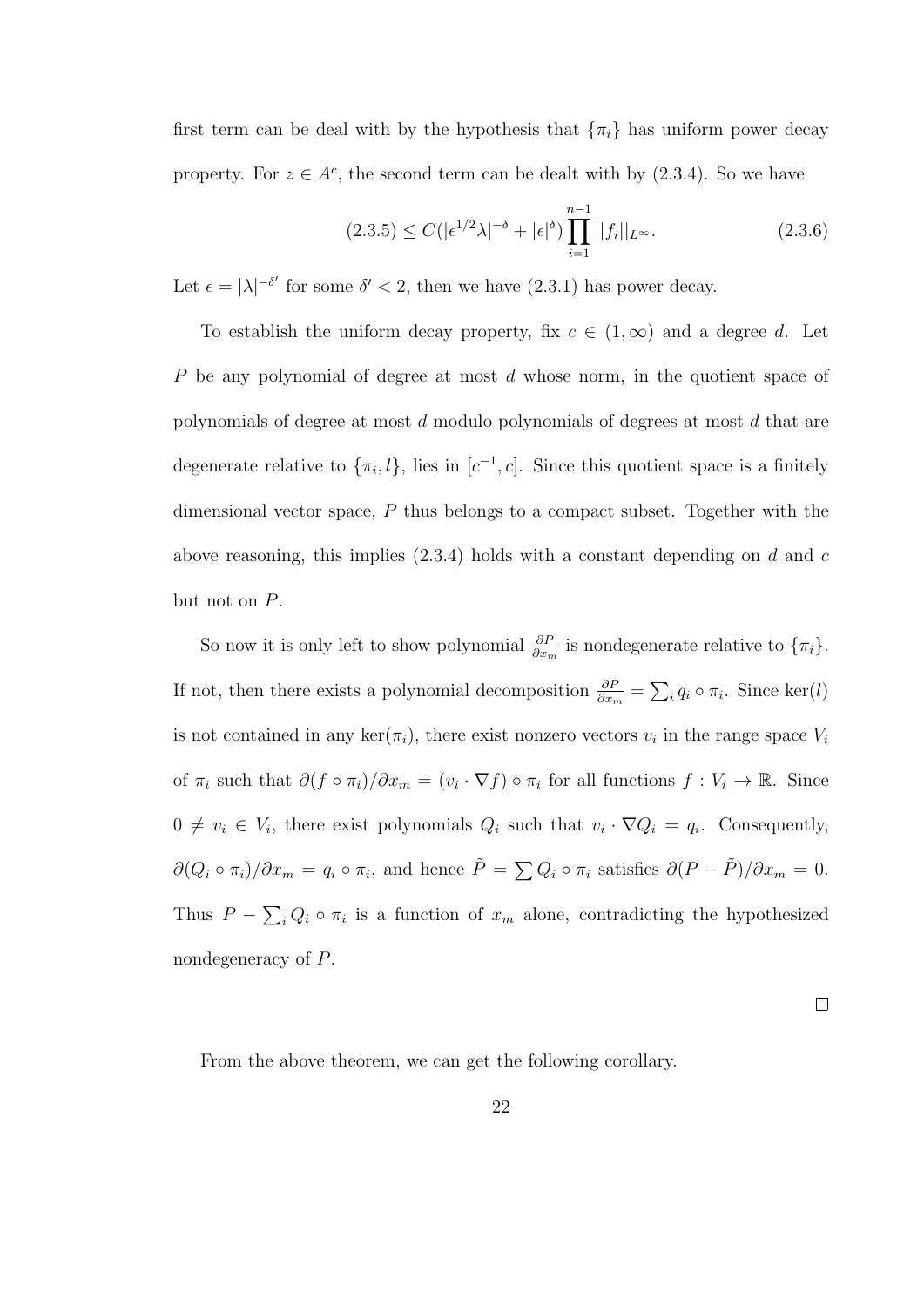first term can be deal with by the hypothesis that $\{\pi_i\}$ has uniform power decay property. For $z \in A^c$, the second term can be dealt with by (2.3.4). So we have

$$(2.3.5) \leq C(|\epsilon^{1/2}\lambda|^{-\delta} + |\epsilon|^{\delta}) \prod_{i=1}^{n-1} ||f_i||_{L^\infty}. \tag{2.3.6}$$

Let $\epsilon = |\lambda|^{-\delta'}$ for some $\delta' < 2$, then we have (2.3.1) has power decay.

To establish the uniform decay property, fix $c \in (1, \infty)$ and a degree $d$. Let $P$ be any polynomial of degree at most $d$ whose norm, in the quotient space of polynomials of degree at most $d$ modulo polynomials of degrees at most $d$ that are degenerate relative to $\{\pi_i, l\}$, lies in $[c^{-1}, c]$. Since this quotient space is a finitely dimensional vector space, $P$ thus belongs to a compact subset. Together with the above reasoning, this implies (2.3.4) holds with a constant depending on $d$ and $c$ but not on $P$.

So now it is only left to show polynomial $\frac{\partial P}{\partial x_m}$ is nondegenerate relative to $\{\pi_i\}$. If not, then there exists a polynomial decomposition $\frac{\partial P}{\partial x_m} = \sum_i q_i \circ \pi_i$. Since $\ker(l)$ is not contained in any $\ker(\pi_i)$, there exist nonzero vectors $v_i$ in the range space $V_i$ of $\pi_i$ such that $\partial(f \circ \pi_i)/\partial x_m = (v_i \cdot \nabla f) \circ \pi_i$ for all functions $f : V_i \to \mathbb{R}$. Since $0 \neq v_i \in V_i$, there exist polynomials $Q_i$ such that $v_i \cdot \nabla Q_i = q_i$. Consequently, $\partial(Q_i \circ \pi_i)/\partial x_m = q_i \circ \pi_i$, and hence $\tilde{P} = \sum Q_i \circ \pi_i$ satisfies $\partial(P - \tilde{P})/\partial x_m = 0$. Thus $P - \sum_i Q_i \circ \pi_i$ is a function of $x_m$ alone, contradicting the hypothesized nondegeneracy of $P$.

□

From the above theorem, we can get the following corollary.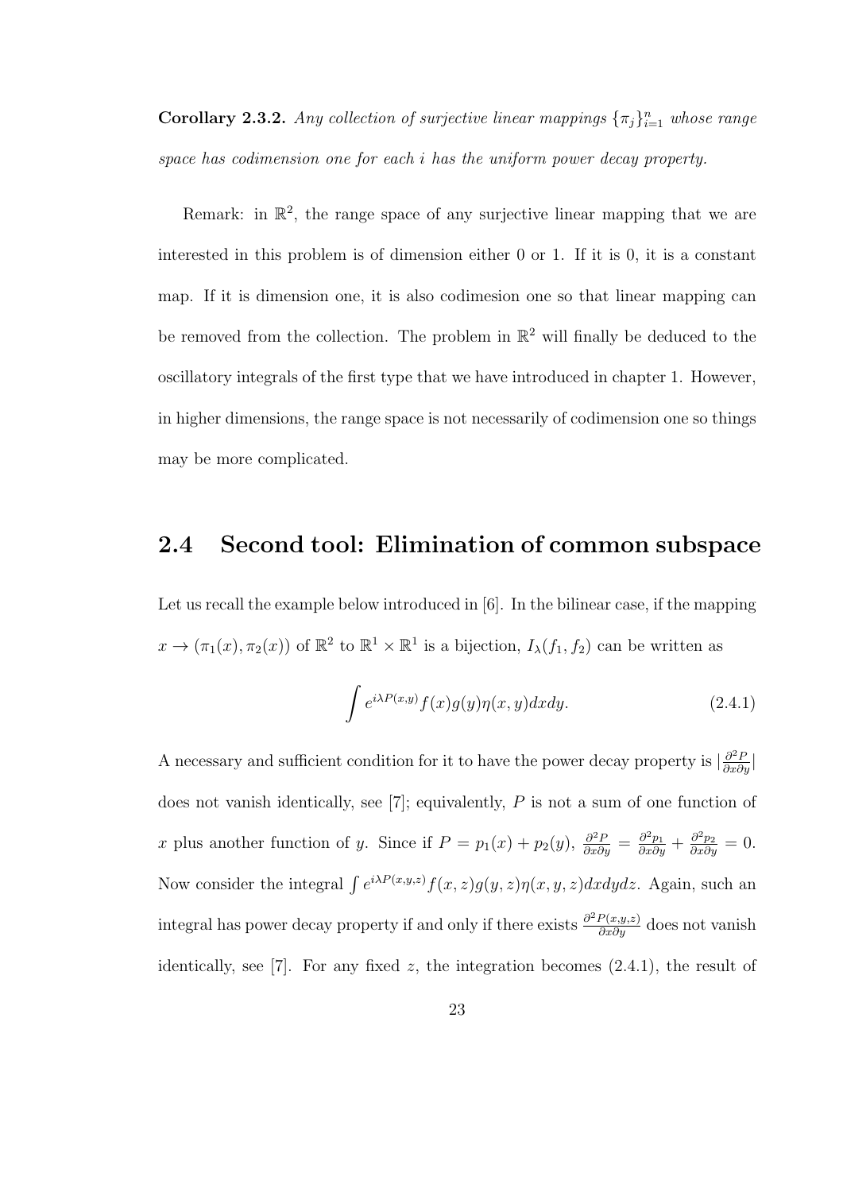**Corollary 2.3.2.** *Any collection of surjective linear mappings $\{\pi_j\}_{i=1}^n$ whose range space has codimension one for each $i$ has the uniform power decay property.*

Remark: in $\mathbb{R}^2$, the range space of any surjective linear mapping that we are interested in this problem is of dimension either 0 or 1. If it is 0, it is a constant map. If it is dimension one, it is also codimesion one so that linear mapping can be removed from the collection. The problem in $\mathbb{R}^2$ will finally be deduced to the oscillatory integrals of the first type that we have introduced in chapter 1. However, in higher dimensions, the range space is not necessarily of codimension one so things may be more complicated.

## 2.4 Second tool: Elimination of common subspace

Let us recall the example below introduced in [6]. In the bilinear case, if the mapping $x \to (\pi_1(x), \pi_2(x))$ of $\mathbb{R}^2$ to $\mathbb{R}^1 \times \mathbb{R}^1$ is a bijection, $I_\lambda(f_1, f_2)$ can be written as

$$\int e^{i\lambda P(x,y)} f(x) g(y) \eta(x,y) dx dy. \tag{2.4.1}$$

A necessary and sufficient condition for it to have the power decay property is $|\frac{\partial^2 P}{\partial x \partial y}|$ does not vanish identically, see [7]; equivalently, $P$ is not a sum of one function of $x$ plus another function of $y$. Since if $P = p_1(x) + p_2(y)$, $\frac{\partial^2 P}{\partial x \partial y} = \frac{\partial^2 p_1}{\partial x \partial y} + \frac{\partial^2 p_2}{\partial x \partial y} = 0$. Now consider the integral $\int e^{i\lambda P(x,y,z)} f(x,z) g(y,z) \eta(x,y,z) dx dy dz$. Again, such an integral has power decay property if and only if there exists $\frac{\partial^2 P(x,y,z)}{\partial x \partial y}$ does not vanish identically, see [7]. For any fixed $z$, the integration becomes (2.4.1), the result of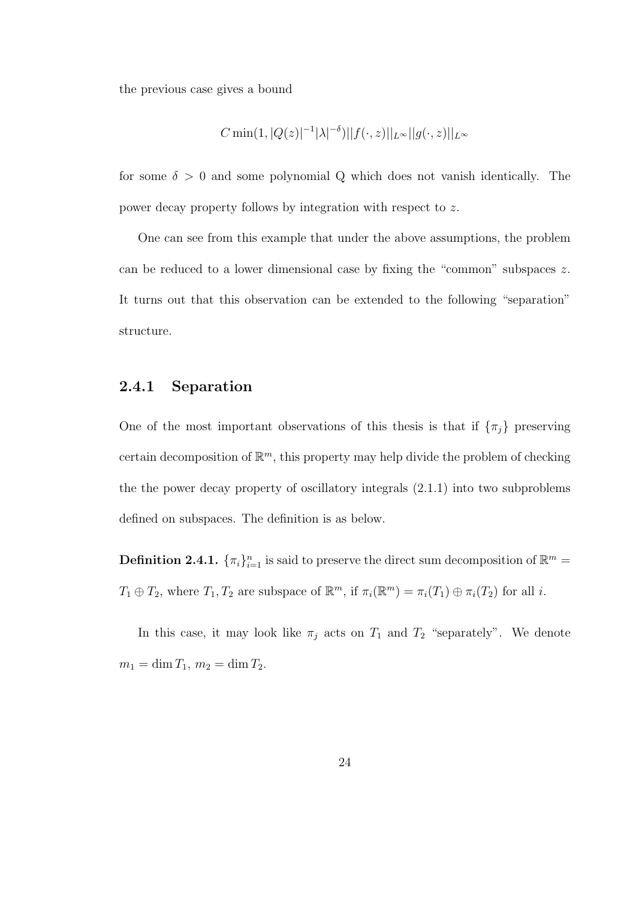the previous case gives a bound

$$C \min(1, |Q(z)|^{-1}|\lambda|^{-\delta})||f(\cdot, z)||_{L^\infty}||g(\cdot, z)||_{L^\infty}$$

for some $\delta > 0$ and some polynomial Q which does not vanish identically. The power decay property follows by integration with respect to $z$.

One can see from this example that under the above assumptions, the problem can be reduced to a lower dimensional case by fixing the "common" subspaces $z$. It turns out that this observation can be extended to the following "separation" structure.

### 2.4.1 Separation

One of the most important observations of this thesis is that if $\{\pi_j\}$ preserving certain decomposition of $\mathbb{R}^m$, this property may help divide the problem of checking the the power decay property of oscillatory integrals (2.1.1) into two subproblems defined on subspaces. The definition is as below.

**Definition 2.4.1.** $\{\pi_i\}_{i=1}^n$ is said to preserve the direct sum decomposition of $\mathbb{R}^m = T_1 \oplus T_2$, where $T_1, T_2$ are subspace of $\mathbb{R}^m$, if $\pi_i(\mathbb{R}^m) = \pi_i(T_1) \oplus \pi_i(T_2)$ for all $i$.

In this case, it may look like $\pi_j$ acts on $T_1$ and $T_2$ "separately". We denote $m_1 = \dim T_1$, $m_2 = \dim T_2$.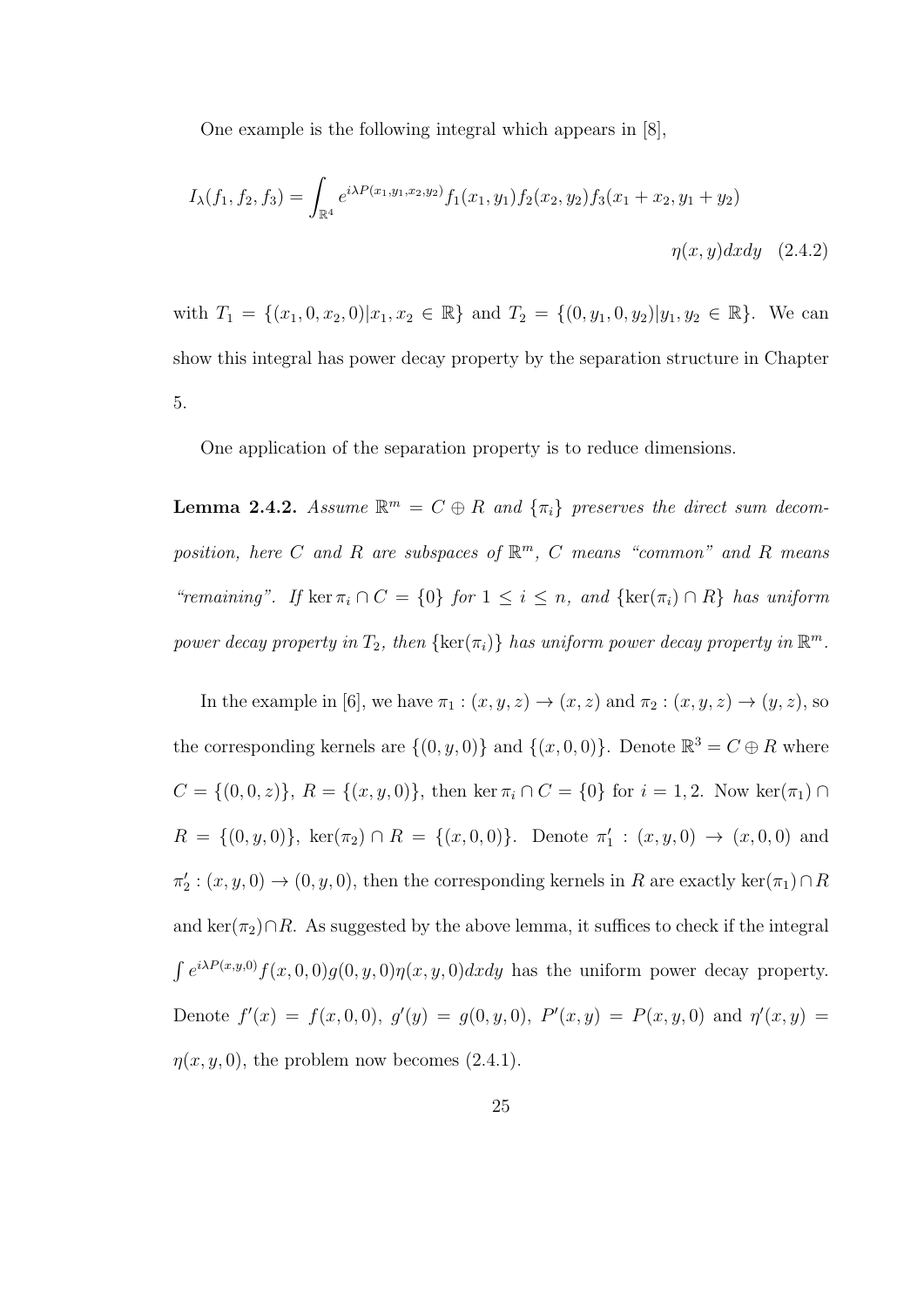One example is the following integral which appears in [8],

$$I_\lambda(f_1, f_2, f_3) = \int_{\mathbb{R}^4} e^{i\lambda P(x_1,y_1,x_2,y_2)} f_1(x_1, y_1) f_2(x_2, y_2) f_3(x_1 + x_2, y_1 + y_2)$$

$$\eta(x, y) dx dy \quad (2.4.2)$$

with $T_1 = \{(x_1, 0, x_2, 0)|x_1, x_2 \in \mathbb{R}\}$ and $T_2 = \{(0, y_1, 0, y_2)|y_1, y_2 \in \mathbb{R}\}$. We can show this integral has power decay property by the separation structure in Chapter 5.

One application of the separation property is to reduce dimensions.

**Lemma 2.4.2.** *Assume $\mathbb{R}^m = C \oplus R$ and $\{\pi_i\}$ preserves the direct sum decomposition, here $C$ and $R$ are subspaces of $\mathbb{R}^m$, $C$ means "common" and $R$ means "remaining". If $\ker \pi_i \cap C = \{0\}$ for $1 \leq i \leq n$, and $\{\ker(\pi_i) \cap R\}$ has uniform power decay property in $T_2$, then $\{\ker(\pi_i)\}$ has uniform power decay property in $\mathbb{R}^m$.*

In the example in [6], we have $\pi_1 : (x, y, z) \to (x, z)$ and $\pi_2 : (x, y, z) \to (y, z)$, so the corresponding kernels are $\{(0, y, 0)\}$ and $\{(x, 0, 0)\}$. Denote $\mathbb{R}^3 = C \oplus R$ where $C = \{(0, 0, z)\}$, $R = \{(x, y, 0)\}$, then $\ker \pi_i \cap C = \{0\}$ for $i = 1, 2$. Now $\ker(\pi_1) \cap R = \{(0, y, 0)\}$, $\ker(\pi_2) \cap R = \{(x, 0, 0)\}$. Denote $\pi_1' : (x, y, 0) \to (x, 0, 0)$ and $\pi_2' : (x, y, 0) \to (0, y, 0)$, then the corresponding kernels in $R$ are exactly $\ker(\pi_1) \cap R$ and $\ker(\pi_2) \cap R$. As suggested by the above lemma, it suffices to check if the integral $\int e^{i\lambda P(x,y,0)} f(x, 0, 0) g(0, y, 0) \eta(x, y, 0) dx dy$ has the uniform power decay property. Denote $f'(x) = f(x, 0, 0)$, $g'(y) = g(0, y, 0)$, $P'(x, y) = P(x, y, 0)$ and $\eta'(x, y) = \eta(x, y, 0)$, the problem now becomes (2.4.1).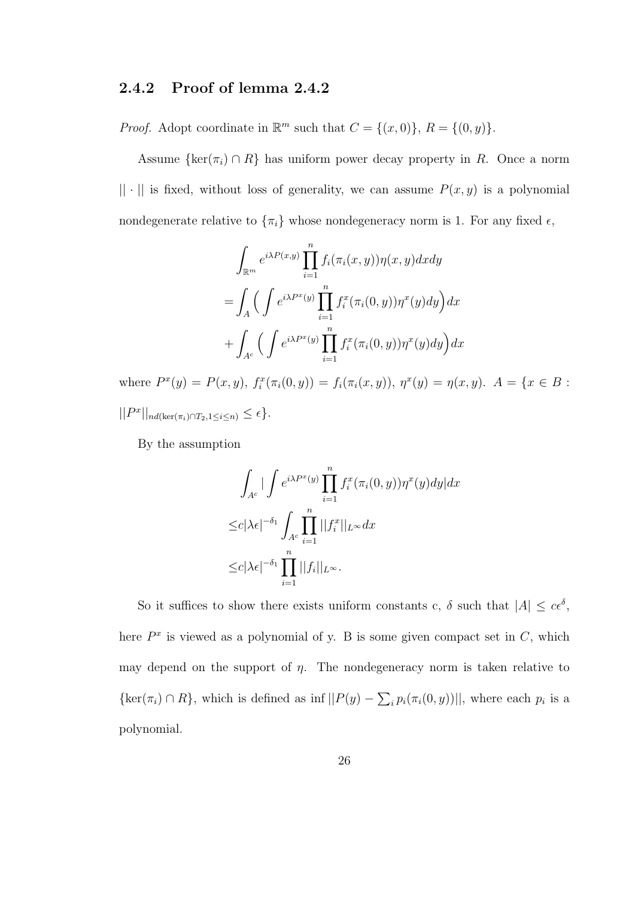### 2.4.2 Proof of lemma 2.4.2

*Proof.* Adopt coordinate in $\mathbb{R}^m$ such that $C = \{(x, 0)\}$, $R = \{(0, y)\}$.

Assume $\{\ker(\pi_i) \cap R\}$ has uniform power decay property in $R$. Once a norm $||\cdot||$ is fixed, without loss of generality, we can assume $P(x, y)$ is a polynomial nondegenerate relative to $\{\pi_i\}$ whose nondegeneracy norm is 1. For any fixed $\epsilon$,

$$
\begin{aligned}
&\int_{\mathbb{R}^m} e^{i\lambda P(x,y)} \prod_{i=1}^{n} f_i(\pi_i(x,y))\eta(x,y)dxdy \\
=&\int_A \Big( \int e^{i\lambda P^x(y)} \prod_{i=1}^{n} f_i^x(\pi_i(0,y))\eta^x(y)dy \Big) dx \\
+&\int_{A^c} \Big( \int e^{i\lambda P^x(y)} \prod_{i=1}^{n} f_i^x(\pi_i(0,y))\eta^x(y)dy \Big) dx
\end{aligned}
$$

where $P^x(y) = P(x, y)$, $f_i^x(\pi_i(0, y)) = f_i(\pi_i(x, y))$, $\eta^x(y) = \eta(x, y)$. $A = \{x \in B : ||P^x||_{nd(\ker(\pi_i)\cap T_2, 1\leq i\leq n)} \leq \epsilon\}$.

By the assumption

$$
\begin{aligned}
&\int_{A^c} |\int e^{i\lambda P^x(y)} \prod_{i=1}^{n} f_i^x(\pi_i(0,y))\eta^x(y)dy| dx \\
\leq& c|\lambda\epsilon|^{-\delta_1} \int_{A^c} \prod_{i=1}^{n} ||f_i^x||_{L^\infty} dx \\
\leq& c|\lambda\epsilon|^{-\delta_1} \prod_{i=1}^{n} ||f_i||_{L^\infty}.
\end{aligned}
$$

So it suffices to show there exists uniform constants c, $\delta$ such that $|A| \leq c\epsilon^\delta$, here $P^x$ is viewed as a polynomial of y. B is some given compact set in $C$, which may depend on the support of $\eta$. The nondegeneracy norm is taken relative to $\{\ker(\pi_i) \cap R\}$, which is defined as $\inf ||P(y) - \sum_i p_i(\pi_i(0, y))||$, where each $p_i$ is a polynomial.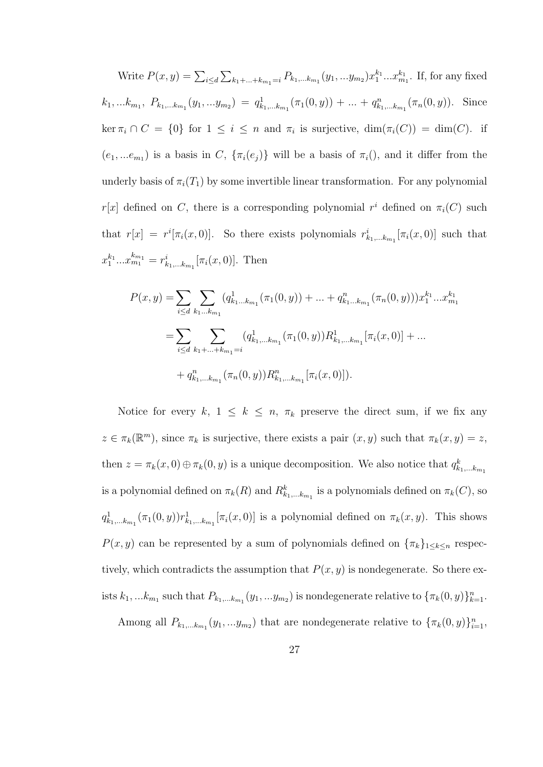Write $P(x,y) = \sum_{i\leq d}\sum_{k_1+...+k_{m_1}=i} P_{k_1,...k_{m_1}}(y_1,...y_{m_2})x_1^{k_1}...x_{m_1}^{k_1}$. If, for any fixed $k_1,...k_{m_1}$, $P_{k_1,...k_{m_1}}(y_1,...y_{m_2}) = q^1_{k_1,...k_{m_1}}(\pi_1(0,y)) + ... + q^n_{k_1,...k_{m_1}}(\pi_n(0,y))$. Since $\ker \pi_i \cap C = \{0\}$ for $1 \leq i \leq n$ and $\pi_i$ is surjective, $\dim(\pi_i(C)) = \dim(C)$. if $(e_1,...e_{m_1})$ is a basis in $C$, $\{\pi_i(e_j)\}$ will be a basis of $\pi_i()$, and it differ from the underly basis of $\pi_i(T_1)$ by some invertible linear transformation. For any polynomial $r[x]$ defined on $C$, there is a corresponding polynomial $r^i$ defined on $\pi_i(C)$ such that $r[x] = r^i[\pi_i(x,0)]$. So there exists polynomials $r^i_{k_1,...k_{m_1}}[\pi_i(x,0)]$ such that $x_1^{k_1}...x_{m_1}^{k_{m_1}} = r^i_{k_1,...k_{m_1}}[\pi_i(x,0)]$. Then

$$
\begin{aligned}
P(x,y) =& \sum_{i\leq d}\sum_{k_1...k_{m_1}} (q^1_{k_1...k_{m_1}}(\pi_1(0,y)) + ... + q^n_{k_1...k_{m_1}}(\pi_n(0,y)))x_1^{k_1}...x_{m_1}^{k_1} \\
=& \sum_{i\leq d}\sum_{k_1+...+k_{m_1}=i} (q^1_{k_1,...k_{m_1}}(\pi_1(0,y))R^1_{k_1,...k_{m_1}}[\pi_i(x,0)] + ... \\
&+ q^n_{k_1,...k_{m_1}}(\pi_n(0,y))R^n_{k_1,...k_{m_1}}[\pi_i(x,0)]).
\end{aligned}
$$

Notice for every $k$, $1 \leq k \leq n$, $\pi_k$ preserve the direct sum, if we fix any $z \in \pi_k(\mathbb{R}^m)$, since $\pi_k$ is surjective, there exists a pair $(x,y)$ such that $\pi_k(x,y) = z$, then $z = \pi_k(x,0) \oplus \pi_k(0,y)$ is a unique decomposition. We also notice that $q^k_{k_1,...k_{m_1}}$ is a polynomial defined on $\pi_k(R)$ and $R^k_{k_1,...k_{m_1}}$ is a polynomials defined on $\pi_k(C)$, so $q^1_{k_1,...k_{m_1}}(\pi_1(0,y))r^1_{k_1,...k_{m_1}}[\pi_i(x,0)]$ is a polynomial defined on $\pi_k(x,y)$. This shows $P(x,y)$ can be represented by a sum of polynomials defined on $\{\pi_k\}_{1\leq k\leq n}$ respectively, which contradicts the assumption that $P(x,y)$ is nondegenerate. So there exists $k_1,...k_{m_1}$ such that $P_{k_1,...k_{m_1}}(y_1,...y_{m_2})$ is nondegenerate relative to $\{\pi_k(0,y)\}_{k=1}^n$.

Among all $P_{k_1,...k_{m_1}}(y_1,...y_{m_2})$ that are nondegenerate relative to $\{\pi_k(0,y)\}_{i=1}^n$,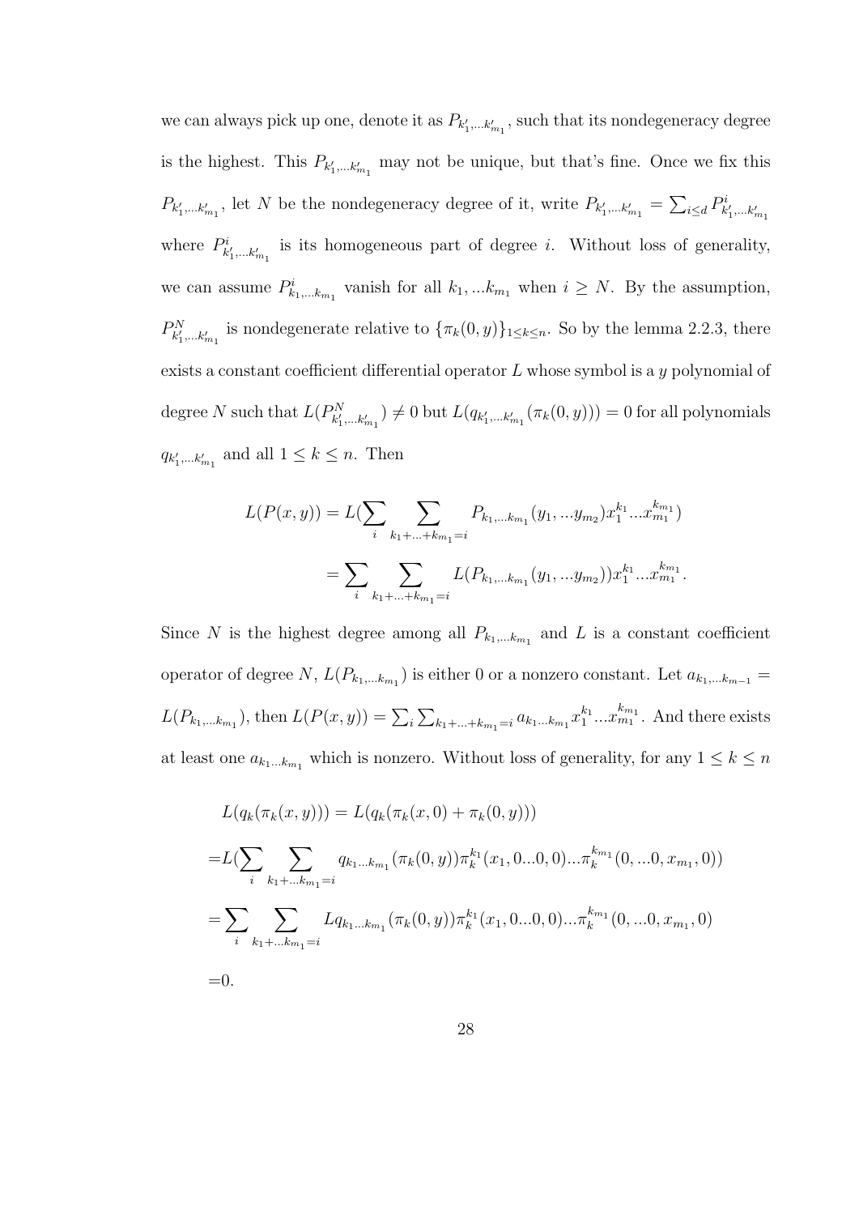we can always pick up one, denote it as $P_{k'_1,...k'_{m_1}}$, such that its nondegeneracy degree is the highest. This $P_{k'_1,...k'_{m_1}}$ may not be unique, but that's fine. Once we fix this $P_{k'_1,...k'_{m_1}}$, let $N$ be the nondegeneracy degree of it, write $P_{k'_1,...k'_{m_1}} = \sum_{i\leq d} P^i_{k'_1,...k'_{m_1}}$ where $P^i_{k'_1,...k'_{m_1}}$ is its homogeneous part of degree $i$. Without loss of generality, we can assume $P^i_{k_1,...k_{m_1}}$ vanish for all $k_1, ...k_{m_1}$ when $i \geq N$. By the assumption, $P^N_{k'_1,...k'_{m_1}}$ is nondegenerate relative to $\{\pi_k(0,y)\}_{1\leq k\leq n}$. So by the lemma 2.2.3, there exists a constant coefficient differential operator $L$ whose symbol is a $y$ polynomial of degree $N$ such that $L(P^N_{k'_1,...k'_{m_1}}) \neq 0$ but $L(q_{k'_1,...k'_{m_1}}(\pi_k(0,y))) = 0$ for all polynomials $q_{k'_1,...k'_{m_1}}$ and all $1 \leq k \leq n$. Then

$$
\begin{aligned}
L(P(x,y)) &= L(\sum_i \sum_{k_1+...+k_{m_1}=i} P_{k_1,...k_{m_1}}(y_1,...y_{m_2})x_1^{k_1}...x_{m_1}^{k_{m_1}}) \\
&= \sum_i \sum_{k_1+...+k_{m_1}=i} L(P_{k_1,...k_{m_1}}(y_1,...y_{m_2}))x_1^{k_1}...x_{m_1}^{k_{m_1}}.
\end{aligned}
$$

Since $N$ is the highest degree among all $P_{k_1,...k_{m_1}}$ and $L$ is a constant coefficient operator of degree $N$, $L(P_{k_1,...k_{m_1}})$ is either 0 or a nonzero constant. Let $a_{k_1,...k_{m-1}} = L(P_{k_1,...k_{m_1}})$, then $L(P(x,y)) = \sum_i \sum_{k_1+...+k_{m_1}=i} a_{k_1...k_{m_1}} x_1^{k_1}...x_{m_1}^{k_{m_1}}$. And there exists at least one $a_{k_1...k_{m_1}}$ which is nonzero. Without loss of generality, for any $1 \leq k \leq n$

$$
\begin{aligned}
&L(q_k(\pi_k(x,y))) = L(q_k(\pi_k(x,0) + \pi_k(0,y))) \\
=&L(\sum_i \sum_{k_1+...k_{m_1}=i} q_{k_1...k_{m_1}}(\pi_k(0,y))\pi_k^{k_1}(x_1,0...0,0)...\pi_k^{k_{m_1}}(0,...0,x_{m_1},0)) \\
=&\sum_i \sum_{k_1+...k_{m_1}=i} Lq_{k_1...k_{m_1}}(\pi_k(0,y))\pi_k^{k_1}(x_1,0...0,0)...\pi_k^{k_{m_1}}(0,...0,x_{m_1},0) \\
=&0.
\end{aligned}
$$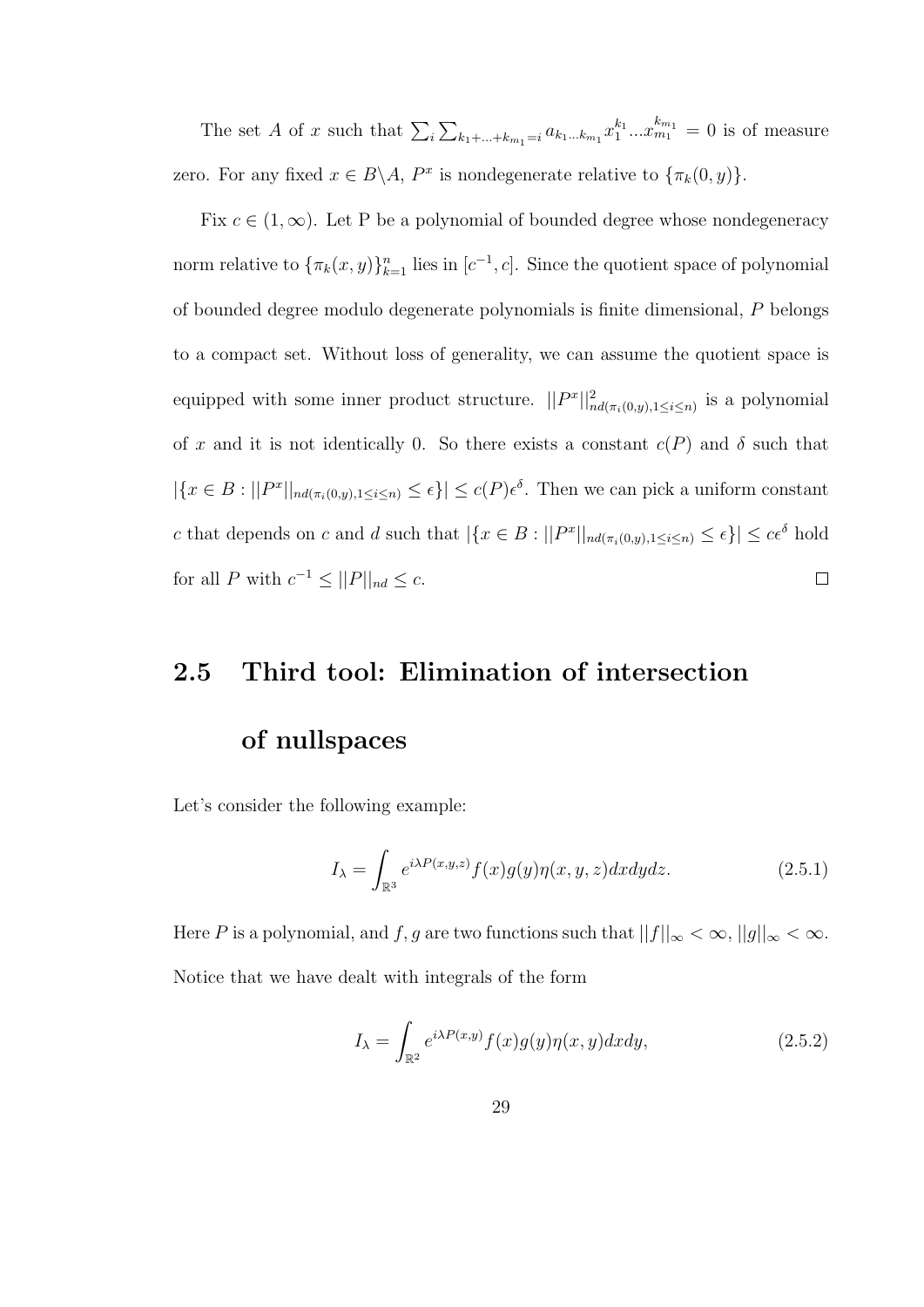The set $A$ of $x$ such that $\sum_i \sum_{k_1+...+k_{m_1}=i} a_{k_1...k_{m_1}} x_1^{k_1}...x_{m_1}^{k_{m_1}} = 0$ is of measure zero. For any fixed $x \in B\backslash A$, $P^x$ is nondegenerate relative to $\{\pi_k(0,y)\}$.

Fix $c \in (1, \infty)$. Let P be a polynomial of bounded degree whose nondegeneracy norm relative to $\{\pi_k(x,y)\}_{k=1}^n$ lies in $[c^{-1}, c]$. Since the quotient space of polynomial of bounded degree modulo degenerate polynomials is finite dimensional, $P$ belongs to a compact set. Without loss of generality, we can assume the quotient space is equipped with some inner product structure. $||P^x||^2_{nd(\pi_i(0,y),1\leq i\leq n)}$ is a polynomial of $x$ and it is not identically 0. So there exists a constant $c(P)$ and $\delta$ such that $|\{x \in B : ||P^x||_{nd(\pi_i(0,y),1\leq i\leq n)} \leq \epsilon\}| \leq c(P)\epsilon^\delta$. Then we can pick a uniform constant $c$ that depends on $c$ and $d$ such that $|\{x \in B : ||P^x||_{nd(\pi_i(0,y),1\leq i\leq n)} \leq \epsilon\}| \leq c\epsilon^\delta$ hold for all $P$ with $c^{-1} \leq ||P||_{nd} \leq c$. □

## 2.5 Third tool: Elimination of intersection of nullspaces

Let's consider the following example:

$$I_\lambda = \int_{\mathbb{R}^3} e^{i\lambda P(x,y,z)} f(x)g(y)\eta(x,y,z)dxdydz. \tag{2.5.1}$$

Here $P$ is a polynomial, and $f, g$ are two functions such that $||f||_\infty < \infty$, $||g||_\infty < \infty$. Notice that we have dealt with integrals of the form

$$I_\lambda = \int_{\mathbb{R}^2} e^{i\lambda P(x,y)} f(x)g(y)\eta(x,y)dxdy, \tag{2.5.2}$$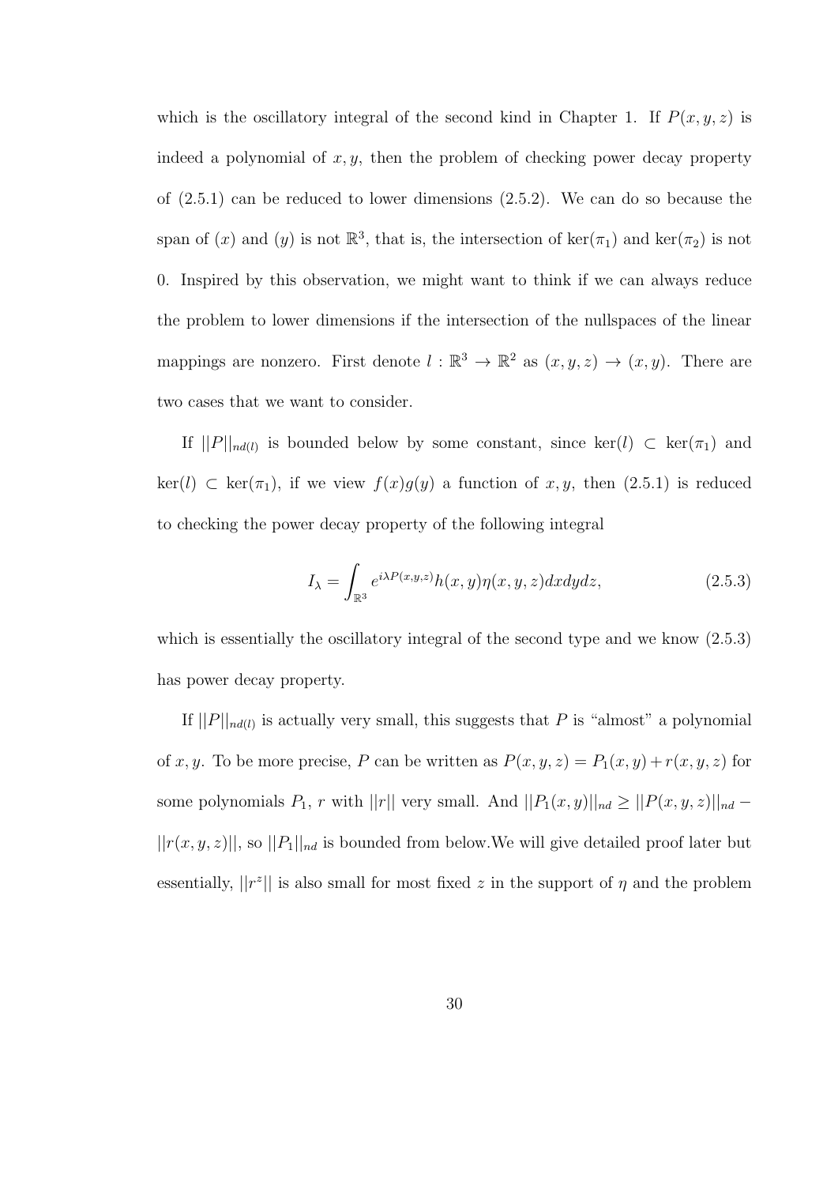which is the oscillatory integral of the second kind in Chapter 1. If $P(x, y, z)$ is indeed a polynomial of $x, y$, then the problem of checking power decay property of (2.5.1) can be reduced to lower dimensions (2.5.2). We can do so because the span of $(x)$ and $(y)$ is not $\mathbb{R}^3$, that is, the intersection of $\ker(\pi_1)$ and $\ker(\pi_2)$ is not 0. Inspired by this observation, we might want to think if we can always reduce the problem to lower dimensions if the intersection of the nullspaces of the linear mappings are nonzero. First denote $l : \mathbb{R}^3 \to \mathbb{R}^2$ as $(x, y, z) \to (x, y)$. There are two cases that we want to consider.

If $||P||_{nd(l)}$ is bounded below by some constant, since $\ker(l) \subset \ker(\pi_1)$ and $\ker(l) \subset \ker(\pi_1)$, if we view $f(x)g(y)$ a function of $x, y$, then (2.5.1) is reduced to checking the power decay property of the following integral

$$I_\lambda = \int_{\mathbb{R}^3} e^{i\lambda P(x,y,z)} h(x, y)\eta(x, y, z)dxdydz, \tag{2.5.3}$$

which is essentially the oscillatory integral of the second type and we know (2.5.3) has power decay property.

If $||P||_{nd(l)}$ is actually very small, this suggests that $P$ is "almost" a polynomial of $x, y$. To be more precise, $P$ can be written as $P(x, y, z) = P_1(x, y) + r(x, y, z)$ for some polynomials $P_1$, $r$ with $||r||$ very small. And $||P_1(x, y)||_{nd} \geq ||P(x, y, z)||_{nd} - ||r(x, y, z)||$, so $||P_1||_{nd}$ is bounded from below.We will give detailed proof later but essentially, $||r^z||$ is also small for most fixed $z$ in the support of $\eta$ and the problem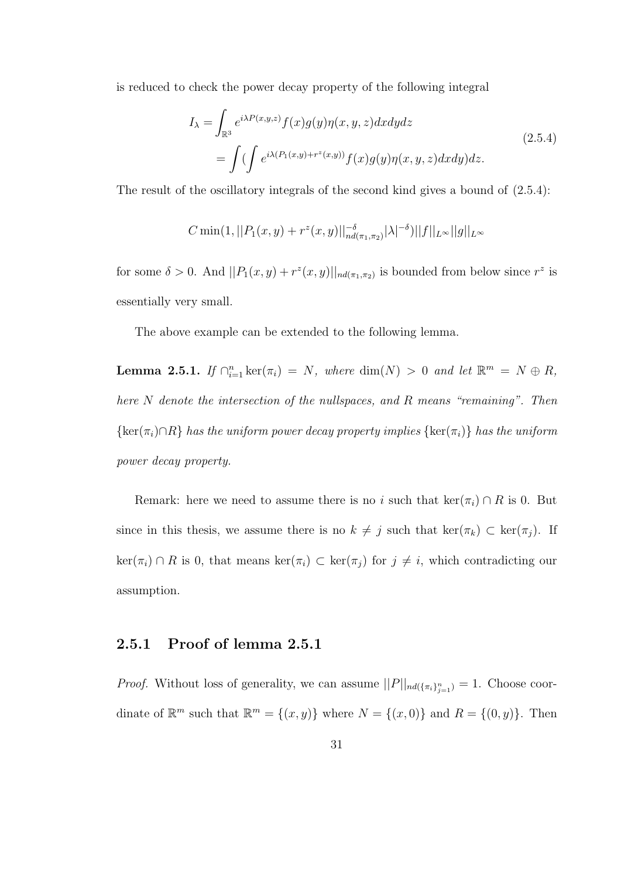is reduced to check the power decay property of the following integral

$$
\begin{aligned}
I_\lambda &= \int_{\mathbb{R}^3} e^{i\lambda P(x,y,z)} f(x)g(y)\eta(x,y,z)dxdydz \\
&= \int (\int e^{i\lambda(P_1(x,y)+r^z(x,y))} f(x)g(y)\eta(x,y,z)dxdy)dz.
\end{aligned}
\tag{2.5.4}
$$

The result of the oscillatory integrals of the second kind gives a bound of (2.5.4):

$$
C\min(1, ||P_1(x,y)+r^z(x,y)||_{nd(\pi_1,\pi_2)}^{-\delta}|\lambda|^{-\delta})||f||_{L^\infty}||g||_{L^\infty}
$$

for some $\delta > 0$. And $||P_1(x,y)+r^z(x,y)||_{nd(\pi_1,\pi_2)}$ is bounded from below since $r^z$ is essentially very small.

The above example can be extended to the following lemma.

**Lemma 2.5.1.** *If $\cap_{i=1}^n \ker(\pi_i) = N$, where $\dim(N) > 0$ and let $\mathbb{R}^m = N \oplus R$, here $N$ denote the intersection of the nullspaces, and $R$ means "remaining". Then $\{\ker(\pi_i)\cap R\}$ has the uniform power decay property implies $\{\ker(\pi_i)\}$ has the uniform power decay property.*

Remark: here we need to assume there is no $i$ such that $\ker(\pi_i)\cap R$ is 0. But since in this thesis, we assume there is no $k \neq j$ such that $\ker(\pi_k) \subset \ker(\pi_j)$. If $\ker(\pi_i)\cap R$ is 0, that means $\ker(\pi_i) \subset \ker(\pi_j)$ for $j \neq i$, which contradicting our assumption.

### 2.5.1 Proof of lemma 2.5.1

*Proof.* Without loss of generality, we can assume $||P||_{nd(\{\pi_i\}_{j=1}^n)} = 1$. Choose coordinate of $\mathbb{R}^m$ such that $\mathbb{R}^m = \{(x,y)\}$ where $N = \{(x,0)\}$ and $R = \{(0,y)\}$. Then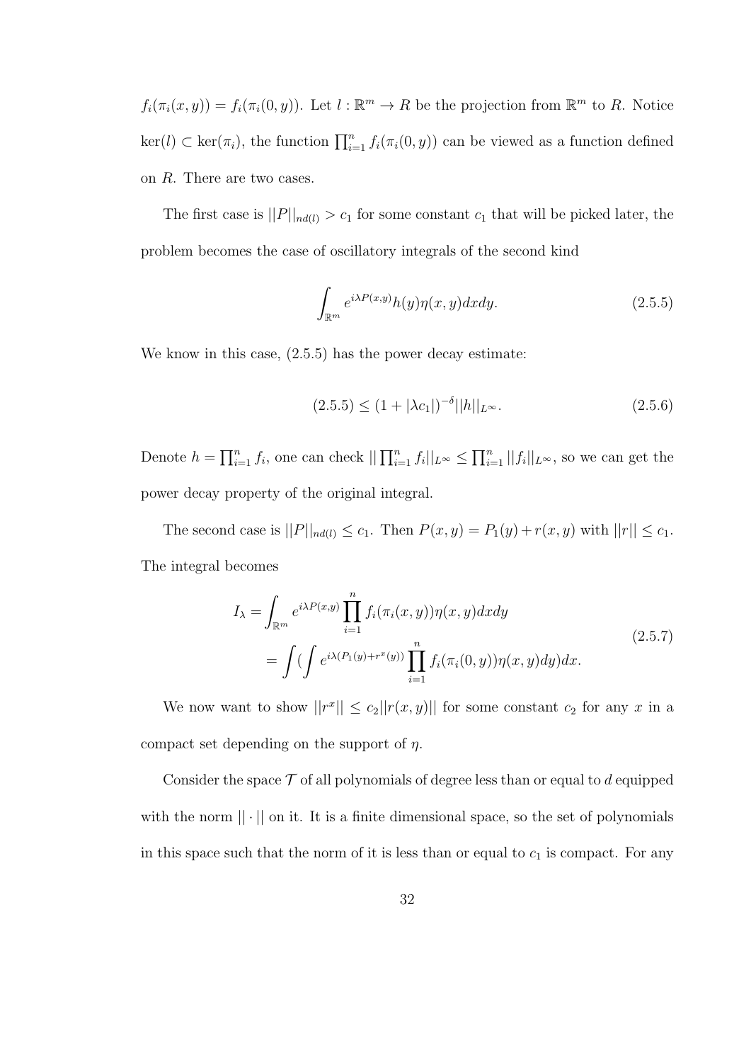$f_i(\pi_i(x,y)) = f_i(\pi_i(0,y))$. Let $l : \mathbb{R}^m \to R$ be the projection from $\mathbb{R}^m$ to $R$. Notice $\ker(l) \subset \ker(\pi_i)$, the function $\prod_{i=1}^n f_i(\pi_i(0,y))$ can be viewed as a function defined on $R$. There are two cases.

The first case is $||P||_{nd(l)} > c_1$ for some constant $c_1$ that will be picked later, the problem becomes the case of oscillatory integrals of the second kind

$$\int_{\mathbb{R}^m} e^{i\lambda P(x,y)} h(y)\eta(x,y)dxdy. \tag{2.5.5}$$

We know in this case, (2.5.5) has the power decay estimate:

$$(2.5.5) \leq (1 + |\lambda c_1|)^{-\delta} ||h||_{L^\infty}. \tag{2.5.6}$$

Denote $h = \prod_{i=1}^n f_i$, one can check $||\prod_{i=1}^n f_i||_{L^\infty} \leq \prod_{i=1}^n ||f_i||_{L^\infty}$, so we can get the power decay property of the original integral.

The second case is $||P||_{nd(l)} \leq c_1$. Then $P(x,y) = P_1(y) + r(x,y)$ with $||r|| \leq c_1$. The integral becomes

$$\begin{aligned} I_\lambda =& \int_{\mathbb{R}^m} e^{i\lambda P(x,y)} \prod_{i=1}^n f_i(\pi_i(x,y))\eta(x,y)dxdy \\ =& \int (\int e^{i\lambda(P_1(y)+r^x(y))} \prod_{i=1}^n f_i(\pi_i(0,y))\eta(x,y)dy)dx. \end{aligned} \tag{2.5.7}$$

We now want to show $||r^x|| \leq c_2||r(x,y)||$ for some constant $c_2$ for any $x$ in a compact set depending on the support of $\eta$.

Consider the space $\mathcal{T}$ of all polynomials of degree less than or equal to $d$ equipped with the norm $||\cdot||$ on it. It is a finite dimensional space, so the set of polynomials in this space such that the norm of it is less than or equal to $c_1$ is compact. For any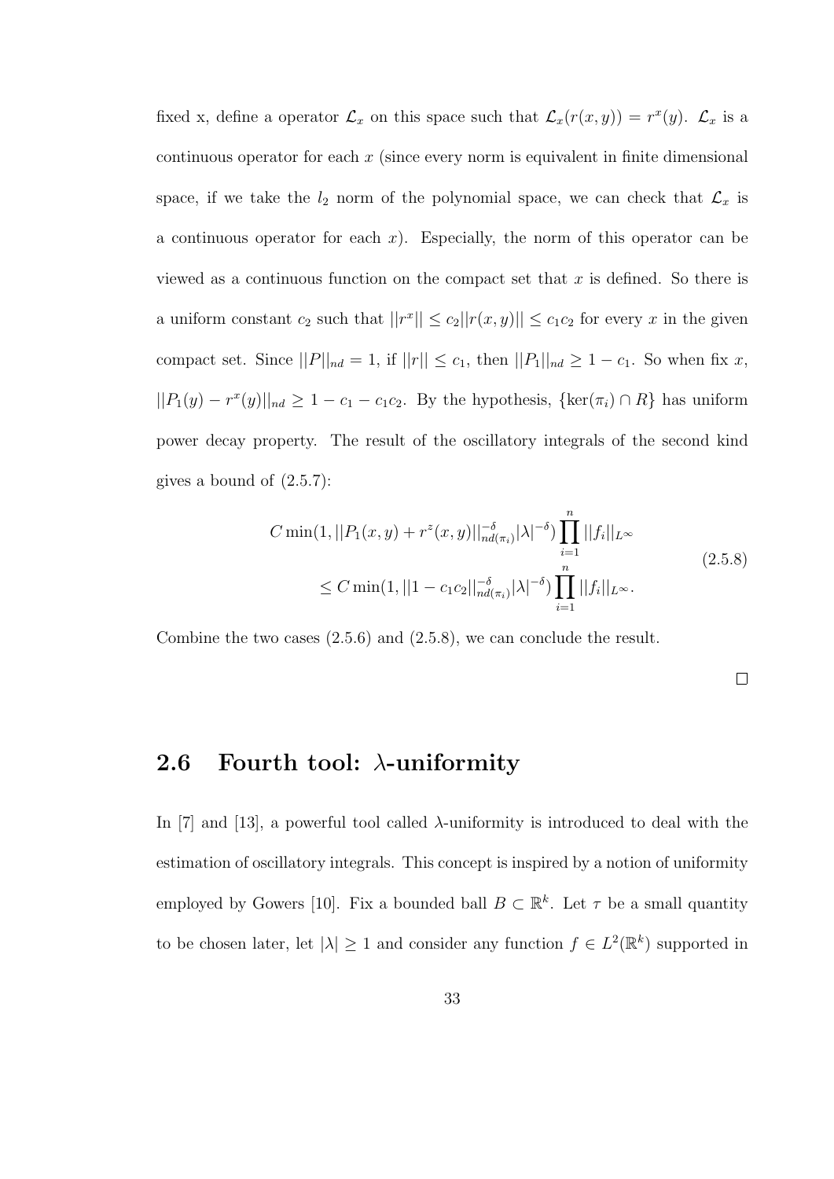fixed x, define a operator $\mathcal{L}_x$ on this space such that $\mathcal{L}_x(r(x,y)) = r^x(y)$. $\mathcal{L}_x$ is a continuous operator for each $x$ (since every norm is equivalent in finite dimensional space, if we take the $l_2$ norm of the polynomial space, we can check that $\mathcal{L}_x$ is a continuous operator for each $x$). Especially, the norm of this operator can be viewed as a continuous function on the compact set that $x$ is defined. So there is a uniform constant $c_2$ such that $||r^x|| \le c_2||r(x,y)|| \le c_1c_2$ for every $x$ in the given compact set. Since $||P||_{nd} = 1$, if $||r|| \le c_1$, then $||P_1||_{nd} \ge 1 - c_1$. So when fix $x$, $||P_1(y) - r^x(y)||_{nd} \ge 1 - c_1 - c_1c_2$. By the hypothesis, $\{\ker(\pi_i) \cap R\}$ has uniform power decay property. The result of the oscillatory integrals of the second kind gives a bound of (2.5.7):

$$
\begin{aligned}
C \min(1, ||P_1(x,y) + r^z(x,y)||_{nd(\pi_i)}^{-\delta} |\lambda|^{-\delta}) \prod_{i=1}^{n} ||f_i||_{L^\infty} \\
\le C \min(1, ||1 - c_1c_2||_{nd(\pi_i)}^{-\delta} |\lambda|^{-\delta}) \prod_{i=1}^{n} ||f_i||_{L^\infty}.
\end{aligned}
\tag{2.5.8}
$$

Combine the two cases (2.5.6) and (2.5.8), we can conclude the result.

□

## 2.6 Fourth tool: $\lambda$-uniformity

In [7] and [13], a powerful tool called $\lambda$-uniformity is introduced to deal with the estimation of oscillatory integrals. This concept is inspired by a notion of uniformity employed by Gowers [10]. Fix a bounded ball $B \subset \mathbb{R}^k$. Let $\tau$ be a small quantity to be chosen later, let $|\lambda| \ge 1$ and consider any function $f \in L^2(\mathbb{R}^k)$ supported in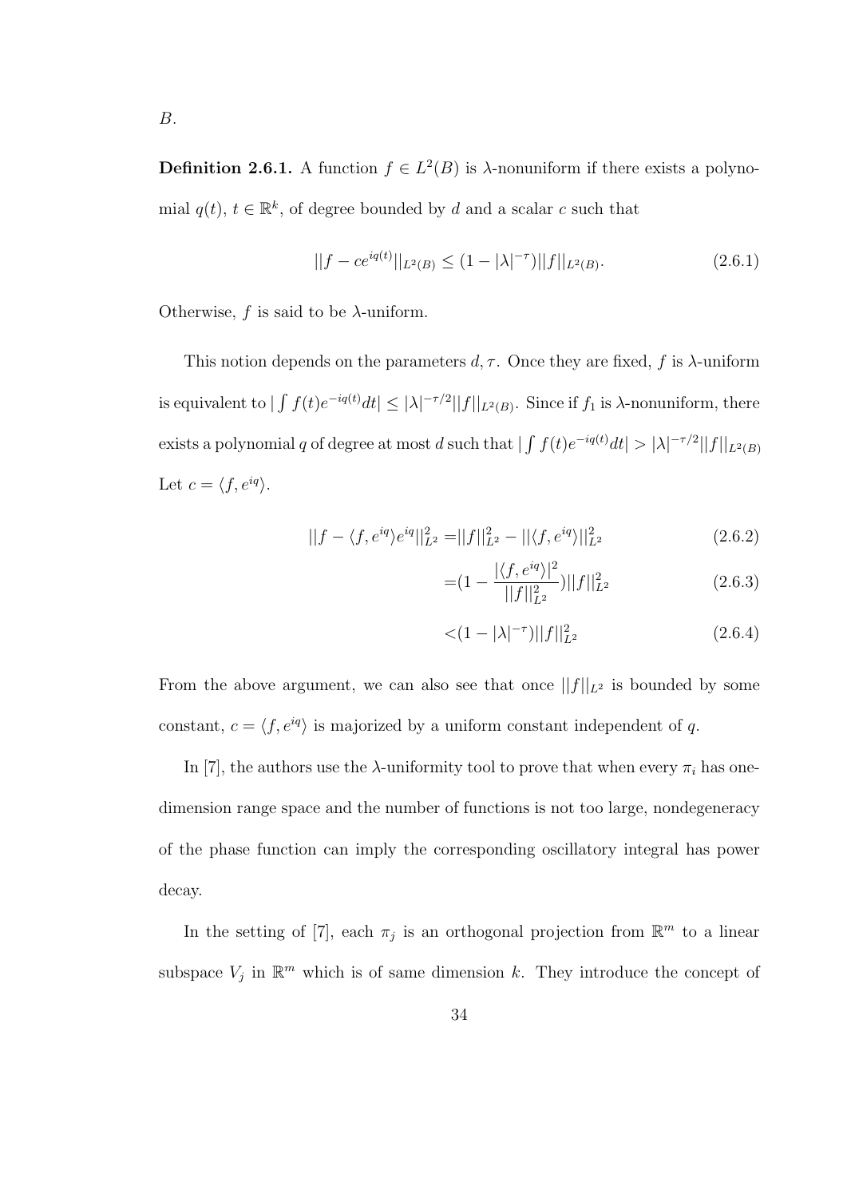$B$.

**Definition 2.6.1.** A function $f \in L^2(B)$ is $\lambda$-nonuniform if there exists a polynomial $q(t)$, $t \in \mathbb{R}^k$, of degree bounded by $d$ and a scalar $c$ such that

$$||f - ce^{iq(t)}||_{L^2(B)} \leq (1 - |\lambda|^{-\tau})||f||_{L^2(B)}. \tag{2.6.1}$$

Otherwise, $f$ is said to be $\lambda$-uniform.

This notion depends on the parameters $d, \tau$. Once they are fixed, $f$ is $\lambda$-uniform is equivalent to $|\int f(t)e^{-iq(t)}dt| \leq |\lambda|^{-\tau/2}||f||_{L^2(B)}$. Since if $f_1$ is $\lambda$-nonuniform, there exists a polynomial $q$ of degree at most $d$ such that $|\int f(t)e^{-iq(t)}dt| > |\lambda|^{-\tau/2}||f||_{L^2(B)}$ Let $c = \langle f, e^{iq} \rangle$.

$$\begin{aligned}
||f - \langle f, e^{iq} \rangle e^{iq}||_{L^2}^2 =& ||f||_{L^2}^2 - ||\langle f, e^{iq} \rangle||_{L^2}^2 & (2.6.2)\\
=& (1 - \frac{|\langle f, e^{iq} \rangle|^2}{||f||_{L^2}^2})||f||_{L^2}^2 & (2.6.3)\\
<& (1 - |\lambda|^{-\tau})||f||_{L^2}^2 & (2.6.4)
\end{aligned}$$

From the above argument, we can also see that once $||f||_{L^2}$ is bounded by some constant, $c = \langle f, e^{iq} \rangle$ is majorized by a uniform constant independent of $q$.

In [7], the authors use the $\lambda$-uniformity tool to prove that when every $\pi_i$ has one-dimension range space and the number of functions is not too large, nondegeneracy of the phase function can imply the corresponding oscillatory integral has power decay.

In the setting of [7], each $\pi_j$ is an orthogonal projection from $\mathbb{R}^m$ to a linear subspace $V_j$ in $\mathbb{R}^m$ which is of same dimension $k$. They introduce the concept of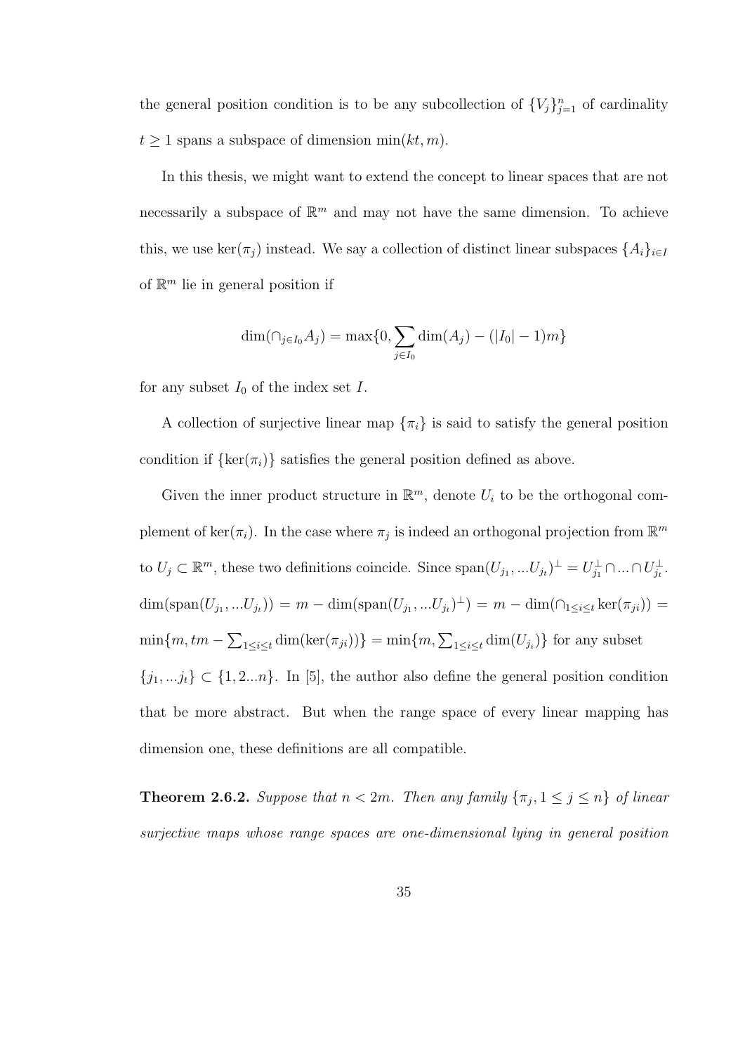the general position condition is to be any subcollection of $\{V_j\}_{j=1}^n$ of cardinality $t \geq 1$ spans a subspace of dimension $\min(kt, m)$.

In this thesis, we might want to extend the concept to linear spaces that are not necessarily a subspace of $\mathbb{R}^m$ and may not have the same dimension. To achieve this, we use $\ker(\pi_j)$ instead. We say a collection of distinct linear subspaces $\{A_i\}_{i \in I}$ of $\mathbb{R}^m$ lie in general position if

$$\dim(\cap_{j \in I_0} A_j) = \max\{0, \sum_{j \in I_0} \dim(A_j) - (|I_0| - 1)m\}$$

for any subset $I_0$ of the index set $I$.

A collection of surjective linear map $\{\pi_i\}$ is said to satisfy the general position condition if $\{\ker(\pi_i)\}$ satisfies the general position defined as above.

Given the inner product structure in $\mathbb{R}^m$, denote $U_i$ to be the orthogonal complement of $\ker(\pi_i)$. In the case where $\pi_j$ is indeed an orthogonal projection from $\mathbb{R}^m$ to $U_j \subset \mathbb{R}^m$, these two definitions coincide. Since $\text{span}(U_{j_1}, ...U_{j_t})^\perp = U_{j_1}^\perp \cap ... \cap U_{j_t}^\perp$. $\dim(\text{span}(U_{j_1}, ...U_{j_t})) = m - \dim(\text{span}(U_{j_1}, ...U_{j_t})^\perp) = m - \dim(\cap_{1 \leq i \leq t} \ker(\pi_{ji})) = \min\{m, tm - \sum_{1 \leq i \leq t} \dim(\ker(\pi_{ji}))\} = \min\{m, \sum_{1 \leq i \leq t} \dim(U_{j_i})\}$ for any subset $\{j_1, ...j_t\} \subset \{1, 2...n\}$. In [5], the author also define the general position condition that be more abstract. But when the range space of every linear mapping has dimension one, these definitions are all compatible.

**Theorem 2.6.2.** *Suppose that $n < 2m$. Then any family $\{\pi_j, 1 \leq j \leq n\}$ of linear surjective maps whose range spaces are one-dimensional lying in general position*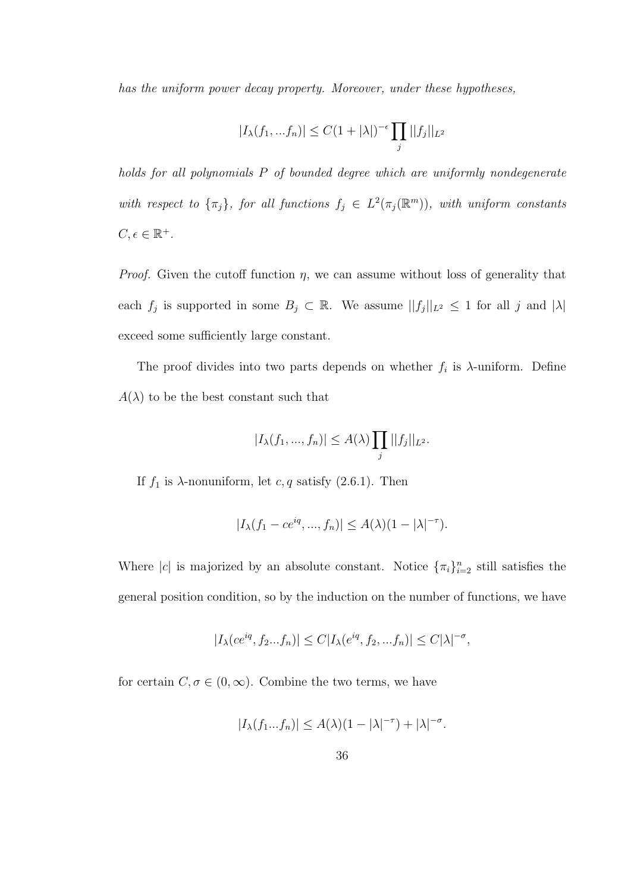*has the uniform power decay property. Moreover, under these hypotheses,*

$$|I_\lambda(f_1, ... f_n)| \leq C(1 + |\lambda|)^{-\epsilon} \prod_j ||f_j||_{L^2}$$

*holds for all polynomials $P$ of bounded degree which are uniformly nondegenerate with respect to $\{\pi_j\}$, for all functions $f_j \in L^2(\pi_j(\mathbb{R}^m))$, with uniform constants $C, \epsilon \in \mathbb{R}^+$.*

*Proof.* Given the cutoff function $\eta$, we can assume without loss of generality that each $f_j$ is supported in some $B_j \subset \mathbb{R}$. We assume $||f_j||_{L^2} \leq 1$ for all $j$ and $|\lambda|$ exceed some sufficiently large constant.

The proof divides into two parts depends on whether $f_i$ is $\lambda$-uniform. Define $A(\lambda)$ to be the best constant such that

$$|I_\lambda(f_1, ..., f_n)| \leq A(\lambda) \prod_j ||f_j||_{L^2}.$$

If $f_1$ is $\lambda$-nonuniform, let $c, q$ satisfy (2.6.1). Then

$$|I_\lambda(f_1 - ce^{iq}, ..., f_n)| \leq A(\lambda)(1 - |\lambda|^{-\tau}).$$

Where $|c|$ is majorized by an absolute constant. Notice $\{\pi_i\}_{i=2}^n$ still satisfies the general position condition, so by the induction on the number of functions, we have

$$|I_\lambda(ce^{iq}, f_2 ... f_n)| \leq C|I_\lambda(e^{iq}, f_2, ... f_n)| \leq C|\lambda|^{-\sigma},$$

for certain $C, \sigma \in (0, \infty)$. Combine the two terms, we have

$$|I_\lambda(f_1 ... f_n)| \leq A(\lambda)(1 - |\lambda|^{-\tau}) + |\lambda|^{-\sigma}.$$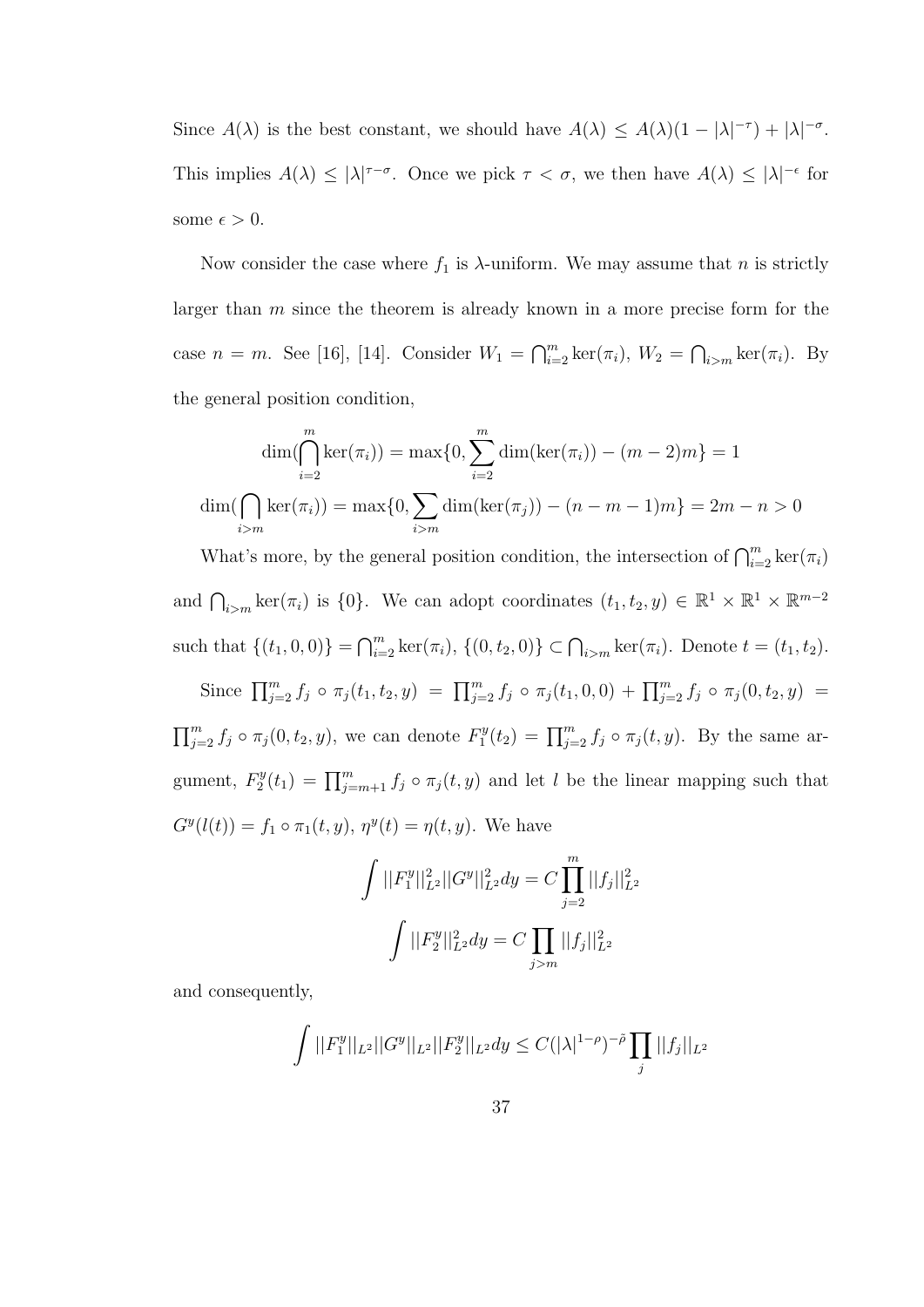Since $A(\lambda)$ is the best constant, we should have $A(\lambda) \leq A(\lambda)(1 - |\lambda|^{-\tau}) + |\lambda|^{-\sigma}$. This implies $A(\lambda) \leq |\lambda|^{\tau - \sigma}$. Once we pick $\tau < \sigma$, we then have $A(\lambda) \leq |\lambda|^{-\epsilon}$ for some $\epsilon > 0$.

Now consider the case where $f_1$ is $\lambda$-uniform. We may assume that $n$ is strictly larger than $m$ since the theorem is already known in a more precise form for the case $n = m$. See [16], [14]. Consider $W_1 = \bigcap_{i=2}^m \ker(\pi_i)$, $W_2 = \bigcap_{i>m} \ker(\pi_i)$. By the general position condition,

$$\dim(\bigcap_{i=2}^m \ker(\pi_i)) = \max\{0, \sum_{i=2}^m \dim(\ker(\pi_i)) - (m-2)m\} = 1$$

$$\dim(\bigcap_{i>m} \ker(\pi_i)) = \max\{0, \sum_{i>m} \dim(\ker(\pi_j)) - (n-m-1)m\} = 2m - n > 0$$

What's more, by the general position condition, the intersection of $\bigcap_{i=2}^m \ker(\pi_i)$ and $\bigcap_{i>m} \ker(\pi_i)$ is $\{0\}$. We can adopt coordinates $(t_1, t_2, y) \in \mathbb{R}^1 \times \mathbb{R}^1 \times \mathbb{R}^{m-2}$ such that $\{(t_1, 0, 0)\} = \bigcap_{i=2}^m \ker(\pi_i)$, $\{(0, t_2, 0)\} \subset \bigcap_{i>m} \ker(\pi_i)$. Denote $t = (t_1, t_2)$.

Since $\prod_{j=2}^m f_j \circ \pi_j(t_1, t_2, y) = \prod_{j=2}^m f_j \circ \pi_j(t_1, 0, 0) + \prod_{j=2}^m f_j \circ \pi_j(0, t_2, y) = \prod_{j=2}^m f_j \circ \pi_j(0, t_2, y)$, we can denote $F_1^y(t_2) = \prod_{j=2}^m f_j \circ \pi_j(t, y)$. By the same argument, $F_2^y(t_1) = \prod_{j=m+1}^m f_j \circ \pi_j(t, y)$ and let $l$ be the linear mapping such that $G^y(l(t)) = f_1 \circ \pi_1(t, y)$, $\eta^y(t) = \eta(t, y)$. We have

$$\int ||F_1^y||_{L^2}^2 ||G^y||_{L^2}^2 dy = C \prod_{j=2}^m ||f_j||_{L^2}^2$$

$$\int ||F_2^y||_{L^2}^2 dy = C \prod_{j>m} ||f_j||_{L^2}^2$$

and consequently,

$$\int ||F_1^y||_{L^2} ||G^y||_{L^2} ||F_2^y||_{L^2} dy \leq C(|\lambda|^{1-\rho})^{-\tilde{\rho}} \prod_j ||f_j||_{L^2}$$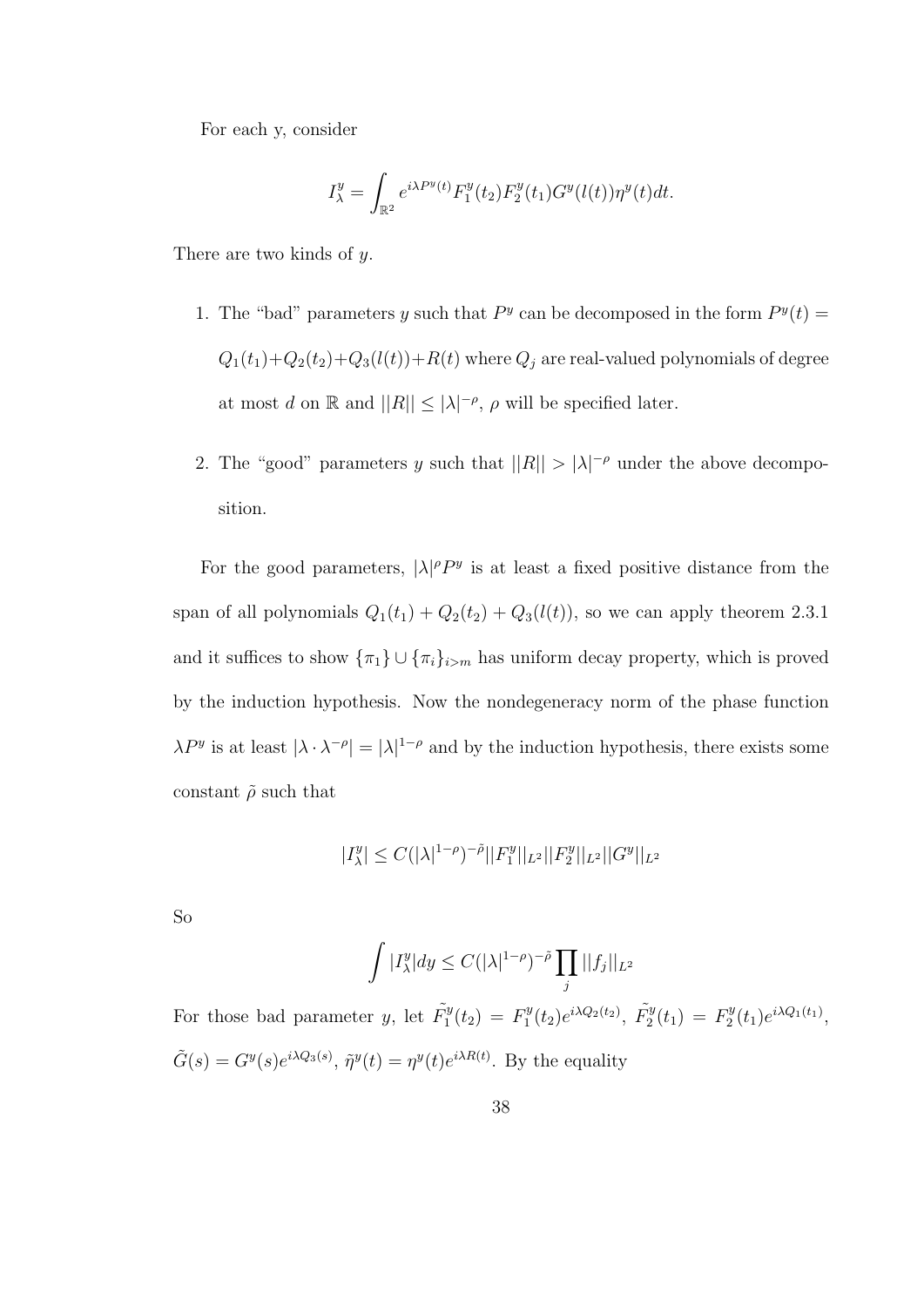For each y, consider

$$I_\lambda^y = \int_{\mathbb{R}^2} e^{i\lambda P^y(t)} F_1^y(t_2) F_2^y(t_1) G^y(l(t)) \eta^y(t) dt.$$

There are two kinds of $y$.

1. The "bad" parameters $y$ such that $P^y$ can be decomposed in the form $P^y(t) = Q_1(t_1) + Q_2(t_2) + Q_3(l(t)) + R(t)$ where $Q_j$ are real-valued polynomials of degree at most $d$ on $\mathbb{R}$ and $||R|| \leq |\lambda|^{-\rho}$, $\rho$ will be specified later.

2. The "good" parameters $y$ such that $||R|| > |\lambda|^{-\rho}$ under the above decomposition.

For the good parameters, $|\lambda|^\rho P^y$ is at least a fixed positive distance from the span of all polynomials $Q_1(t_1) + Q_2(t_2) + Q_3(l(t))$, so we can apply theorem 2.3.1 and it suffices to show $\{\pi_1\} \cup \{\pi_i\}_{i>m}$ has uniform decay property, which is proved by the induction hypothesis. Now the nondegeneracy norm of the phase function $\lambda P^y$ is at least $|\lambda \cdot \lambda^{-\rho}| = |\lambda|^{1-\rho}$ and by the induction hypothesis, there exists some constant $\tilde{\rho}$ such that

$$|I_\lambda^y| \leq C(|\lambda|^{1-\rho})^{-\tilde{\rho}} ||F_1^y||_{L^2} ||F_2^y||_{L^2} ||G^y||_{L^2}$$

So

$$\int |I_\lambda^y| dy \leq C(|\lambda|^{1-\rho})^{-\tilde{\rho}} \prod_j ||f_j||_{L^2}$$

For those bad parameter $y$, let $\tilde{F_1^y}(t_2) = F_1^y(t_2) e^{i\lambda Q_2(t_2)}$, $\tilde{F_2^y}(t_1) = F_2^y(t_1) e^{i\lambda Q_1(t_1)}$, $\tilde{G}(s) = G^y(s) e^{i\lambda Q_3(s)}$, $\tilde{\eta}^y(t) = \eta^y(t) e^{i\lambda R(t)}$. By the equality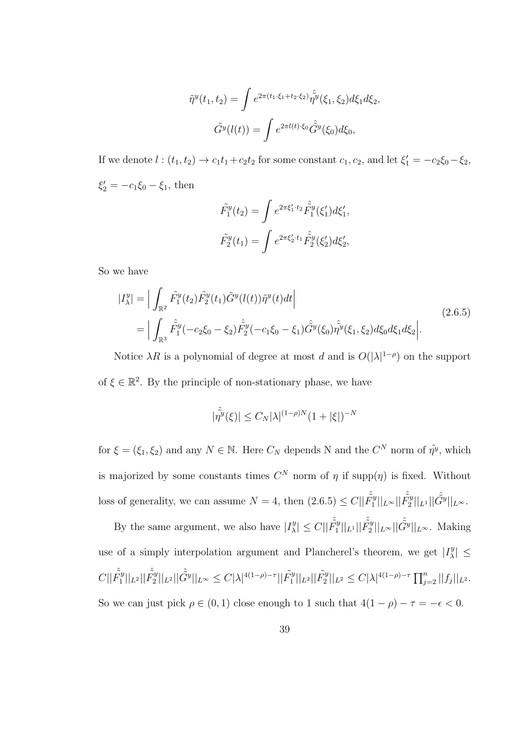$$\tilde{\eta}^y(t_1, t_2) = \int e^{2\pi(t_1 \cdot \xi_1 + t_2 \cdot \xi_2)} \hat{\tilde{\eta}}^y(\xi_1, \xi_2) d\xi_1 d\xi_2,$$

$$\tilde{G}^y(l(t)) = \int e^{2\pi l(t) \cdot \xi_0} \hat{\tilde{G}}^y(\xi_0) d\xi_0,$$

If we denote $l : (t_1, t_2) \to c_1 t_1 + c_2 t_2$ for some constant $c_1, c_2$, and let $\xi_1' = -c_2\xi_0 - \xi_2$, $\xi_2' = -c_1\xi_0 - \xi_1$, then

$$\tilde{F}_1^y(t_2) = \int e^{2\pi \xi_1' \cdot t_2} \hat{\tilde{F}}_1^y(\xi_1') d\xi_1',$$

$$\tilde{F}_2^y(t_1) = \int e^{2\pi \xi_2' \cdot t_1} \hat{\tilde{F}}_2^y(\xi_2') d\xi_2',$$

So we have

$$\begin{aligned} |I_\lambda^y| &= \Big| \int_{\mathbb{R}^2} \tilde{F}_1^y(t_2) \tilde{F}_2^y(t_1) \tilde{G}^y(l(t)) \tilde{\eta}^y(t) dt \Big| \\ &= \Big| \int_{\mathbb{R}^3} \hat{\tilde{F}}_1^y(-c_2\xi_0 - \xi_2) \hat{\tilde{F}}_2^y(-c_1\xi_0 - \xi_1) \hat{\tilde{G}}^y(\xi_0) \hat{\tilde{\eta}}^y(\xi_1, \xi_2) d\xi_0 d\xi_1 d\xi_2 \Big|. \end{aligned} \tag{2.6.5}$$

Notice $\lambda R$ is a polynomial of degree at most $d$ and is $O(|\lambda|^{1-\rho})$ on the support of $\xi \in \mathbb{R}^2$. By the principle of non-stationary phase, we have

$$|\hat{\tilde{\eta}}^y(\xi)| \leq C_N |\lambda|^{(1-\rho)N} (1 + |\xi|)^{-N}$$

for $\xi = (\xi_1, \xi_2)$ and any $N \in \mathbb{N}$. Here $C_N$ depends N and the $C^N$ norm of $\tilde{\eta}^y$, which is majorized by some constants times $C^N$ norm of $\eta$ if $\text{supp}(\eta)$ is fixed. Without loss of generality, we can assume $N = 4$, then $(2.6.5) \leq C||\hat{\tilde{F}}_1^y||_{L^\infty} ||\hat{\tilde{F}}_2^y||_{L^1} ||\hat{\tilde{G}}^y||_{L^\infty}$.

By the same argument, we also have $|I_\lambda^y| \leq C||\hat{\tilde{F}}_1^y||_{L^1} ||\hat{\tilde{F}}_2^y||_{L^\infty} ||\hat{\tilde{G}}^y||_{L^\infty}$. Making use of a simply interpolation argument and Plancherel's theorem, we get $|I_\lambda^y| \leq C||\hat{\tilde{F}}_1^y||_{L^2} ||\hat{\tilde{F}}_2^y||_{L^2} ||\hat{\tilde{G}}^y||_{L^\infty} \leq C|\lambda|^{4(1-\rho)-\tau} ||\tilde{F}_1^y||_{L^2} ||\tilde{F}_2^y||_{L^2} \leq C|\lambda|^{4(1-\rho)-\tau} \prod_{j=2}^n ||f_j||_{L^2}$. So we can just pick $\rho \in (0, 1)$ close enough to 1 such that $4(1 - \rho) - \tau = -\epsilon < 0$.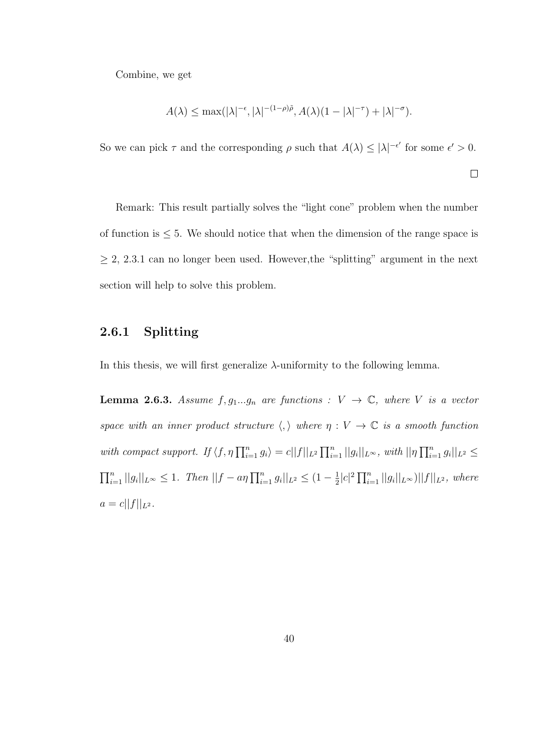Combine, we get

$$A(\lambda) \leq \max(|\lambda|^{-\epsilon}, |\lambda|^{-(1-\rho)\tilde{\rho}}, A(\lambda)(1 - |\lambda|^{-\tau}) + |\lambda|^{-\sigma}).$$

So we can pick $\tau$ and the corresponding $\rho$ such that $A(\lambda) \leq |\lambda|^{-\epsilon'}$ for some $\epsilon' > 0$.

□

Remark: This result partially solves the "light cone" problem when the number of function is $\leq 5$. We should notice that when the dimension of the range space is $\geq 2$, 2.3.1 can no longer been used. However,the "splitting" argument in the next section will help to solve this problem.

### 2.6.1 Splitting

In this thesis, we will first generalize $\lambda$-uniformity to the following lemma.

**Lemma 2.6.3.** *Assume $f, g_1 ... g_n$ are functions : $V \to \mathbb{C}$, where $V$ is a vector space with an inner product structure $\langle , \rangle$ where $\eta : V \to \mathbb{C}$ is a smooth function with compact support. If $\langle f, \eta \prod_{i=1}^n g_i \rangle = c||f||_{L^2} \prod_{i=1}^n ||g_i||_{L^\infty}$, with $||\eta \prod_{i=1}^n g_i||_{L^2} \leq \prod_{i=1}^n ||g_i||_{L^\infty} \leq 1$. Then $||f - a\eta \prod_{i=1}^n g_i||_{L^2} \leq (1 - \frac{1}{2}|c|^2 \prod_{i=1}^n ||g_i||_{L^\infty})||f||_{L^2}$, where $a = c||f||_{L^2}$.*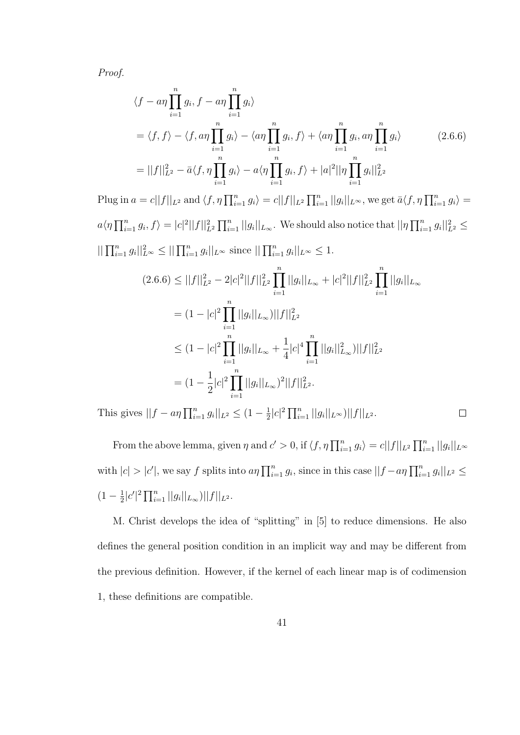*Proof.*

$$
\begin{aligned}
&\langle f - a\eta\prod_{i=1}^n g_i, f - a\eta\prod_{i=1}^n g_i\rangle \\
&= \langle f, f\rangle - \langle f, a\eta\prod_{i=1}^n g_i\rangle - \langle a\eta\prod_{i=1}^n g_i, f\rangle + \langle a\eta\prod_{i=1}^n g_i, a\eta\prod_{i=1}^n g_i\rangle \qquad (2.6.6)\\
&= ||f||_{L^2}^2 - \bar{a}\langle f, \eta\prod_{i=1}^n g_i\rangle - a\langle \eta\prod_{i=1}^n g_i, f\rangle + |a|^2||\eta\prod_{i=1}^n g_i||_{L^2}^2
\end{aligned}
$$

Plug in $a = c||f||_{L^2}$ and $\langle f, \eta\prod_{i=1}^n g_i\rangle = c||f||_{L^2}\prod_{i=1}^n ||g_i||_{L^\infty}$, we get $\bar{a}\langle f, \eta\prod_{i=1}^n g_i\rangle = a\langle \eta\prod_{i=1}^n g_i, f\rangle = |c|^2||f||_{L^2}^2\prod_{i=1}^n ||g_i||_{L_\infty}$. We should also notice that $||\eta\prod_{i=1}^n g_i||_{L^2}^2 \leq ||\prod_{i=1}^n g_i||_{L^\infty}^2 \leq ||\prod_{i=1}^n g_i||_{L^\infty}$ since $||\prod_{i=1}^n g_i||_{L^\infty} \leq 1$.

$$
\begin{aligned}
(2.6.6) &\leq ||f||_{L^2}^2 - 2|c|^2||f||_{L^2}^2\prod_{i=1}^n ||g_i||_{L_\infty} + |c|^2||f||_{L^2}^2\prod_{i=1}^n ||g_i||_{L_\infty}\\
&= (1 - |c|^2\prod_{i=1}^n ||g_i||_{L_\infty})||f||_{L^2}^2\\
&\leq (1 - |c|^2\prod_{i=1}^n ||g_i||_{L_\infty} + \frac{1}{4}|c|^4\prod_{i=1}^n ||g_i||_{L_\infty}^2)||f||_{L^2}^2\\
&= (1 - \frac{1}{2}|c|^2\prod_{i=1}^n ||g_i||_{L_\infty})^2||f||_{L^2}^2.
\end{aligned}
$$

This gives $||f - a\eta\prod_{i=1}^n g_i||_{L^2} \leq (1 - \frac{1}{2}|c|^2\prod_{i=1}^n ||g_i||_{L^\infty})||f||_{L^2}$. ◻

From the above lemma, given $\eta$ and $c' > 0$, if $\langle f, \eta\prod_{i=1}^n g_i\rangle = c||f||_{L^2}\prod_{i=1}^n ||g_i||_{L^\infty}$ with $|c| > |c'|$, we say $f$ splits into $a\eta\prod_{i=1}^n g_i$, since in this case $||f - a\eta\prod_{i=1}^n g_i||_{L^2} \leq (1 - \frac{1}{2}|c'|^2\prod_{i=1}^n ||g_i||_{L_\infty})||f||_{L^2}$.

M. Christ develops the idea of "splitting" in [5] to reduce dimensions. He also defines the general position condition in an implicit way and may be different from the previous definition. However, if the kernel of each linear map is of codimension 1, these definitions are compatible.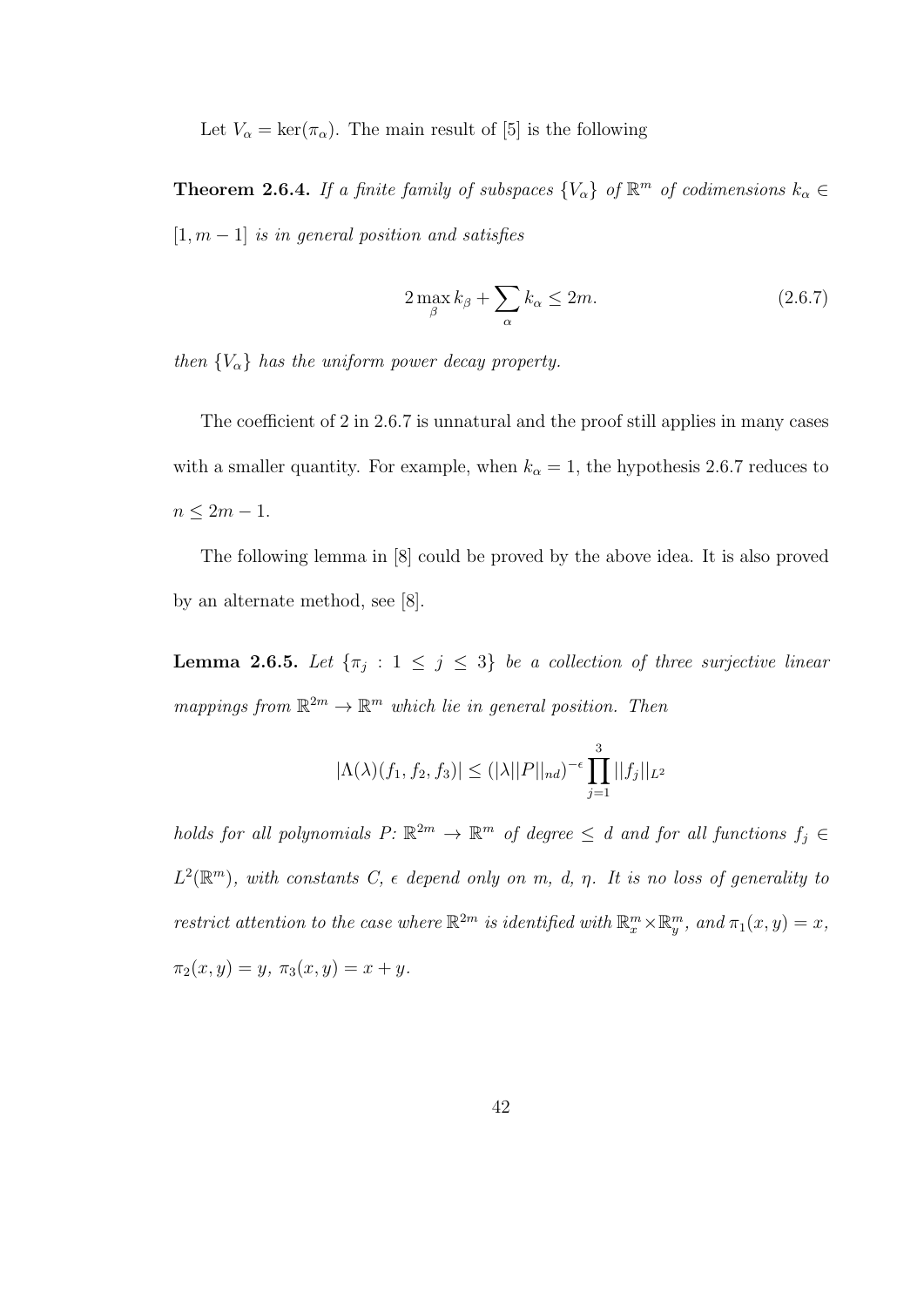Let $V_\alpha = \ker(\pi_\alpha)$. The main result of [5] is the following

**Theorem 2.6.4.** *If a finite family of subspaces $\{V_\alpha\}$ of $\mathbb{R}^m$ of codimensions $k_\alpha \in [1, m-1]$ is in general position and satisfies*

$$2 \max_\beta k_\beta + \sum_\alpha k_\alpha \le 2m. \tag{2.6.7}$$

*then $\{V_\alpha\}$ has the uniform power decay property.*

The coefficient of 2 in 2.6.7 is unnatural and the proof still applies in many cases with a smaller quantity. For example, when $k_\alpha = 1$, the hypothesis 2.6.7 reduces to $n \le 2m - 1$.

The following lemma in [8] could be proved by the above idea. It is also proved by an alternate method, see [8].

**Lemma 2.6.5.** *Let $\{\pi_j : 1 \le j \le 3\}$ be a collection of three surjective linear mappings from $\mathbb{R}^{2m} \to \mathbb{R}^m$ which lie in general position. Then*

$$|\Lambda(\lambda)(f_1, f_2, f_3)| \le (|\lambda| ||P||_{nd})^{-\epsilon} \prod_{j=1}^{3} ||f_j||_{L^2}$$

*holds for all polynomials $P$: $\mathbb{R}^{2m} \to \mathbb{R}^m$ of degree $\le d$ and for all functions $f_j \in L^2(\mathbb{R}^m)$, with constants $C$, $\epsilon$ depend only on $m$, $d$, $\eta$. It is no loss of generality to restrict attention to the case where $\mathbb{R}^{2m}$ is identified with $\mathbb{R}^m_x \times \mathbb{R}^m_y$, and $\pi_1(x, y) = x$, $\pi_2(x, y) = y$, $\pi_3(x, y) = x + y$.*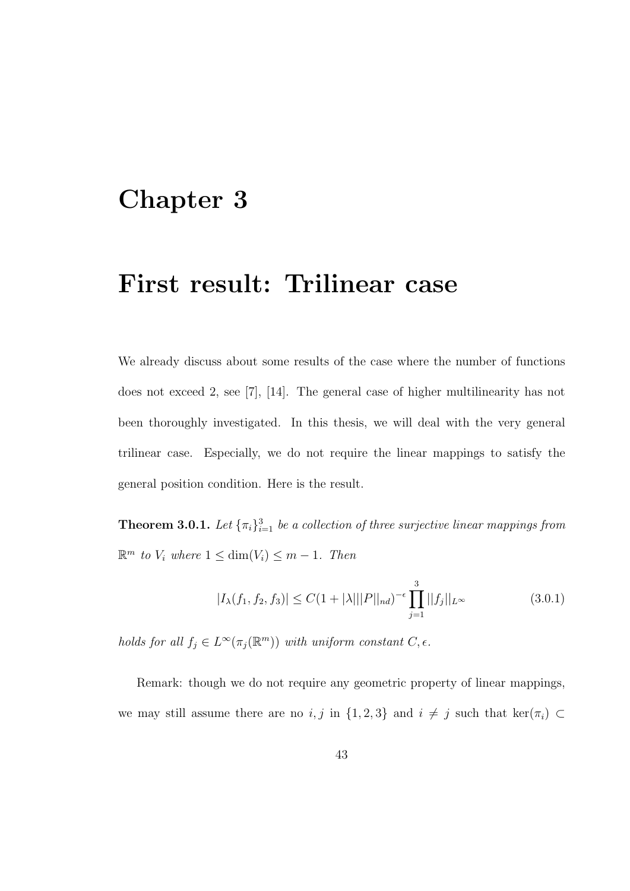# Chapter 3

# First result: Trilinear case

We already discuss about some results of the case where the number of functions does not exceed 2, see [7], [14]. The general case of higher multilinearity has not been thoroughly investigated. In this thesis, we will deal with the very general trilinear case. Especially, we do not require the linear mappings to satisfy the general position condition. Here is the result.

**Theorem 3.0.1.** *Let $\{\pi_i\}_{i=1}^3$ be a collection of three surjective linear mappings from $\mathbb{R}^m$ to $V_i$ where $1 \leq \dim(V_i) \leq m-1$. Then*

$$|I_\lambda(f_1, f_2, f_3)| \leq C(1 + |\lambda|||P||_{nd})^{-\epsilon} \prod_{j=1}^{3} ||f_j||_{L^\infty} \tag{3.0.1}$$

*holds for all $f_j \in L^\infty(\pi_j(\mathbb{R}^m))$ with uniform constant $C, \epsilon$.*

Remark: though we do not require any geometric property of linear mappings, we may still assume there are no $i, j$ in $\{1, 2, 3\}$ and $i \neq j$ such that $\ker(\pi_i) \subset$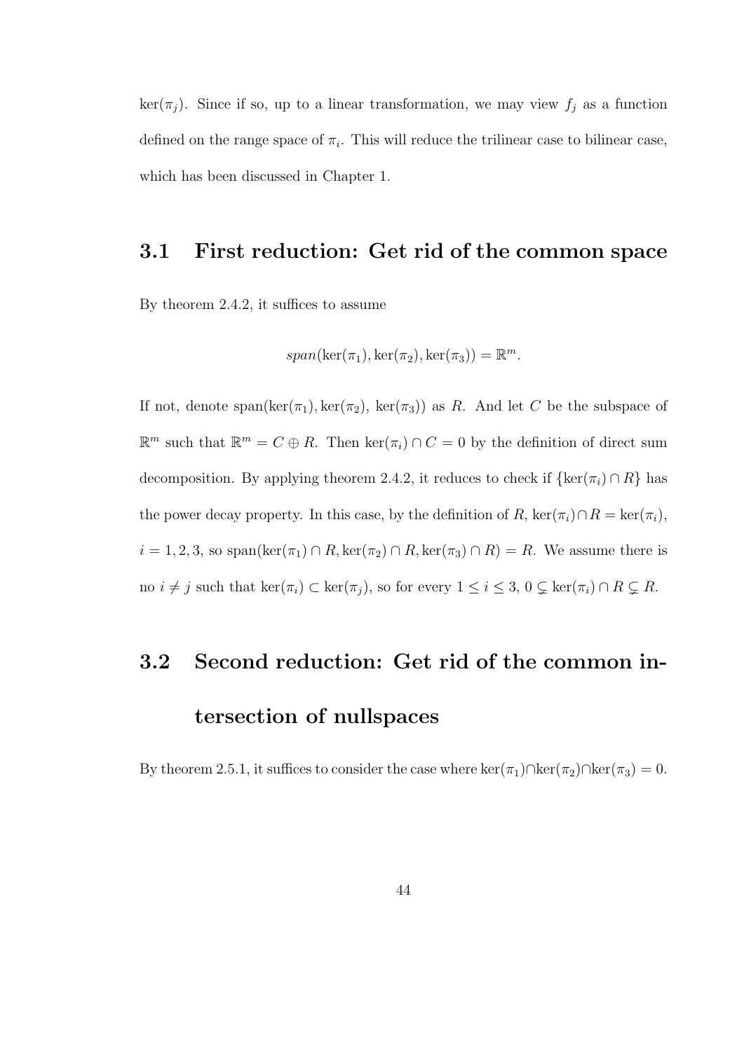$\ker(\pi_j)$. Since if so, up to a linear transformation, we may view $f_j$ as a function defined on the range space of $\pi_i$. This will reduce the trilinear case to bilinear case, which has been discussed in Chapter 1.

## 3.1 First reduction: Get rid of the common space

By theorem 2.4.2, it suffices to assume

$$span(\ker(\pi_1), \ker(\pi_2), \ker(\pi_3)) = \mathbb{R}^m.$$

If not, denote span($\ker(\pi_1), \ker(\pi_2), \ker(\pi_3)$) as $R$. And let $C$ be the subspace of $\mathbb{R}^m$ such that $\mathbb{R}^m = C \oplus R$. Then $\ker(\pi_i) \cap C = 0$ by the definition of direct sum decomposition. By applying theorem 2.4.2, it reduces to check if $\{\ker(\pi_i) \cap R\}$ has the power decay property. In this case, by the definition of $R$, $\ker(\pi_i) \cap R = \ker(\pi_i)$, $i = 1, 2, 3$, so span($\ker(\pi_1) \cap R, \ker(\pi_2) \cap R, \ker(\pi_3) \cap R$) $= R$. We assume there is no $i \neq j$ such that $\ker(\pi_i) \subset \ker(\pi_j)$, so for every $1 \leq i \leq 3$, $0 \subsetneq \ker(\pi_i) \cap R \subsetneq R$.

## 3.2 Second reduction: Get rid of the common intersection of nullspaces

By theorem 2.5.1, it suffices to consider the case where $\ker(\pi_1) \cap \ker(\pi_2) \cap \ker(\pi_3) = 0$.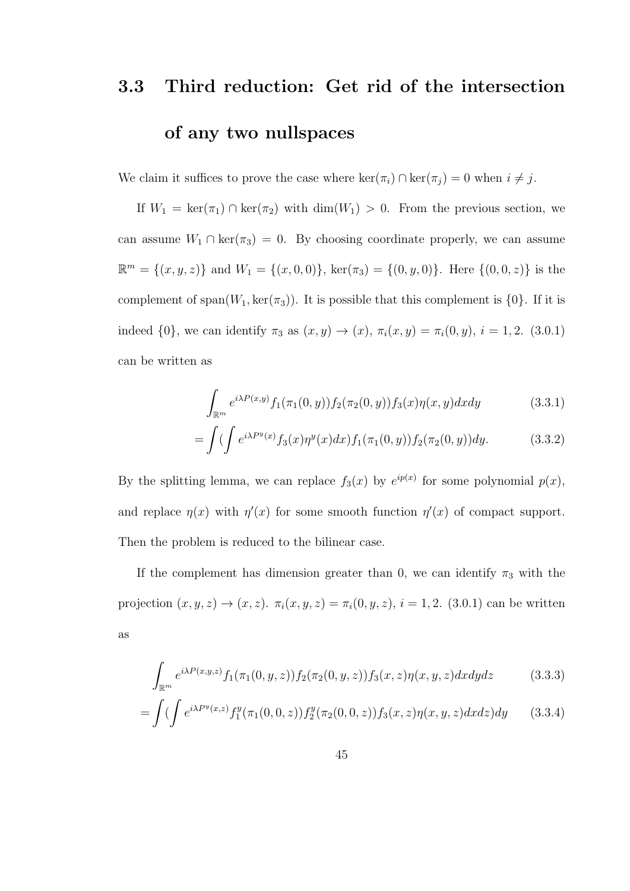## 3.3 Third reduction: Get rid of the intersection of any two nullspaces

We claim it suffices to prove the case where $\ker(\pi_i) \cap \ker(\pi_j) = 0$ when $i \neq j$.

If $W_1 = \ker(\pi_1) \cap \ker(\pi_2)$ with $\dim(W_1) > 0$. From the previous section, we can assume $W_1 \cap \ker(\pi_3) = 0$. By choosing coordinate properly, we can assume $\mathbb{R}^m = \{(x, y, z)\}$ and $W_1 = \{(x, 0, 0)\}$, $\ker(\pi_3) = \{(0, y, 0)\}$. Here $\{(0, 0, z)\}$ is the complement of $\text{span}(W_1, \ker(\pi_3))$. It is possible that this complement is $\{0\}$. If it is indeed $\{0\}$, we can identify $\pi_3$ as $(x, y) \to (x)$, $\pi_i(x, y) = \pi_i(0, y)$, $i = 1, 2$. (3.0.1) can be written as

$$\int_{\mathbb{R}^m} e^{i\lambda P(x,y)} f_1(\pi_1(0, y)) f_2(\pi_2(0, y)) f_3(x) \eta(x, y) dx dy \tag{3.3.1}$$

$$= \int (\int e^{i\lambda P^y(x)} f_3(x) \eta^y(x) dx) f_1(\pi_1(0, y)) f_2(\pi_2(0, y)) dy. \tag{3.3.2}$$

By the splitting lemma, we can replace $f_3(x)$ by $e^{ip(x)}$ for some polynomial $p(x)$, and replace $\eta(x)$ with $\eta'(x)$ for some smooth function $\eta'(x)$ of compact support. Then the problem is reduced to the bilinear case.

If the complement has dimension greater than 0, we can identify $\pi_3$ with the projection $(x, y, z) \to (x, z)$. $\pi_i(x, y, z) = \pi_i(0, y, z)$, $i = 1, 2$. (3.0.1) can be written as

$$\int_{\mathbb{R}^m} e^{i\lambda P(x,y,z)} f_1(\pi_1(0, y, z)) f_2(\pi_2(0, y, z)) f_3(x, z) \eta(x, y, z) dx dy dz \tag{3.3.3}$$

$$= \int (\int e^{i\lambda P^y(x,z)} f_1^y(\pi_1(0, 0, z)) f_2^y(\pi_2(0, 0, z)) f_3(x, z) \eta(x, y, z) dx dz) dy \tag{3.3.4}$$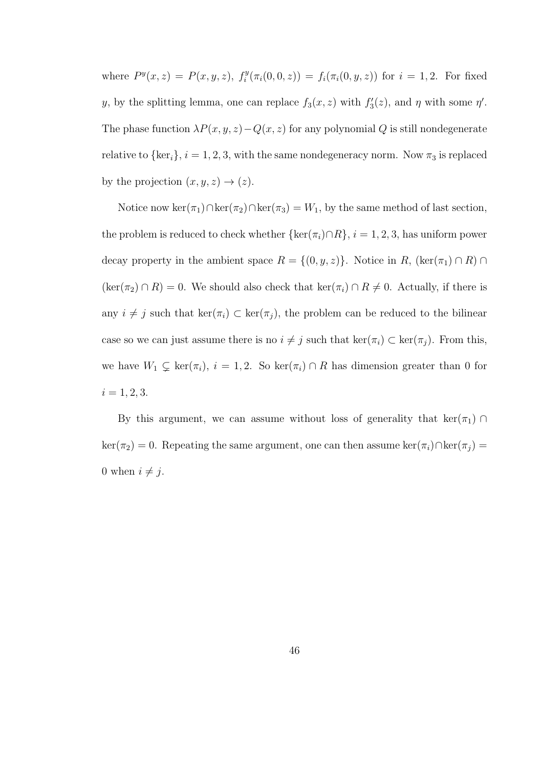where $P^y(x,z) = P(x,y,z)$, $f_i^y(\pi_i(0,0,z)) = f_i(\pi_i(0,y,z))$ for $i = 1, 2$. For fixed $y$, by the splitting lemma, one can replace $f_3(x,z)$ with $f_3'(z)$, and $\eta$ with some $\eta'$. The phase function $\lambda P(x,y,z) - Q(x,z)$ for any polynomial $Q$ is still nondegenerate relative to $\{\ker_i\}$, $i = 1, 2, 3$, with the same nondegeneracy norm. Now $\pi_3$ is replaced by the projection $(x,y,z) \to (z)$.

Notice now $\ker(\pi_1) \cap \ker(\pi_2) \cap \ker(\pi_3) = W_1$, by the same method of last section, the problem is reduced to check whether $\{\ker(\pi_i) \cap R\}$, $i = 1, 2, 3$, has uniform power decay property in the ambient space $R = \{(0,y,z)\}$. Notice in $R$, $(\ker(\pi_1) \cap R) \cap (\ker(\pi_2) \cap R) = 0$. We should also check that $\ker(\pi_i) \cap R \neq 0$. Actually, if there is any $i \neq j$ such that $\ker(\pi_i) \subset \ker(\pi_j)$, the problem can be reduced to the bilinear case so we can just assume there is no $i \neq j$ such that $\ker(\pi_i) \subset \ker(\pi_j)$. From this, we have $W_1 \subsetneq \ker(\pi_i)$, $i = 1, 2$. So $\ker(\pi_i) \cap R$ has dimension greater than 0 for $i = 1, 2, 3$.

By this argument, we can assume without loss of generality that $\ker(\pi_1) \cap \ker(\pi_2) = 0$. Repeating the same argument, one can then assume $\ker(\pi_i) \cap \ker(\pi_j) = 0$ when $i \neq j$.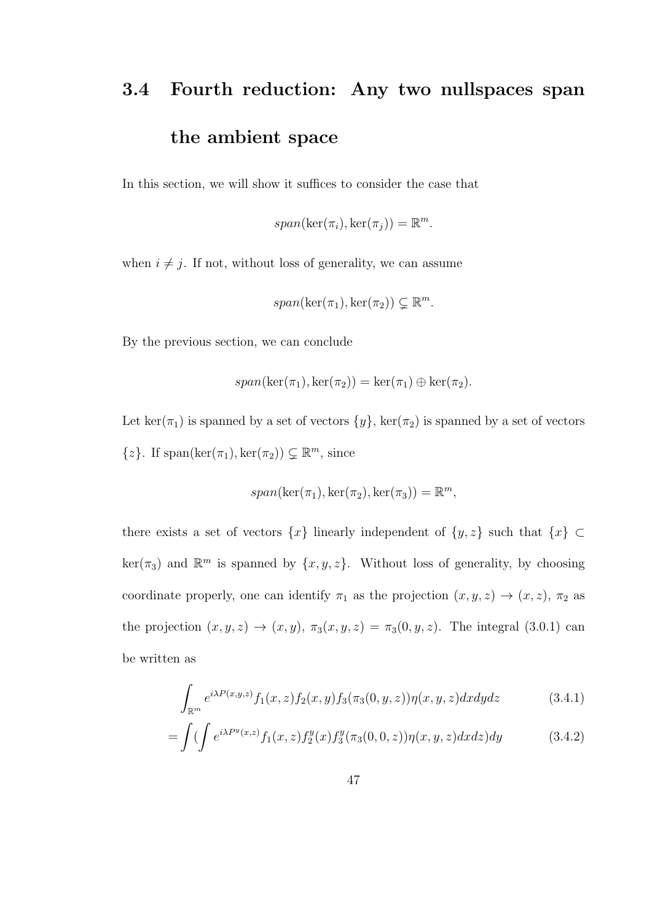## 3.4 Fourth reduction: Any two nullspaces span the ambient space

In this section, we will show it suffices to consider the case that

$$span(\ker(\pi_i), \ker(\pi_j)) = \mathbb{R}^m.$$

when $i \neq j$. If not, without loss of generality, we can assume

$$span(\ker(\pi_1), \ker(\pi_2)) \subsetneq \mathbb{R}^m.$$

By the previous section, we can conclude

$$span(\ker(\pi_1), \ker(\pi_2)) = \ker(\pi_1) \oplus \ker(\pi_2).$$

Let $\ker(\pi_1)$ is spanned by a set of vectors $\{y\}$, $\ker(\pi_2)$ is spanned by a set of vectors $\{z\}$. If $\text{span}(\ker(\pi_1), \ker(\pi_2)) \subsetneq \mathbb{R}^m$, since

$$span(\ker(\pi_1), \ker(\pi_2), \ker(\pi_3)) = \mathbb{R}^m,$$

there exists a set of vectors $\{x\}$ linearly independent of $\{y, z\}$ such that $\{x\} \subset \ker(\pi_3)$ and $\mathbb{R}^m$ is spanned by $\{x, y, z\}$. Without loss of generality, by choosing coordinate properly, one can identify $\pi_1$ as the projection $(x, y, z) \to (x, z)$, $\pi_2$ as the projection $(x, y, z) \to (x, y)$, $\pi_3(x, y, z) = \pi_3(0, y, z)$. The integral (3.0.1) can be written as

$$\int_{\mathbb{R}^m} e^{i\lambda P(x,y,z)} f_1(x, z) f_2(x, y) f_3(\pi_3(0, y, z)) \eta(x, y, z) dx dy dz \tag{3.4.1}$$

$$= \int (\int e^{i\lambda P^y(x,z)} f_1(x, z) f_2^y(x) f_3^y(\pi_3(0, 0, z)) \eta(x, y, z) dx dz) dy \tag{3.4.2}$$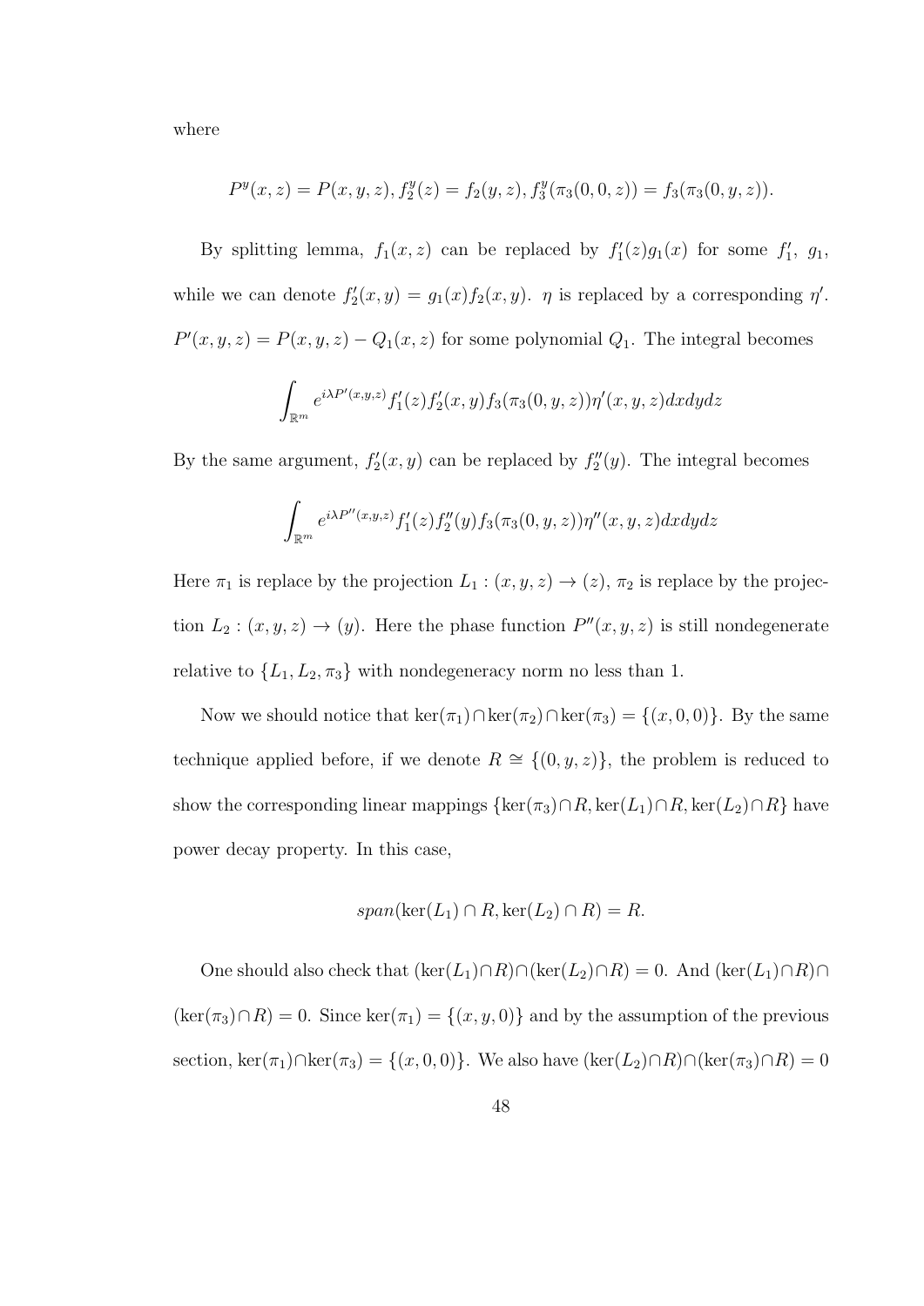where

$$P^y(x,z) = P(x,y,z), f_2^y(z) = f_2(y,z), f_3^y(\pi_3(0,0,z)) = f_3(\pi_3(0,y,z)).$$

By splitting lemma, $f_1(x,z)$ can be replaced by $f_1'(z)g_1(x)$ for some $f_1'$, $g_1$, while we can denote $f_2'(x,y) = g_1(x)f_2(x,y)$. $\eta$ is replaced by a corresponding $\eta'$. $P'(x,y,z) = P(x,y,z) - Q_1(x,z)$ for some polynomial $Q_1$. The integral becomes

$$\int_{\mathbb{R}^m} e^{i\lambda P'(x,y,z)} f_1'(z) f_2'(x,y) f_3(\pi_3(0,y,z))\eta'(x,y,z)dxdydz$$

By the same argument, $f_2'(x,y)$ can be replaced by $f_2''(y)$. The integral becomes

$$\int_{\mathbb{R}^m} e^{i\lambda P''(x,y,z)} f_1'(z) f_2''(y) f_3(\pi_3(0,y,z))\eta''(x,y,z)dxdydz$$

Here $\pi_1$ is replace by the projection $L_1 : (x,y,z) \to (z)$, $\pi_2$ is replace by the projection $L_2 : (x,y,z) \to (y)$. Here the phase function $P''(x,y,z)$ is still nondegenerate relative to $\{L_1, L_2, \pi_3\}$ with nondegeneracy norm no less than 1.

Now we should notice that $\ker(\pi_1) \cap \ker(\pi_2) \cap \ker(\pi_3) = \{(x,0,0)\}$. By the same technique applied before, if we denote $R \cong \{(0,y,z)\}$, the problem is reduced to show the corresponding linear mappings $\{\ker(\pi_3) \cap R, \ker(L_1) \cap R, \ker(L_2) \cap R\}$ have power decay property. In this case,

$$span(\ker(L_1) \cap R, \ker(L_2) \cap R) = R.$$

One should also check that $(\ker(L_1) \cap R) \cap (\ker(L_2) \cap R) = 0$. And $(\ker(L_1) \cap R) \cap (\ker(\pi_3) \cap R) = 0$. Since $\ker(\pi_1) = \{(x,y,0)\}$ and by the assumption of the previous section, $\ker(\pi_1) \cap \ker(\pi_3) = \{(x,0,0)\}$. We also have $(\ker(L_2) \cap R) \cap (\ker(\pi_3) \cap R) = 0$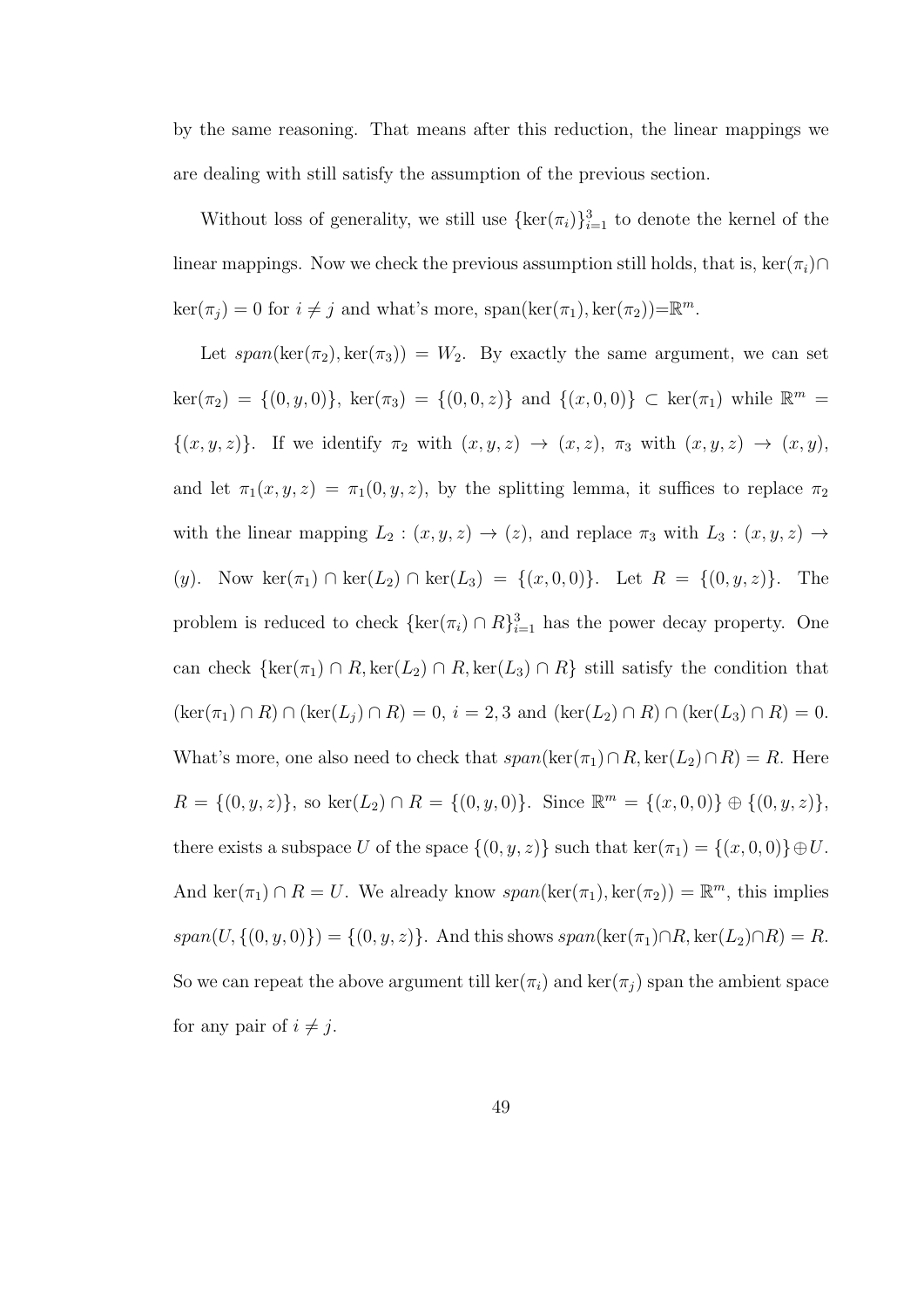by the same reasoning. That means after this reduction, the linear mappings we are dealing with still satisfy the assumption of the previous section.

Without loss of generality, we still use $\{\ker(\pi_i)\}_{i=1}^3$ to denote the kernel of the linear mappings. Now we check the previous assumption still holds, that is, $\ker(\pi_i)\cap\ker(\pi_j) = 0$ for $i \neq j$ and what's more, $\text{span}(\ker(\pi_1), \ker(\pi_2))=\mathbb{R}^m$.

Let $span(\ker(\pi_2), \ker(\pi_3)) = W_2$. By exactly the same argument, we can set $\ker(\pi_2) = \{(0, y, 0)\}$, $\ker(\pi_3) = \{(0, 0, z)\}$ and $\{(x, 0, 0)\} \subset \ker(\pi_1)$ while $\mathbb{R}^m = \{(x, y, z)\}$. If we identify $\pi_2$ with $(x, y, z) \to (x, z)$, $\pi_3$ with $(x, y, z) \to (x, y)$, and let $\pi_1(x, y, z) = \pi_1(0, y, z)$, by the splitting lemma, it suffices to replace $\pi_2$ with the linear mapping $L_2 : (x, y, z) \to (z)$, and replace $\pi_3$ with $L_3 : (x, y, z) \to (y)$. Now $\ker(\pi_1) \cap \ker(L_2) \cap \ker(L_3) = \{(x, 0, 0)\}$. Let $R = \{(0, y, z)\}$. The problem is reduced to check $\{\ker(\pi_i) \cap R\}_{i=1}^3$ has the power decay property. One can check $\{\ker(\pi_1) \cap R, \ker(L_2) \cap R, \ker(L_3) \cap R\}$ still satisfy the condition that $(\ker(\pi_1) \cap R) \cap (\ker(L_j) \cap R) = 0$, $i = 2, 3$ and $(\ker(L_2) \cap R) \cap (\ker(L_3) \cap R) = 0$. What's more, one also need to check that $span(\ker(\pi_1) \cap R, \ker(L_2) \cap R) = R$. Here $R = \{(0, y, z)\}$, so $\ker(L_2) \cap R = \{(0, y, 0)\}$. Since $\mathbb{R}^m = \{(x, 0, 0)\} \oplus \{(0, y, z)\}$, there exists a subspace $U$ of the space $\{(0, y, z)\}$ such that $\ker(\pi_1) = \{(x, 0, 0)\} \oplus U$. And $\ker(\pi_1) \cap R = U$. We already know $span(\ker(\pi_1), \ker(\pi_2)) = \mathbb{R}^m$, this implies $span(U, \{(0, y, 0)\}) = \{(0, y, z)\}$. And this shows $span(\ker(\pi_1) \cap R, \ker(L_2) \cap R) = R$. So we can repeat the above argument till $\ker(\pi_i)$ and $\ker(\pi_j)$ span the ambient space for any pair of $i \neq j$.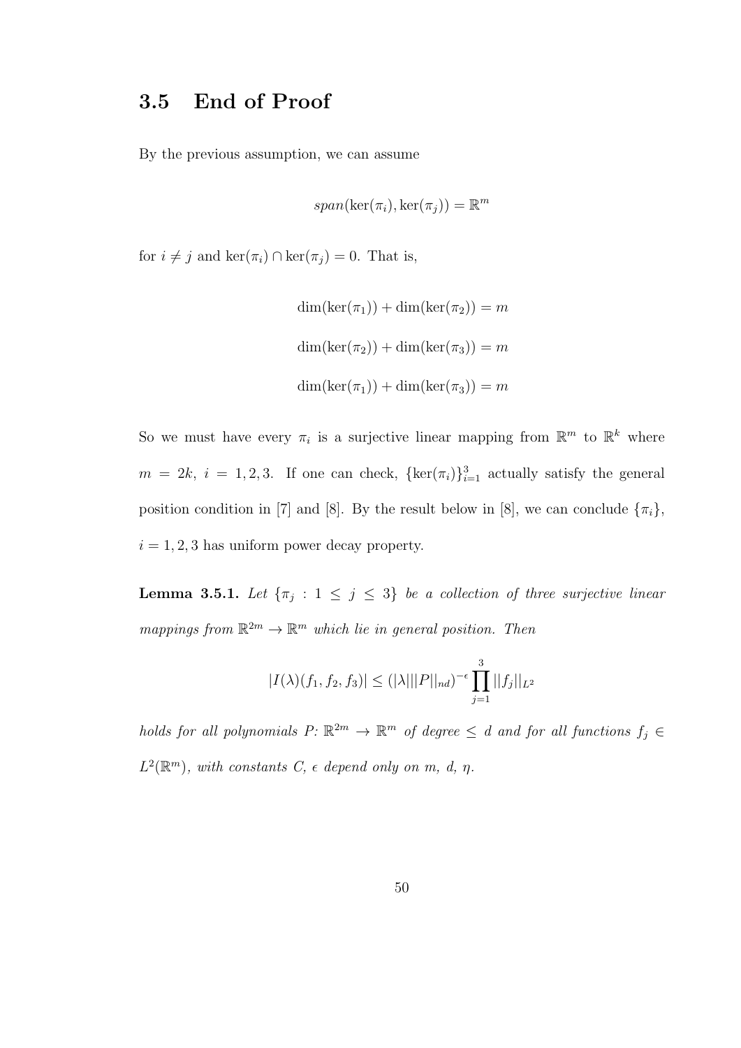## 3.5 End of Proof

By the previous assumption, we can assume

$$span(\ker(\pi_i), \ker(\pi_j)) = \mathbb{R}^m$$

for $i \neq j$ and $\ker(\pi_i) \cap \ker(\pi_j) = 0$. That is,

$$\dim(\ker(\pi_1)) + \dim(\ker(\pi_2)) = m$$

$$\dim(\ker(\pi_2)) + \dim(\ker(\pi_3)) = m$$

$$\dim(\ker(\pi_1)) + \dim(\ker(\pi_3)) = m$$

So we must have every $\pi_i$ is a surjective linear mapping from $\mathbb{R}^m$ to $\mathbb{R}^k$ where $m = 2k$, $i = 1, 2, 3$. If one can check, $\{\ker(\pi_i)\}_{i=1}^3$ actually satisfy the general position condition in [7] and [8]. By the result below in [8], we can conclude $\{\pi_i\}$, $i = 1, 2, 3$ has uniform power decay property.

**Lemma 3.5.1.** *Let $\{\pi_j : 1 \leq j \leq 3\}$ be a collection of three surjective linear mappings from $\mathbb{R}^{2m} \to \mathbb{R}^m$ which lie in general position. Then*

$$|I(\lambda)(f_1, f_2, f_3)| \leq (|\lambda| ||P||_{nd})^{-\epsilon} \prod_{j=1}^{3} ||f_j||_{L^2}$$

*holds for all polynomials $P$: $\mathbb{R}^{2m} \to \mathbb{R}^m$ of degree $\leq d$ and for all functions $f_j \in L^2(\mathbb{R}^m)$, with constants $C$, $\epsilon$ depend only on $m$, $d$, $\eta$.*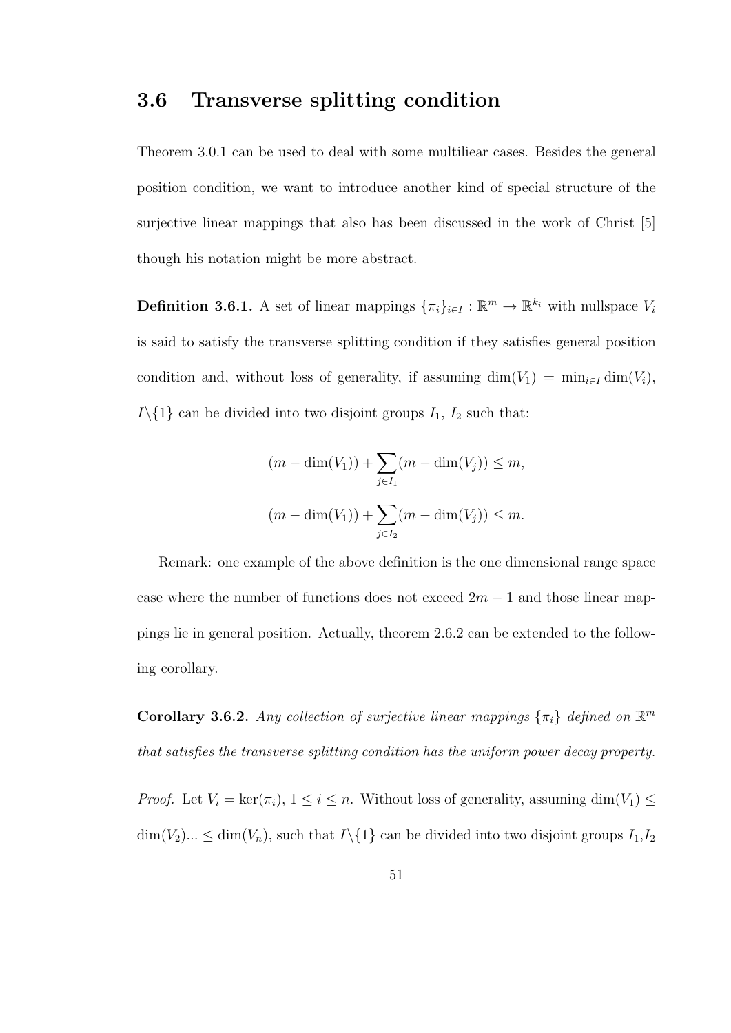## 3.6 Transverse splitting condition

Theorem 3.0.1 can be used to deal with some multiliear cases. Besides the general position condition, we want to introduce another kind of special structure of the surjective linear mappings that also has been discussed in the work of Christ [5] though his notation might be more abstract.

**Definition 3.6.1.** A set of linear mappings $\{\pi_i\}_{i\in I} : \mathbb{R}^m \to \mathbb{R}^{k_i}$ with nullspace $V_i$ is said to satisfy the transverse splitting condition if they satisfies general position condition and, without loss of generality, if assuming $\dim(V_1) = \min_{i\in I} \dim(V_i)$, $I\backslash\{1\}$ can be divided into two disjoint groups $I_1$, $I_2$ such that:

$$(m - \dim(V_1)) + \sum_{j\in I_1}(m - \dim(V_j)) \leq m,$$

$$(m - \dim(V_1)) + \sum_{j\in I_2}(m - \dim(V_j)) \leq m.$$

Remark: one example of the above definition is the one dimensional range space case where the number of functions does not exceed $2m - 1$ and those linear mappings lie in general position. Actually, theorem 2.6.2 can be extended to the following corollary.

**Corollary 3.6.2.** *Any collection of surjective linear mappings $\{\pi_i\}$ defined on $\mathbb{R}^m$ that satisfies the transverse splitting condition has the uniform power decay property.*

*Proof.* Let $V_i = \ker(\pi_i)$, $1 \leq i \leq n$. Without loss of generality, assuming $\dim(V_1) \leq \dim(V_2) ... \leq \dim(V_n)$, such that $I\backslash\{1\}$ can be divided into two disjoint groups $I_1$,$I_2$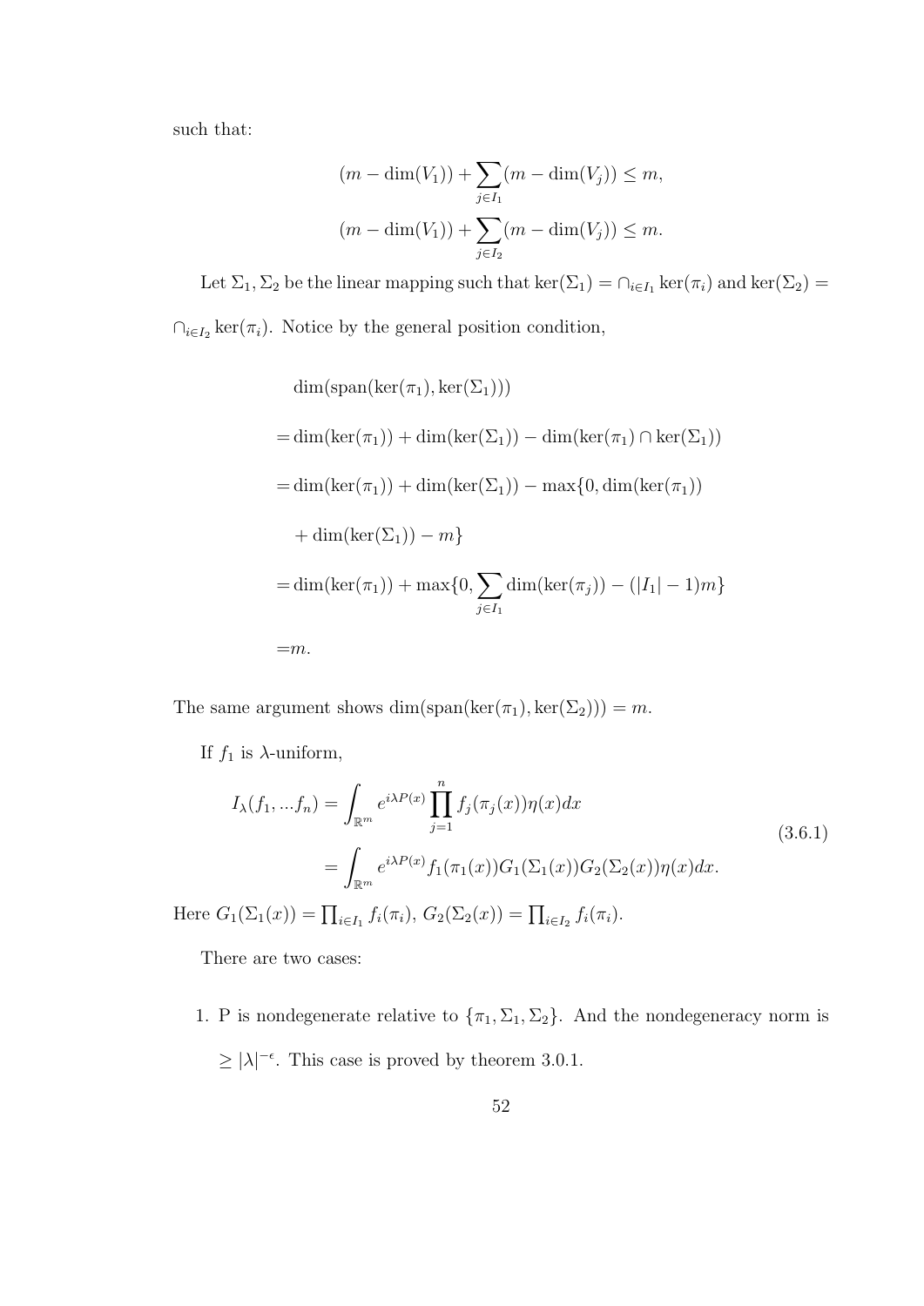such that:

$$(m - \dim(V_1)) + \sum_{j \in I_1} (m - \dim(V_j)) \leq m,$$
$$(m - \dim(V_1)) + \sum_{j \in I_2} (m - \dim(V_j)) \leq m.$$

Let $\Sigma_1, \Sigma_2$ be the linear mapping such that $\ker(\Sigma_1) = \cap_{i \in I_1} \ker(\pi_i)$ and $\ker(\Sigma_2) = \cap_{i \in I_2} \ker(\pi_i)$. Notice by the general position condition,

$$\begin{aligned}
&\dim(\text{span}(\ker(\pi_1), \ker(\Sigma_1))) \\
=&\dim(\ker(\pi_1)) + \dim(\ker(\Sigma_1)) - \dim(\ker(\pi_1) \cap \ker(\Sigma_1)) \\
=&\dim(\ker(\pi_1)) + \dim(\ker(\Sigma_1)) - \max\{0, \dim(\ker(\pi_1)) \\
&+ \dim(\ker(\Sigma_1)) - m\} \\
=&\dim(\ker(\pi_1)) + \max\{0, \sum_{j \in I_1} \dim(\ker(\pi_j)) - (|I_1| - 1)m\} \\
=&m.
\end{aligned}$$

The same argument shows $\dim(\text{span}(\ker(\pi_1), \ker(\Sigma_2))) = m$.

If $f_1$ is $\lambda$-uniform,

$$\begin{aligned}
I_\lambda(f_1, ... f_n) &= \int_{\mathbb{R}^m} e^{i\lambda P(x)} \prod_{j=1}^{n} f_j(\pi_j(x)) \eta(x) dx \\
&= \int_{\mathbb{R}^m} e^{i\lambda P(x)} f_1(\pi_1(x)) G_1(\Sigma_1(x)) G_2(\Sigma_2(x)) \eta(x) dx.
\end{aligned} \tag{3.6.1}$$

Here $G_1(\Sigma_1(x)) = \prod_{i \in I_1} f_i(\pi_i)$, $G_2(\Sigma_2(x)) = \prod_{i \in I_2} f_i(\pi_i)$.

There are two cases:

1. P is nondegenerate relative to $\{\pi_1, \Sigma_1, \Sigma_2\}$. And the nondegeneracy norm is $\geq |\lambda|^{-\epsilon}$. This case is proved by theorem 3.0.1.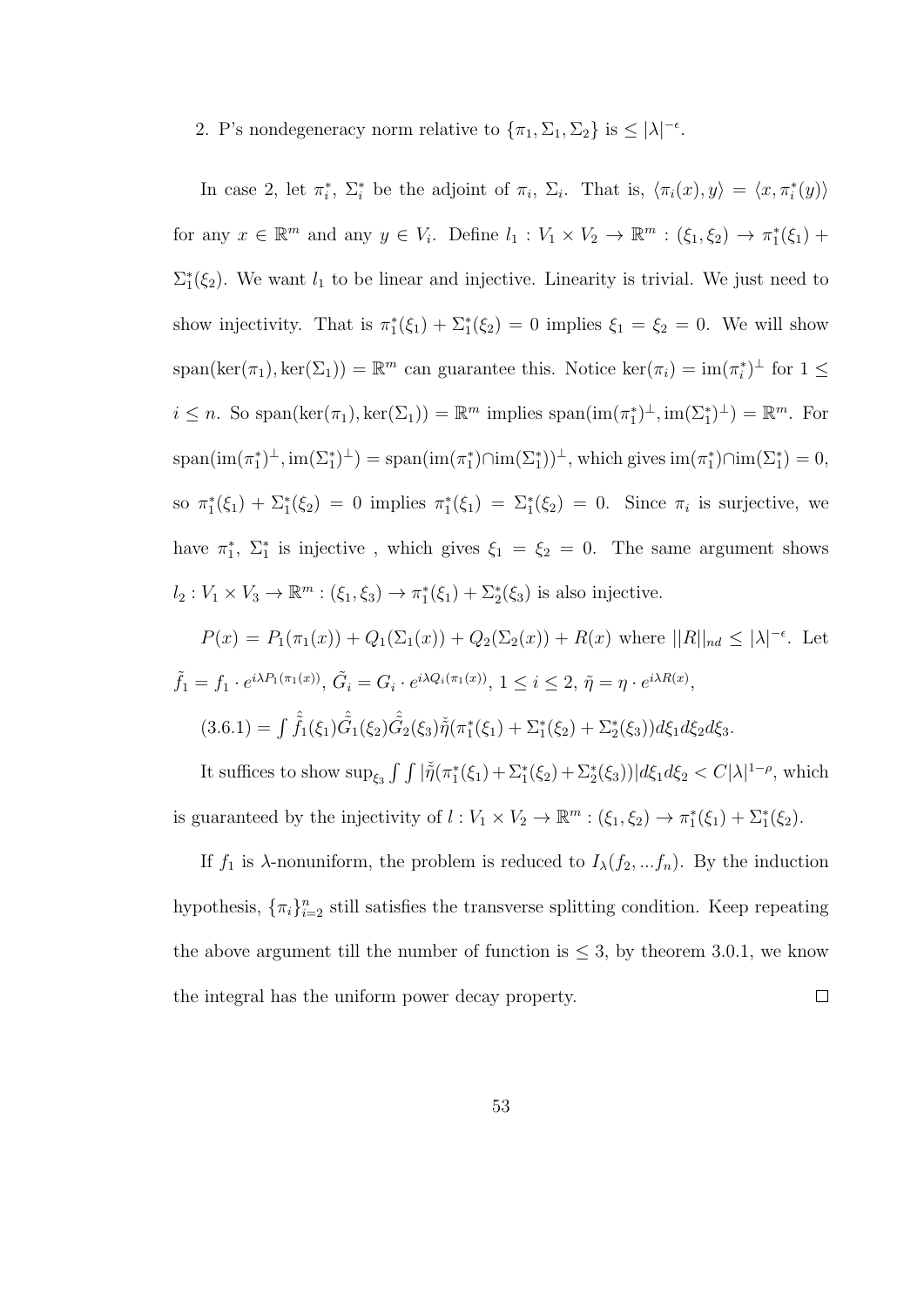2. P's nondegeneracy norm relative to $\{\pi_1, \Sigma_1, \Sigma_2\}$ is $\leq |\lambda|^{-\epsilon}$.

In case 2, let $\pi_i^*$, $\Sigma_i^*$ be the adjoint of $\pi_i$, $\Sigma_i$. That is, $\langle \pi_i(x), y\rangle = \langle x, \pi_i^*(y)\rangle$ for any $x \in \mathbb{R}^m$ and any $y \in V_i$. Define $l_1 : V_1 \times V_2 \to \mathbb{R}^m : (\xi_1, \xi_2) \to \pi_1^*(\xi_1) + \Sigma_1^*(\xi_2)$. We want $l_1$ to be linear and injective. Linearity is trivial. We just need to show injectivity. That is $\pi_1^*(\xi_1) + \Sigma_1^*(\xi_2) = 0$ implies $\xi_1 = \xi_2 = 0$. We will show $\text{span}(\ker(\pi_1), \ker(\Sigma_1)) = \mathbb{R}^m$ can guarantee this. Notice $\ker(\pi_i) = \text{im}(\pi_i^*)^\perp$ for $1 \leq i \leq n$. So $\text{span}(\ker(\pi_1), \ker(\Sigma_1)) = \mathbb{R}^m$ implies $\text{span}(\text{im}(\pi_1^*)^\perp, \text{im}(\Sigma_1^*)^\perp) = \mathbb{R}^m$. For $\text{span}(\text{im}(\pi_1^*)^\perp, \text{im}(\Sigma_1^*)^\perp) = \text{span}(\text{im}(\pi_1^*) \cap \text{im}(\Sigma_1^*))^\perp$, which gives $\text{im}(\pi_1^*) \cap \text{im}(\Sigma_1^*) = 0$, so $\pi_1^*(\xi_1) + \Sigma_1^*(\xi_2) = 0$ implies $\pi_1^*(\xi_1) = \Sigma_1^*(\xi_2) = 0$. Since $\pi_i$ is surjective, we have $\pi_1^*$, $\Sigma_1^*$ is injective , which gives $\xi_1 = \xi_2 = 0$. The same argument shows $l_2 : V_1 \times V_3 \to \mathbb{R}^m : (\xi_1, \xi_3) \to \pi_1^*(\xi_1) + \Sigma_2^*(\xi_3)$ is also injective.

$P(x) = P_1(\pi_1(x)) + Q_1(\Sigma_1(x)) + Q_2(\Sigma_2(x)) + R(x)$ where $||R||_{nd} \leq |\lambda|^{-\epsilon}$. Let $\tilde{f}_1 = f_1 \cdot e^{i\lambda P_1(\pi_1(x))}$, $\tilde{G}_i = G_i \cdot e^{i\lambda Q_i(\pi_1(x))}$, $1 \leq i \leq 2$, $\tilde{\eta} = \eta \cdot e^{i\lambda R(x)}$,

$(3.6.1) = \int \hat{\tilde{f}}_1(\xi_1)\hat{\tilde{G}}_1(\xi_2)\hat{\tilde{G}}_2(\xi_3)\check{\tilde{\eta}}(\pi_1^*(\xi_1) + \Sigma_1^*(\xi_2) + \Sigma_2^*(\xi_3))d\xi_1 d\xi_2 d\xi_3.$

It suffices to show $\sup_{\xi_3} \int\int |\check{\tilde{\eta}}(\pi_1^*(\xi_1) + \Sigma_1^*(\xi_2) + \Sigma_2^*(\xi_3))| d\xi_1 d\xi_2 < C|\lambda|^{1-\rho}$, which is guaranteed by the injectivity of $l : V_1 \times V_2 \to \mathbb{R}^m : (\xi_1, \xi_2) \to \pi_1^*(\xi_1) + \Sigma_1^*(\xi_2)$.

If $f_1$ is $\lambda$-nonuniform, the problem is reduced to $I_\lambda(f_2, ...f_n)$. By the induction hypothesis, $\{\pi_i\}_{i=2}^n$ still satisfies the transverse splitting condition. Keep repeating the above argument till the number of function is $\leq 3$, by theorem 3.0.1, we know the integral has the uniform power decay property. $\square$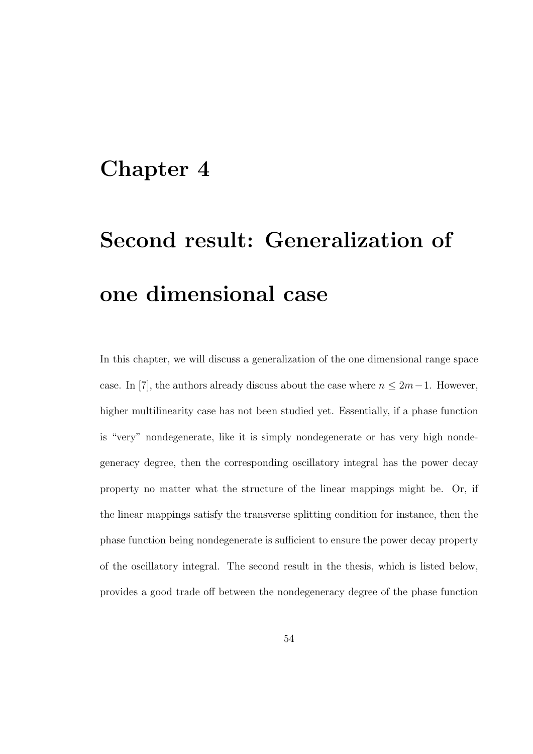# Chapter 4

# Second result: Generalization of one dimensional case

In this chapter, we will discuss a generalization of the one dimensional range space case. In [7], the authors already discuss about the case where $n \leq 2m-1$. However, higher multilinearity case has not been studied yet. Essentially, if a phase function is "very" nondegenerate, like it is simply nondegenerate or has very high nondegeneracy degree, then the corresponding oscillatory integral has the power decay property no matter what the structure of the linear mappings might be. Or, if the linear mappings satisfy the transverse splitting condition for instance, then the phase function being nondegenerate is sufficient to ensure the power decay property of the oscillatory integral. The second result in the thesis, which is listed below, provides a good trade off between the nondegeneracy degree of the phase function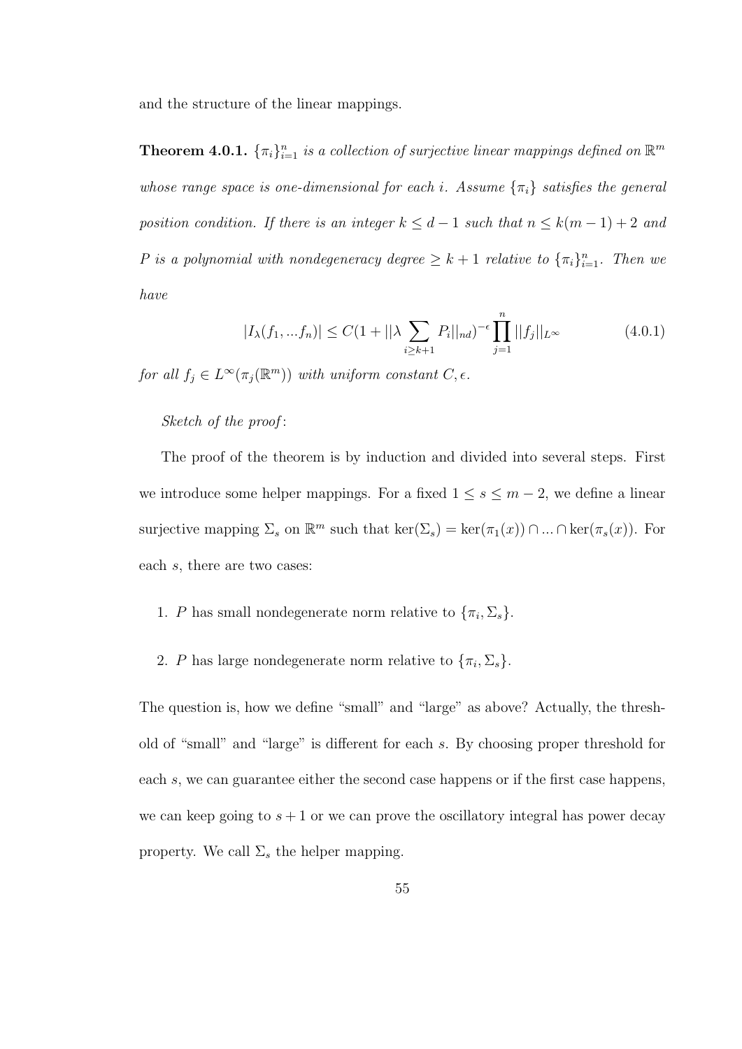and the structure of the linear mappings.

**Theorem 4.0.1.** *$\{\pi_i\}_{i=1}^n$ is a collection of surjective linear mappings defined on $\mathbb{R}^m$ whose range space is one-dimensional for each $i$. Assume $\{\pi_i\}$ satisfies the general position condition. If there is an integer $k \leq d-1$ such that $n \leq k(m-1)+2$ and $P$ is a polynomial with nondegeneracy degree $\geq k+1$ relative to $\{\pi_i\}_{i=1}^n$. Then we have*

$$|I_\lambda(f_1, ...f_n)| \leq C(1 + ||\lambda \sum_{i \geq k+1} P_i||_{nd})^{-\epsilon} \prod_{j=1}^n ||f_j||_{L^\infty} \tag{4.0.1}$$

*for all $f_j \in L^\infty(\pi_j(\mathbb{R}^m))$ with uniform constant $C, \epsilon$.*

*Sketch of the proof*:

The proof of the theorem is by induction and divided into several steps. First we introduce some helper mappings. For a fixed $1 \leq s \leq m-2$, we define a linear surjective mapping $\Sigma_s$ on $\mathbb{R}^m$ such that $\ker(\Sigma_s) = \ker(\pi_1(x)) \cap ... \cap \ker(\pi_s(x))$. For each $s$, there are two cases:

1. $P$ has small nondegenerate norm relative to $\{\pi_i, \Sigma_s\}$.

2. $P$ has large nondegenerate norm relative to $\{\pi_i, \Sigma_s\}$.

The question is, how we define "small" and "large" as above? Actually, the threshold of "small" and "large" is different for each $s$. By choosing proper threshold for each $s$, we can guarantee either the second case happens or if the first case happens, we can keep going to $s+1$ or we can prove the oscillatory integral has power decay property. We call $\Sigma_s$ the helper mapping.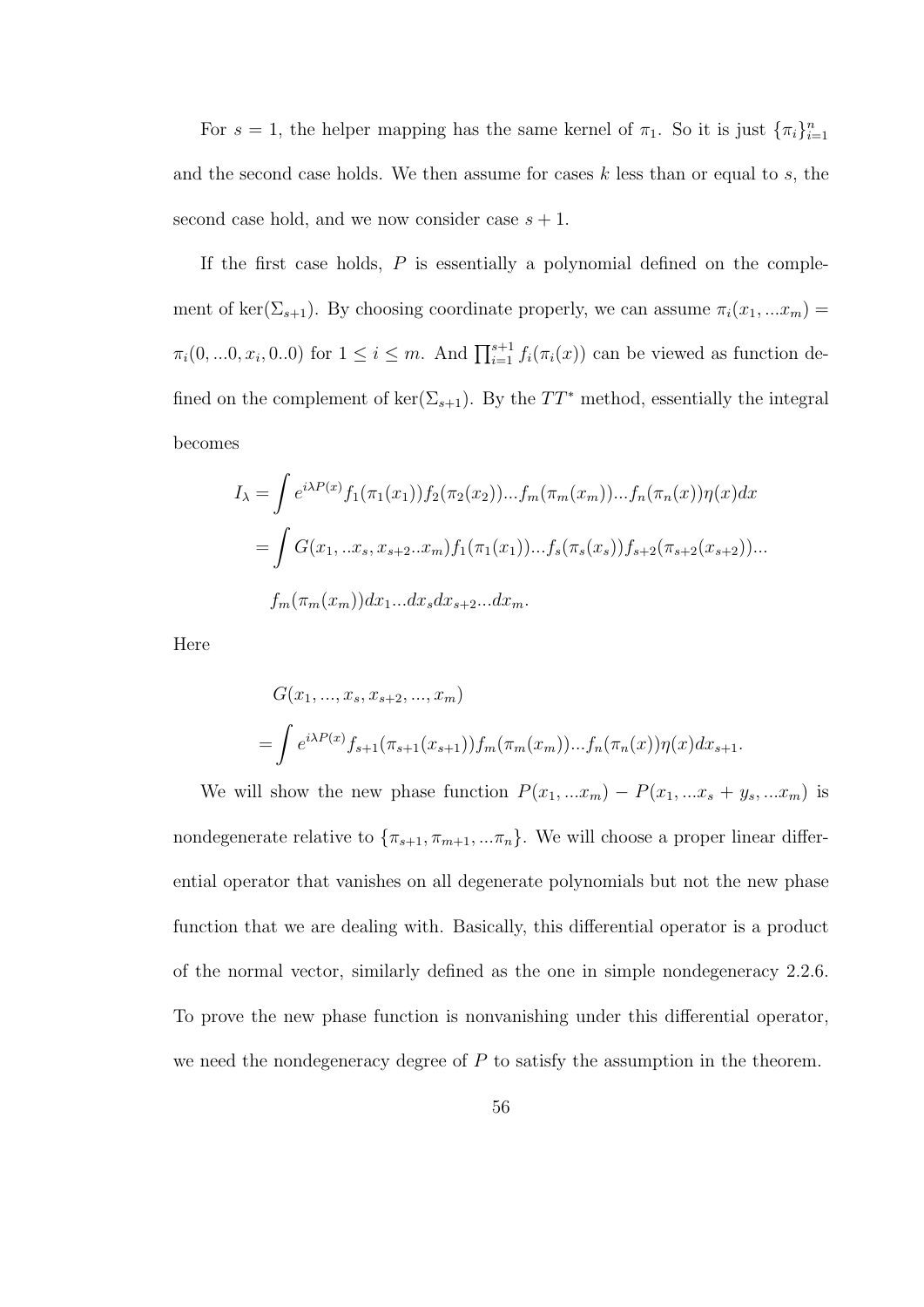For $s = 1$, the helper mapping has the same kernel of $\pi_1$. So it is just $\{\pi_i\}_{i=1}^n$ and the second case holds. We then assume for cases $k$ less than or equal to $s$, the second case hold, and we now consider case $s+1$.

If the first case holds, $P$ is essentially a polynomial defined on the complement of $\ker(\Sigma_{s+1})$. By choosing coordinate properly, we can assume $\pi_i(x_1, ...x_m) = \pi_i(0, ...0, x_i, 0..0)$ for $1 \le i \le m$. And $\prod_{i=1}^{s+1} f_i(\pi_i(x))$ can be viewed as function defined on the complement of $\ker(\Sigma_{s+1})$. By the $TT^*$ method, essentially the integral becomes

$$
\begin{aligned}
I_\lambda &= \int e^{i\lambda P(x)} f_1(\pi_1(x_1)) f_2(\pi_2(x_2)) ... f_m(\pi_m(x_m)) ... f_n(\pi_n(x)) \eta(x) dx \\
&= \int G(x_1, ..x_s, x_{s+2}..x_m) f_1(\pi_1(x_1)) ... f_s(\pi_s(x_s)) f_{s+2}(\pi_{s+2}(x_{s+2})) ... \\
&\quad f_m(\pi_m(x_m)) dx_1 ... dx_s dx_{s+2} ... dx_m.
\end{aligned}
$$

Here

$$
\begin{aligned}
&G(x_1, ..., x_s, x_{s+2}, ..., x_m) \\
= &\int e^{i\lambda P(x)} f_{s+1}(\pi_{s+1}(x_{s+1})) f_m(\pi_m(x_m)) ... f_n(\pi_n(x)) \eta(x) dx_{s+1}.
\end{aligned}
$$

We will show the new phase function $P(x_1, ...x_m) - P(x_1, ...x_s + y_s, ...x_m)$ is nondegenerate relative to $\{\pi_{s+1}, \pi_{m+1}, ...\pi_n\}$. We will choose a proper linear differential operator that vanishes on all degenerate polynomials but not the new phase function that we are dealing with. Basically, this differential operator is a product of the normal vector, similarly defined as the one in simple nondegeneracy 2.2.6. To prove the new phase function is nonvanishing under this differential operator, we need the nondegeneracy degree of $P$ to satisfy the assumption in the theorem.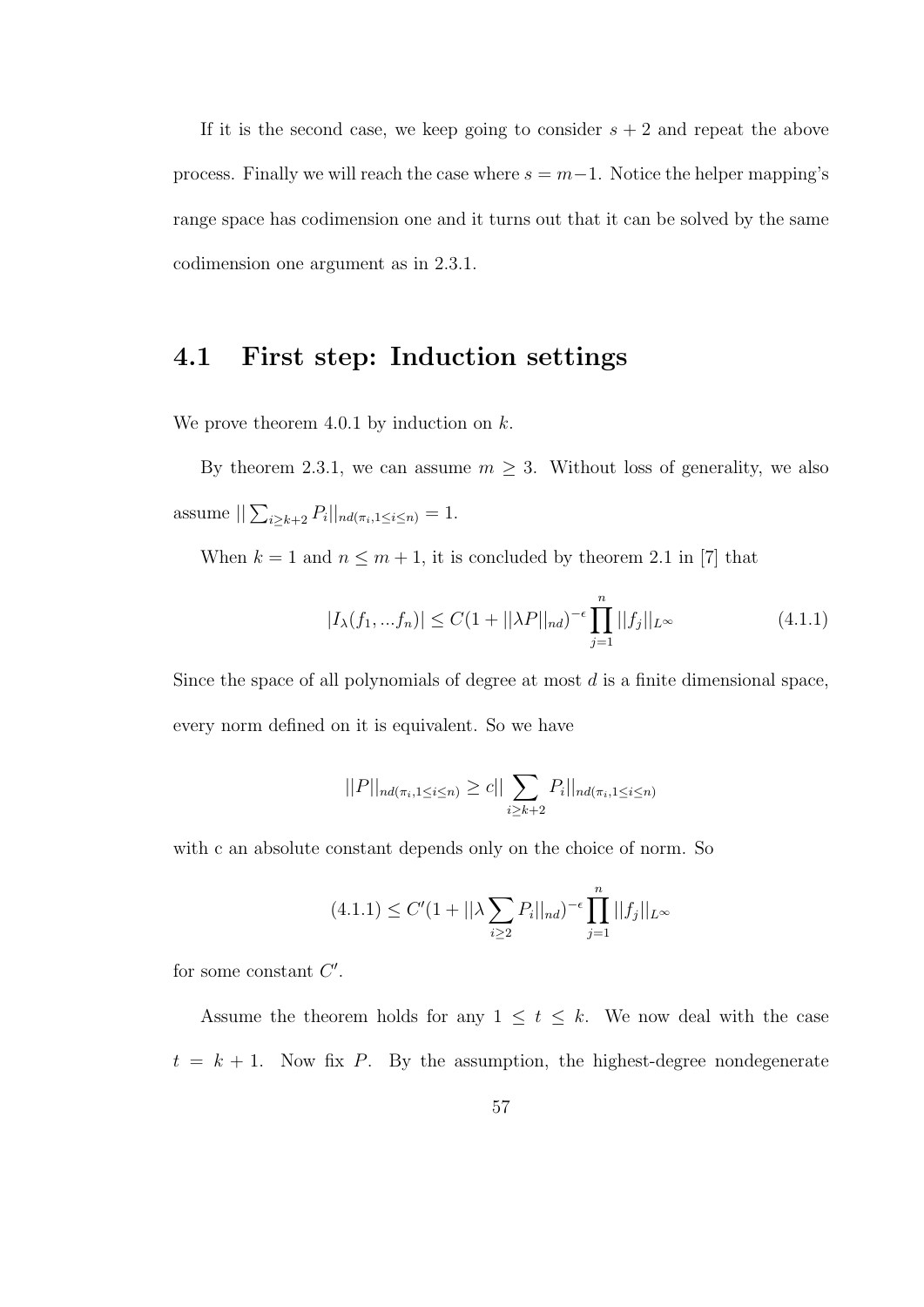If it is the second case, we keep going to consider $s+2$ and repeat the above process. Finally we will reach the case where $s = m-1$. Notice the helper mapping's range space has codimension one and it turns out that it can be solved by the same codimension one argument as in 2.3.1.

## 4.1 First step: Induction settings

We prove theorem 4.0.1 by induction on $k$.

By theorem 2.3.1, we can assume $m \geq 3$. Without loss of generality, we also assume $||\sum_{i\geq k+2} P_i||_{nd(\pi_i, 1\leq i\leq n)} = 1$.

When $k = 1$ and $n \leq m+1$, it is concluded by theorem 2.1 in [7] that

$$|I_\lambda(f_1, ...f_n)| \leq C(1 + ||\lambda P||_{nd})^{-\epsilon} \prod_{j=1}^{n} ||f_j||_{L^\infty} \tag{4.1.1}$$

Since the space of all polynomials of degree at most $d$ is a finite dimensional space, every norm defined on it is equivalent. So we have

$$||P||_{nd(\pi_i, 1\leq i\leq n)} \geq c|| \sum_{i\geq k+2} P_i||_{nd(\pi_i, 1\leq i\leq n)}$$

with c an absolute constant depends only on the choice of norm. So

$$(4.1.1) \leq C'(1 + ||\lambda \sum_{i\geq 2} P_i||_{nd})^{-\epsilon} \prod_{j=1}^{n} ||f_j||_{L^\infty}$$

for some constant $C'$.

Assume the theorem holds for any $1 \leq t \leq k$. We now deal with the case $t = k+1$. Now fix $P$. By the assumption, the highest-degree nondegenerate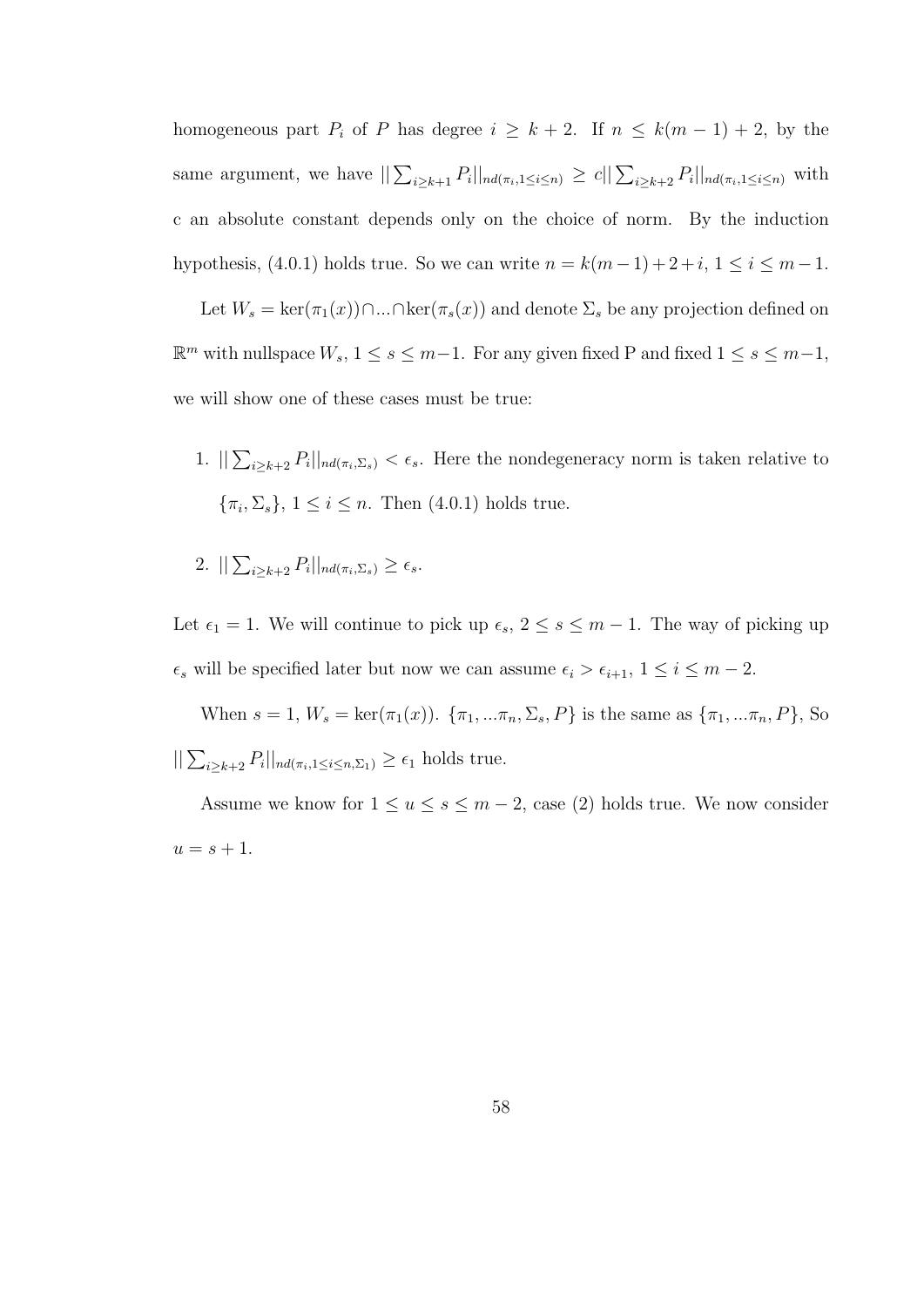homogeneous part $P_i$ of $P$ has degree $i \geq k+2$. If $n \leq k(m-1)+2$, by the same argument, we have $||\sum_{i\geq k+1} P_i||_{nd(\pi_i, 1\leq i\leq n)} \geq c||\sum_{i\geq k+2} P_i||_{nd(\pi_i, 1\leq i\leq n)}$ with c an absolute constant depends only on the choice of norm. By the induction hypothesis, (4.0.1) holds true. So we can write $n = k(m-1)+2+i$, $1 \leq i \leq m-1$.

Let $W_s = \ker(\pi_1(x)) \cap ... \cap \ker(\pi_s(x))$ and denote $\Sigma_s$ be any projection defined on $\mathbb{R}^m$ with nullspace $W_s$, $1 \leq s \leq m-1$. For any given fixed P and fixed $1 \leq s \leq m-1$, we will show one of these cases must be true:

1. $||\sum_{i\geq k+2} P_i||_{nd(\pi_i, \Sigma_s)} < \epsilon_s$. Here the nondegeneracy norm is taken relative to $\{\pi_i, \Sigma_s\}$, $1 \leq i \leq n$. Then (4.0.1) holds true.

2. $||\sum_{i\geq k+2} P_i||_{nd(\pi_i, \Sigma_s)} \geq \epsilon_s$.

Let $\epsilon_1 = 1$. We will continue to pick up $\epsilon_s$, $2 \leq s \leq m-1$. The way of picking up $\epsilon_s$ will be specified later but now we can assume $\epsilon_i > \epsilon_{i+1}$, $1 \leq i \leq m-2$.

When $s = 1$, $W_s = \ker(\pi_1(x))$. $\{\pi_1, ...\pi_n, \Sigma_s, P\}$ is the same as $\{\pi_1, ...\pi_n, P\}$, So $||\sum_{i\geq k+2} P_i||_{nd(\pi_i, 1\leq i\leq n, \Sigma_1)} \geq \epsilon_1$ holds true.

Assume we know for $1 \leq u \leq s \leq m-2$, case (2) holds true. We now consider $u = s+1$.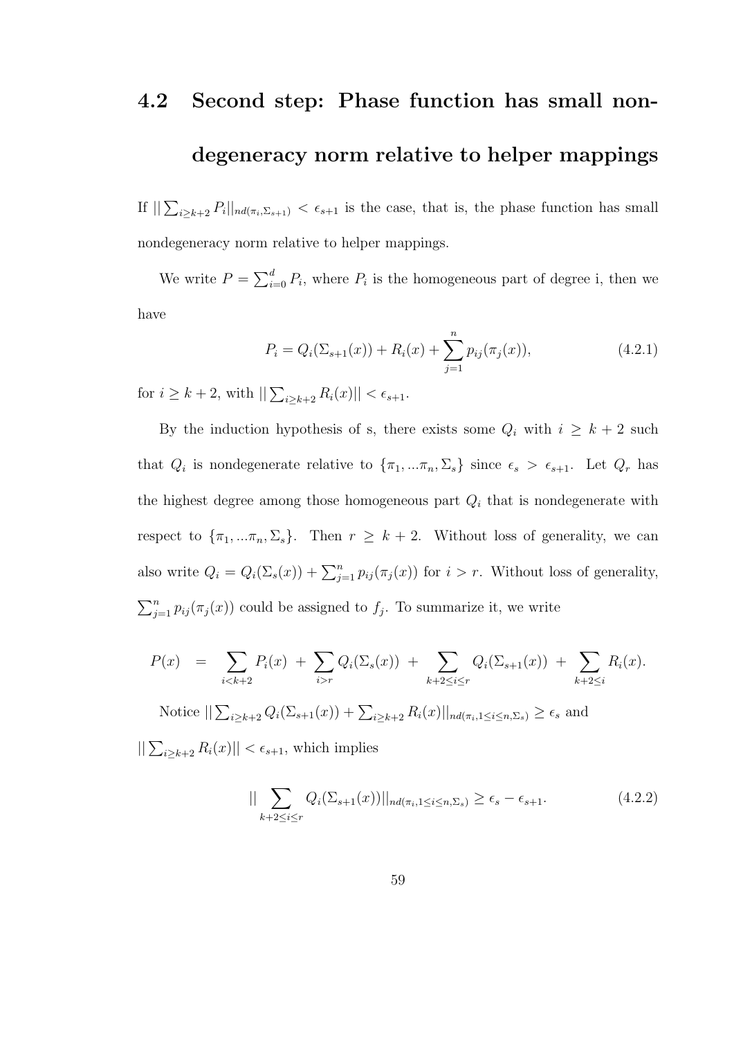## 4.2 Second step: Phase function has small nondegeneracy norm relative to helper mappings

If $||\sum_{i\geq k+2} P_i||_{nd(\pi_i,\Sigma_{s+1})} < \epsilon_{s+1}$ is the case, that is, the phase function has small nondegeneracy norm relative to helper mappings.

We write $P = \sum_{i=0}^{d} P_i$, where $P_i$ is the homogeneous part of degree i, then we have

$$P_i = Q_i(\Sigma_{s+1}(x)) + R_i(x) + \sum_{j=1}^{n} p_{ij}(\pi_j(x)), \tag{4.2.1}$$

for $i \geq k+2$, with $||\sum_{i\geq k+2} R_i(x)|| < \epsilon_{s+1}$.

By the induction hypothesis of s, there exists some $Q_i$ with $i \geq k+2$ such that $Q_i$ is nondegenerate relative to $\{\pi_1, ...\pi_n, \Sigma_s\}$ since $\epsilon_s > \epsilon_{s+1}$. Let $Q_r$ has the highest degree among those homogeneous part $Q_i$ that is nondegenerate with respect to $\{\pi_1, ...\pi_n, \Sigma_s\}$. Then $r \geq k+2$. Without loss of generality, we can also write $Q_i = Q_i(\Sigma_s(x)) + \sum_{j=1}^{n} p_{ij}(\pi_j(x))$ for $i > r$. Without loss of generality, $\sum_{j=1}^{n} p_{ij}(\pi_j(x))$ could be assigned to $f_j$. To summarize it, we write

$$P(x) \;\; = \;\; \sum_{i<k+2} P_i(x) \; + \; \sum_{i>r} Q_i(\Sigma_s(x)) \; + \sum_{k+2\leq i\leq r} Q_i(\Sigma_{s+1}(x)) \; + \; \sum_{k+2\leq i} R_i(x).$$

Notice $||\sum_{i\geq k+2} Q_i(\Sigma_{s+1}(x)) + \sum_{i\geq k+2} R_i(x)||_{nd(\pi_i, 1\leq i\leq n, \Sigma_s)} \geq \epsilon_s$ and $||\sum_{i\geq k+2} R_i(x)|| < \epsilon_{s+1}$, which implies

$$||\sum_{k+2\leq i\leq r} Q_i(\Sigma_{s+1}(x))||_{nd(\pi_i, 1\leq i\leq n, \Sigma_s)} \geq \epsilon_s - \epsilon_{s+1}. \tag{4.2.2}$$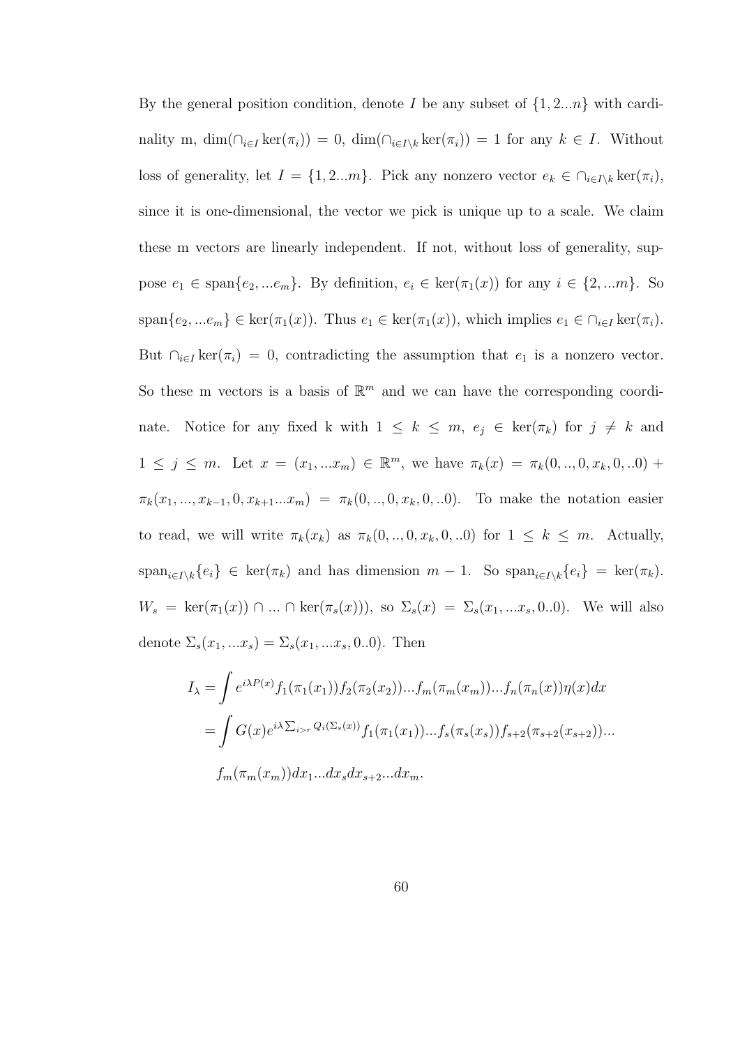By the general position condition, denote $I$ be any subset of $\{1, 2...n\}$ with cardinality m, $\dim(\cap_{i\in I} \ker(\pi_i)) = 0$, $\dim(\cap_{i\in I\backslash k} \ker(\pi_i)) = 1$ for any $k \in I$. Without loss of generality, let $I = \{1, 2...m\}$. Pick any nonzero vector $e_k \in \cap_{i\in I\backslash k} \ker(\pi_i)$, since it is one-dimensional, the vector we pick is unique up to a scale. We claim these m vectors are linearly independent. If not, without loss of generality, suppose $e_1 \in \text{span}\{e_2, ...e_m\}$. By definition, $e_i \in \ker(\pi_1(x))$ for any $i \in \{2, ...m\}$. So $\text{span}\{e_2, ...e_m\} \in \ker(\pi_1(x))$. Thus $e_1 \in \ker(\pi_1(x))$, which implies $e_1 \in \cap_{i\in I} \ker(\pi_i)$. But $\cap_{i\in I} \ker(\pi_i) = 0$, contradicting the assumption that $e_1$ is a nonzero vector. So these m vectors is a basis of $\mathbb{R}^m$ and we can have the corresponding coordinate. Notice for any fixed k with $1 \leq k \leq m$, $e_j \in \ker(\pi_k)$ for $j \neq k$ and $1 \leq j \leq m$. Let $x = (x_1, ...x_m) \in \mathbb{R}^m$, we have $\pi_k(x) = \pi_k(0, .., 0, x_k, 0, ..0) + \pi_k(x_1, ..., x_{k-1}, 0, x_{k+1}...x_m) = \pi_k(0, .., 0, x_k, 0, ..0)$. To make the notation easier to read, we will write $\pi_k(x_k)$ as $\pi_k(0, .., 0, x_k, 0, ..0)$ for $1 \leq k \leq m$. Actually, $\text{span}_{i\in I\backslash k}\{e_i\} \in \ker(\pi_k)$ and has dimension $m - 1$. So $\text{span}_{i\in I\backslash k}\{e_i\} = \ker(\pi_k)$. $W_s = \ker(\pi_1(x)) \cap ... \cap \ker(\pi_s(x)))$, so $\Sigma_s(x) = \Sigma_s(x_1, ...x_s, 0..0)$. We will also denote $\Sigma_s(x_1, ...x_s) = \Sigma_s(x_1, ...x_s, 0..0)$. Then

$$
\begin{aligned}
I_\lambda &= \int e^{i\lambda P(x)} f_1(\pi_1(x_1)) f_2(\pi_2(x_2))...f_m(\pi_m(x_m))...f_n(\pi_n(x))\eta(x)dx \\
&= \int G(x) e^{i\lambda \sum_{i>r} Q_i(\Sigma_s(x))} f_1(\pi_1(x_1))...f_s(\pi_s(x_s)) f_{s+2}(\pi_{s+2}(x_{s+2}))... \\
&\quad f_m(\pi_m(x_m))dx_1...dx_s dx_{s+2}...dx_m.
\end{aligned}
$$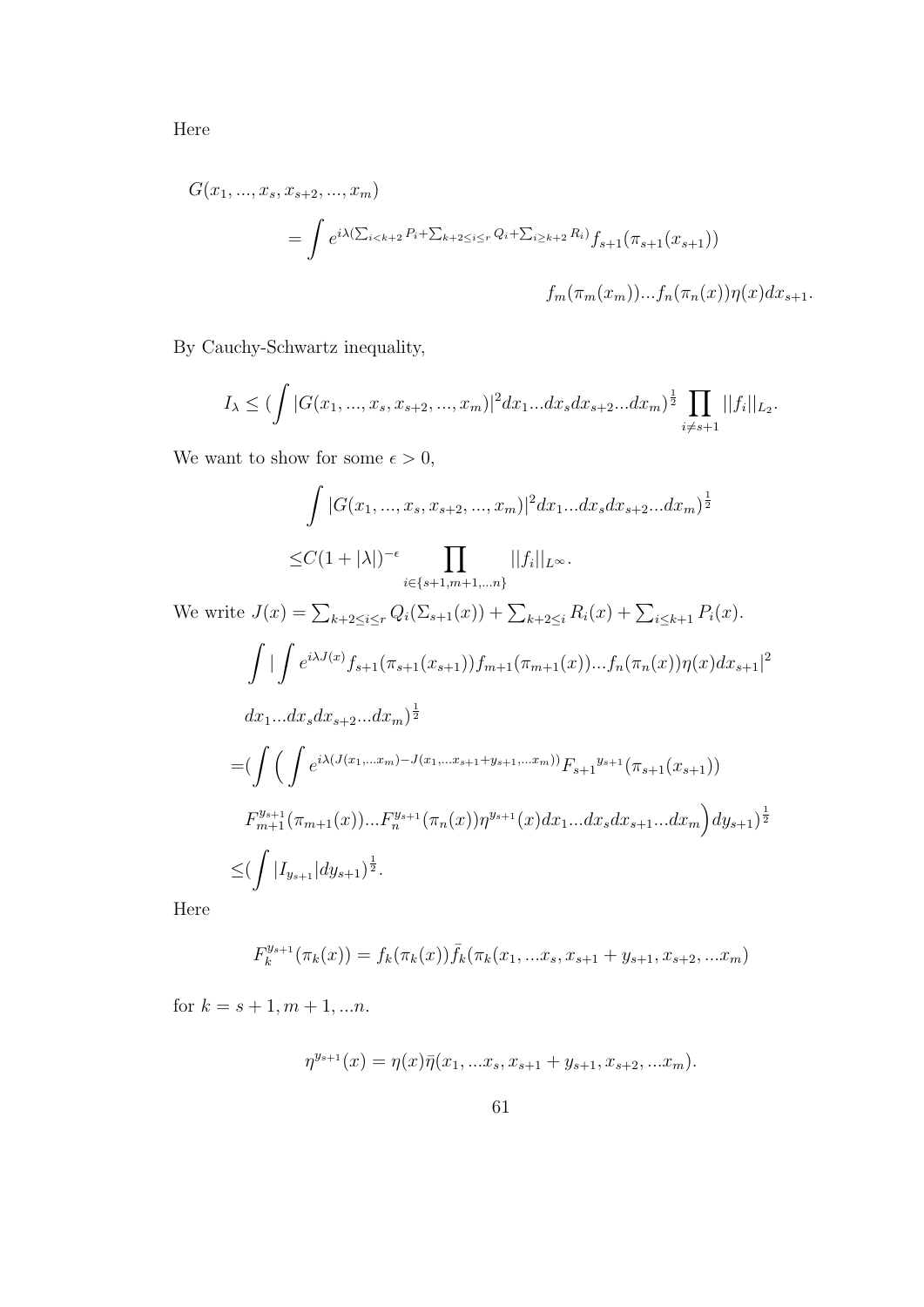Here

$$
\begin{aligned}
G(x_1, ..., x_s, x_{s+2}, ..., x_m)& \\
&= \int e^{i\lambda(\sum_{i<k+2} P_i + \sum_{k+2\leq i\leq r} Q_i + \sum_{i\geq k+2} R_i)} f_{s+1}(\pi_{s+1}(x_{s+1})) \\
&\qquad\qquad f_m(\pi_m(x_m))...f_n(\pi_n(x))\eta(x)dx_{s+1}.
\end{aligned}
$$

By Cauchy-Schwartz inequality,

$$
I_\lambda \leq (\int |G(x_1, ..., x_s, x_{s+2}, ..., x_m)|^2 dx_1...dx_s dx_{s+2}...dx_m)^{\frac{1}{2}} \prod_{i\neq s+1} ||f_i||_{L_2}.
$$

We want to show for some $\epsilon > 0$,

$$
\begin{aligned}
&\int |G(x_1, ..., x_s, x_{s+2}, ..., x_m)|^2 dx_1...dx_s dx_{s+2}...dx_m)^{\frac{1}{2}} \\
\leq & C(1+|\lambda|)^{-\epsilon} \prod_{i\in\{s+1,m+1,...n\}} ||f_i||_{L^\infty}.
\end{aligned}
$$

We write $J(x) = \sum_{k+2\leq i\leq r} Q_i(\Sigma_{s+1}(x)) + \sum_{k+2\leq i} R_i(x) + \sum_{i\leq k+1} P_i(x)$.

$$
\begin{aligned}
&\int |\int e^{i\lambda J(x)} f_{s+1}(\pi_{s+1}(x_{s+1})) f_{m+1}(\pi_{m+1}(x))...f_n(\pi_n(x))\eta(x)dx_{s+1}|^2 \\
&dx_1...dx_s dx_{s+2}...dx_m)^{\frac{1}{2}} \\
=&(\int \Big( \int e^{i\lambda(J(x_1,...x_m) - J(x_1,...x_{s+1}+y_{s+1},...x_m))} {F_{s+1}}^{y_{s+1}}(\pi_{s+1}(x_{s+1})) \\
&F_{m+1}^{y_{s+1}}(\pi_{m+1}(x))...F_n^{y_{s+1}}(\pi_n(x))\eta^{y_{s+1}}(x)dx_1...dx_s dx_{s+1}...dx_m \Big) dy_{s+1})^{\frac{1}{2}} \\
\leq&(\int |I_{y_{s+1}}| dy_{s+1})^{\frac{1}{2}}.
\end{aligned}
$$

Here

$$
F_k^{y_{s+1}}(\pi_k(x)) = f_k(\pi_k(x))\bar{f}_k(\pi_k(x_1, ...x_s, x_{s+1} + y_{s+1}, x_{s+2}, ...x_m)
$$

for $k = s+1, m+1, ...n$.

$$
\eta^{y_{s+1}}(x) = \eta(x)\bar{\eta}(x_1, ...x_s, x_{s+1} + y_{s+1}, x_{s+2}, ...x_m).
$$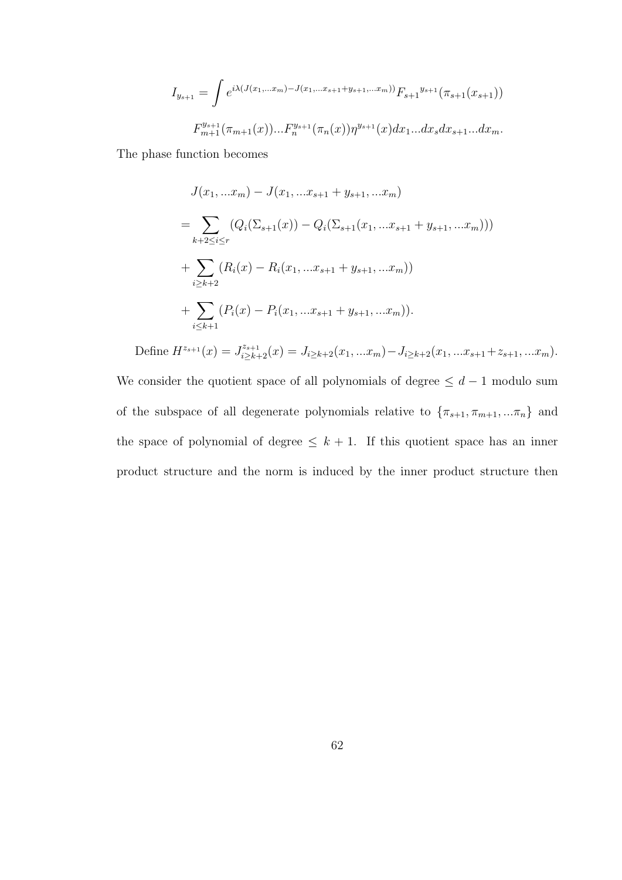$$I_{y_{s+1}} = \int e^{i\lambda(J(x_1,...x_m)-J(x_1,...x_{s+1}+y_{s+1},...x_m))} {F_{s+1}}^{y_{s+1}}(\pi_{s+1}(x_{s+1}))$$

$$F_{m+1}^{y_{s+1}}(\pi_{m+1}(x))...F_n^{y_{s+1}}(\pi_n(x))\eta^{y_{s+1}}(x)dx_1...dx_s dx_{s+1}...dx_m.$$

The phase function becomes

$$J(x_1,...x_m) - J(x_1,...x_{s+1}+y_{s+1},...x_m)$$

$$= \sum_{k+2\leq i\leq r} (Q_i(\Sigma_{s+1}(x)) - Q_i(\Sigma_{s+1}(x_1,...x_{s+1}+y_{s+1},...x_m)))$$

$$+ \sum_{i\geq k+2} (R_i(x) - R_i(x_1,...x_{s+1}+y_{s+1},...x_m))$$

$$+ \sum_{i\leq k+1} (P_i(x) - P_i(x_1,...x_{s+1}+y_{s+1},...x_m)).$$

Define $H^{z_{s+1}}(x) = J_{i\geq k+2}^{z_{s+1}}(x) = J_{i\geq k+2}(x_1,...x_m) - J_{i\geq k+2}(x_1,...x_{s+1}+z_{s+1},...x_m)$. We consider the quotient space of all polynomials of degree $\leq d-1$ modulo sum of the subspace of all degenerate polynomials relative to $\{\pi_{s+1},\pi_{m+1},...\pi_n\}$ and the space of polynomial of degree $\leq k+1$. If this quotient space has an inner product structure and the norm is induced by the inner product structure then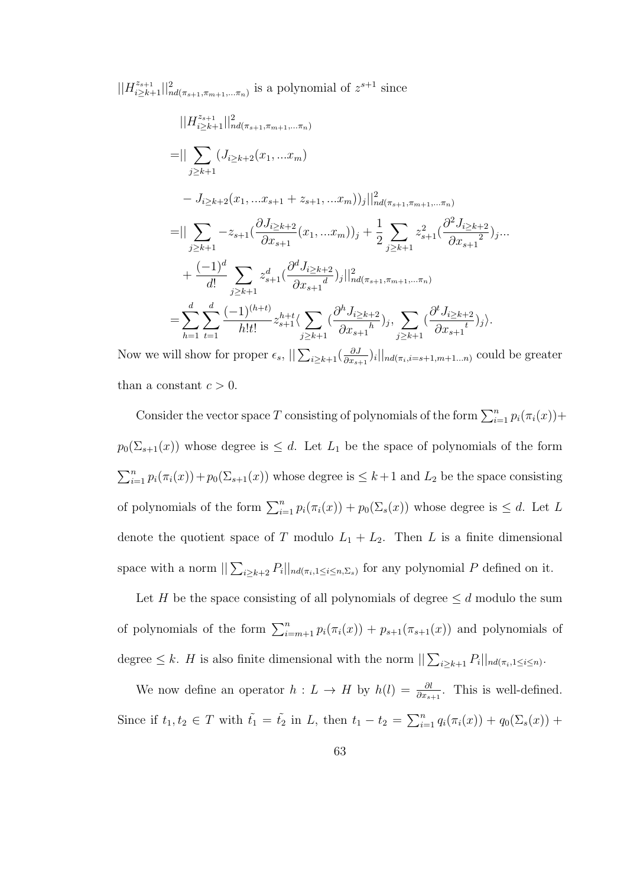$||H^{z_{s+1}}_{i\geq k+1}||^2_{nd(\pi_{s+1},\pi_{m+1},...\pi_n)}$ is a polynomial of $z^{s+1}$ since

$$
\begin{aligned}
&||H^{z_{s+1}}_{i\geq k+1}||^2_{nd(\pi_{s+1},\pi_{m+1},...\pi_n)}\\
=&||\sum_{j\geq k+1}(J_{i\geq k+2}(x_1,...x_m)\\
&-J_{i\geq k+2}(x_1,...x_{s+1}+z_{s+1},...x_m))_j||^2_{nd(\pi_{s+1},\pi_{m+1},...\pi_n)}\\
=&||\sum_{j\geq k+1}-z_{s+1}(\frac{\partial J_{i\geq k+2}}{\partial x_{s+1}}(x_1,...x_m))_j+\frac{1}{2}\sum_{j\geq k+1}z^2_{s+1}(\frac{\partial^2 J_{i\geq k+2}}{\partial {x_{s+1}}^2})_j...\\
&+\frac{(-1)^d}{d!}\sum_{j\geq k+1}z^d_{s+1}(\frac{\partial^d J_{i\geq k+2}}{\partial {x_{s+1}}^d})_j||^2_{nd(\pi_{s+1},\pi_{m+1},...\pi_n)}\\
=&\sum_{h=1}^{d}\sum_{t=1}^{d}\frac{(-1)^{(h+t)}}{h!t!}z^{h+t}_{s+1}\langle\sum_{j\geq k+1}(\frac{\partial^h J_{i\geq k+2}}{\partial {x_{s+1}}^h})_j,\sum_{j\geq k+1}(\frac{\partial^t J_{i\geq k+2}}{\partial {x_{s+1}}^t})_j\rangle.
\end{aligned}
$$

Now we will show for proper $\epsilon_s$, $||\sum_{i\geq k+1}(\frac{\partial J}{\partial x_{s+1}})_i||_{nd(\pi_i,i=s+1,m+1...n)}$ could be greater than a constant $c>0$.

Consider the vector space $T$ consisting of polynomials of the form $\sum_{i=1}^{n}p_i(\pi_i(x))+p_0(\Sigma_{s+1}(x))$ whose degree is $\leq d$. Let $L_1$ be the space of polynomials of the form $\sum_{i=1}^{n}p_i(\pi_i(x))+p_0(\Sigma_{s+1}(x))$ whose degree is $\leq k+1$ and $L_2$ be the space consisting of polynomials of the form $\sum_{i=1}^{n}p_i(\pi_i(x))+p_0(\Sigma_s(x))$ whose degree is $\leq d$. Let $L$ denote the quotient space of $T$ modulo $L_1+L_2$. Then $L$ is a finite dimensional space with a norm $||\sum_{i\geq k+2}P_i||_{nd(\pi_i,1\leq i\leq n,\Sigma_s)}$ for any polynomial $P$ defined on it.

Let $H$ be the space consisting of all polynomials of degree $\leq d$ modulo the sum of polynomials of the form $\sum_{i=m+1}^{n}p_i(\pi_i(x))+p_{s+1}(\pi_{s+1}(x))$ and polynomials of degree $\leq k$. $H$ is also finite dimensional with the norm $||\sum_{i\geq k+1}P_i||_{nd(\pi_i,1\leq i\leq n)}$.

We now define an operator $h:L\to H$ by $h(l)=\frac{\partial l}{\partial x_{s+1}}$. This is well-defined. Since if $t_1,t_2\in T$ with $\tilde{t_1}=\tilde{t_2}$ in $L$, then $t_1-t_2=\sum_{i=1}^{n}q_i(\pi_i(x))+q_0(\Sigma_s(x))+$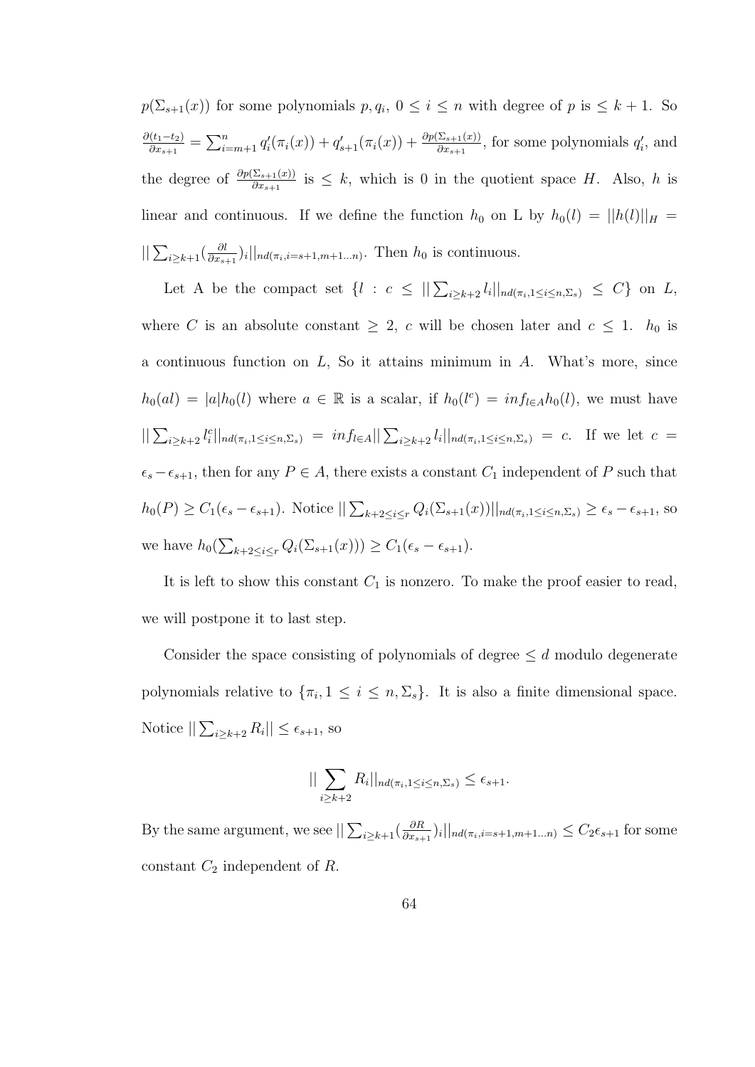$p(\Sigma_{s+1}(x))$ for some polynomials $p, q_i$, $0 \leq i \leq n$ with degree of $p$ is $\leq k+1$. So $\frac{\partial(t_1-t_2)}{\partial x_{s+1}} = \sum_{i=m+1}^{n} q_i'(\pi_i(x)) + q_{s+1}'(\pi_i(x)) + \frac{\partial p(\Sigma_{s+1}(x))}{\partial x_{s+1}}$, for some polynomials $q_i'$, and the degree of $\frac{\partial p(\Sigma_{s+1}(x))}{\partial x_{s+1}}$ is $\leq k$, which is 0 in the quotient space $H$. Also, $h$ is linear and continuous. If we define the function $h_0$ on L by $h_0(l) = ||h(l)||_H = ||\sum_{i\geq k+1}(\frac{\partial l}{\partial x_{s+1}})_i||_{nd(\pi_i, i=s+1,m+1\ldots n)}$. Then $h_0$ is continuous.

Let A be the compact set $\{l : c \leq ||\sum_{i\geq k+2} l_i||_{nd(\pi_i, 1\leq i\leq n, \Sigma_s)} \leq C\}$ on $L$, where $C$ is an absolute constant $\geq 2$, $c$ will be chosen later and $c \leq 1$. $h_0$ is a continuous function on $L$, So it attains minimum in $A$. What's more, since $h_0(al) = |a|h_0(l)$ where $a \in \mathbb{R}$ is a scalar, if $h_0(l^c) = inf_{l\in A} h_0(l)$, we must have $||\sum_{i\geq k+2} l_i^c||_{nd(\pi_i, 1\leq i\leq n, \Sigma_s)} = inf_{l\in A}||\sum_{i\geq k+2} l_i||_{nd(\pi_i, 1\leq i\leq n, \Sigma_s)} = c$. If we let $c = \epsilon_s - \epsilon_{s+1}$, then for any $P \in A$, there exists a constant $C_1$ independent of $P$ such that $h_0(P) \geq C_1(\epsilon_s - \epsilon_{s+1})$. Notice $||\sum_{k+2\leq i\leq r} Q_i(\Sigma_{s+1}(x))||_{nd(\pi_i, 1\leq i\leq n, \Sigma_s)} \geq \epsilon_s - \epsilon_{s+1}$, so we have $h_0(\sum_{k+2\leq i\leq r} Q_i(\Sigma_{s+1}(x))) \geq C_1(\epsilon_s - \epsilon_{s+1})$.

It is left to show this constant $C_1$ is nonzero. To make the proof easier to read, we will postpone it to last step.

Consider the space consisting of polynomials of degree $\leq d$ modulo degenerate polynomials relative to $\{\pi_i, 1 \leq i \leq n, \Sigma_s\}$. It is also a finite dimensional space. Notice $||\sum_{i\geq k+2} R_i|| \leq \epsilon_{s+1}$, so

$$||\sum_{i\geq k+2} R_i||_{nd(\pi_i, 1\leq i\leq n, \Sigma_s)} \leq \epsilon_{s+1}.$$

By the same argument, we see $||\sum_{i\geq k+1}(\frac{\partial R}{\partial x_{s+1}})_i||_{nd(\pi_i, i=s+1,m+1\ldots n)} \leq C_2\epsilon_{s+1}$ for some constant $C_2$ independent of $R$.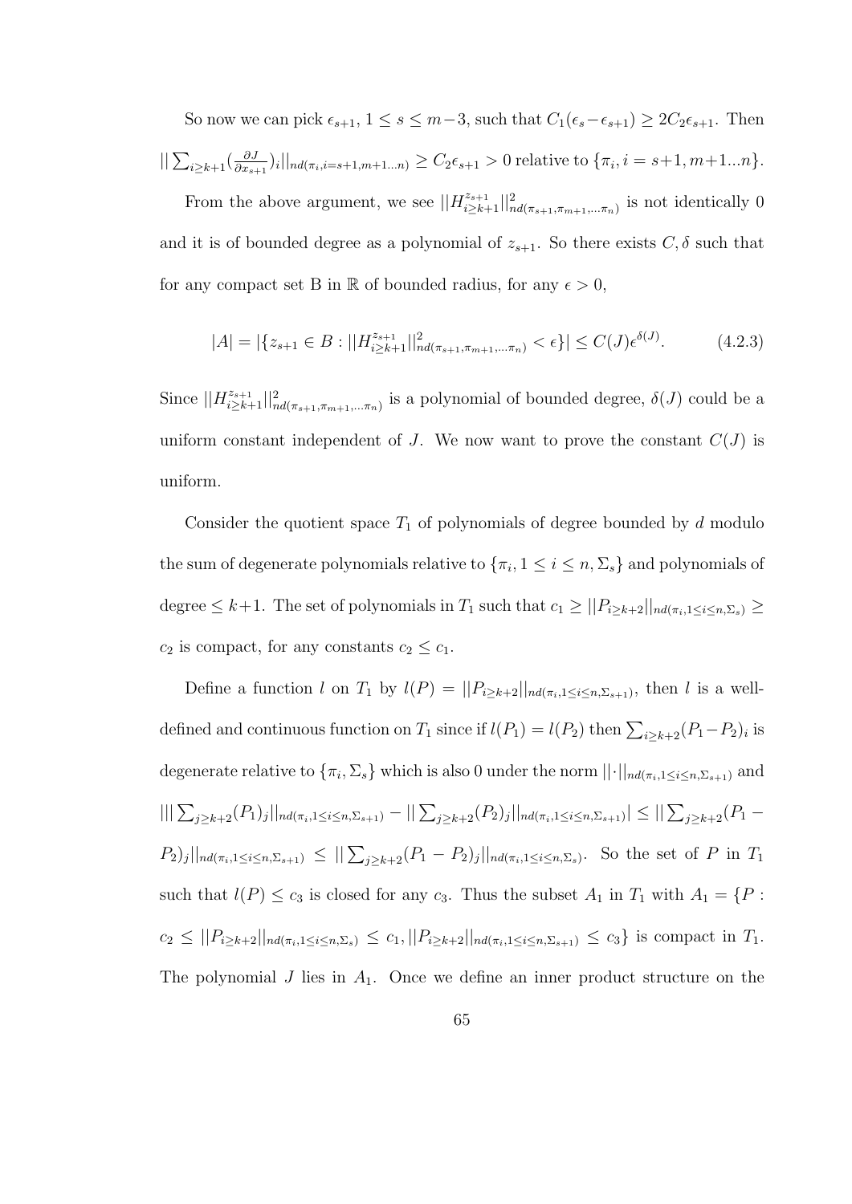So now we can pick $\epsilon_{s+1}$, $1 \leq s \leq m-3$, such that $C_1(\epsilon_s - \epsilon_{s+1}) \geq 2C_2\epsilon_{s+1}$. Then $||\sum_{i\geq k+1}(\frac{\partial J}{\partial x_{s+1}})_i||_{nd(\pi_i, i=s+1, m+1\ldots n)} \geq C_2\epsilon_{s+1} > 0$ relative to $\{\pi_i, i = s+1, m+1\ldots n\}$.

From the above argument, we see $||H^{z_{s+1}}_{i\geq k+1}||^2_{nd(\pi_{s+1},\pi_{m+1},\ldots\pi_n)}$ is not identically 0 and it is of bounded degree as a polynomial of $z_{s+1}$. So there exists $C, \delta$ such that for any compact set B in $\mathbb{R}$ of bounded radius, for any $\epsilon > 0$,

$$|A| = |\{z_{s+1} \in B : ||H^{z_{s+1}}_{i\geq k+1}||^2_{nd(\pi_{s+1},\pi_{m+1},\ldots\pi_n)} < \epsilon\}| \leq C(J)\epsilon^{\delta(J)}. \tag{4.2.3}$$

Since $||H^{z_{s+1}}_{i\geq k+1}||^2_{nd(\pi_{s+1},\pi_{m+1},\ldots\pi_n)}$ is a polynomial of bounded degree, $\delta(J)$ could be a uniform constant independent of $J$. We now want to prove the constant $C(J)$ is uniform.

Consider the quotient space $T_1$ of polynomials of degree bounded by $d$ modulo the sum of degenerate polynomials relative to $\{\pi_i, 1 \leq i \leq n, \Sigma_s\}$ and polynomials of degree $\leq k+1$. The set of polynomials in $T_1$ such that $c_1 \geq ||P_{i\geq k+2}||_{nd(\pi_i, 1\leq i\leq n, \Sigma_s)} \geq c_2$ is compact, for any constants $c_2 \leq c_1$.

Define a function $l$ on $T_1$ by $l(P) = ||P_{i\geq k+2}||_{nd(\pi_i, 1\leq i\leq n, \Sigma_{s+1})}$, then $l$ is a well-defined and continuous function on $T_1$ since if $l(P_1) = l(P_2)$ then $\sum_{i\geq k+2}(P_1 - P_2)_i$ is degenerate relative to $\{\pi_i, \Sigma_s\}$ which is also 0 under the norm $||\cdot||_{nd(\pi_i, 1\leq i\leq n, \Sigma_{s+1})}$ and $|||\sum_{j\geq k+2}(P_1)_j||_{nd(\pi_i, 1\leq i\leq n, \Sigma_{s+1})} - ||\sum_{j\geq k+2}(P_2)_j||_{nd(\pi_i, 1\leq i\leq n, \Sigma_{s+1})}| \leq ||\sum_{j\geq k+2}(P_1 - P_2)_j||_{nd(\pi_i, 1\leq i\leq n, \Sigma_{s+1})} \leq ||\sum_{j\geq k+2}(P_1 - P_2)_j||_{nd(\pi_i, 1\leq i\leq n, \Sigma_s)}$. So the set of $P$ in $T_1$ such that $l(P) \leq c_3$ is closed for any $c_3$. Thus the subset $A_1$ in $T_1$ with $A_1 = \{P : c_2 \leq ||P_{i\geq k+2}||_{nd(\pi_i, 1\leq i\leq n, \Sigma_s)} \leq c_1, ||P_{i\geq k+2}||_{nd(\pi_i, 1\leq i\leq n, \Sigma_{s+1})} \leq c_3\}$ is compact in $T_1$. The polynomial $J$ lies in $A_1$. Once we define an inner product structure on the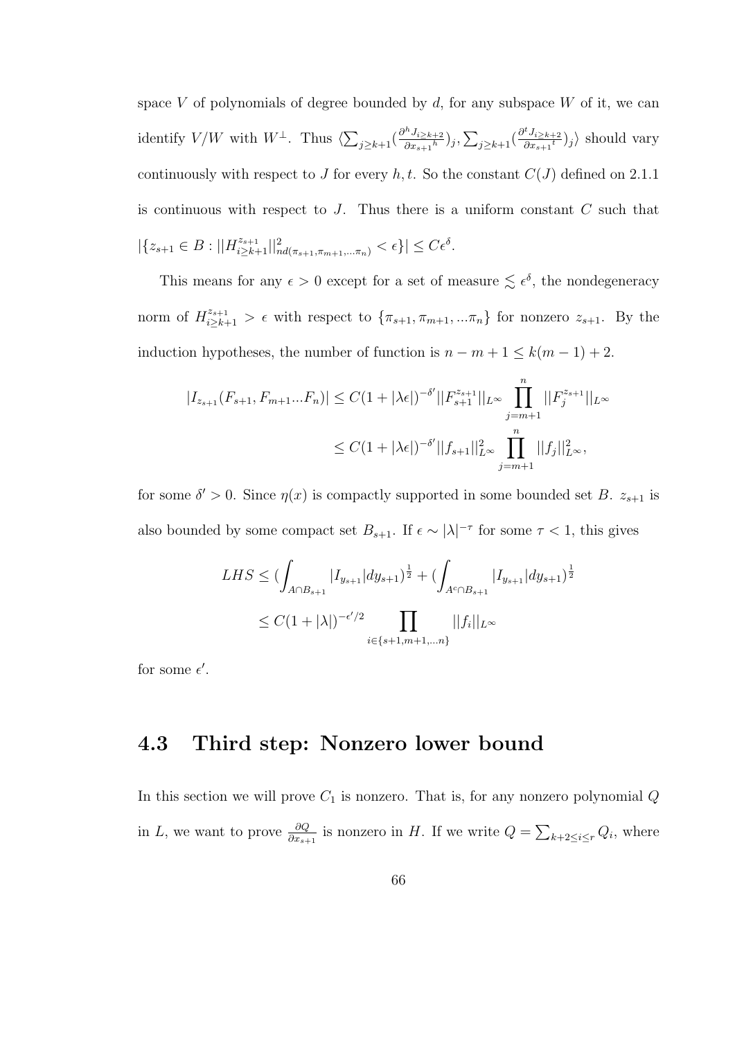space $V$ of polynomials of degree bounded by $d$, for any subspace $W$ of it, we can identify $V/W$ with $W^{\perp}$. Thus $\langle \sum_{j\geq k+1}(\frac{\partial^h J_{i\geq k+2}}{\partial x_{s+1}{}^h})_j, \sum_{j\geq k+1}(\frac{\partial^t J_{i\geq k+2}}{\partial x_{s+1}{}^t})_j\rangle$ should vary continuously with respect to $J$ for every $h, t$. So the constant $C(J)$ defined on 2.1.1 is continuous with respect to $J$. Thus there is a uniform constant $C$ such that $|\{z_{s+1} \in B : ||H^{z_{s+1}}_{i\geq k+1}||^2_{nd(\pi_{s+1},\pi_{m+1},...\pi_n)} < \epsilon\}| \leq C\epsilon^{\delta}$.

This means for any $\epsilon > 0$ except for a set of measure $\lesssim \epsilon^{\delta}$, the nondegeneracy norm of $H^{z_{s+1}}_{i\geq k+1} > \epsilon$ with respect to $\{\pi_{s+1}, \pi_{m+1}, ...\pi_n\}$ for nonzero $z_{s+1}$. By the induction hypotheses, the number of function is $n - m + 1 \leq k(m-1) + 2$.

$$
\begin{aligned}
|I_{z_{s+1}}(F_{s+1}, F_{m+1}...F_n)| &\leq C(1 + |\lambda\epsilon|)^{-\delta'}||F^{z_{s+1}}_{s+1}||_{L^\infty}\prod_{j=m+1}^{n}||F^{z_{s+1}}_j||_{L^\infty} \\
&\leq C(1 + |\lambda\epsilon|)^{-\delta'}||f_{s+1}||^2_{L^\infty}\prod_{j=m+1}^{n}||f_j||^2_{L^\infty},
\end{aligned}
$$

for some $\delta' > 0$. Since $\eta(x)$ is compactly supported in some bounded set $B$. $z_{s+1}$ is also bounded by some compact set $B_{s+1}$. If $\epsilon \sim |\lambda|^{-\tau}$ for some $\tau < 1$, this gives

$$
\begin{aligned}
LHS &\leq (\int_{A\cap B_{s+1}}|I_{y_{s+1}}|dy_{s+1})^{\frac{1}{2}} + (\int_{A^c\cap B_{s+1}}|I_{y_{s+1}}|dy_{s+1})^{\frac{1}{2}} \\
&\leq C(1 + |\lambda|)^{-\epsilon'/2}\prod_{i\in\{s+1,m+1,...n\}}||f_i||_{L^\infty}
\end{aligned}
$$

for some $\epsilon'$.

## 4.3 Third step: Nonzero lower bound

In this section we will prove $C_1$ is nonzero. That is, for any nonzero polynomial $Q$ in $L$, we want to prove $\frac{\partial Q}{\partial x_{s+1}}$ is nonzero in $H$. If we write $Q = \sum_{k+2\leq i\leq r} Q_i$, where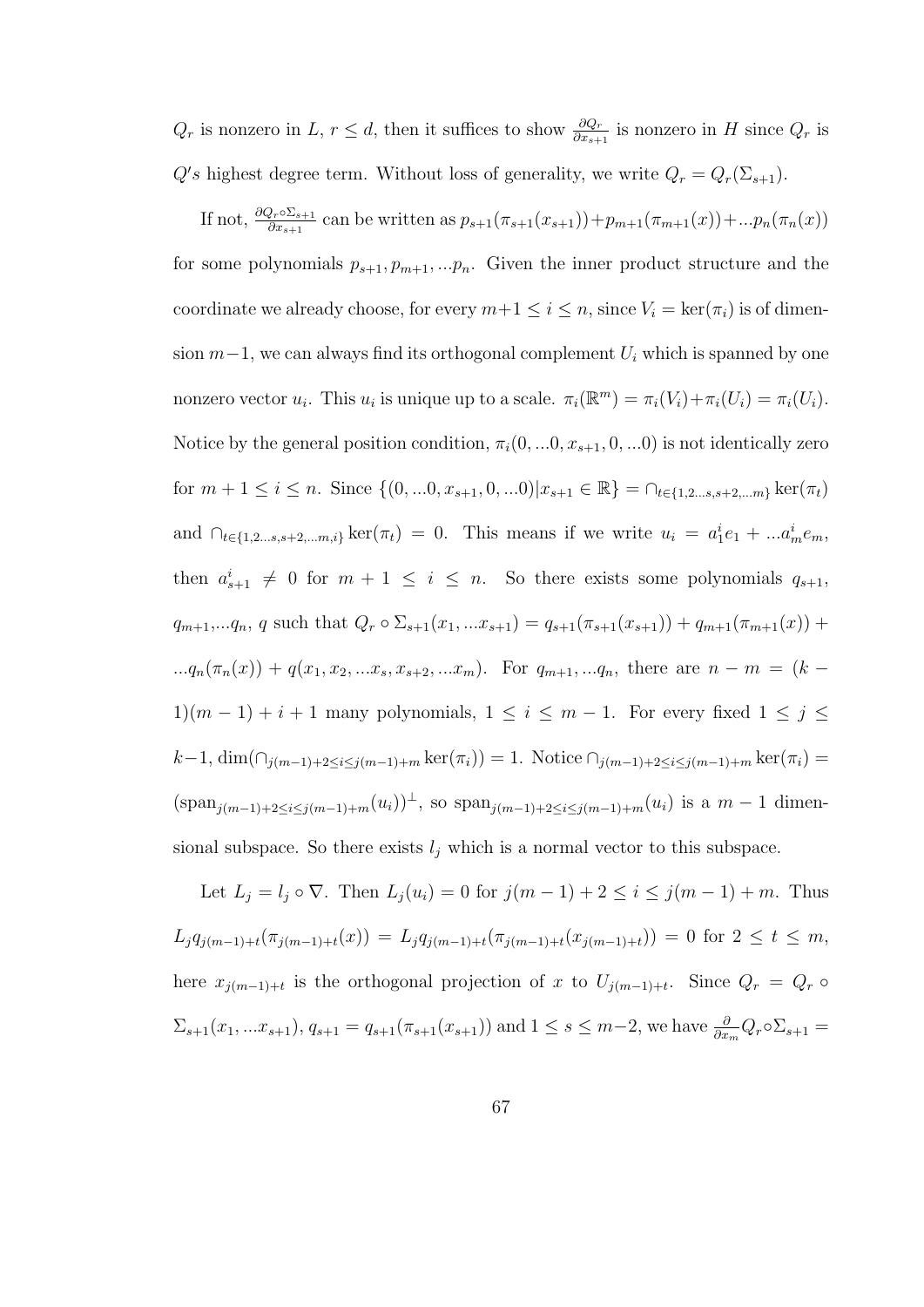$Q_r$ is nonzero in $L$, $r \leq d$, then it suffices to show $\frac{\partial Q_r}{\partial x_{s+1}}$ is nonzero in $H$ since $Q_r$ is $Q's$ highest degree term. Without loss of generality, we write $Q_r = Q_r(\Sigma_{s+1})$.

If not, $\frac{\partial Q_r \circ \Sigma_{s+1}}{\partial x_{s+1}}$ can be written as $p_{s+1}(\pi_{s+1}(x_{s+1})) + p_{m+1}(\pi_{m+1}(x)) + ...p_n(\pi_n(x))$ for some polynomials $p_{s+1}, p_{m+1}, ...p_n$. Given the inner product structure and the coordinate we already choose, for every $m+1 \leq i \leq n$, since $V_i = \ker(\pi_i)$ is of dimension $m-1$, we can always find its orthogonal complement $U_i$ which is spanned by one nonzero vector $u_i$. This $u_i$ is unique up to a scale. $\pi_i(\mathbb{R}^m) = \pi_i(V_i) + \pi_i(U_i) = \pi_i(U_i)$. Notice by the general position condition, $\pi_i(0, ...0, x_{s+1}, 0, ...0)$ is not identically zero for $m+1 \leq i \leq n$. Since $\{(0, ...0, x_{s+1}, 0, ...0) | x_{s+1} \in \mathbb{R}\} = \cap_{t \in \{1,2...s,s+2,...m\}} \ker(\pi_t)$ and $\cap_{t \in \{1,2...s,s+2,...m,i\}} \ker(\pi_t) = 0$. This means if we write $u_i = a_1^i e_1 + ...a_m^i e_m$, then $a_{s+1}^i \neq 0$ for $m+1 \leq i \leq n$. So there exists some polynomials $q_{s+1}$, $q_{m+1}, ...q_n$, $q$ such that $Q_r \circ \Sigma_{s+1}(x_1, ...x_{s+1}) = q_{s+1}(\pi_{s+1}(x_{s+1})) + q_{m+1}(\pi_{m+1}(x)) + ...q_n(\pi_n(x)) + q(x_1, x_2, ...x_s, x_{s+2}, ...x_m)$. For $q_{m+1}, ...q_n$, there are $n - m = (k-1)(m-1) + i + 1$ many polynomials, $1 \leq i \leq m-1$. For every fixed $1 \leq j \leq k-1$, $\dim(\cap_{j(m-1)+2 \leq i \leq j(m-1)+m} \ker(\pi_i)) = 1$. Notice $\cap_{j(m-1)+2 \leq i \leq j(m-1)+m} \ker(\pi_i) = (\text{span}_{j(m-1)+2 \leq i \leq j(m-1)+m}(u_i))^{\perp}$, so $\text{span}_{j(m-1)+2 \leq i \leq j(m-1)+m}(u_i)$ is a $m-1$ dimensional subspace. So there exists $l_j$ which is a normal vector to this subspace.

Let $L_j = l_j \circ \nabla$. Then $L_j(u_i) = 0$ for $j(m-1)+2 \leq i \leq j(m-1)+m$. Thus $L_j q_{j(m-1)+t}(\pi_{j(m-1)+t}(x)) = L_j q_{j(m-1)+t}(\pi_{j(m-1)+t}(x_{j(m-1)+t})) = 0$ for $2 \leq t \leq m$, here $x_{j(m-1)+t}$ is the orthogonal projection of $x$ to $U_{j(m-1)+t}$. Since $Q_r = Q_r \circ \Sigma_{s+1}(x_1, ...x_{s+1})$, $q_{s+1} = q_{s+1}(\pi_{s+1}(x_{s+1}))$ and $1 \leq s \leq m-2$, we have $\frac{\partial}{\partial x_m} Q_r \circ \Sigma_{s+1} =$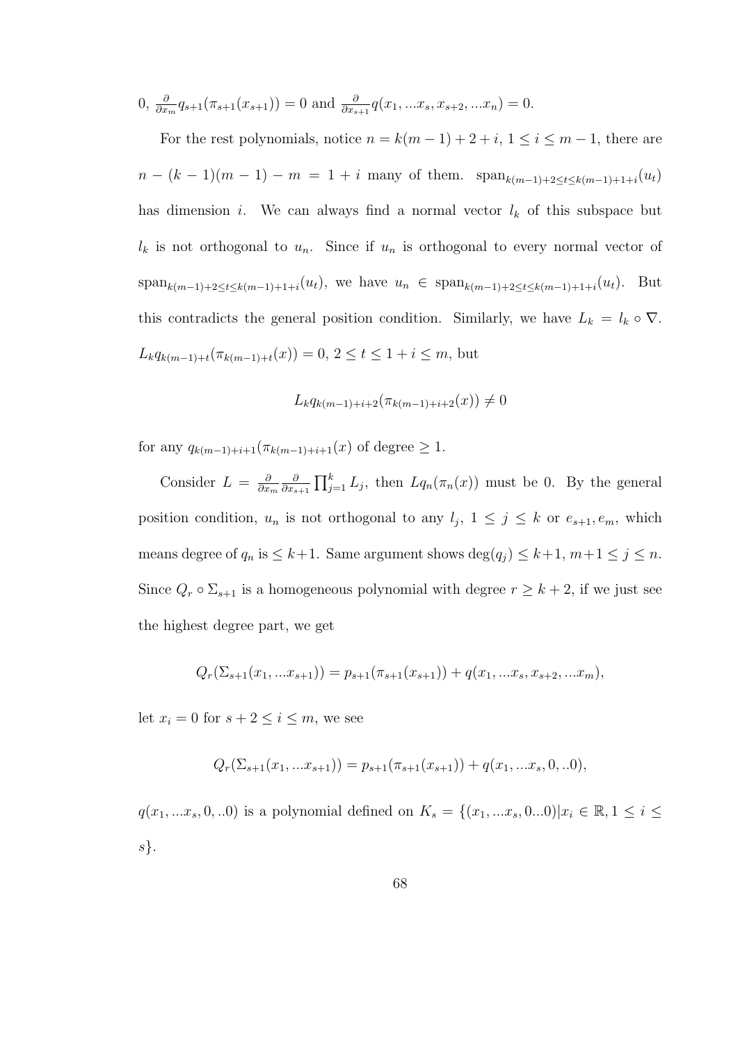0, $\frac{\partial}{\partial x_m} q_{s+1}(\pi_{s+1}(x_{s+1})) = 0$ and $\frac{\partial}{\partial x_{s+1}} q(x_1, ...x_s, x_{s+2}, ...x_n) = 0$.

For the rest polynomials, notice $n = k(m-1)+2+i$, $1 \leq i \leq m-1$, there are $n-(k-1)(m-1)-m = 1+i$ many of them. $\text{span}_{k(m-1)+2 \leq t \leq k(m-1)+1+i}(u_t)$ has dimension $i$. We can always find a normal vector $l_k$ of this subspace but $l_k$ is not orthogonal to $u_n$. Since if $u_n$ is orthogonal to every normal vector of $\text{span}_{k(m-1)+2 \leq t \leq k(m-1)+1+i}(u_t)$, we have $u_n \in \text{span}_{k(m-1)+2 \leq t \leq k(m-1)+1+i}(u_t)$. But this contradicts the general position condition. Similarly, we have $L_k = l_k \circ \nabla$. $L_k q_{k(m-1)+t}(\pi_{k(m-1)+t}(x)) = 0$, $2 \leq t \leq 1+i \leq m$, but

$$L_k q_{k(m-1)+i+2}(\pi_{k(m-1)+i+2}(x)) \neq 0$$

for any $q_{k(m-1)+i+1}(\pi_{k(m-1)+i+1}(x)$ of degree $\geq 1$.

Consider $L = \frac{\partial}{\partial x_m} \frac{\partial}{\partial x_{s+1}} \prod_{j=1}^{k} L_j$, then $Lq_n(\pi_n(x))$ must be 0. By the general position condition, $u_n$ is not orthogonal to any $l_j$, $1 \leq j \leq k$ or $e_{s+1}, e_m$, which means degree of $q_n$ is $\leq k+1$. Same argument shows $\deg(q_j) \leq k+1$, $m+1 \leq j \leq n$. Since $Q_r \circ \Sigma_{s+1}$ is a homogeneous polynomial with degree $r \geq k+2$, if we just see the highest degree part, we get

$$Q_r(\Sigma_{s+1}(x_1, ...x_{s+1})) = p_{s+1}(\pi_{s+1}(x_{s+1})) + q(x_1, ...x_s, x_{s+2}, ...x_m),$$

let $x_i = 0$ for $s+2 \leq i \leq m$, we see

$$Q_r(\Sigma_{s+1}(x_1, ...x_{s+1})) = p_{s+1}(\pi_{s+1}(x_{s+1})) + q(x_1, ...x_s, 0, ..0),$$

$q(x_1, ...x_s, 0, ..0)$ is a polynomial defined on $K_s = \{(x_1, ...x_s, 0...0) | x_i \in \mathbb{R}, 1 \leq i \leq s\}$.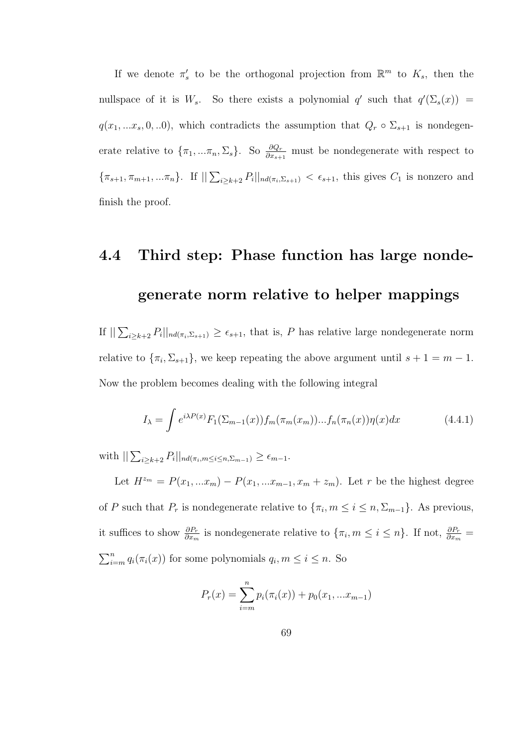If we denote $\pi_s'$ to be the orthogonal projection from $\mathbb{R}^m$ to $K_s$, then the nullspace of it is $W_s$. So there exists a polynomial $q'$ such that $q'(\Sigma_s(x)) = q(x_1, ...x_s, 0, ..0)$, which contradicts the assumption that $Q_r \circ \Sigma_{s+1}$ is nondegenerate relative to $\{\pi_1, ...\pi_n, \Sigma_s\}$. So $\frac{\partial Q_r}{\partial x_{s+1}}$ must be nondegenerate with respect to $\{\pi_{s+1}, \pi_{m+1}, ...\pi_n\}$. If $||\sum_{i\geq k+2} P_i||_{nd(\pi_i,\Sigma_{s+1})} < \epsilon_{s+1}$, this gives $C_1$ is nonzero and finish the proof.

## 4.4 Third step: Phase function has large nondegenerate norm relative to helper mappings

If $||\sum_{i\geq k+2} P_i||_{nd(\pi_i,\Sigma_{s+1})} \geq \epsilon_{s+1}$, that is, $P$ has relative large nondegenerate norm relative to $\{\pi_i, \Sigma_{s+1}\}$, we keep repeating the above argument until $s+1 = m-1$. Now the problem becomes dealing with the following integral

$$I_\lambda = \int e^{i\lambda P(x)} F_1(\Sigma_{m-1}(x)) f_m(\pi_m(x_m))...f_n(\pi_n(x))\eta(x)dx \tag{4.4.1}$$

with $||\sum_{i\geq k+2} P_i||_{nd(\pi_i, m\leq i\leq n, \Sigma_{m-1})} \geq \epsilon_{m-1}$.

Let $H^{z_m} = P(x_1, ...x_m) - P(x_1, ...x_{m-1}, x_m + z_m)$. Let $r$ be the highest degree of $P$ such that $P_r$ is nondegenerate relative to $\{\pi_i, m \leq i \leq n, \Sigma_{m-1}\}$. As previous, it suffices to show $\frac{\partial P_r}{\partial x_m}$ is nondegenerate relative to $\{\pi_i, m \leq i \leq n\}$. If not, $\frac{\partial P_r}{\partial x_m} = \sum_{i=m}^n q_i(\pi_i(x))$ for some polynomials $q_i, m \leq i \leq n$. So

$$P_r(x) = \sum_{i=m}^n p_i(\pi_i(x)) + p_0(x_1, ...x_{m-1})$$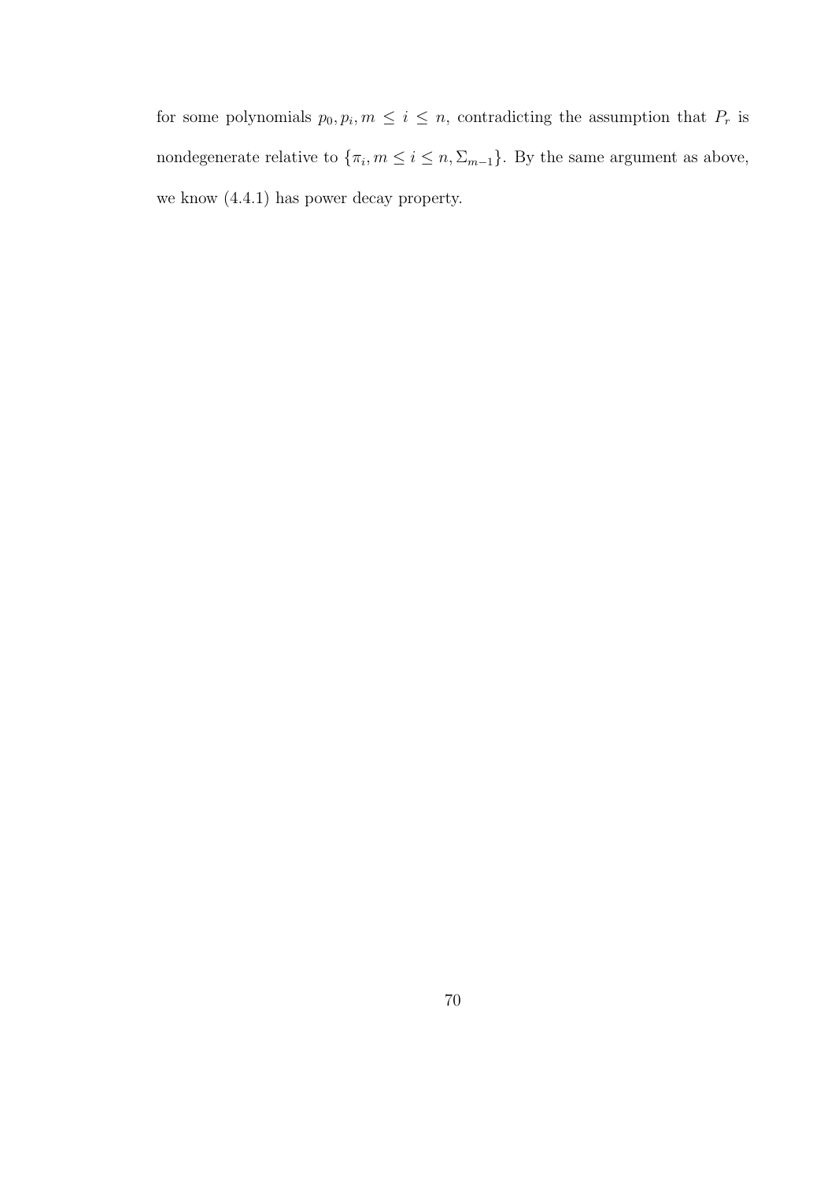for some polynomials $p_0, p_i, m \leq i \leq n$, contradicting the assumption that $P_r$ is nondegenerate relative to $\{\pi_i, m \leq i \leq n, \Sigma_{m-1}\}$. By the same argument as above, we know (4.4.1) has power decay property.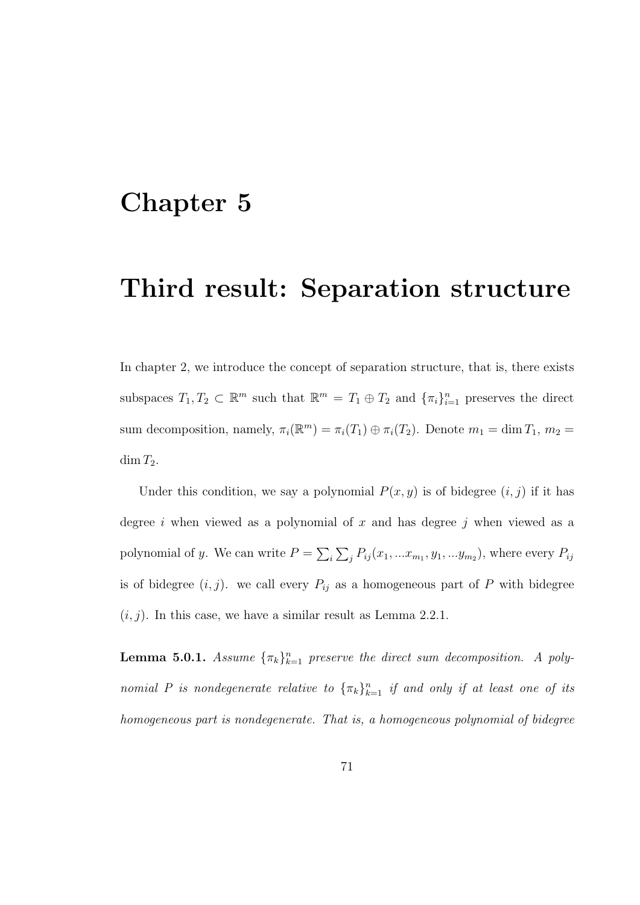# Chapter 5

# Third result: Separation structure

In chapter 2, we introduce the concept of separation structure, that is, there exists subspaces $T_1, T_2 \subset \mathbb{R}^m$ such that $\mathbb{R}^m = T_1 \oplus T_2$ and $\{\pi_i\}_{i=1}^n$ preserves the direct sum decomposition, namely, $\pi_i(\mathbb{R}^m) = \pi_i(T_1) \oplus \pi_i(T_2)$. Denote $m_1 = \dim T_1$, $m_2 = \dim T_2$.

Under this condition, we say a polynomial $P(x, y)$ is of bidegree $(i, j)$ if it has degree $i$ when viewed as a polynomial of $x$ and has degree $j$ when viewed as a polynomial of $y$. We can write $P = \sum_i \sum_j P_{ij}(x_1, ...x_{m_1}, y_1, ...y_{m_2})$, where every $P_{ij}$ is of bidegree $(i, j)$. we call every $P_{ij}$ as a homogeneous part of $P$ with bidegree $(i, j)$. In this case, we have a similar result as Lemma 2.2.1.

**Lemma 5.0.1.** *Assume $\{\pi_k\}_{k=1}^n$ preserve the direct sum decomposition. A polynomial $P$ is nondegenerate relative to $\{\pi_k\}_{k=1}^n$ if and only if at least one of its homogeneous part is nondegenerate. That is, a homogeneous polynomial of bidegree*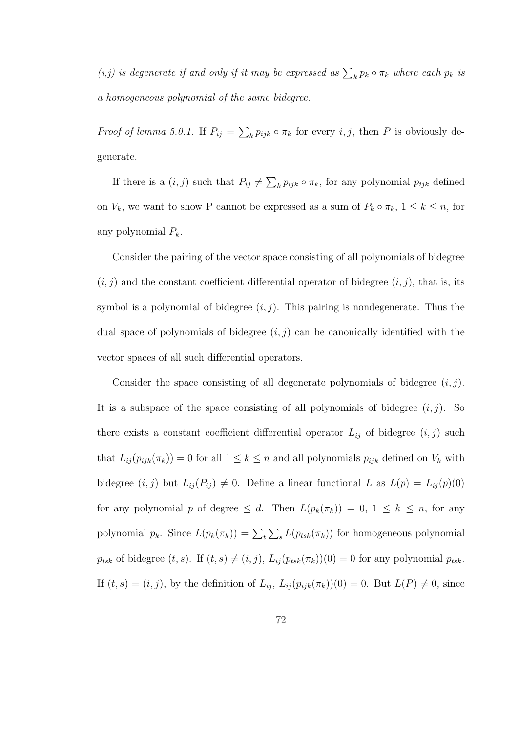*(i,j) is degenerate if and only if it may be expressed as $\sum_k p_k \circ \pi_k$ where each $p_k$ is a homogeneous polynomial of the same bidegree.*

*Proof of lemma 5.0.1.* If $P_{ij} = \sum_k p_{ijk} \circ \pi_k$ for every $i, j$, then $P$ is obviously degenerate.

If there is a $(i, j)$ such that $P_{ij} \neq \sum_k p_{ijk} \circ \pi_k$, for any polynomial $p_{ijk}$ defined on $V_k$, we want to show P cannot be expressed as a sum of $P_k \circ \pi_k$, $1 \leq k \leq n$, for any polynomial $P_k$.

Consider the pairing of the vector space consisting of all polynomials of bidegree $(i, j)$ and the constant coefficient differential operator of bidegree $(i, j)$, that is, its symbol is a polynomial of bidegree $(i, j)$. This pairing is nondegenerate. Thus the dual space of polynomials of bidegree $(i, j)$ can be canonically identified with the vector spaces of all such differential operators.

Consider the space consisting of all degenerate polynomials of bidegree $(i, j)$. It is a subspace of the space consisting of all polynomials of bidegree $(i, j)$. So there exists a constant coefficient differential operator $L_{ij}$ of bidegree $(i, j)$ such that $L_{ij}(p_{ijk}(\pi_k)) = 0$ for all $1 \leq k \leq n$ and all polynomials $p_{ijk}$ defined on $V_k$ with bidegree $(i, j)$ but $L_{ij}(P_{ij}) \neq 0$. Define a linear functional $L$ as $L(p) = L_{ij}(p)(0)$ for any polynomial $p$ of degree $\leq d$. Then $L(p_k(\pi_k)) = 0$, $1 \leq k \leq n$, for any polynomial $p_k$. Since $L(p_k(\pi_k)) = \sum_t \sum_s L(p_{tsk}(\pi_k))$ for homogeneous polynomial $p_{tsk}$ of bidegree $(t, s)$. If $(t, s) \neq (i, j)$, $L_{ij}(p_{tsk}(\pi_k))(0) = 0$ for any polynomial $p_{tsk}$. If $(t, s) = (i, j)$, by the definition of $L_{ij}$, $L_{ij}(p_{ijk}(\pi_k))(0) = 0$. But $L(P) \neq 0$, since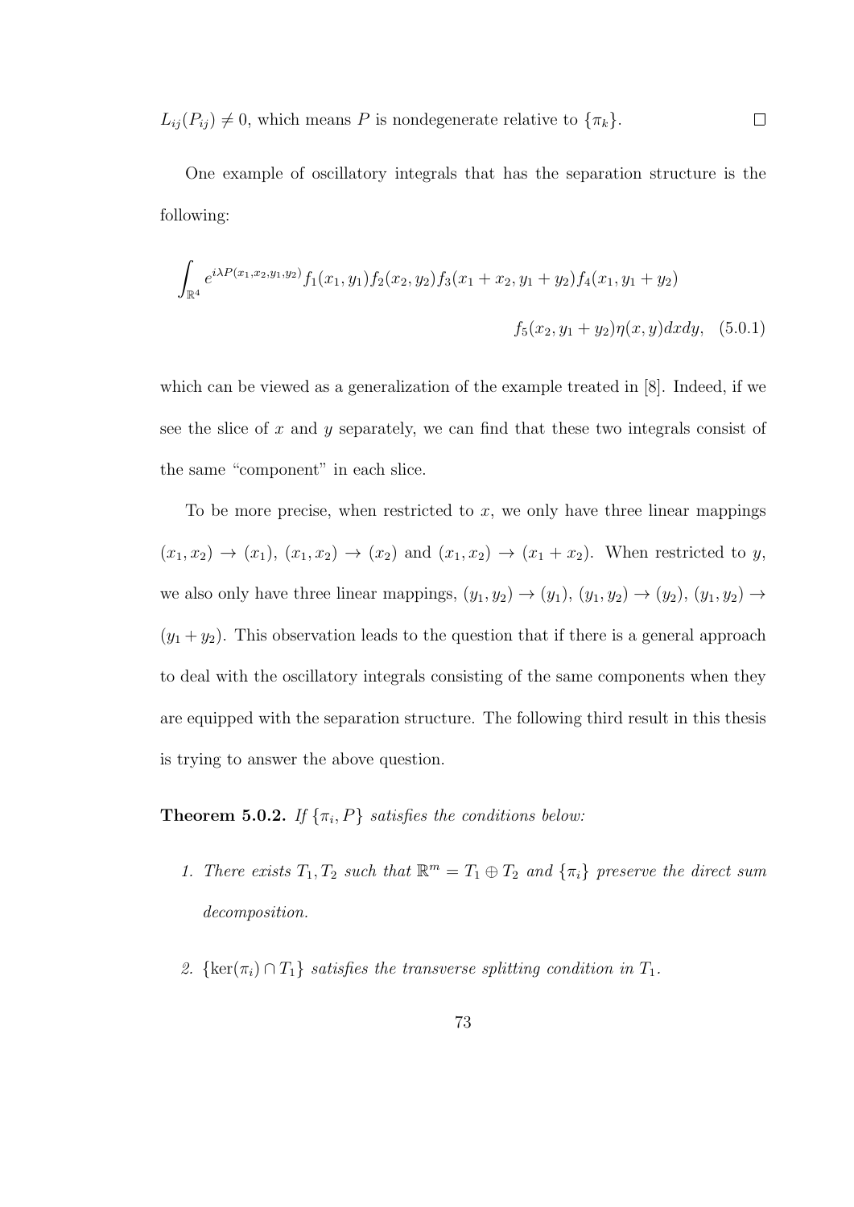$L_{ij}(P_{ij}) \neq 0$, which means $P$ is nondegenerate relative to $\{\pi_k\}$. $\square$

One example of oscillatory integrals that has the separation structure is the following:

$$\int_{\mathbb{R}^4} e^{i\lambda P(x_1,x_2,y_1,y_2)} f_1(x_1,y_1) f_2(x_2,y_2) f_3(x_1+x_2,y_1+y_2) f_4(x_1,y_1+y_2)$$
$$f_5(x_2,y_1+y_2)\eta(x,y)dxdy, \quad (5.0.1)$$

which can be viewed as a generalization of the example treated in [8]. Indeed, if we see the slice of $x$ and $y$ separately, we can find that these two integrals consist of the same "component" in each slice.

To be more precise, when restricted to $x$, we only have three linear mappings $(x_1, x_2) \to (x_1)$, $(x_1, x_2) \to (x_2)$ and $(x_1, x_2) \to (x_1 + x_2)$. When restricted to $y$, we also only have three linear mappings, $(y_1, y_2) \to (y_1)$, $(y_1, y_2) \to (y_2)$, $(y_1, y_2) \to (y_1 + y_2)$. This observation leads to the question that if there is a general approach to deal with the oscillatory integrals consisting of the same components when they are equipped with the separation structure. The following third result in this thesis is trying to answer the above question.

**Theorem 5.0.2.** *If $\{\pi_i, P\}$ satisfies the conditions below:*

1. *There exists $T_1, T_2$ such that $\mathbb{R}^m = T_1 \oplus T_2$ and $\{\pi_i\}$ preserve the direct sum decomposition.*
2. *$\{\ker(\pi_i) \cap T_1\}$ satisfies the transverse splitting condition in $T_1$.*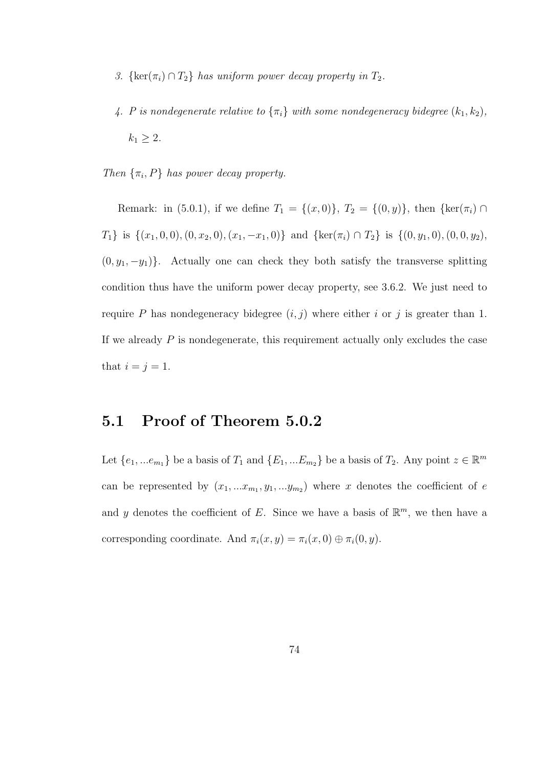*3.* $\{\ker(\pi_i) \cap T_2\}$ *has uniform power decay property in* $T_2$.

*4.* $P$ *is nondegenerate relative to* $\{\pi_i\}$ *with some nondegeneracy bidegree* $(k_1, k_2)$, $k_1 \geq 2$.

*Then* $\{\pi_i, P\}$ *has power decay property.*

Remark: in (5.0.1), if we define $T_1 = \{(x, 0)\}$, $T_2 = \{(0, y)\}$, then $\{\ker(\pi_i) \cap T_1\}$ is $\{(x_1, 0, 0), (0, x_2, 0), (x_1, -x_1, 0)\}$ and $\{\ker(\pi_i) \cap T_2\}$ is $\{(0, y_1, 0), (0, 0, y_2), (0, y_1, -y_1)\}$. Actually one can check they both satisfy the transverse splitting condition thus have the uniform power decay property, see 3.6.2. We just need to require $P$ has nondegeneracy bidegree $(i, j)$ where either $i$ or $j$ is greater than 1. If we already $P$ is nondegenerate, this requirement actually only excludes the case that $i = j = 1$.

## 5.1 Proof of Theorem 5.0.2

Let $\{e_1, ...e_{m_1}\}$ be a basis of $T_1$ and $\{E_1, ...E_{m_2}\}$ be a basis of $T_2$. Any point $z \in \mathbb{R}^m$ can be represented by $(x_1, ...x_{m_1}, y_1, ...y_{m_2})$ where $x$ denotes the coefficient of $e$ and $y$ denotes the coefficient of $E$. Since we have a basis of $\mathbb{R}^m$, we then have a corresponding coordinate. And $\pi_i(x, y) = \pi_i(x, 0) \oplus \pi_i(0, y)$.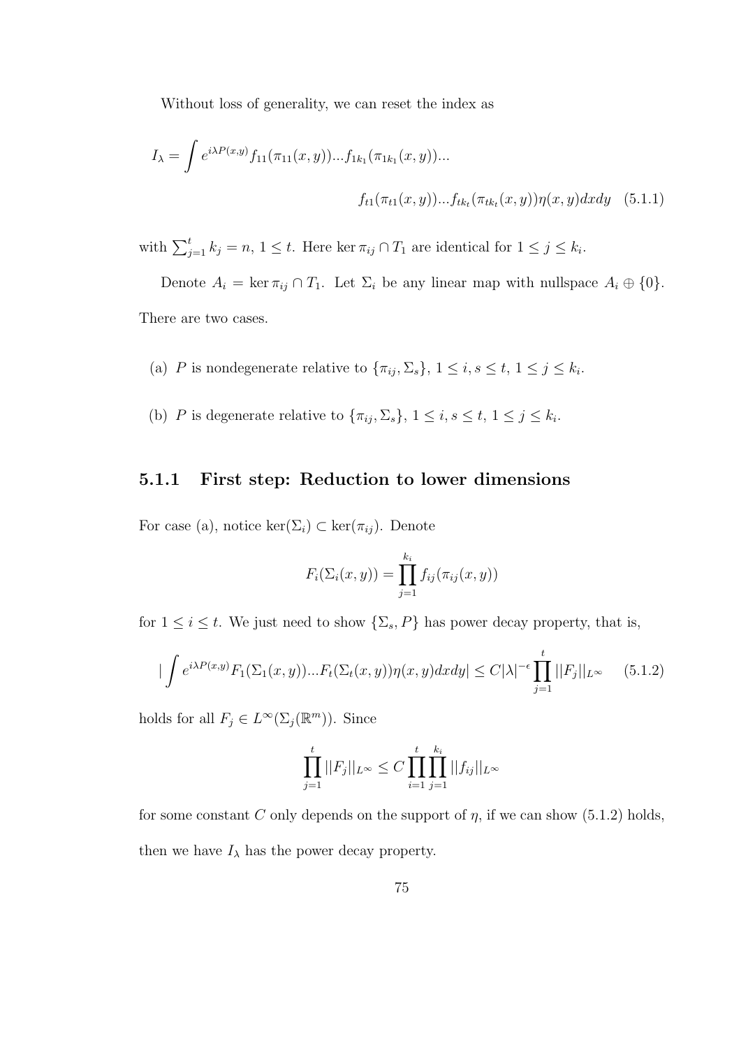Without loss of generality, we can reset the index as

$$I_\lambda = \int e^{i\lambda P(x,y)} f_{11}(\pi_{11}(x,y))...f_{1k_1}(\pi_{1k_1}(x,y))...$$

$$f_{t1}(\pi_{t1}(x,y))...f_{tk_t}(\pi_{tk_t}(x,y))\eta(x,y)dxdy \quad (5.1.1)$$

with $\sum_{j=1}^{t} k_j = n$, $1 \le t$. Here $\ker \pi_{ij} \cap T_1$ are identical for $1 \le j \le k_i$.

Denote $A_i = \ker \pi_{ij} \cap T_1$. Let $\Sigma_i$ be any linear map with nullspace $A_i \oplus \{0\}$. There are two cases.

(a) $P$ is nondegenerate relative to $\{\pi_{ij}, \Sigma_s\}$, $1 \le i, s \le t$, $1 \le j \le k_i$.

(b) $P$ is degenerate relative to $\{\pi_{ij}, \Sigma_s\}$, $1 \le i, s \le t$, $1 \le j \le k_i$.

### 5.1.1 First step: Reduction to lower dimensions

For case (a), notice $\ker(\Sigma_i) \subset \ker(\pi_{ij})$. Denote

$$F_i(\Sigma_i(x,y)) = \prod_{j=1}^{k_i} f_{ij}(\pi_{ij}(x,y))$$

for $1 \le i \le t$. We just need to show $\{\Sigma_s, P\}$ has power decay property, that is,

$$\left|\int e^{i\lambda P(x,y)} F_1(\Sigma_1(x,y))...F_t(\Sigma_t(x,y))\eta(x,y)dxdy\right| \le C|\lambda|^{-\epsilon} \prod_{j=1}^{t} ||F_j||_{L^\infty} \quad (5.1.2)$$

holds for all $F_j \in L^\infty(\Sigma_j(\mathbb{R}^m))$. Since

$$\prod_{j=1}^{t} ||F_j||_{L^\infty} \le C \prod_{i=1}^{t}\prod_{j=1}^{k_i} ||f_{ij}||_{L^\infty}$$

for some constant $C$ only depends on the support of $\eta$, if we can show (5.1.2) holds, then we have $I_\lambda$ has the power decay property.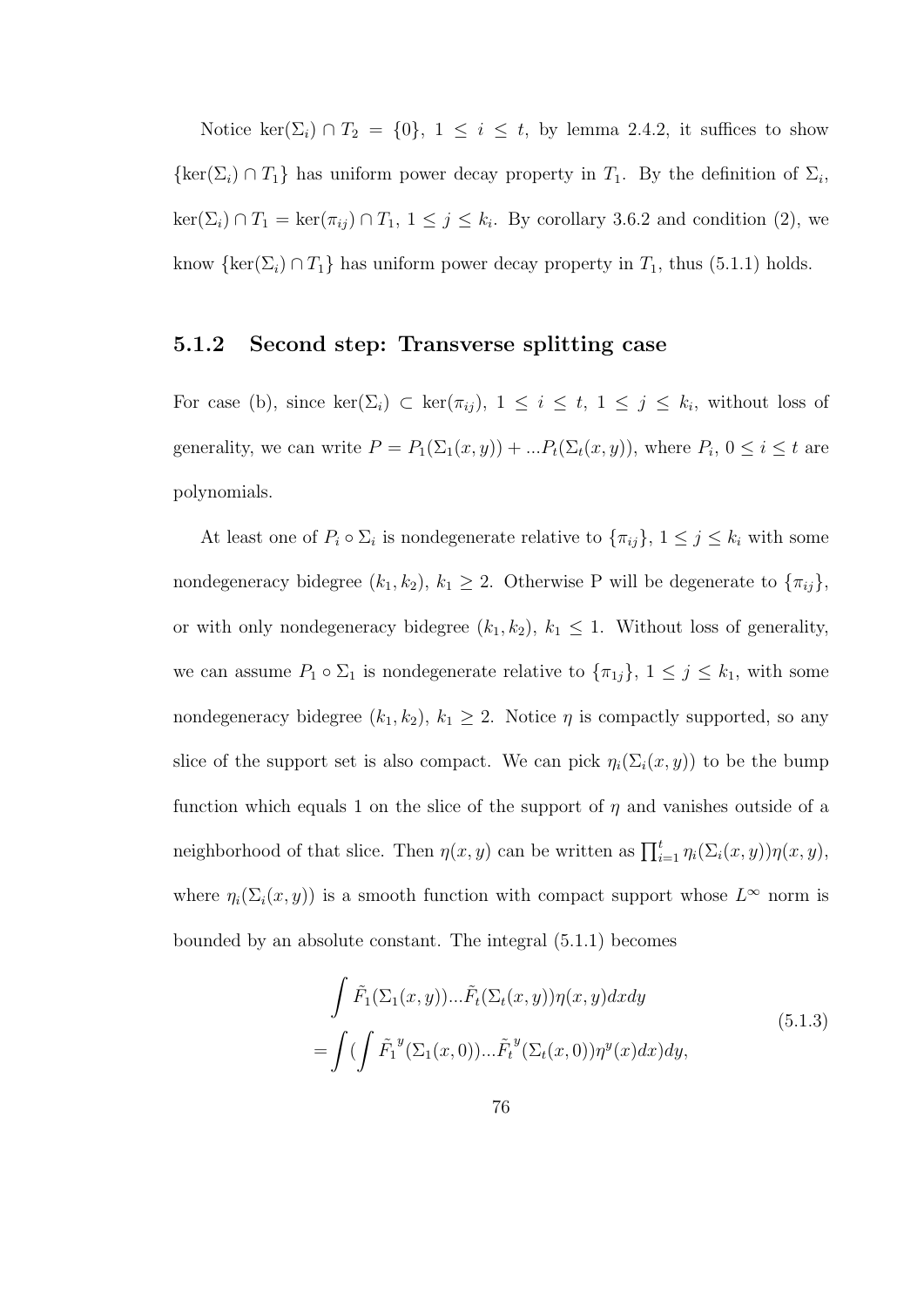Notice $\ker(\Sigma_i) \cap T_2 = \{0\}$, $1 \le i \le t$, by lemma 2.4.2, it suffices to show $\{\ker(\Sigma_i) \cap T_1\}$ has uniform power decay property in $T_1$. By the definition of $\Sigma_i$, $\ker(\Sigma_i) \cap T_1 = \ker(\pi_{ij}) \cap T_1$, $1 \le j \le k_i$. By corollary 3.6.2 and condition (2), we know $\{\ker(\Sigma_i) \cap T_1\}$ has uniform power decay property in $T_1$, thus (5.1.1) holds.

### 5.1.2 Second step: Transverse splitting case

For case (b), since $\ker(\Sigma_i) \subset \ker(\pi_{ij})$, $1 \le i \le t$, $1 \le j \le k_i$, without loss of generality, we can write $P = P_1(\Sigma_1(x,y)) + ...P_t(\Sigma_t(x,y))$, where $P_i$, $0 \le i \le t$ are polynomials.

At least one of $P_i \circ \Sigma_i$ is nondegenerate relative to $\{\pi_{ij}\}$, $1 \le j \le k_i$ with some nondegeneracy bidegree $(k_1, k_2)$, $k_1 \ge 2$. Otherwise P will be degenerate to $\{\pi_{ij}\}$, or with only nondegeneracy bidegree $(k_1, k_2)$, $k_1 \le 1$. Without loss of generality, we can assume $P_1 \circ \Sigma_1$ is nondegenerate relative to $\{\pi_{1j}\}$, $1 \le j \le k_1$, with some nondegeneracy bidegree $(k_1, k_2)$, $k_1 \ge 2$. Notice $\eta$ is compactly supported, so any slice of the support set is also compact. We can pick $\eta_i(\Sigma_i(x,y))$ to be the bump function which equals 1 on the slice of the support of $\eta$ and vanishes outside of a neighborhood of that slice. Then $\eta(x,y)$ can be written as $\prod_{i=1}^{t} \eta_i(\Sigma_i(x,y))\eta(x,y)$, where $\eta_i(\Sigma_i(x,y))$ is a smooth function with compact support whose $L^\infty$ norm is bounded by an absolute constant. The integral (5.1.1) becomes

$$
\begin{aligned}
&\int \tilde{F}_1(\Sigma_1(x,y))...\tilde{F}_t(\Sigma_t(x,y))\eta(x,y)dxdy \\
=&\int (\int \tilde{F_1}^y(\Sigma_1(x,0))...\tilde{F_t}^y(\Sigma_t(x,0))\eta^y(x)dx)dy,
\end{aligned}
\tag{5.1.3}
$$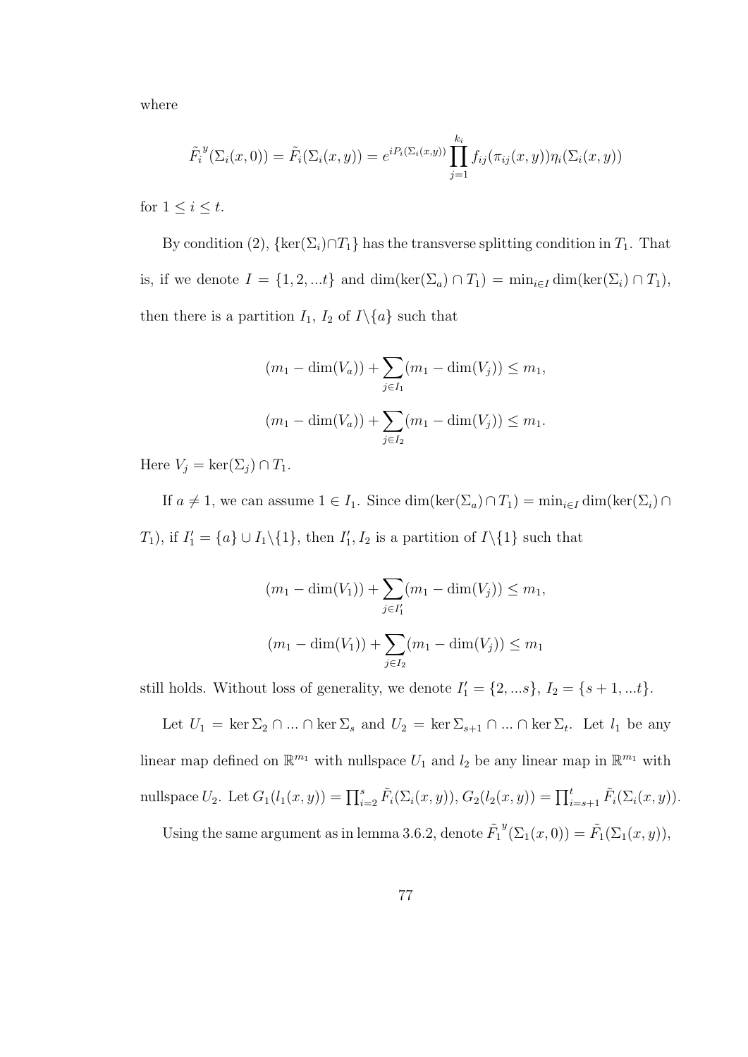where

$$\tilde{F_i}^y(\Sigma_i(x,0)) = \tilde{F_i}(\Sigma_i(x,y)) = e^{iP_i(\Sigma_i(x,y))}\prod_{j=1}^{k_i} f_{ij}(\pi_{ij}(x,y))\eta_i(\Sigma_i(x,y))$$

for $1 \le i \le t$.

By condition (2), $\{\ker(\Sigma_i)\cap T_1\}$ has the transverse splitting condition in $T_1$. That is, if we denote $I = \{1, 2, ...t\}$ and $\dim(\ker(\Sigma_a)\cap T_1) = \min_{i\in I}\dim(\ker(\Sigma_i)\cap T_1)$, then there is a partition $I_1$, $I_2$ of $I\backslash\{a\}$ such that

$$(m_1 - \dim(V_a)) + \sum_{j\in I_1}(m_1 - \dim(V_j)) \le m_1,$$

$$(m_1 - \dim(V_a)) + \sum_{j\in I_2}(m_1 - \dim(V_j)) \le m_1.$$

Here $V_j = \ker(\Sigma_j)\cap T_1$.

If $a \ne 1$, we can assume $1 \in I_1$. Since $\dim(\ker(\Sigma_a)\cap T_1) = \min_{i\in I}\dim(\ker(\Sigma_i)\cap T_1)$, if $I_1' = \{a\}\cup I_1\backslash\{1\}$, then $I_1', I_2$ is a partition of $I\backslash\{1\}$ such that

$$(m_1 - \dim(V_1)) + \sum_{j\in I_1'}(m_1 - \dim(V_j)) \le m_1,$$

$$(m_1 - \dim(V_1)) + \sum_{j\in I_2}(m_1 - \dim(V_j)) \le m_1$$

still holds. Without loss of generality, we denote $I_1' = \{2, ...s\}$, $I_2 = \{s+1, ...t\}$.

Let $U_1 = \ker\Sigma_2\cap ...\cap\ker\Sigma_s$ and $U_2 = \ker\Sigma_{s+1}\cap ...\cap\ker\Sigma_t$. Let $l_1$ be any linear map defined on $\mathbb{R}^{m_1}$ with nullspace $U_1$ and $l_2$ be any linear map in $\mathbb{R}^{m_1}$ with nullspace $U_2$. Let $G_1(l_1(x,y)) = \prod_{i=2}^s \tilde{F_i}(\Sigma_i(x,y))$, $G_2(l_2(x,y)) = \prod_{i=s+1}^t \tilde{F_i}(\Sigma_i(x,y))$.

Using the same argument as in lemma 3.6.2, denote $\tilde{F_1}^y(\Sigma_1(x,0)) = \tilde{F_1}(\Sigma_1(x,y))$,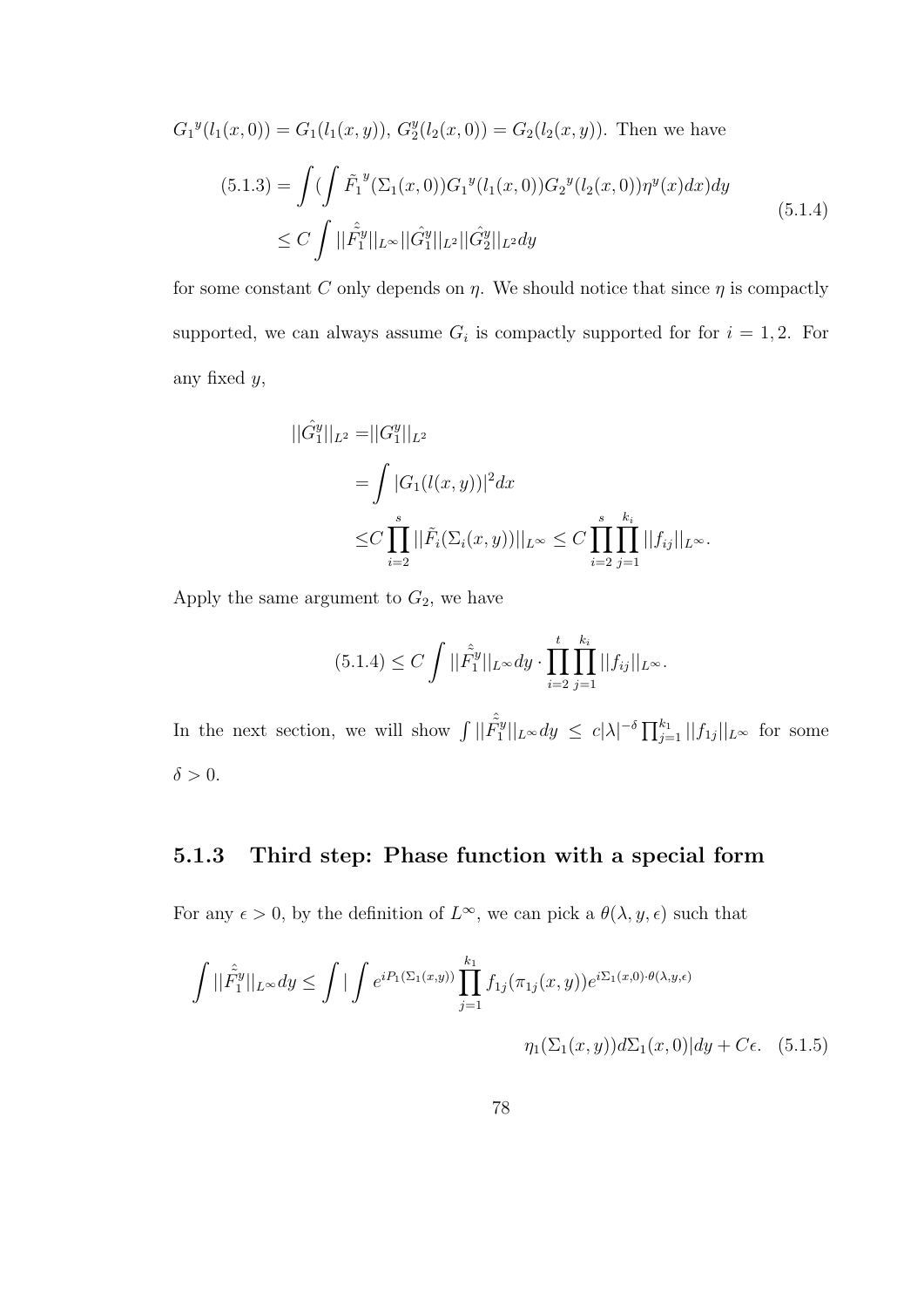${G_1}^y(l_1(x,0)) = G_1(l_1(x,y))$, $G_2^y(l_2(x,0)) = G_2(l_2(x,y))$. Then we have

$$
\begin{aligned}
(5.1.3) =& \int (\int \tilde{F_1}^y(\Sigma_1(x,0)){G_1}^y(l_1(x,0)){G_2}^y(l_2(x,0))\eta^y(x)dx)dy \\
\leq& C\int ||\hat{\tilde{F}}_1^y||_{L^\infty}||\hat{G}_1^y||_{L^2}||\hat{G}_2^y||_{L^2}dy
\end{aligned}
\tag{5.1.4}
$$

for some constant $C$ only depends on $\eta$. We should notice that since $\eta$ is compactly supported, we can always assume $G_i$ is compactly supported for for $i = 1, 2$. For any fixed $y$,

$$
\begin{aligned}
||\hat{G}_1^y||_{L^2} =& ||G_1^y||_{L^2} \\
=& \int |G_1(l(x,y))|^2 dx \\
\leq& C\prod_{i=2}^{s}||\tilde{F}_i(\Sigma_i(x,y))||_{L^\infty} \leq C\prod_{i=2}^{s}\prod_{j=1}^{k_i}||f_{ij}||_{L^\infty}.
\end{aligned}
$$

Apply the same argument to $G_2$, we have

$$
(5.1.4) \leq C\int ||\hat{\tilde{F}}_1^y||_{L^\infty}dy \cdot \prod_{i=2}^{t}\prod_{j=1}^{k_i}||f_{ij}||_{L^\infty}.
$$

In the next section, we will show $\int ||\hat{\tilde{F}}_1^y||_{L^\infty}dy \leq c|\lambda|^{-\delta}\prod_{j=1}^{k_1}||f_{1j}||_{L^\infty}$ for some $\delta > 0$.

### 5.1.3 Third step: Phase function with a special form

For any $\epsilon > 0$, by the definition of $L^\infty$, we can pick a $\theta(\lambda, y, \epsilon)$ such that

$$
\int ||\hat{\tilde{F}}_1^y||_{L^\infty}dy \leq \int |\int e^{iP_1(\Sigma_1(x,y))}\prod_{j=1}^{k_1}f_{1j}(\pi_{1j}(x,y))e^{i\Sigma_1(x,0)\cdot\theta(\lambda,y,\epsilon)}
$$

$$
\eta_1(\Sigma_1(x,y))d\Sigma_1(x,0)|dy + C\epsilon. \tag{5.1.5}
$$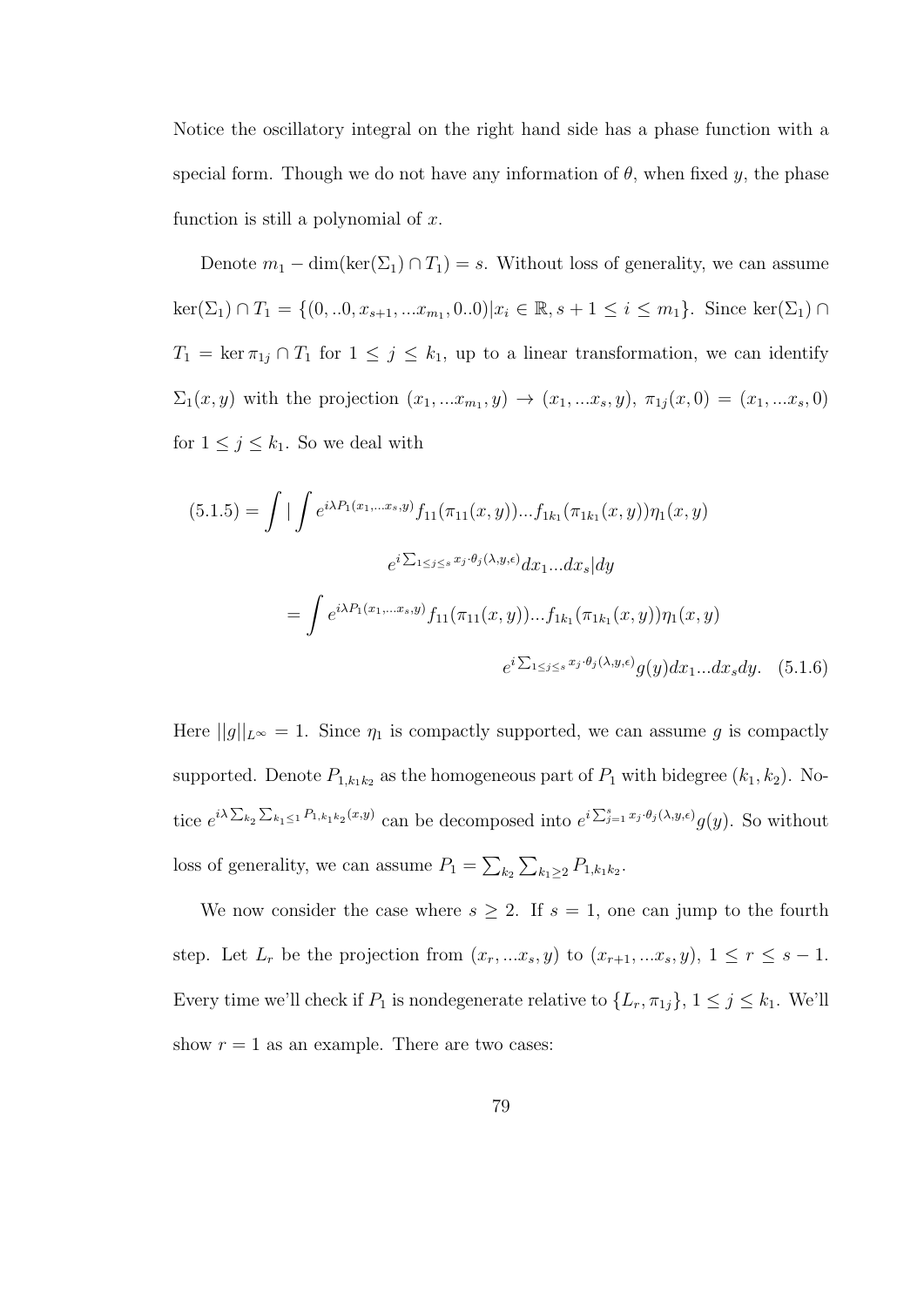Notice the oscillatory integral on the right hand side has a phase function with a special form. Though we do not have any information of $\theta$, when fixed $y$, the phase function is still a polynomial of $x$.

Denote $m_1 - \dim(\ker(\Sigma_1) \cap T_1) = s$. Without loss of generality, we can assume $\ker(\Sigma_1) \cap T_1 = \{(0, ..0, x_{s+1}, ...x_{m_1}, 0..0) | x_i \in \mathbb{R}, s+1 \leq i \leq m_1\}$. Since $\ker(\Sigma_1) \cap T_1 = \ker \pi_{1j} \cap T_1$ for $1 \leq j \leq k_1$, up to a linear transformation, we can identify $\Sigma_1(x, y)$ with the projection $(x_1, ...x_{m_1}, y) \to (x_1, ...x_s, y)$, $\pi_{1j}(x, 0) = (x_1, ...x_s, 0)$ for $1 \leq j \leq k_1$. So we deal with

$$
\begin{aligned}
(5.1.5) = \int | \int & e^{i\lambda P_1(x_1, ...x_s, y)} f_{11}(\pi_{11}(x, y))...f_{1k_1}(\pi_{1k_1}(x, y))\eta_1(x, y) \\
& e^{i \sum_{1 \leq j \leq s} x_j \cdot \theta_j(\lambda, y, \epsilon)} dx_1...dx_s | dy \\
= \int & e^{i\lambda P_1(x_1, ...x_s, y)} f_{11}(\pi_{11}(x, y))...f_{1k_1}(\pi_{1k_1}(x, y))\eta_1(x, y) \\
& e^{i \sum_{1 \leq j \leq s} x_j \cdot \theta_j(\lambda, y, \epsilon)} g(y) dx_1...dx_s dy. \quad (5.1.6)
\end{aligned}
$$

Here $||g||_{L^\infty} = 1$. Since $\eta_1$ is compactly supported, we can assume $g$ is compactly supported. Denote $P_{1,k_1k_2}$ as the homogeneous part of $P_1$ with bidegree $(k_1, k_2)$. Notice $e^{i\lambda \sum_{k_2} \sum_{k_1 \leq 1} P_{1,k_1k_2}(x,y)}$ can be decomposed into $e^{i \sum_{j=1}^{s} x_j \cdot \theta_j(\lambda, y, \epsilon)} g(y)$. So without loss of generality, we can assume $P_1 = \sum_{k_2} \sum_{k_1 \geq 2} P_{1,k_1k_2}$.

We now consider the case where $s \geq 2$. If $s = 1$, one can jump to the fourth step. Let $L_r$ be the projection from $(x_r, ...x_s, y)$ to $(x_{r+1}, ...x_s, y)$, $1 \leq r \leq s-1$. Every time we'll check if $P_1$ is nondegenerate relative to $\{L_r, \pi_{1j}\}$, $1 \leq j \leq k_1$. We'll show $r = 1$ as an example. There are two cases: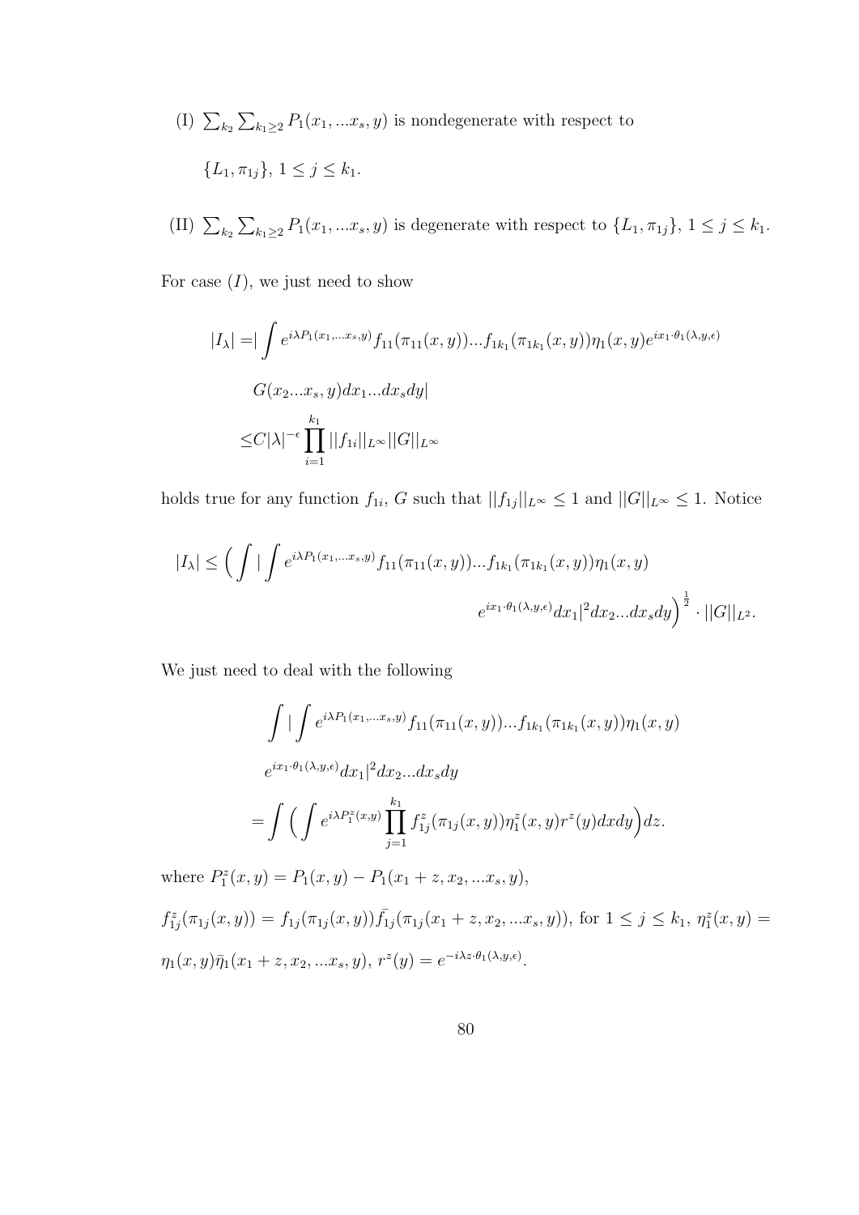(I) $\sum_{k_2}\sum_{k_1\geq 2} P_1(x_1,...x_s,y)$ is nondegenerate with respect to

$\{L_1, \pi_{1j}\}$, $1 \leq j \leq k_1$.

(II) $\sum_{k_2}\sum_{k_1\geq 2} P_1(x_1,...x_s,y)$ is degenerate with respect to $\{L_1, \pi_{1j}\}$, $1 \leq j \leq k_1$.

For case $(I)$, we just need to show

$$
\begin{aligned}
|I_\lambda| =& \Big|\int e^{i\lambda P_1(x_1,...x_s,y)} f_{11}(\pi_{11}(x,y))...f_{1k_1}(\pi_{1k_1}(x,y))\eta_1(x,y)e^{ix_1\cdot\theta_1(\lambda,y,\epsilon)} \\
& G(x_2...x_s,y)dx_1...dx_s dy\Big| \\
\leq & C|\lambda|^{-\epsilon}\prod_{i=1}^{k_1}||f_{1i}||_{L^\infty}||G||_{L^\infty}
\end{aligned}
$$

holds true for any function $f_{1i}$, $G$ such that $||f_{1j}||_{L^\infty} \leq 1$ and $||G||_{L^\infty} \leq 1$. Notice

$$
\begin{aligned}
|I_\lambda| \leq \Big(\int \Big|\int & e^{i\lambda P_1(x_1,...x_s,y)} f_{11}(\pi_{11}(x,y))...f_{1k_1}(\pi_{1k_1}(x,y))\eta_1(x,y) \\
& e^{ix_1\cdot\theta_1(\lambda,y,\epsilon)}dx_1\Big|^2 dx_2...dx_s dy\Big)^{\frac{1}{2}} \cdot ||G||_{L^2}.
\end{aligned}
$$

We just need to deal with the following

$$
\begin{aligned}
& \int \Big|\int e^{i\lambda P_1(x_1,...x_s,y)} f_{11}(\pi_{11}(x,y))...f_{1k_1}(\pi_{1k_1}(x,y))\eta_1(x,y) \\
& e^{ix_1\cdot\theta_1(\lambda,y,\epsilon)}dx_1\Big|^2 dx_2...dx_s dy \\
=& \int \Big(\int e^{i\lambda P_1^z(x,y)}\prod_{j=1}^{k_1} f_{1j}^z(\pi_{1j}(x,y))\eta_1^z(x,y)r^z(y)dxdy\Big)dz.
\end{aligned}
$$

where $P_1^z(x,y) = P_1(x,y) - P_1(x_1+z, x_2,...x_s,y)$,

$f_{1j}^z(\pi_{1j}(x,y)) = f_{1j}(\pi_{1j}(x,y))\bar{f_{1j}}(\pi_{1j}(x_1+z,x_2,...x_s,y))$, for $1 \leq j \leq k_1$, $\eta_1^z(x,y) = \eta_1(x,y)\bar{\eta}_1(x_1+z,x_2,...x_s,y)$, $r^z(y) = e^{-i\lambda z\cdot\theta_1(\lambda,y,\epsilon)}$.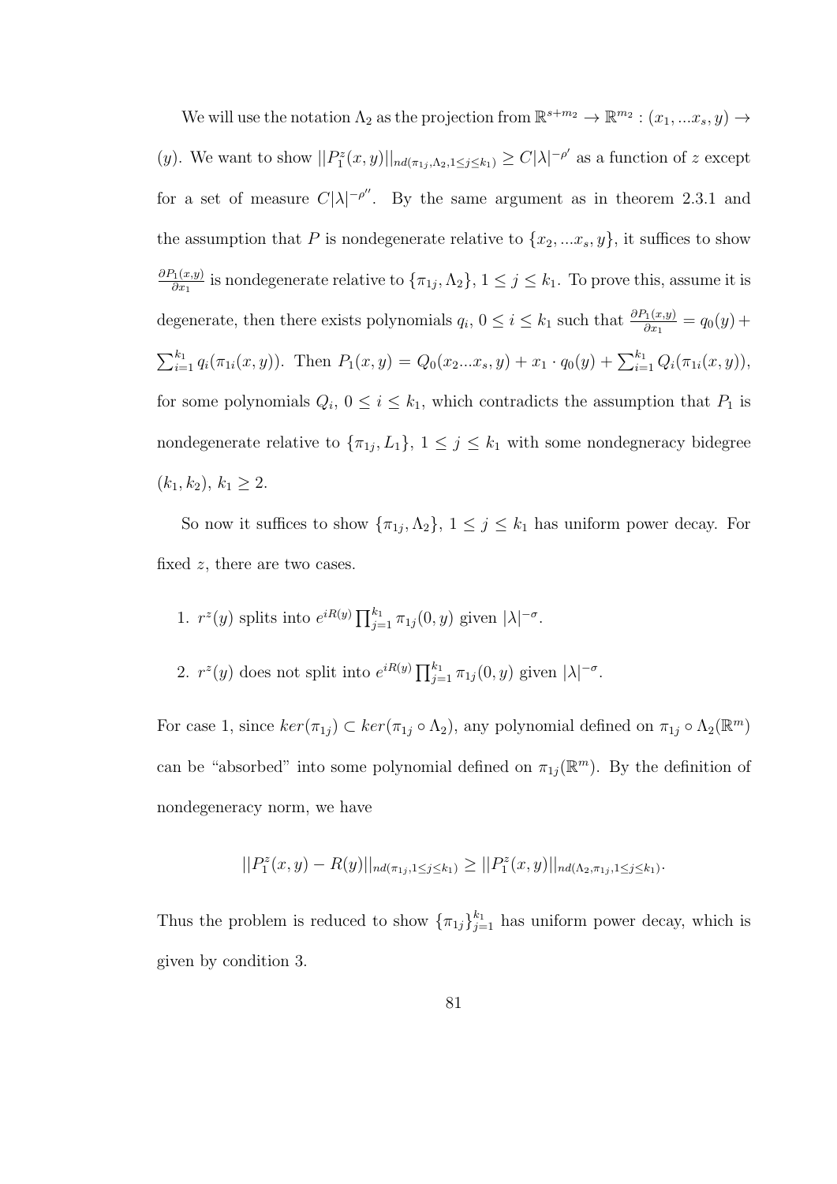We will use the notation $\Lambda_2$ as the projection from $\mathbb{R}^{s+m_2} \to \mathbb{R}^{m_2} : (x_1, ...x_s, y) \to (y)$. We want to show $||P_1^z(x,y)||_{nd(\pi_{1j},\Lambda_2,1\leq j\leq k_1)} \geq C|\lambda|^{-\rho'}$ as a function of $z$ except for a set of measure $C|\lambda|^{-\rho''}$. By the same argument as in theorem 2.3.1 and the assumption that $P$ is nondegenerate relative to $\{x_2, ...x_s, y\}$, it suffices to show $\frac{\partial P_1(x,y)}{\partial x_1}$ is nondegenerate relative to $\{\pi_{1j}, \Lambda_2\}$, $1 \leq j \leq k_1$. To prove this, assume it is degenerate, then there exists polynomials $q_i$, $0 \leq i \leq k_1$ such that $\frac{\partial P_1(x,y)}{\partial x_1} = q_0(y) + \sum_{i=1}^{k_1} q_i(\pi_{1i}(x,y))$. Then $P_1(x,y) = Q_0(x_2...x_s, y) + x_1 \cdot q_0(y) + \sum_{i=1}^{k_1} Q_i(\pi_{1i}(x,y))$, for some polynomials $Q_i$, $0 \leq i \leq k_1$, which contradicts the assumption that $P_1$ is nondegenerate relative to $\{\pi_{1j}, L_1\}$, $1 \leq j \leq k_1$ with some nondegneracy bidegree $(k_1, k_2)$, $k_1 \geq 2$.

So now it suffices to show $\{\pi_{1j}, \Lambda_2\}$, $1 \leq j \leq k_1$ has uniform power decay. For fixed $z$, there are two cases.

1. $r^z(y)$ splits into $e^{iR(y)} \prod_{j=1}^{k_1} \pi_{1j}(0,y)$ given $|\lambda|^{-\sigma}$.

2. $r^z(y)$ does not split into $e^{iR(y)} \prod_{j=1}^{k_1} \pi_{1j}(0,y)$ given $|\lambda|^{-\sigma}$.

For case 1, since $ker(\pi_{1j}) \subset ker(\pi_{1j} \circ \Lambda_2)$, any polynomial defined on $\pi_{1j} \circ \Lambda_2(\mathbb{R}^m)$ can be "absorbed" into some polynomial defined on $\pi_{1j}(\mathbb{R}^m)$. By the definition of nondegeneracy norm, we have

$$||P_1^z(x,y) - R(y)||_{nd(\pi_{1j},1\leq j\leq k_1)} \geq ||P_1^z(x,y)||_{nd(\Lambda_2,\pi_{1j},1\leq j\leq k_1)}.$$

Thus the problem is reduced to show $\{\pi_{1j}\}_{j=1}^{k_1}$ has uniform power decay, which is given by condition 3.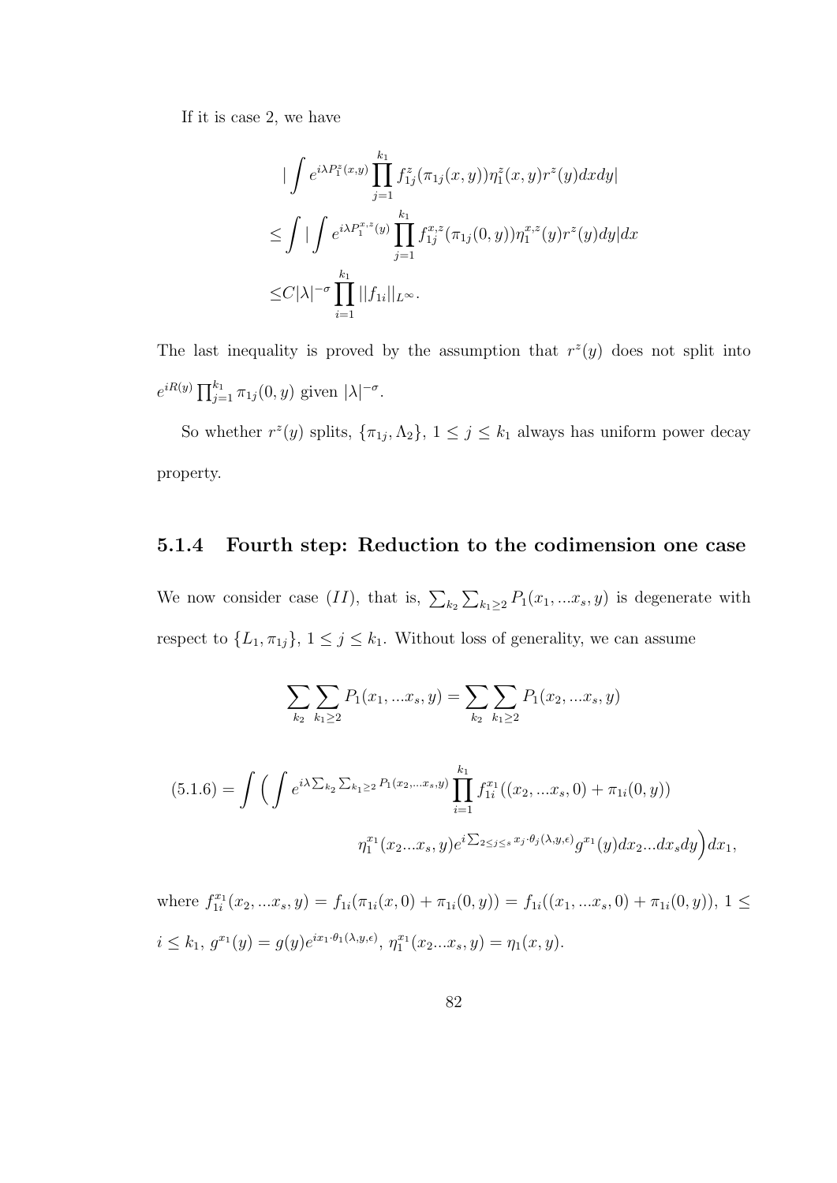If it is case 2, we have

$$
\begin{aligned}
&|\int e^{i\lambda P_1^z(x,y)} \prod_{j=1}^{k_1} f_{1j}^z(\pi_{1j}(x,y))\eta_1^z(x,y)r^z(y)dxdy| \\
\leq &\int |\int e^{i\lambda P_1^{x,z}(y)} \prod_{j=1}^{k_1} f_{1j}^{x,z}(\pi_{1j}(0,y))\eta_1^{x,z}(y)r^z(y)dy|dx \\
\leq &C|\lambda|^{-\sigma} \prod_{i=1}^{k_1} ||f_{1i}||_{L^\infty}.
\end{aligned}
$$

The last inequality is proved by the assumption that $r^z(y)$ does not split into $e^{iR(y)} \prod_{j=1}^{k_1} \pi_{1j}(0,y)$ given $|\lambda|^{-\sigma}$.

So whether $r^z(y)$ splits, $\{\pi_{1j}, \Lambda_2\}$, $1 \leq j \leq k_1$ always has uniform power decay property.

### 5.1.4 Fourth step: Reduction to the codimension one case

We now consider case $(II)$, that is, $\sum_{k_2} \sum_{k_1 \geq 2} P_1(x_1, ...x_s, y)$ is degenerate with respect to $\{L_1, \pi_{1j}\}$, $1 \leq j \leq k_1$. Without loss of generality, we can assume

$$
\sum_{k_2} \sum_{k_1 \geq 2} P_1(x_1, ...x_s, y) = \sum_{k_2} \sum_{k_1 \geq 2} P_1(x_2, ...x_s, y)
$$

$$
\begin{aligned}
(5.1.6) = \int \Big( \int &e^{i\lambda \sum_{k_2} \sum_{k_1 \geq 2} P_1(x_2,...x_s,y)} \prod_{i=1}^{k_1} f_{1i}^{x_1}((x_2,...x_s,0) + \pi_{1i}(0,y)) \\
&\eta_1^{x_1}(x_2...x_s,y) e^{i\sum_{2 \leq j \leq s} x_j \cdot \theta_j(\lambda,y,\epsilon)} g^{x_1}(y) dx_2...dx_s dy \Big) dx_1,
\end{aligned}
$$

where $f_{1i}^{x_1}(x_2,...x_s,y) = f_{1i}(\pi_{1i}(x,0) + \pi_{1i}(0,y)) = f_{1i}((x_1,...x_s,0) + \pi_{1i}(0,y))$, $1 \leq i \leq k_1$, $g^{x_1}(y) = g(y)e^{ix_1 \cdot \theta_1(\lambda,y,\epsilon)}$, $\eta_1^{x_1}(x_2...x_s,y) = \eta_1(x,y)$.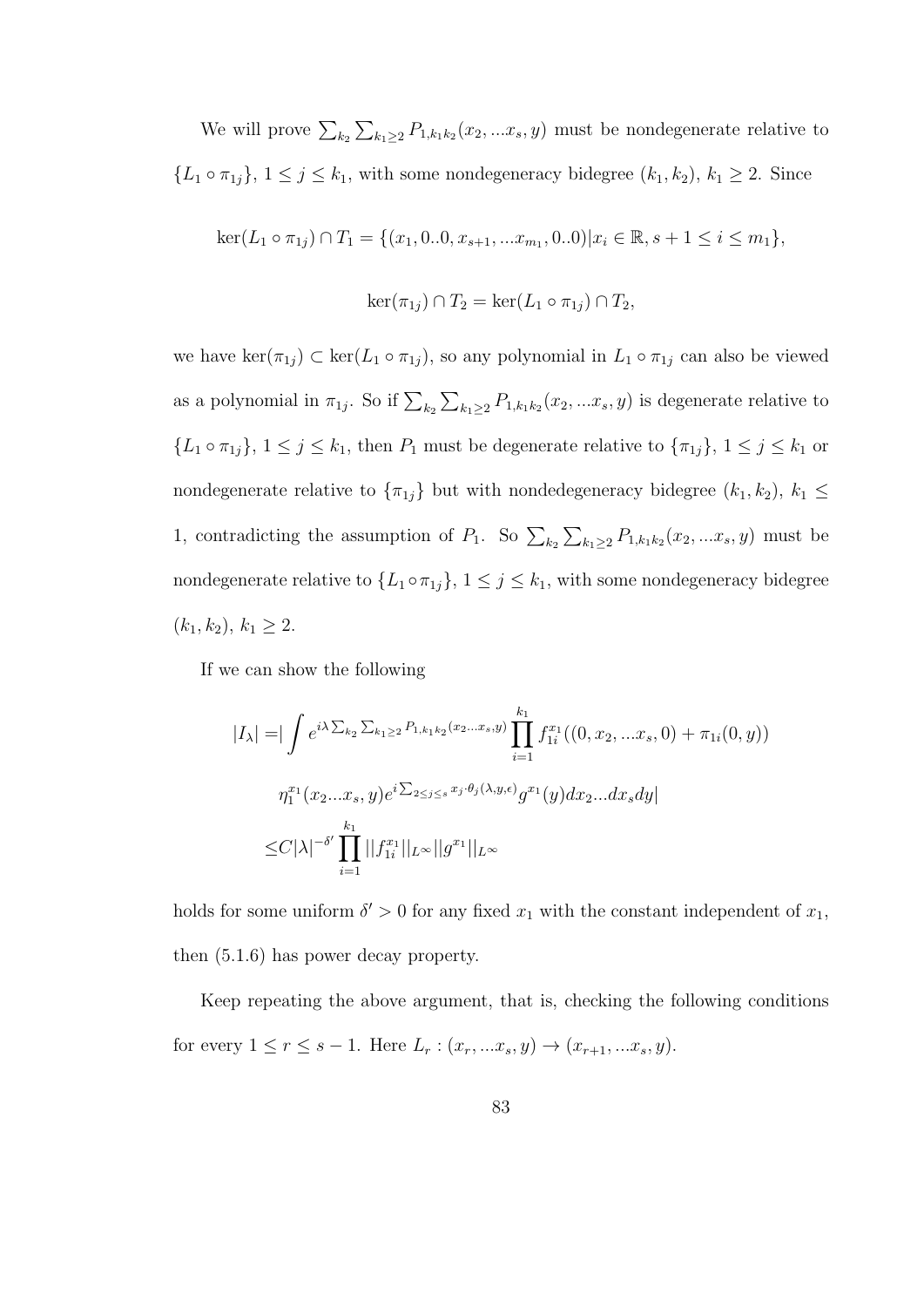We will prove $\sum_{k_2}\sum_{k_1\geq 2} P_{1,k_1k_2}(x_2,...x_s,y)$ must be nondegenerate relative to $\{L_1\circ\pi_{1j}\}$, $1\leq j\leq k_1$, with some nondegeneracy bidegree $(k_1,k_2)$, $k_1\geq 2$. Since

$$\ker(L_1\circ\pi_{1j})\cap T_1=\{(x_1,0..0,x_{s+1},...x_{m_1},0..0)|x_i\in\mathbb{R}, s+1\leq i\leq m_1\},$$

$$\ker(\pi_{1j})\cap T_2=\ker(L_1\circ\pi_{1j})\cap T_2,$$

we have $\ker(\pi_{1j})\subset\ker(L_1\circ\pi_{1j})$, so any polynomial in $L_1\circ\pi_{1j}$ can also be viewed as a polynomial in $\pi_{1j}$. So if $\sum_{k_2}\sum_{k_1\geq 2} P_{1,k_1k_2}(x_2,...x_s,y)$ is degenerate relative to $\{L_1\circ\pi_{1j}\}$, $1\leq j\leq k_1$, then $P_1$ must be degenerate relative to $\{\pi_{1j}\}$, $1\leq j\leq k_1$ or nondegenerate relative to $\{\pi_{1j}\}$ but with nondedegeneracy bidegree $(k_1,k_2)$, $k_1\leq 1$, contradicting the assumption of $P_1$. So $\sum_{k_2}\sum_{k_1\geq 2} P_{1,k_1k_2}(x_2,...x_s,y)$ must be nondegenerate relative to $\{L_1\circ\pi_{1j}\}$, $1\leq j\leq k_1$, with some nondegeneracy bidegree $(k_1,k_2)$, $k_1\geq 2$.

If we can show the following

$$\begin{aligned}
|I_\lambda|=&\Big|\int e^{i\lambda\sum_{k_2}\sum_{k_1\geq 2}P_{1,k_1k_2}(x_2...x_s,y)}\prod_{i=1}^{k_1} f_{1i}^{x_1}((0,x_2,...x_s,0)+\pi_{1i}(0,y))\\
&\eta_1^{x_1}(x_2...x_s,y)e^{i\sum_{2\leq j\leq s}x_j\cdot\theta_j(\lambda,y,\epsilon)}g^{x_1}(y)dx_2...dx_sdy\Big|\\
\leq& C|\lambda|^{-\delta'}\prod_{i=1}^{k_1}||f_{1i}^{x_1}||_{L^\infty}||g^{x_1}||_{L^\infty}
\end{aligned}$$

holds for some uniform $\delta'>0$ for any fixed $x_1$ with the constant independent of $x_1$, then (5.1.6) has power decay property.

Keep repeating the above argument, that is, checking the following conditions for every $1\leq r\leq s-1$. Here $L_r:(x_r,...x_s,y)\to(x_{r+1},...x_s,y)$.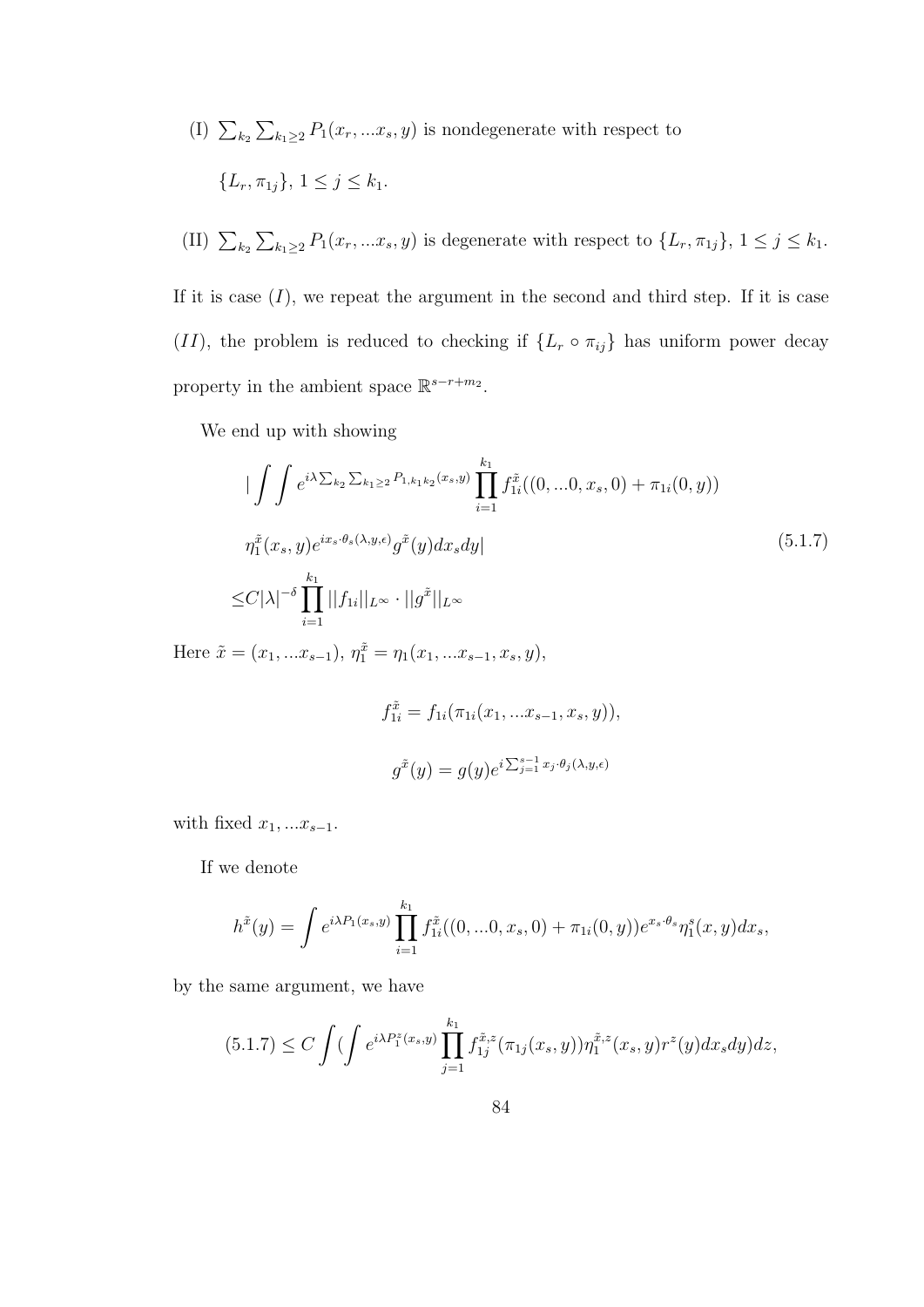(I) $\sum_{k_2} \sum_{k_1 \geq 2} P_1(x_r, ...x_s, y)$ is nondegenerate with respect to

$\{L_r, \pi_{1j}\}$, $1 \leq j \leq k_1$.

(II) $\sum_{k_2} \sum_{k_1 \geq 2} P_1(x_r, ...x_s, y)$ is degenerate with respect to $\{L_r, \pi_{1j}\}$, $1 \leq j \leq k_1$.

If it is case $(I)$, we repeat the argument in the second and third step. If it is case $(II)$, the problem is reduced to checking if $\{L_r \circ \pi_{ij}\}$ has uniform power decay property in the ambient space $\mathbb{R}^{s-r+m_2}$.

We end up with showing

$$
\begin{aligned}
&\left| \int \int e^{i\lambda \sum_{k_2} \sum_{k_1 \geq 2} P_{1,k_1 k_2}(x_s, y)} \prod_{i=1}^{k_1} f_{1i}^{\tilde{x}}((0, ...0, x_s, 0) + \pi_{1i}(0, y)) \right. \\
&\left. \eta_1^{\tilde{x}}(x_s, y) e^{i x_s \cdot \theta_s(\lambda, y, \epsilon)} g^{\tilde{x}}(y) dx_s dy \right| \\
\leq & C|\lambda|^{-\delta} \prod_{i=1}^{k_1} ||f_{1i}||_{L^\infty} \cdot ||g^{\tilde{x}}||_{L^\infty}
\end{aligned}
\tag{5.1.7}
$$

Here $\tilde{x} = (x_1, ...x_{s-1})$, $\eta_1^{\tilde{x}} = \eta_1(x_1, ...x_{s-1}, x_s, y)$,

$$
f_{1i}^{\tilde{x}} = f_{1i}(\pi_{1i}(x_1, ...x_{s-1}, x_s, y)),
$$

$$
g^{\tilde{x}}(y) = g(y) e^{i \sum_{j=1}^{s-1} x_j \cdot \theta_j(\lambda, y, \epsilon)}
$$

with fixed $x_1, ...x_{s-1}$.

If we denote

$$
h^{\tilde{x}}(y) = \int e^{i\lambda P_1(x_s, y)} \prod_{i=1}^{k_1} f_{1i}^{\tilde{x}}((0, ...0, x_s, 0) + \pi_{1i}(0, y)) e^{x_s \cdot \theta_s} \eta_1^s(x, y) dx_s,
$$

by the same argument, we have

$$
(5.1.7) \leq C \int \left( \int e^{i\lambda P_1^z(x_s, y)} \prod_{j=1}^{k_1} f_{1j}^{\tilde{x}, z}(\pi_{1j}(x_s, y)) \eta_1^{\tilde{x}, z}(x_s, y) r^z(y) dx_s dy \right) dz,
$$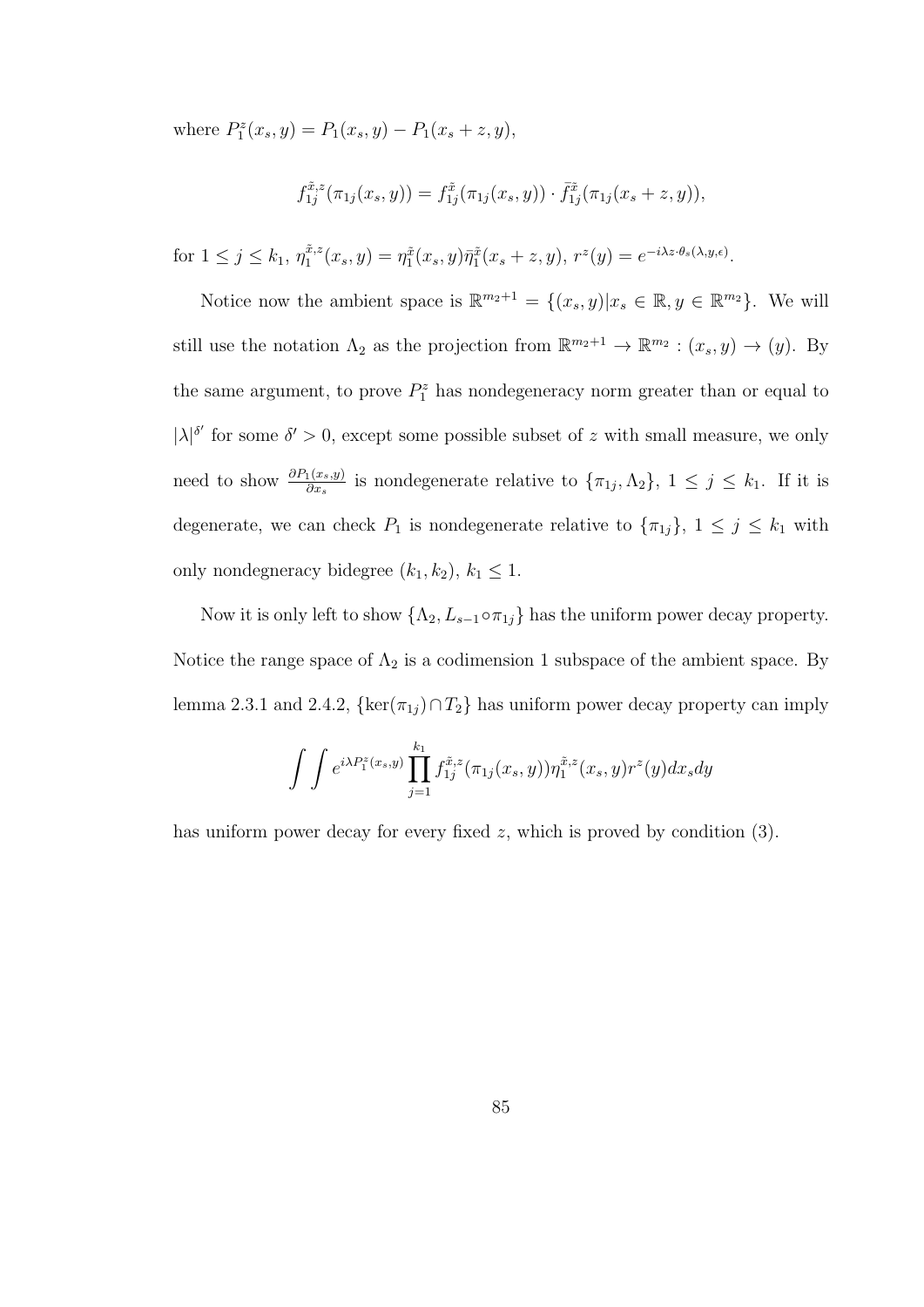where $P_1^z(x_s, y) = P_1(x_s, y) - P_1(x_s + z, y)$,

$$f_{1j}^{\tilde{x},z}(\pi_{1j}(x_s, y)) = f_{1j}^{\tilde{x}}(\pi_{1j}(x_s, y)) \cdot \bar{f}_{1j}^{\tilde{x}}(\pi_{1j}(x_s + z, y)),$$

for $1 \leq j \leq k_1$, $\eta_1^{\tilde{x},z}(x_s, y) = \eta_1^{\tilde{x}}(x_s, y)\bar{\eta}_1^{\tilde{x}}(x_s + z, y)$, $r^z(y) = e^{-i\lambda z \cdot \theta_s(\lambda, y, \epsilon)}$.

Notice now the ambient space is $\mathbb{R}^{m_2+1} = \{(x_s, y)|x_s \in \mathbb{R}, y \in \mathbb{R}^{m_2}\}$. We will still use the notation $\Lambda_2$ as the projection from $\mathbb{R}^{m_2+1} \to \mathbb{R}^{m_2} : (x_s, y) \to (y)$. By the same argument, to prove $P_1^z$ has nondegeneracy norm greater than or equal to $|\lambda|^{\delta'}$ for some $\delta' > 0$, except some possible subset of $z$ with small measure, we only need to show $\frac{\partial P_1(x_s, y)}{\partial x_s}$ is nondegenerate relative to $\{\pi_{1j}, \Lambda_2\}$, $1 \leq j \leq k_1$. If it is degenerate, we can check $P_1$ is nondegenerate relative to $\{\pi_{1j}\}$, $1 \leq j \leq k_1$ with only nondegneracy bidegree $(k_1, k_2)$, $k_1 \leq 1$.

Now it is only left to show $\{\Lambda_2, L_{s-1} \circ \pi_{1j}\}$ has the uniform power decay property. Notice the range space of $\Lambda_2$ is a codimension 1 subspace of the ambient space. By lemma 2.3.1 and 2.4.2, $\{\ker(\pi_{1j}) \cap T_2\}$ has uniform power decay property can imply

$$\int \int e^{i\lambda P_1^z(x_s, y)} \prod_{j=1}^{k_1} f_{1j}^{\tilde{x},z}(\pi_{1j}(x_s, y))\eta_1^{\tilde{x},z}(x_s, y)r^z(y)dx_s dy$$

has uniform power decay for every fixed $z$, which is proved by condition (3).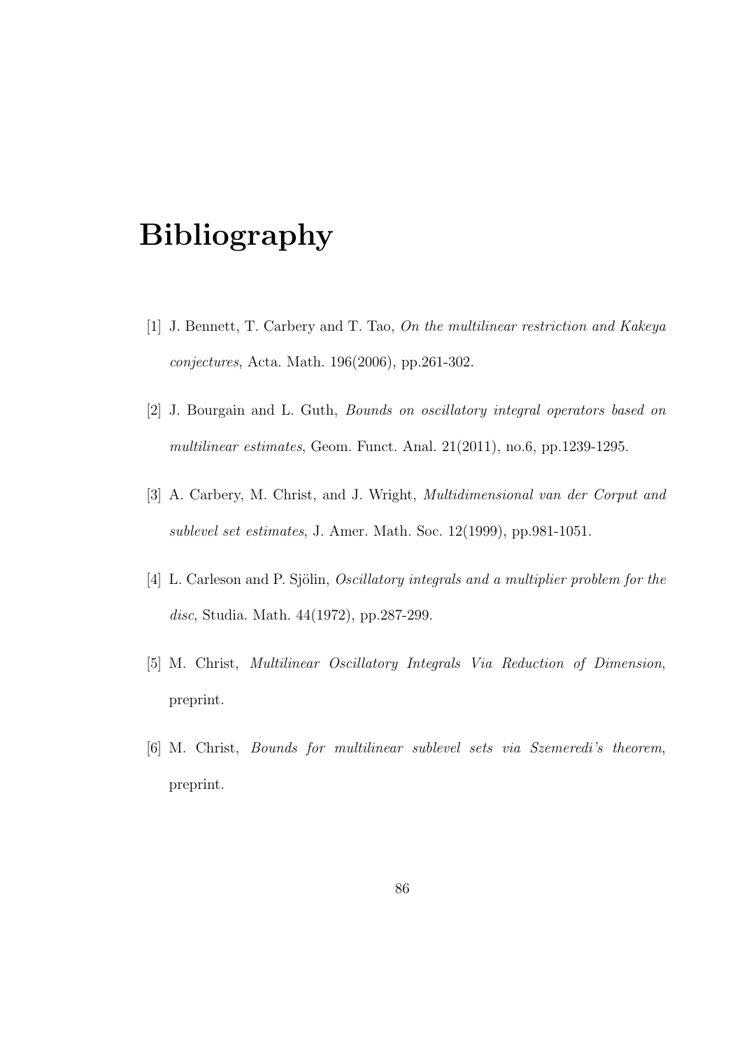# Bibliography

[1] J. Bennett, T. Carbery and T. Tao, *On the multilinear restriction and Kakeya conjectures*, Acta. Math. 196(2006), pp.261-302.

[2] J. Bourgain and L. Guth, *Bounds on oscillatory integral operators based on multilinear estimates*, Geom. Funct. Anal. 21(2011), no.6, pp.1239-1295.

[3] A. Carbery, M. Christ, and J. Wright, *Multidimensional van der Corput and sublevel set estimates*, J. Amer. Math. Soc. 12(1999), pp.981-1051.

[4] L. Carleson and P. Sjölin, *Oscillatory integrals and a multiplier problem for the disc*, Studia. Math. 44(1972), pp.287-299.

[5] M. Christ, *Multilinear Oscillatory Integrals Via Reduction of Dimension*, preprint.

[6] M. Christ, *Bounds for multilinear sublevel sets via Szemeredi's theorem*, preprint.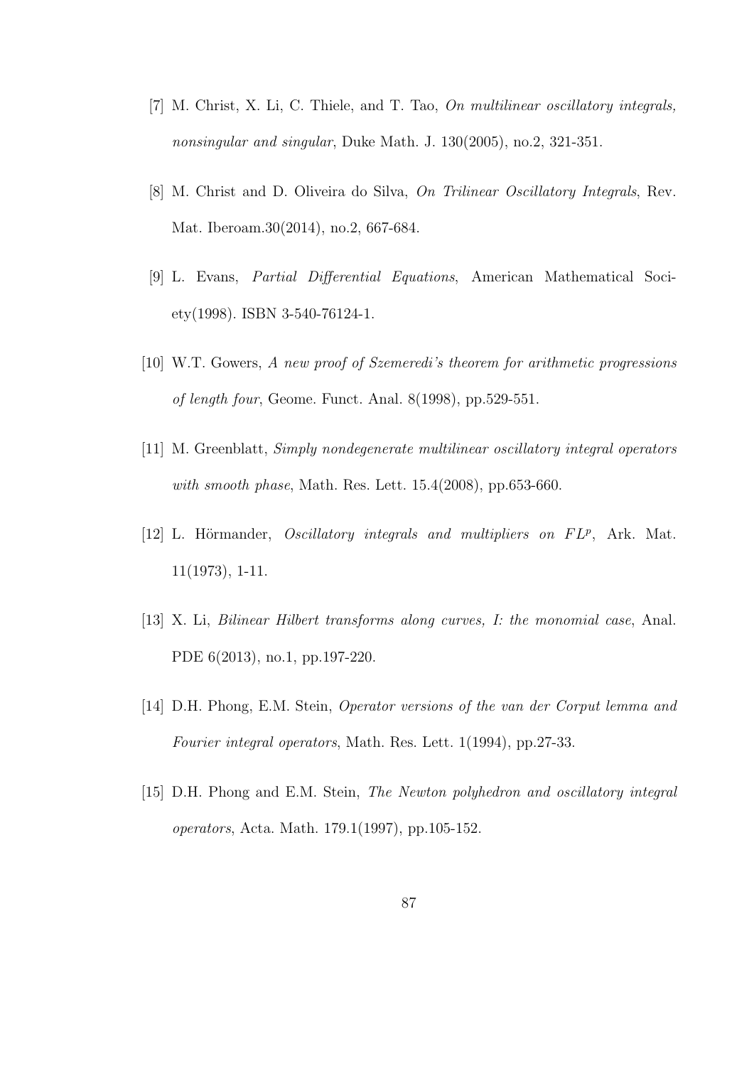[7] M. Christ, X. Li, C. Thiele, and T. Tao, *On multilinear oscillatory integrals, nonsingular and singular*, Duke Math. J. 130(2005), no.2, 321-351.

[8] M. Christ and D. Oliveira do Silva, *On Trilinear Oscillatory Integrals*, Rev. Mat. Iberoam.30(2014), no.2, 667-684.

[9] L. Evans, *Partial Differential Equations*, American Mathematical Society(1998). ISBN 3-540-76124-1.

[10] W.T. Gowers, *A new proof of Szemeredi's theorem for arithmetic progressions of length four*, Geome. Funct. Anal. 8(1998), pp.529-551.

[11] M. Greenblatt, *Simply nondegenerate multilinear oscillatory integral operators with smooth phase*, Math. Res. Lett. 15.4(2008), pp.653-660.

[12] L. Hörmander, *Oscillatory integrals and multipliers on $FL^p$*, Ark. Mat. 11(1973), 1-11.

[13] X. Li, *Bilinear Hilbert transforms along curves, I: the monomial case*, Anal. PDE 6(2013), no.1, pp.197-220.

[14] D.H. Phong, E.M. Stein, *Operator versions of the van der Corput lemma and Fourier integral operators*, Math. Res. Lett. 1(1994), pp.27-33.

[15] D.H. Phong and E.M. Stein, *The Newton polyhedron and oscillatory integral operators*, Acta. Math. 179.1(1997), pp.105-152.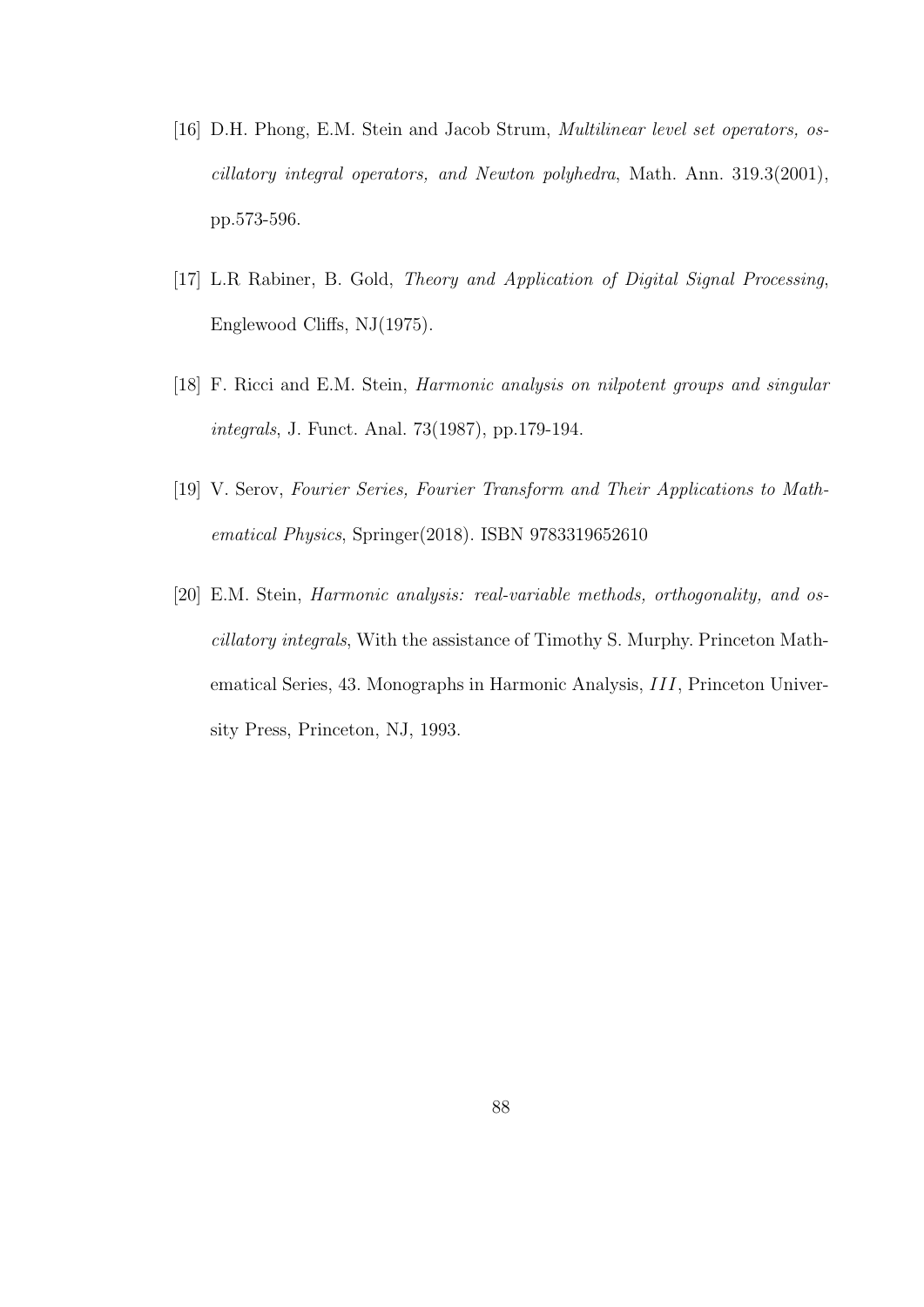[16] D.H. Phong, E.M. Stein and Jacob Strum, *Multilinear level set operators, oscillatory integral operators, and Newton polyhedra*, Math. Ann. 319.3(2001), pp.573-596.

[17] L.R Rabiner, B. Gold, *Theory and Application of Digital Signal Processing*, Englewood Cliffs, NJ(1975).

[18] F. Ricci and E.M. Stein, *Harmonic analysis on nilpotent groups and singular integrals*, J. Funct. Anal. 73(1987), pp.179-194.

[19] V. Serov, *Fourier Series, Fourier Transform and Their Applications to Mathematical Physics*, Springer(2018). ISBN 9783319652610

[20] E.M. Stein, *Harmonic analysis: real-variable methods, orthogonality, and oscillatory integrals*, With the assistance of Timothy S. Murphy. Princeton Mathematical Series, 43. Monographs in Harmonic Analysis, *III*, Princeton University Press, Princeton, NJ, 1993.